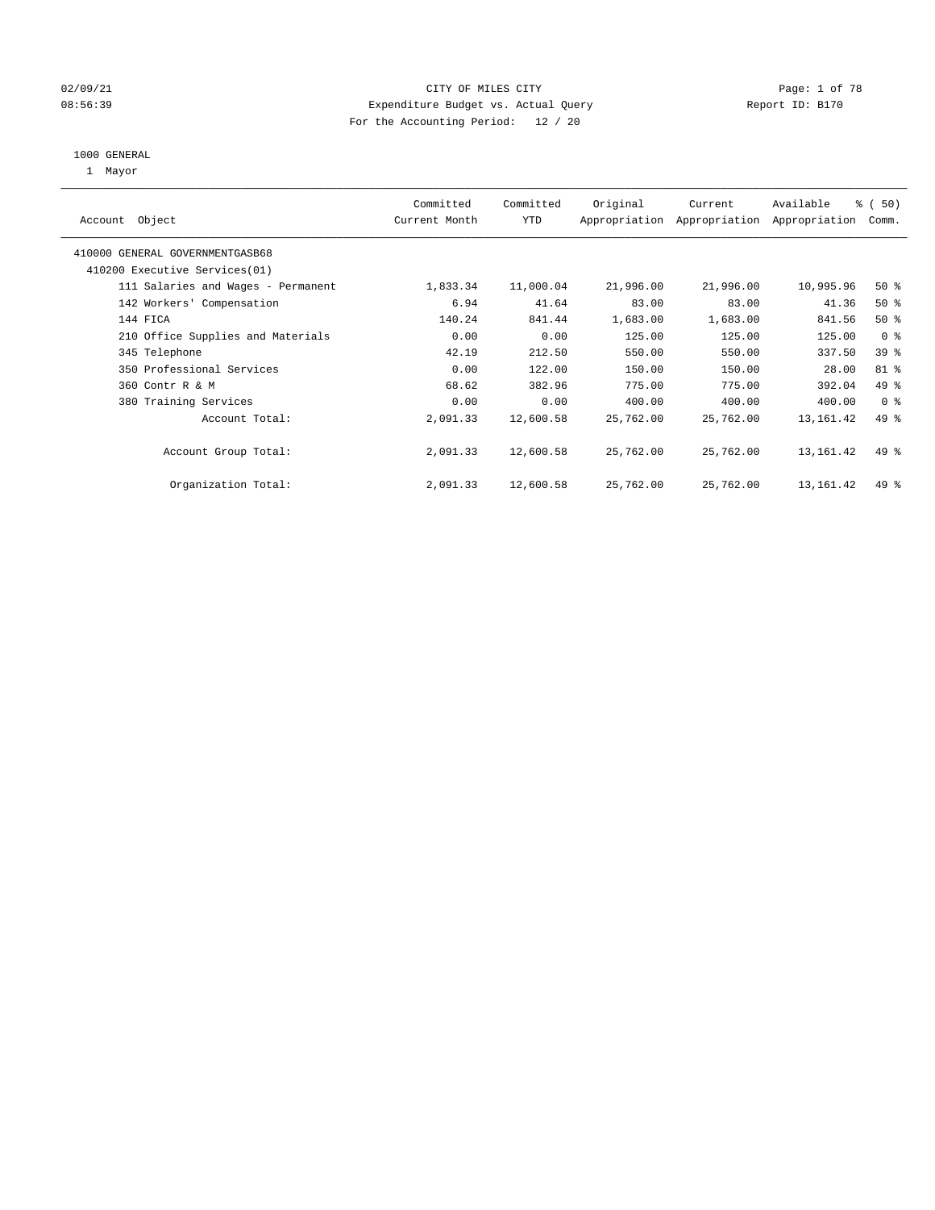02/09/21 CITY OF MILES CITY
08:56:39 Expenditure Budget vs. Actual Query Report ID: B170
For the Accounting Period: 12 / 20

1000 GENERAL
1 Mayor

| Account Object | Committed Current Month | Committed YTD | Original Appropriation | Current Appropriation | Available Appropriation | % ( 50) Comm. |
|---|---|---|---|---|---|---|
| 410000 GENERAL GOVERNMENTGASB68 | | | | | | |
| 410200 Executive Services(01) | | | | | | |
| 111 Salaries and Wages - Permanent | 1,833.34 | 11,000.04 | 21,996.00 | 21,996.00 | 10,995.96 | 50 % |
| 142 Workers' Compensation | 6.94 | 41.64 | 83.00 | 83.00 | 41.36 | 50 % |
| 144 FICA | 140.24 | 841.44 | 1,683.00 | 1,683.00 | 841.56 | 50 % |
| 210 Office Supplies and Materials | 0.00 | 0.00 | 125.00 | 125.00 | 125.00 | 0 % |
| 345 Telephone | 42.19 | 212.50 | 550.00 | 550.00 | 337.50 | 39 % |
| 350 Professional Services | 0.00 | 122.00 | 150.00 | 150.00 | 28.00 | 81 % |
| 360 Contr R & M | 68.62 | 382.96 | 775.00 | 775.00 | 392.04 | 49 % |
| 380 Training Services | 0.00 | 0.00 | 400.00 | 400.00 | 400.00 | 0 % |
| Account Total: | 2,091.33 | 12,600.58 | 25,762.00 | 25,762.00 | 13,161.42 | 49 % |
| Account Group Total: | 2,091.33 | 12,600.58 | 25,762.00 | 25,762.00 | 13,161.42 | 49 % |
| Organization Total: | 2,091.33 | 12,600.58 | 25,762.00 | 25,762.00 | 13,161.42 | 49 % |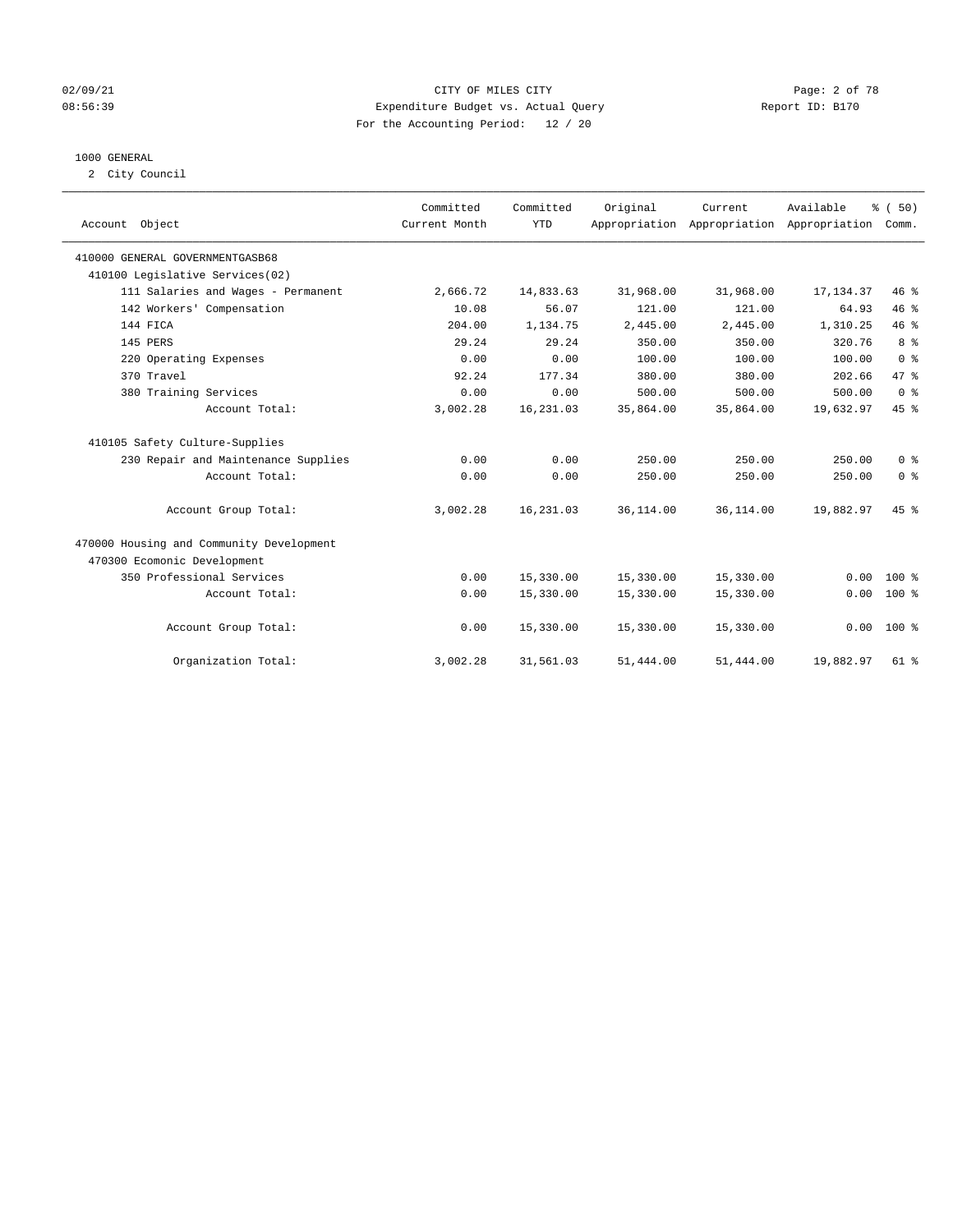CITY OF MILES CITY

Expenditure Budget vs. Actual Query

For the Accounting Period: 12 / 20

02/09/21 08:56:39 — Report ID: B170

## 1000 GENERAL

2 City Council

| Account Object | Committed Current Month | Committed YTD | Original Appropriation | Current Appropriation | Available Appropriation | % ( 50) Comm. |
|---|---|---|---|---|---|---|
| 410000 GENERAL GOVERNMENTGASB68 | | | | | | |
| 410100 Legislative Services(02) | | | | | | |
| 111 Salaries and Wages - Permanent | 2,666.72 | 14,833.63 | 31,968.00 | 31,968.00 | 17,134.37 | 46 % |
| 142 Workers' Compensation | 10.08 | 56.07 | 121.00 | 121.00 | 64.93 | 46 % |
| 144 FICA | 204.00 | 1,134.75 | 2,445.00 | 2,445.00 | 1,310.25 | 46 % |
| 145 PERS | 29.24 | 29.24 | 350.00 | 350.00 | 320.76 | 8 % |
| 220 Operating Expenses | 0.00 | 0.00 | 100.00 | 100.00 | 100.00 | 0 % |
| 370 Travel | 92.24 | 177.34 | 380.00 | 380.00 | 202.66 | 47 % |
| 380 Training Services | 0.00 | 0.00 | 500.00 | 500.00 | 500.00 | 0 % |
| Account Total: | 3,002.28 | 16,231.03 | 35,864.00 | 35,864.00 | 19,632.97 | 45 % |
| 410105 Safety Culture-Supplies | | | | | | |
| 230 Repair and Maintenance Supplies | 0.00 | 0.00 | 250.00 | 250.00 | 250.00 | 0 % |
| Account Total: | 0.00 | 0.00 | 250.00 | 250.00 | 250.00 | 0 % |
| Account Group Total: | 3,002.28 | 16,231.03 | 36,114.00 | 36,114.00 | 19,882.97 | 45 % |
| 470000 Housing and Community Development | | | | | | |
| 470300 Ecomonic Development | | | | | | |
| 350 Professional Services | 0.00 | 15,330.00 | 15,330.00 | 15,330.00 | 0.00 | 100 % |
| Account Total: | 0.00 | 15,330.00 | 15,330.00 | 15,330.00 | 0.00 | 100 % |
| Account Group Total: | 0.00 | 15,330.00 | 15,330.00 | 15,330.00 | 0.00 | 100 % |
| Organization Total: | 3,002.28 | 31,561.03 | 51,444.00 | 51,444.00 | 19,882.97 | 61 % |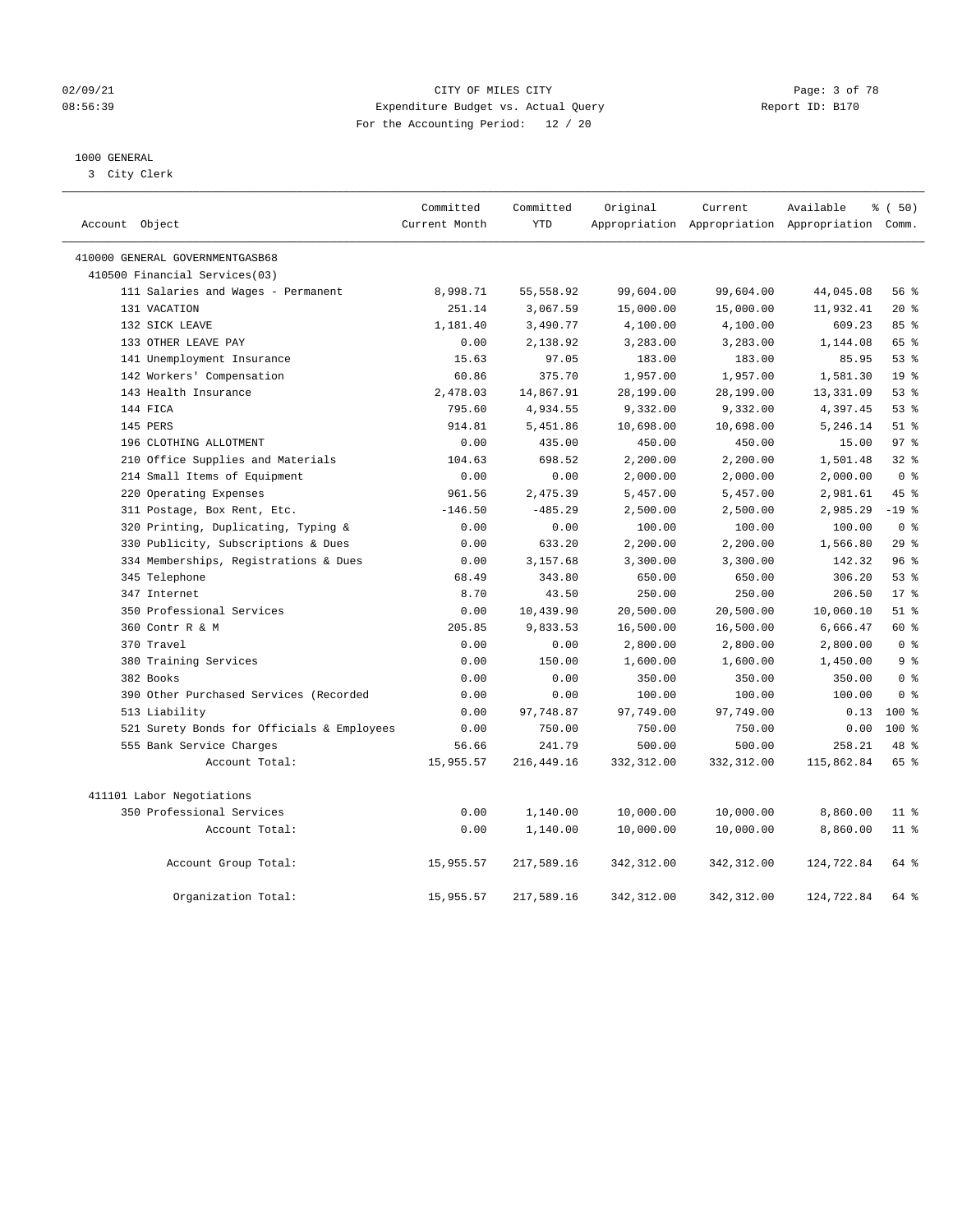CITY OF MILES CITY
Expenditure Budget vs. Actual Query
For the Accounting Period: 12 / 20

02/09/21
08:56:39

Report ID: B170

1000 GENERAL
3 City Clerk

| Account Object | Committed Current Month | Committed YTD | Original Appropriation | Current Appropriation | Available Appropriation | % ( 50) Comm. |
|---|---|---|---|---|---|---|
| 410000 GENERAL GOVERNMENTGASB68 | | | | | | |
| 410500 Financial Services(03) | | | | | | |
| 111 Salaries and Wages - Permanent | 8,998.71 | 55,558.92 | 99,604.00 | 99,604.00 | 44,045.08 | 56 % |
| 131 VACATION | 251.14 | 3,067.59 | 15,000.00 | 15,000.00 | 11,932.41 | 20 % |
| 132 SICK LEAVE | 1,181.40 | 3,490.77 | 4,100.00 | 4,100.00 | 609.23 | 85 % |
| 133 OTHER LEAVE PAY | 0.00 | 2,138.92 | 3,283.00 | 3,283.00 | 1,144.08 | 65 % |
| 141 Unemployment Insurance | 15.63 | 97.05 | 183.00 | 183.00 | 85.95 | 53 % |
| 142 Workers' Compensation | 60.86 | 375.70 | 1,957.00 | 1,957.00 | 1,581.30 | 19 % |
| 143 Health Insurance | 2,478.03 | 14,867.91 | 28,199.00 | 28,199.00 | 13,331.09 | 53 % |
| 144 FICA | 795.60 | 4,934.55 | 9,332.00 | 9,332.00 | 4,397.45 | 53 % |
| 145 PERS | 914.81 | 5,451.86 | 10,698.00 | 10,698.00 | 5,246.14 | 51 % |
| 196 CLOTHING ALLOTMENT | 0.00 | 435.00 | 450.00 | 450.00 | 15.00 | 97 % |
| 210 Office Supplies and Materials | 104.63 | 698.52 | 2,200.00 | 2,200.00 | 1,501.48 | 32 % |
| 214 Small Items of Equipment | 0.00 | 0.00 | 2,000.00 | 2,000.00 | 2,000.00 | 0 % |
| 220 Operating Expenses | 961.56 | 2,475.39 | 5,457.00 | 5,457.00 | 2,981.61 | 45 % |
| 311 Postage, Box Rent, Etc. | -146.50 | -485.29 | 2,500.00 | 2,500.00 | 2,985.29 | -19 % |
| 320 Printing, Duplicating, Typing & | 0.00 | 0.00 | 100.00 | 100.00 | 100.00 | 0 % |
| 330 Publicity, Subscriptions & Dues | 0.00 | 633.20 | 2,200.00 | 2,200.00 | 1,566.80 | 29 % |
| 334 Memberships, Registrations & Dues | 0.00 | 3,157.68 | 3,300.00 | 3,300.00 | 142.32 | 96 % |
| 345 Telephone | 68.49 | 343.80 | 650.00 | 650.00 | 306.20 | 53 % |
| 347 Internet | 8.70 | 43.50 | 250.00 | 250.00 | 206.50 | 17 % |
| 350 Professional Services | 0.00 | 10,439.90 | 20,500.00 | 20,500.00 | 10,060.10 | 51 % |
| 360 Contr R & M | 205.85 | 9,833.53 | 16,500.00 | 16,500.00 | 6,666.47 | 60 % |
| 370 Travel | 0.00 | 0.00 | 2,800.00 | 2,800.00 | 2,800.00 | 0 % |
| 380 Training Services | 0.00 | 150.00 | 1,600.00 | 1,600.00 | 1,450.00 | 9 % |
| 382 Books | 0.00 | 0.00 | 350.00 | 350.00 | 350.00 | 0 % |
| 390 Other Purchased Services (Recorded | 0.00 | 0.00 | 100.00 | 100.00 | 100.00 | 0 % |
| 513 Liability | 0.00 | 97,748.87 | 97,749.00 | 97,749.00 | 0.13 | 100 % |
| 521 Surety Bonds for Officials & Employees | 0.00 | 750.00 | 750.00 | 750.00 | 0.00 | 100 % |
| 555 Bank Service Charges | 56.66 | 241.79 | 500.00 | 500.00 | 258.21 | 48 % |
| Account Total: | 15,955.57 | 216,449.16 | 332,312.00 | 332,312.00 | 115,862.84 | 65 % |
| 411101 Labor Negotiations | | | | | | |
| 350 Professional Services | 0.00 | 1,140.00 | 10,000.00 | 10,000.00 | 8,860.00 | 11 % |
| Account Total: | 0.00 | 1,140.00 | 10,000.00 | 10,000.00 | 8,860.00 | 11 % |
| Account Group Total: | 15,955.57 | 217,589.16 | 342,312.00 | 342,312.00 | 124,722.84 | 64 % |
| Organization Total: | 15,955.57 | 217,589.16 | 342,312.00 | 342,312.00 | 124,722.84 | 64 % |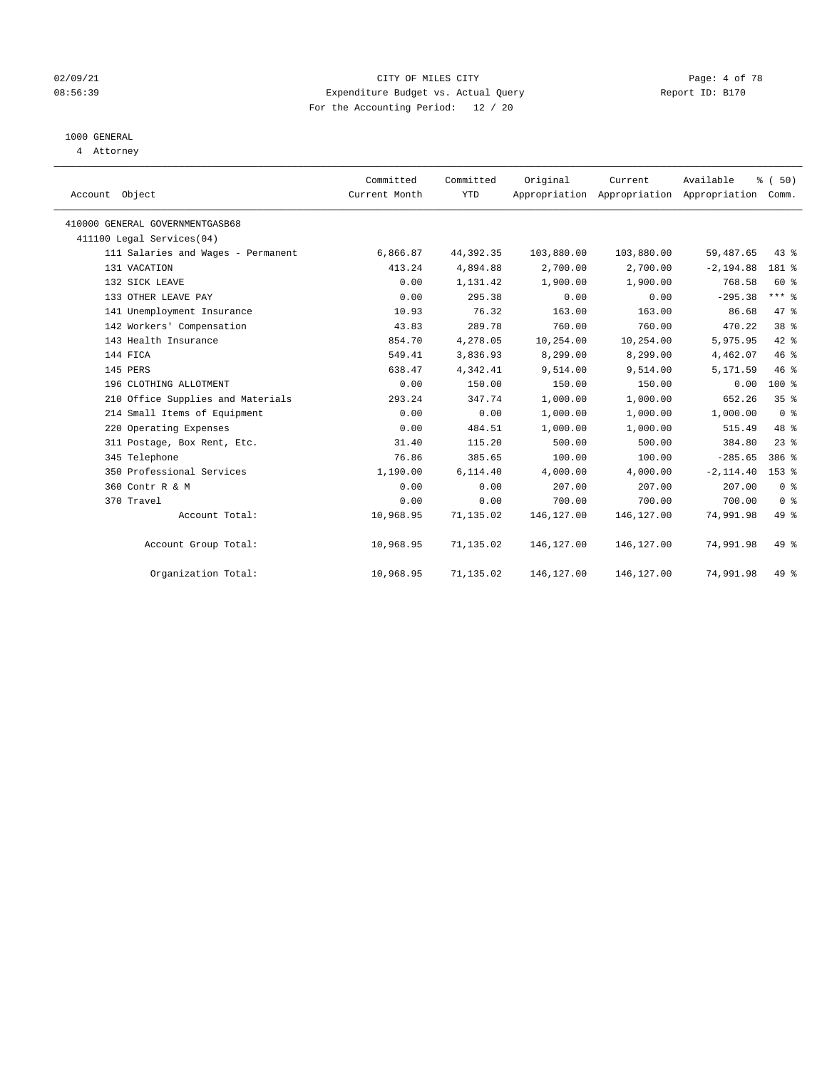02/09/21 CITY OF MILES CITY
08:56:39 Expenditure Budget vs. Actual Query Report ID: B170
For the Accounting Period: 12 / 20

1000 GENERAL
4 Attorney

| Account Object | Committed Current Month | Committed YTD | Original Appropriation | Current Appropriation | Available Appropriation | % ( 50) Comm. |
|---|---|---|---|---|---|---|
| 410000 GENERAL GOVERNMENTGASB68 | | | | | | |
| 411100 Legal Services(04) | | | | | | |
| 111 Salaries and Wages - Permanent | 6,866.87 | 44,392.35 | 103,880.00 | 103,880.00 | 59,487.65 | 43 % |
| 131 VACATION | 413.24 | 4,894.88 | 2,700.00 | 2,700.00 | -2,194.88 | 181 % |
| 132 SICK LEAVE | 0.00 | 1,131.42 | 1,900.00 | 1,900.00 | 768.58 | 60 % |
| 133 OTHER LEAVE PAY | 0.00 | 295.38 | 0.00 | 0.00 | -295.38 | *** % |
| 141 Unemployment Insurance | 10.93 | 76.32 | 163.00 | 163.00 | 86.68 | 47 % |
| 142 Workers' Compensation | 43.83 | 289.78 | 760.00 | 760.00 | 470.22 | 38 % |
| 143 Health Insurance | 854.70 | 4,278.05 | 10,254.00 | 10,254.00 | 5,975.95 | 42 % |
| 144 FICA | 549.41 | 3,836.93 | 8,299.00 | 8,299.00 | 4,462.07 | 46 % |
| 145 PERS | 638.47 | 4,342.41 | 9,514.00 | 9,514.00 | 5,171.59 | 46 % |
| 196 CLOTHING ALLOTMENT | 0.00 | 150.00 | 150.00 | 150.00 | 0.00 | 100 % |
| 210 Office Supplies and Materials | 293.24 | 347.74 | 1,000.00 | 1,000.00 | 652.26 | 35 % |
| 214 Small Items of Equipment | 0.00 | 0.00 | 1,000.00 | 1,000.00 | 1,000.00 | 0 % |
| 220 Operating Expenses | 0.00 | 484.51 | 1,000.00 | 1,000.00 | 515.49 | 48 % |
| 311 Postage, Box Rent, Etc. | 31.40 | 115.20 | 500.00 | 500.00 | 384.80 | 23 % |
| 345 Telephone | 76.86 | 385.65 | 100.00 | 100.00 | -285.65 | 386 % |
| 350 Professional Services | 1,190.00 | 6,114.40 | 4,000.00 | 4,000.00 | -2,114.40 | 153 % |
| 360 Contr R & M | 0.00 | 0.00 | 207.00 | 207.00 | 207.00 | 0 % |
| 370 Travel | 0.00 | 0.00 | 700.00 | 700.00 | 700.00 | 0 % |
| Account Total: | 10,968.95 | 71,135.02 | 146,127.00 | 146,127.00 | 74,991.98 | 49 % |
| Account Group Total: | 10,968.95 | 71,135.02 | 146,127.00 | 146,127.00 | 74,991.98 | 49 % |
| Organization Total: | 10,968.95 | 71,135.02 | 146,127.00 | 146,127.00 | 74,991.98 | 49 % |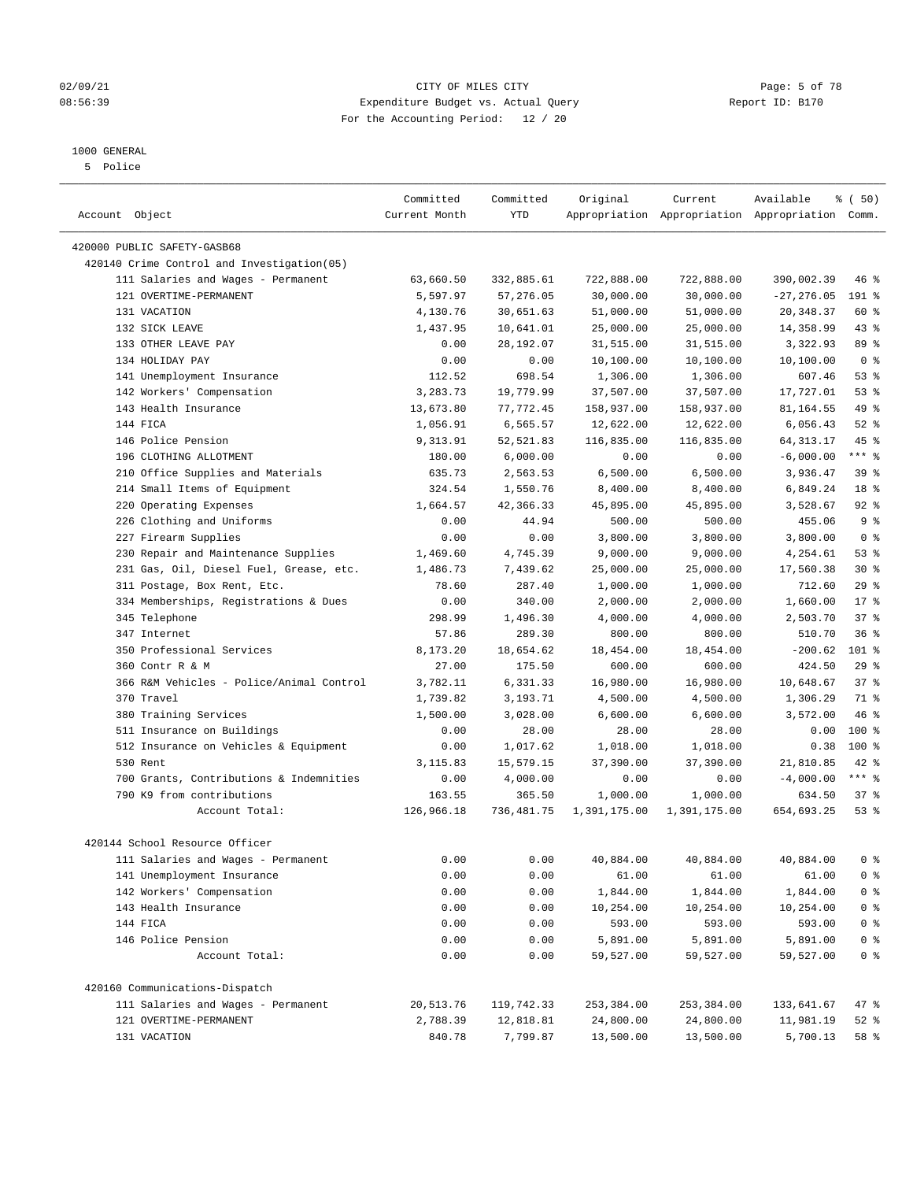02/09/21 CITY OF MILES CITY
08:56:39 Expenditure Budget vs. Actual Query Report ID: B170
For the Accounting Period: 12 / 20

1000 GENERAL
5 Police

| Account Object | Committed Current Month | Committed YTD | Original Appropriation | Current Appropriation | Available Appropriation | % ( 50) Comm. |
|---|---|---|---|---|---|---|
| 420000 PUBLIC SAFETY-GASB68 | | | | | | |
| 420140 Crime Control and Investigation(05) | | | | | | |
| 111 Salaries and Wages - Permanent | 63,660.50 | 332,885.61 | 722,888.00 | 722,888.00 | 390,002.39 | 46 % |
| 121 OVERTIME-PERMANENT | 5,597.97 | 57,276.05 | 30,000.00 | 30,000.00 | -27,276.05 | 191 % |
| 131 VACATION | 4,130.76 | 30,651.63 | 51,000.00 | 51,000.00 | 20,348.37 | 60 % |
| 132 SICK LEAVE | 1,437.95 | 10,641.01 | 25,000.00 | 25,000.00 | 14,358.99 | 43 % |
| 133 OTHER LEAVE PAY | 0.00 | 28,192.07 | 31,515.00 | 31,515.00 | 3,322.93 | 89 % |
| 134 HOLIDAY PAY | 0.00 | 0.00 | 10,100.00 | 10,100.00 | 10,100.00 | 0 % |
| 141 Unemployment Insurance | 112.52 | 698.54 | 1,306.00 | 1,306.00 | 607.46 | 53 % |
| 142 Workers' Compensation | 3,283.73 | 19,779.99 | 37,507.00 | 37,507.00 | 17,727.01 | 53 % |
| 143 Health Insurance | 13,673.80 | 77,772.45 | 158,937.00 | 158,937.00 | 81,164.55 | 49 % |
| 144 FICA | 1,056.91 | 6,565.57 | 12,622.00 | 12,622.00 | 6,056.43 | 52 % |
| 146 Police Pension | 9,313.91 | 52,521.83 | 116,835.00 | 116,835.00 | 64,313.17 | 45 % |
| 196 CLOTHING ALLOTMENT | 180.00 | 6,000.00 | 0.00 | 0.00 | -6,000.00 | *** % |
| 210 Office Supplies and Materials | 635.73 | 2,563.53 | 6,500.00 | 6,500.00 | 3,936.47 | 39 % |
| 214 Small Items of Equipment | 324.54 | 1,550.76 | 8,400.00 | 8,400.00 | 6,849.24 | 18 % |
| 220 Operating Expenses | 1,664.57 | 42,366.33 | 45,895.00 | 45,895.00 | 3,528.67 | 92 % |
| 226 Clothing and Uniforms | 0.00 | 44.94 | 500.00 | 500.00 | 455.06 | 9 % |
| 227 Firearm Supplies | 0.00 | 0.00 | 3,800.00 | 3,800.00 | 3,800.00 | 0 % |
| 230 Repair and Maintenance Supplies | 1,469.60 | 4,745.39 | 9,000.00 | 9,000.00 | 4,254.61 | 53 % |
| 231 Gas, Oil, Diesel Fuel, Grease, etc. | 1,486.73 | 7,439.62 | 25,000.00 | 25,000.00 | 17,560.38 | 30 % |
| 311 Postage, Box Rent, Etc. | 78.60 | 287.40 | 1,000.00 | 1,000.00 | 712.60 | 29 % |
| 334 Memberships, Registrations & Dues | 0.00 | 340.00 | 2,000.00 | 2,000.00 | 1,660.00 | 17 % |
| 345 Telephone | 298.99 | 1,496.30 | 4,000.00 | 4,000.00 | 2,503.70 | 37 % |
| 347 Internet | 57.86 | 289.30 | 800.00 | 800.00 | 510.70 | 36 % |
| 350 Professional Services | 8,173.20 | 18,654.62 | 18,454.00 | 18,454.00 | -200.62 | 101 % |
| 360 Contr R & M | 27.00 | 175.50 | 600.00 | 600.00 | 424.50 | 29 % |
| 366 R&M Vehicles - Police/Animal Control | 3,782.11 | 6,331.33 | 16,980.00 | 16,980.00 | 10,648.67 | 37 % |
| 370 Travel | 1,739.82 | 3,193.71 | 4,500.00 | 4,500.00 | 1,306.29 | 71 % |
| 380 Training Services | 1,500.00 | 3,028.00 | 6,600.00 | 6,600.00 | 3,572.00 | 46 % |
| 511 Insurance on Buildings | 0.00 | 28.00 | 28.00 | 28.00 | 0.00 | 100 % |
| 512 Insurance on Vehicles & Equipment | 0.00 | 1,017.62 | 1,018.00 | 1,018.00 | 0.38 | 100 % |
| 530 Rent | 3,115.83 | 15,579.15 | 37,390.00 | 37,390.00 | 21,810.85 | 42 % |
| 700 Grants, Contributions & Indemnities | 0.00 | 4,000.00 | 0.00 | 0.00 | -4,000.00 | *** % |
| 790 K9 from contributions | 163.55 | 365.50 | 1,000.00 | 1,000.00 | 634.50 | 37 % |
| Account Total: | 126,966.18 | 736,481.75 | 1,391,175.00 | 1,391,175.00 | 654,693.25 | 53 % |
| 420144 School Resource Officer | | | | | | |
| 111 Salaries and Wages - Permanent | 0.00 | 0.00 | 40,884.00 | 40,884.00 | 40,884.00 | 0 % |
| 141 Unemployment Insurance | 0.00 | 0.00 | 61.00 | 61.00 | 61.00 | 0 % |
| 142 Workers' Compensation | 0.00 | 0.00 | 1,844.00 | 1,844.00 | 1,844.00 | 0 % |
| 143 Health Insurance | 0.00 | 0.00 | 10,254.00 | 10,254.00 | 10,254.00 | 0 % |
| 144 FICA | 0.00 | 0.00 | 593.00 | 593.00 | 593.00 | 0 % |
| 146 Police Pension | 0.00 | 0.00 | 5,891.00 | 5,891.00 | 5,891.00 | 0 % |
| Account Total: | 0.00 | 0.00 | 59,527.00 | 59,527.00 | 59,527.00 | 0 % |
| 420160 Communications-Dispatch | | | | | | |
| 111 Salaries and Wages - Permanent | 20,513.76 | 119,742.33 | 253,384.00 | 253,384.00 | 133,641.67 | 47 % |
| 121 OVERTIME-PERMANENT | 2,788.39 | 12,818.81 | 24,800.00 | 24,800.00 | 11,981.19 | 52 % |
| 131 VACATION | 840.78 | 7,799.87 | 13,500.00 | 13,500.00 | 5,700.13 | 58 % |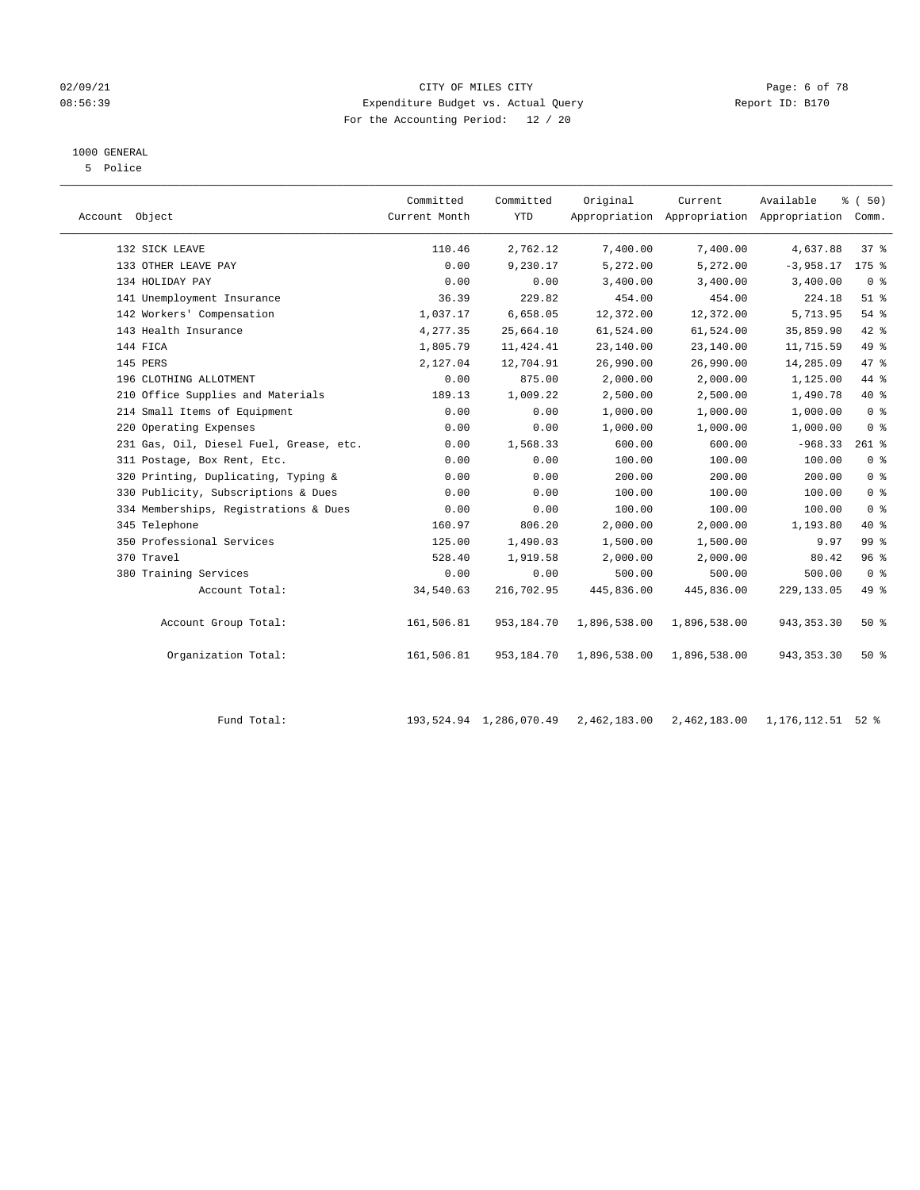02/09/21 CITY OF MILES CITY
08:56:39 Expenditure Budget vs. Actual Query Report ID: B170
For the Accounting Period: 12 / 20

1000 GENERAL
5 Police

| Account Object | Committed Current Month | Committed YTD | Original Appropriation | Current Appropriation | Available Appropriation | % ( 50) Comm. |
|---|---|---|---|---|---|---|
| 132 SICK LEAVE | 110.46 | 2,762.12 | 7,400.00 | 7,400.00 | 4,637.88 | 37 % |
| 133 OTHER LEAVE PAY | 0.00 | 9,230.17 | 5,272.00 | 5,272.00 | -3,958.17 | 175 % |
| 134 HOLIDAY PAY | 0.00 | 0.00 | 3,400.00 | 3,400.00 | 3,400.00 | 0 % |
| 141 Unemployment Insurance | 36.39 | 229.82 | 454.00 | 454.00 | 224.18 | 51 % |
| 142 Workers' Compensation | 1,037.17 | 6,658.05 | 12,372.00 | 12,372.00 | 5,713.95 | 54 % |
| 143 Health Insurance | 4,277.35 | 25,664.10 | 61,524.00 | 61,524.00 | 35,859.90 | 42 % |
| 144 FICA | 1,805.79 | 11,424.41 | 23,140.00 | 23,140.00 | 11,715.59 | 49 % |
| 145 PERS | 2,127.04 | 12,704.91 | 26,990.00 | 26,990.00 | 14,285.09 | 47 % |
| 196 CLOTHING ALLOTMENT | 0.00 | 875.00 | 2,000.00 | 2,000.00 | 1,125.00 | 44 % |
| 210 Office Supplies and Materials | 189.13 | 1,009.22 | 2,500.00 | 2,500.00 | 1,490.78 | 40 % |
| 214 Small Items of Equipment | 0.00 | 0.00 | 1,000.00 | 1,000.00 | 1,000.00 | 0 % |
| 220 Operating Expenses | 0.00 | 0.00 | 1,000.00 | 1,000.00 | 1,000.00 | 0 % |
| 231 Gas, Oil, Diesel Fuel, Grease, etc. | 0.00 | 1,568.33 | 600.00 | 600.00 | -968.33 | 261 % |
| 311 Postage, Box Rent, Etc. | 0.00 | 0.00 | 100.00 | 100.00 | 100.00 | 0 % |
| 320 Printing, Duplicating, Typing & | 0.00 | 0.00 | 200.00 | 200.00 | 200.00 | 0 % |
| 330 Publicity, Subscriptions & Dues | 0.00 | 0.00 | 100.00 | 100.00 | 100.00 | 0 % |
| 334 Memberships, Registrations & Dues | 0.00 | 0.00 | 100.00 | 100.00 | 100.00 | 0 % |
| 345 Telephone | 160.97 | 806.20 | 2,000.00 | 2,000.00 | 1,193.80 | 40 % |
| 350 Professional Services | 125.00 | 1,490.03 | 1,500.00 | 1,500.00 | 9.97 | 99 % |
| 370 Travel | 528.40 | 1,919.58 | 2,000.00 | 2,000.00 | 80.42 | 96 % |
| 380 Training Services | 0.00 | 0.00 | 500.00 | 500.00 | 500.00 | 0 % |
| Account Total: | 34,540.63 | 216,702.95 | 445,836.00 | 445,836.00 | 229,133.05 | 49 % |
| Account Group Total: | 161,506.81 | 953,184.70 | 1,896,538.00 | 1,896,538.00 | 943,353.30 | 50 % |
| Organization Total: | 161,506.81 | 953,184.70 | 1,896,538.00 | 1,896,538.00 | 943,353.30 | 50 % |
| Fund Total: | 193,524.94 | 1,286,070.49 | 2,462,183.00 | 2,462,183.00 | 1,176,112.51 | 52 % |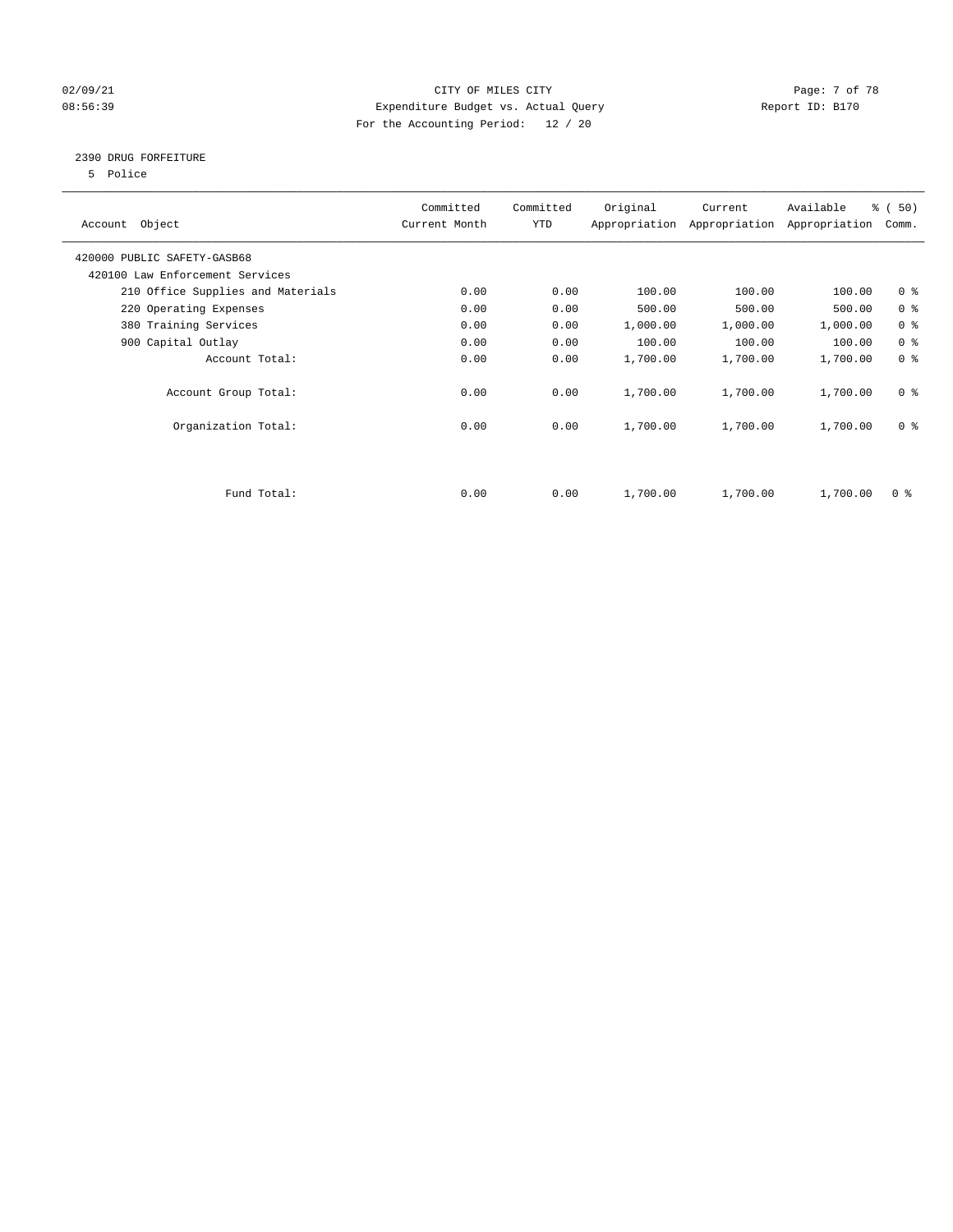02/09/21 CITY OF MILES CITY
08:56:39 Expenditure Budget vs. Actual Query Report ID: B170
For the Accounting Period: 12 / 20

2390 DRUG FORFEITURE
5 Police

| Account Object | Committed Current Month | Committed YTD | Original Appropriation | Current Appropriation | Available Appropriation | % ( 50) Comm. |
|---|---|---|---|---|---|---|
| 420000 PUBLIC SAFETY-GASB68 | | | | | | |
| 420100 Law Enforcement Services | | | | | | |
| 210 Office Supplies and Materials | 0.00 | 0.00 | 100.00 | 100.00 | 100.00 | 0 % |
| 220 Operating Expenses | 0.00 | 0.00 | 500.00 | 500.00 | 500.00 | 0 % |
| 380 Training Services | 0.00 | 0.00 | 1,000.00 | 1,000.00 | 1,000.00 | 0 % |
| 900 Capital Outlay | 0.00 | 0.00 | 100.00 | 100.00 | 100.00 | 0 % |
| Account Total: | 0.00 | 0.00 | 1,700.00 | 1,700.00 | 1,700.00 | 0 % |
| Account Group Total: | 0.00 | 0.00 | 1,700.00 | 1,700.00 | 1,700.00 | 0 % |
| Organization Total: | 0.00 | 0.00 | 1,700.00 | 1,700.00 | 1,700.00 | 0 % |
| Fund Total: | 0.00 | 0.00 | 1,700.00 | 1,700.00 | 1,700.00 | 0 % |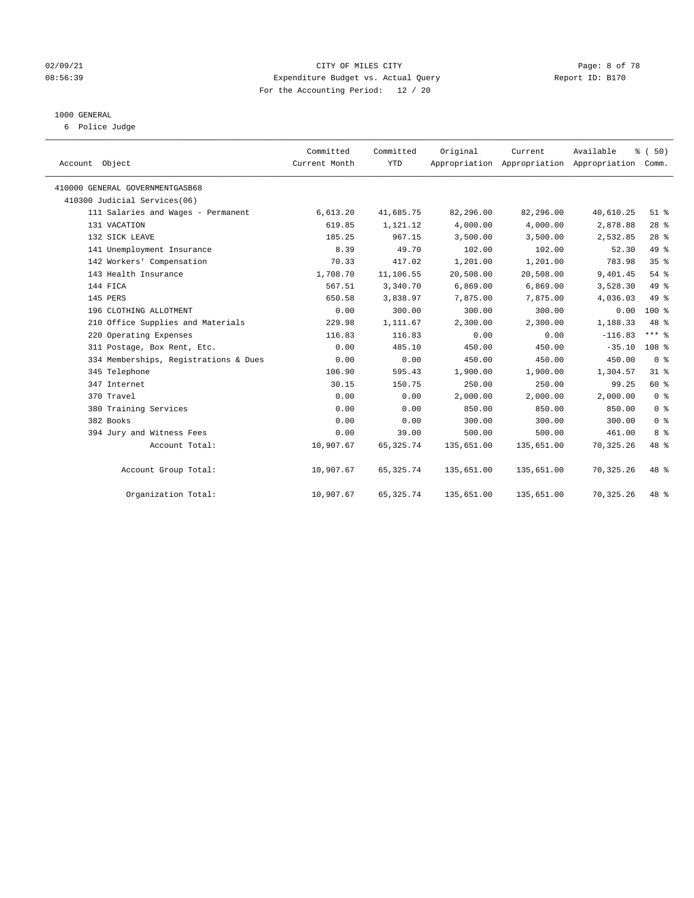02/09/21 CITY OF MILES CITY
08:56:39 Expenditure Budget vs. Actual Query Report ID: B170
For the Accounting Period: 12 / 20

1000 GENERAL
6 Police Judge

| Account Object | Committed Current Month | Committed YTD | Original Appropriation | Current Appropriation | Available Appropriation | % ( 50) Comm. |
|---|---|---|---|---|---|---|
| 410000 GENERAL GOVERNMENTGASB68 | | | | | | |
| 410300 Judicial Services(06) | | | | | | |
| 111 Salaries and Wages - Permanent | 6,613.20 | 41,685.75 | 82,296.00 | 82,296.00 | 40,610.25 | 51 % |
| 131 VACATION | 619.85 | 1,121.12 | 4,000.00 | 4,000.00 | 2,878.88 | 28 % |
| 132 SICK LEAVE | 185.25 | 967.15 | 3,500.00 | 3,500.00 | 2,532.85 | 28 % |
| 141 Unemployment Insurance | 8.39 | 49.70 | 102.00 | 102.00 | 52.30 | 49 % |
| 142 Workers' Compensation | 70.33 | 417.02 | 1,201.00 | 1,201.00 | 783.98 | 35 % |
| 143 Health Insurance | 1,708.70 | 11,106.55 | 20,508.00 | 20,508.00 | 9,401.45 | 54 % |
| 144 FICA | 567.51 | 3,340.70 | 6,869.00 | 6,869.00 | 3,528.30 | 49 % |
| 145 PERS | 650.58 | 3,838.97 | 7,875.00 | 7,875.00 | 4,036.03 | 49 % |
| 196 CLOTHING ALLOTMENT | 0.00 | 300.00 | 300.00 | 300.00 | 0.00 | 100 % |
| 210 Office Supplies and Materials | 229.98 | 1,111.67 | 2,300.00 | 2,300.00 | 1,188.33 | 48 % |
| 220 Operating Expenses | 116.83 | 116.83 | 0.00 | 0.00 | -116.83 | *** % |
| 311 Postage, Box Rent, Etc. | 0.00 | 485.10 | 450.00 | 450.00 | -35.10 | 108 % |
| 334 Memberships, Registrations & Dues | 0.00 | 0.00 | 450.00 | 450.00 | 450.00 | 0 % |
| 345 Telephone | 106.90 | 595.43 | 1,900.00 | 1,900.00 | 1,304.57 | 31 % |
| 347 Internet | 30.15 | 150.75 | 250.00 | 250.00 | 99.25 | 60 % |
| 370 Travel | 0.00 | 0.00 | 2,000.00 | 2,000.00 | 2,000.00 | 0 % |
| 380 Training Services | 0.00 | 0.00 | 850.00 | 850.00 | 850.00 | 0 % |
| 382 Books | 0.00 | 0.00 | 300.00 | 300.00 | 300.00 | 0 % |
| 394 Jury and Witness Fees | 0.00 | 39.00 | 500.00 | 500.00 | 461.00 | 8 % |
| Account Total: | 10,907.67 | 65,325.74 | 135,651.00 | 135,651.00 | 70,325.26 | 48 % |
| Account Group Total: | 10,907.67 | 65,325.74 | 135,651.00 | 135,651.00 | 70,325.26 | 48 % |
| Organization Total: | 10,907.67 | 65,325.74 | 135,651.00 | 135,651.00 | 70,325.26 | 48 % |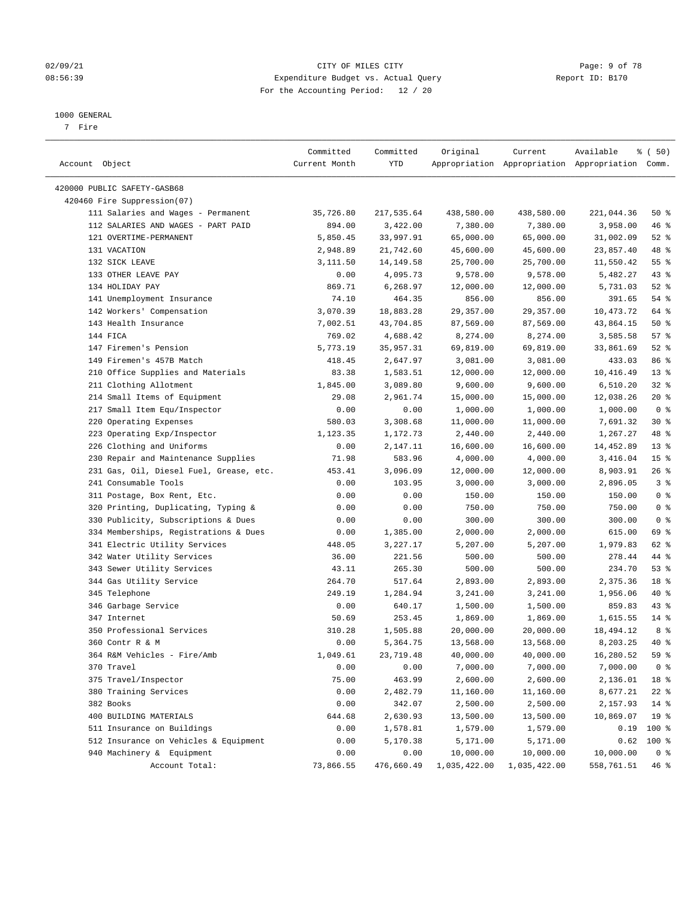02/09/21 CITY OF MILES CITY
08:56:39 Expenditure Budget vs. Actual Query Report ID: B170
For the Accounting Period: 12 / 20

1000 GENERAL
7 Fire

| Account Object | Committed Current Month | Committed YTD | Original Appropriation | Current Appropriation | Available Appropriation | % ( 50) Comm. |
|---|---|---|---|---|---|---|
| 420000 PUBLIC SAFETY-GASB68 | | | | | | |
| 420460 Fire Suppression(07) | | | | | | |
| 111 Salaries and Wages - Permanent | 35,726.80 | 217,535.64 | 438,580.00 | 438,580.00 | 221,044.36 | 50 % |
| 112 SALARIES AND WAGES - PART PAID | 894.00 | 3,422.00 | 7,380.00 | 7,380.00 | 3,958.00 | 46 % |
| 121 OVERTIME-PERMANENT | 5,850.45 | 33,997.91 | 65,000.00 | 65,000.00 | 31,002.09 | 52 % |
| 131 VACATION | 2,948.89 | 21,742.60 | 45,600.00 | 45,600.00 | 23,857.40 | 48 % |
| 132 SICK LEAVE | 3,111.50 | 14,149.58 | 25,700.00 | 25,700.00 | 11,550.42 | 55 % |
| 133 OTHER LEAVE PAY | 0.00 | 4,095.73 | 9,578.00 | 9,578.00 | 5,482.27 | 43 % |
| 134 HOLIDAY PAY | 869.71 | 6,268.97 | 12,000.00 | 12,000.00 | 5,731.03 | 52 % |
| 141 Unemployment Insurance | 74.10 | 464.35 | 856.00 | 856.00 | 391.65 | 54 % |
| 142 Workers' Compensation | 3,070.39 | 18,883.28 | 29,357.00 | 29,357.00 | 10,473.72 | 64 % |
| 143 Health Insurance | 7,002.51 | 43,704.85 | 87,569.00 | 87,569.00 | 43,864.15 | 50 % |
| 144 FICA | 769.02 | 4,688.42 | 8,274.00 | 8,274.00 | 3,585.58 | 57 % |
| 147 Firemen's Pension | 5,773.19 | 35,957.31 | 69,819.00 | 69,819.00 | 33,861.69 | 52 % |
| 149 Firemen's 457B Match | 418.45 | 2,647.97 | 3,081.00 | 3,081.00 | 433.03 | 86 % |
| 210 Office Supplies and Materials | 83.38 | 1,583.51 | 12,000.00 | 12,000.00 | 10,416.49 | 13 % |
| 211 Clothing Allotment | 1,845.00 | 3,089.80 | 9,600.00 | 9,600.00 | 6,510.20 | 32 % |
| 214 Small Items of Equipment | 29.08 | 2,961.74 | 15,000.00 | 15,000.00 | 12,038.26 | 20 % |
| 217 Small Item Equ/Inspector | 0.00 | 0.00 | 1,000.00 | 1,000.00 | 1,000.00 | 0 % |
| 220 Operating Expenses | 580.03 | 3,308.68 | 11,000.00 | 11,000.00 | 7,691.32 | 30 % |
| 223 Operating Exp/Inspector | 1,123.35 | 1,172.73 | 2,440.00 | 2,440.00 | 1,267.27 | 48 % |
| 226 Clothing and Uniforms | 0.00 | 2,147.11 | 16,600.00 | 16,600.00 | 14,452.89 | 13 % |
| 230 Repair and Maintenance Supplies | 71.98 | 583.96 | 4,000.00 | 4,000.00 | 3,416.04 | 15 % |
| 231 Gas, Oil, Diesel Fuel, Grease, etc. | 453.41 | 3,096.09 | 12,000.00 | 12,000.00 | 8,903.91 | 26 % |
| 241 Consumable Tools | 0.00 | 103.95 | 3,000.00 | 3,000.00 | 2,896.05 | 3 % |
| 311 Postage, Box Rent, Etc. | 0.00 | 0.00 | 150.00 | 150.00 | 150.00 | 0 % |
| 320 Printing, Duplicating, Typing & | 0.00 | 0.00 | 750.00 | 750.00 | 750.00 | 0 % |
| 330 Publicity, Subscriptions & Dues | 0.00 | 0.00 | 300.00 | 300.00 | 300.00 | 0 % |
| 334 Memberships, Registrations & Dues | 0.00 | 1,385.00 | 2,000.00 | 2,000.00 | 615.00 | 69 % |
| 341 Electric Utility Services | 448.05 | 3,227.17 | 5,207.00 | 5,207.00 | 1,979.83 | 62 % |
| 342 Water Utility Services | 36.00 | 221.56 | 500.00 | 500.00 | 278.44 | 44 % |
| 343 Sewer Utility Services | 43.11 | 265.30 | 500.00 | 500.00 | 234.70 | 53 % |
| 344 Gas Utility Service | 264.70 | 517.64 | 2,893.00 | 2,893.00 | 2,375.36 | 18 % |
| 345 Telephone | 249.19 | 1,284.94 | 3,241.00 | 3,241.00 | 1,956.06 | 40 % |
| 346 Garbage Service | 0.00 | 640.17 | 1,500.00 | 1,500.00 | 859.83 | 43 % |
| 347 Internet | 50.69 | 253.45 | 1,869.00 | 1,869.00 | 1,615.55 | 14 % |
| 350 Professional Services | 310.28 | 1,505.88 | 20,000.00 | 20,000.00 | 18,494.12 | 8 % |
| 360 Contr R & M | 0.00 | 5,364.75 | 13,568.00 | 13,568.00 | 8,203.25 | 40 % |
| 364 R&M Vehicles - Fire/Amb | 1,049.61 | 23,719.48 | 40,000.00 | 40,000.00 | 16,280.52 | 59 % |
| 370 Travel | 0.00 | 0.00 | 7,000.00 | 7,000.00 | 7,000.00 | 0 % |
| 375 Travel/Inspector | 75.00 | 463.99 | 2,600.00 | 2,600.00 | 2,136.01 | 18 % |
| 380 Training Services | 0.00 | 2,482.79 | 11,160.00 | 11,160.00 | 8,677.21 | 22 % |
| 382 Books | 0.00 | 342.07 | 2,500.00 | 2,500.00 | 2,157.93 | 14 % |
| 400 BUILDING MATERIALS | 644.68 | 2,630.93 | 13,500.00 | 13,500.00 | 10,869.07 | 19 % |
| 511 Insurance on Buildings | 0.00 | 1,578.81 | 1,579.00 | 1,579.00 | 0.19 | 100 % |
| 512 Insurance on Vehicles & Equipment | 0.00 | 5,170.38 | 5,171.00 | 5,171.00 | 0.62 | 100 % |
| 940 Machinery & Equipment | 0.00 | 0.00 | 10,000.00 | 10,000.00 | 10,000.00 | 0 % |
| Account Total: | 73,866.55 | 476,660.49 | 1,035,422.00 | 1,035,422.00 | 558,761.51 | 46 % |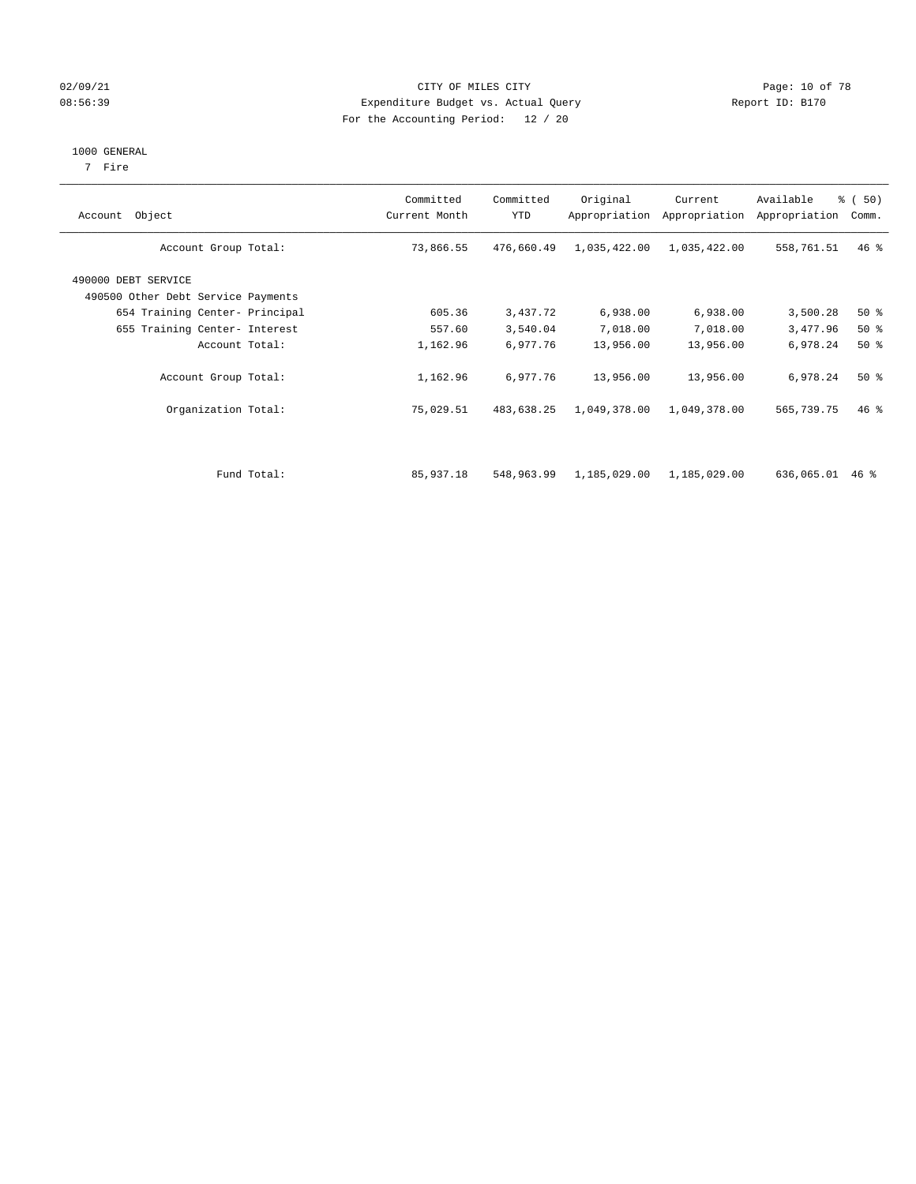CITY OF MILES CITY
Expenditure Budget vs. Actual Query
For the Accounting Period: 12 / 20

02/09/21
08:56:39

Report ID: B170

1000 GENERAL
7 Fire

| Account Object | Committed Current Month | Committed YTD | Original Appropriation | Current Appropriation | Available Appropriation | % ( 50) Comm. |
|---|---|---|---|---|---|---|
| Account Group Total: | 73,866.55 | 476,660.49 | 1,035,422.00 | 1,035,422.00 | 558,761.51 | 46 % |
| 490000 DEBT SERVICE | | | | | | |
| 490500 Other Debt Service Payments | | | | | | |
| 654 Training Center- Principal | 605.36 | 3,437.72 | 6,938.00 | 6,938.00 | 3,500.28 | 50 % |
| 655 Training Center- Interest | 557.60 | 3,540.04 | 7,018.00 | 7,018.00 | 3,477.96 | 50 % |
| Account Total: | 1,162.96 | 6,977.76 | 13,956.00 | 13,956.00 | 6,978.24 | 50 % |
| Account Group Total: | 1,162.96 | 6,977.76 | 13,956.00 | 13,956.00 | 6,978.24 | 50 % |
| Organization Total: | 75,029.51 | 483,638.25 | 1,049,378.00 | 1,049,378.00 | 565,739.75 | 46 % |
| Fund Total: | 85,937.18 | 548,963.99 | 1,185,029.00 | 1,185,029.00 | 636,065.01 | 46 % |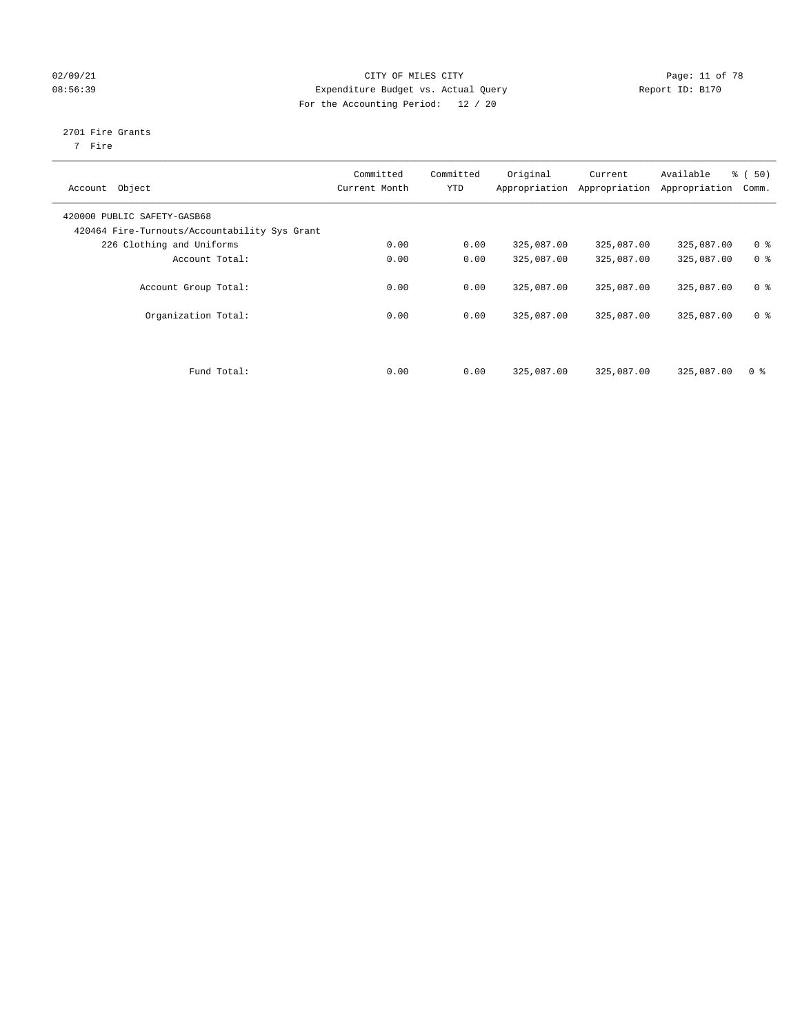CITY OF MILES CITY
Expenditure Budget vs. Actual Query
For the Accounting Period: 12 / 20

02/09/21
08:56:39

Report ID: B170

2701 Fire Grants
7 Fire

| Account Object | Committed Current Month | Committed YTD | Original Appropriation | Current Appropriation | Available Appropriation | % ( 50) Comm. |
|---|---|---|---|---|---|---|
| 420000 PUBLIC SAFETY-GASB68 | | | | | | |
| 420464 Fire-Turnouts/Accountability Sys Grant | | | | | | |
| 226 Clothing and Uniforms | 0.00 | 0.00 | 325,087.00 | 325,087.00 | 325,087.00 | 0 % |
| Account Total: | 0.00 | 0.00 | 325,087.00 | 325,087.00 | 325,087.00 | 0 % |
| Account Group Total: | 0.00 | 0.00 | 325,087.00 | 325,087.00 | 325,087.00 | 0 % |
| Organization Total: | 0.00 | 0.00 | 325,087.00 | 325,087.00 | 325,087.00 | 0 % |
| Fund Total: | 0.00 | 0.00 | 325,087.00 | 325,087.00 | 325,087.00 | 0 % |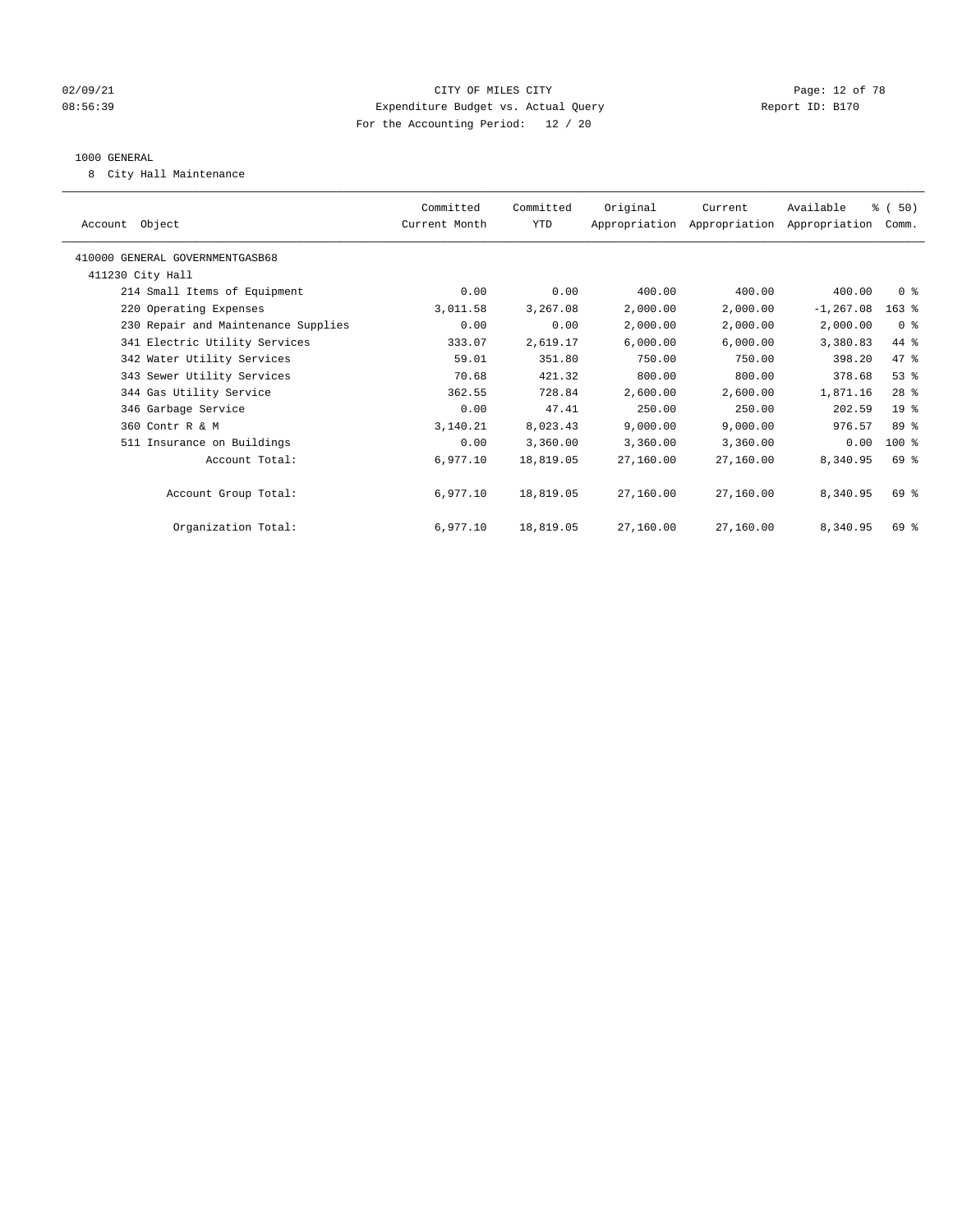CITY OF MILES CITY
Expenditure Budget vs. Actual Query
For the Accounting Period: 12 / 20

02/09/21
08:56:39

Report ID: B170

1000 GENERAL

8 City Hall Maintenance

| Account Object | Committed Current Month | Committed YTD | Original Appropriation | Current Appropriation | Available Appropriation | % ( 50) Comm. |
|---|---|---|---|---|---|---|
| 410000 GENERAL GOVERNMENTGASB68 | | | | | | |
| 411230 City Hall | | | | | | |
| 214 Small Items of Equipment | 0.00 | 0.00 | 400.00 | 400.00 | 400.00 | 0 % |
| 220 Operating Expenses | 3,011.58 | 3,267.08 | 2,000.00 | 2,000.00 | -1,267.08 | 163 % |
| 230 Repair and Maintenance Supplies | 0.00 | 0.00 | 2,000.00 | 2,000.00 | 2,000.00 | 0 % |
| 341 Electric Utility Services | 333.07 | 2,619.17 | 6,000.00 | 6,000.00 | 3,380.83 | 44 % |
| 342 Water Utility Services | 59.01 | 351.80 | 750.00 | 750.00 | 398.20 | 47 % |
| 343 Sewer Utility Services | 70.68 | 421.32 | 800.00 | 800.00 | 378.68 | 53 % |
| 344 Gas Utility Service | 362.55 | 728.84 | 2,600.00 | 2,600.00 | 1,871.16 | 28 % |
| 346 Garbage Service | 0.00 | 47.41 | 250.00 | 250.00 | 202.59 | 19 % |
| 360 Contr R & M | 3,140.21 | 8,023.43 | 9,000.00 | 9,000.00 | 976.57 | 89 % |
| 511 Insurance on Buildings | 0.00 | 3,360.00 | 3,360.00 | 3,360.00 | 0.00 | 100 % |
| Account Total: | 6,977.10 | 18,819.05 | 27,160.00 | 27,160.00 | 8,340.95 | 69 % |
| Account Group Total: | 6,977.10 | 18,819.05 | 27,160.00 | 27,160.00 | 8,340.95 | 69 % |
| Organization Total: | 6,977.10 | 18,819.05 | 27,160.00 | 27,160.00 | 8,340.95 | 69 % |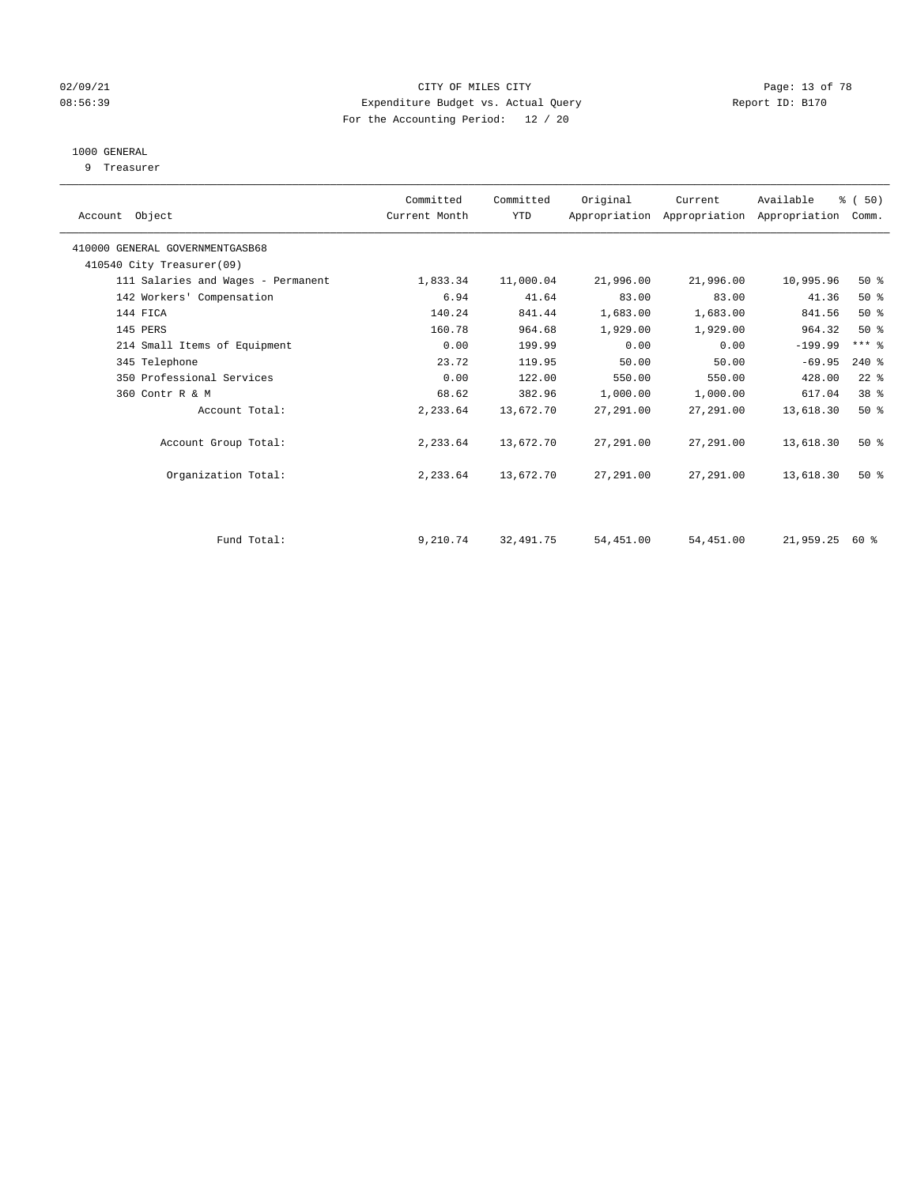02/09/21 CITY OF MILES CITY
08:56:39 Expenditure Budget vs. Actual Query Report ID: B170
For the Accounting Period: 12 / 20

1000 GENERAL
9 Treasurer

| Account Object | Committed Current Month | Committed YTD | Original Appropriation | Current Appropriation | Available Appropriation | % ( 50) Comm. |
|---|---|---|---|---|---|---|
| 410000 GENERAL GOVERNMENTGASB68 | | | | | | |
| 410540 City Treasurer(09) | | | | | | |
| 111 Salaries and Wages - Permanent | 1,833.34 | 11,000.04 | 21,996.00 | 21,996.00 | 10,995.96 | 50 % |
| 142 Workers' Compensation | 6.94 | 41.64 | 83.00 | 83.00 | 41.36 | 50 % |
| 144 FICA | 140.24 | 841.44 | 1,683.00 | 1,683.00 | 841.56 | 50 % |
| 145 PERS | 160.78 | 964.68 | 1,929.00 | 1,929.00 | 964.32 | 50 % |
| 214 Small Items of Equipment | 0.00 | 199.99 | 0.00 | 0.00 | -199.99 | *** % |
| 345 Telephone | 23.72 | 119.95 | 50.00 | 50.00 | -69.95 | 240 % |
| 350 Professional Services | 0.00 | 122.00 | 550.00 | 550.00 | 428.00 | 22 % |
| 360 Contr R & M | 68.62 | 382.96 | 1,000.00 | 1,000.00 | 617.04 | 38 % |
| Account Total: | 2,233.64 | 13,672.70 | 27,291.00 | 27,291.00 | 13,618.30 | 50 % |
| Account Group Total: | 2,233.64 | 13,672.70 | 27,291.00 | 27,291.00 | 13,618.30 | 50 % |
| Organization Total: | 2,233.64 | 13,672.70 | 27,291.00 | 27,291.00 | 13,618.30 | 50 % |
| Fund Total: | 9,210.74 | 32,491.75 | 54,451.00 | 54,451.00 | 21,959.25 | 60 % |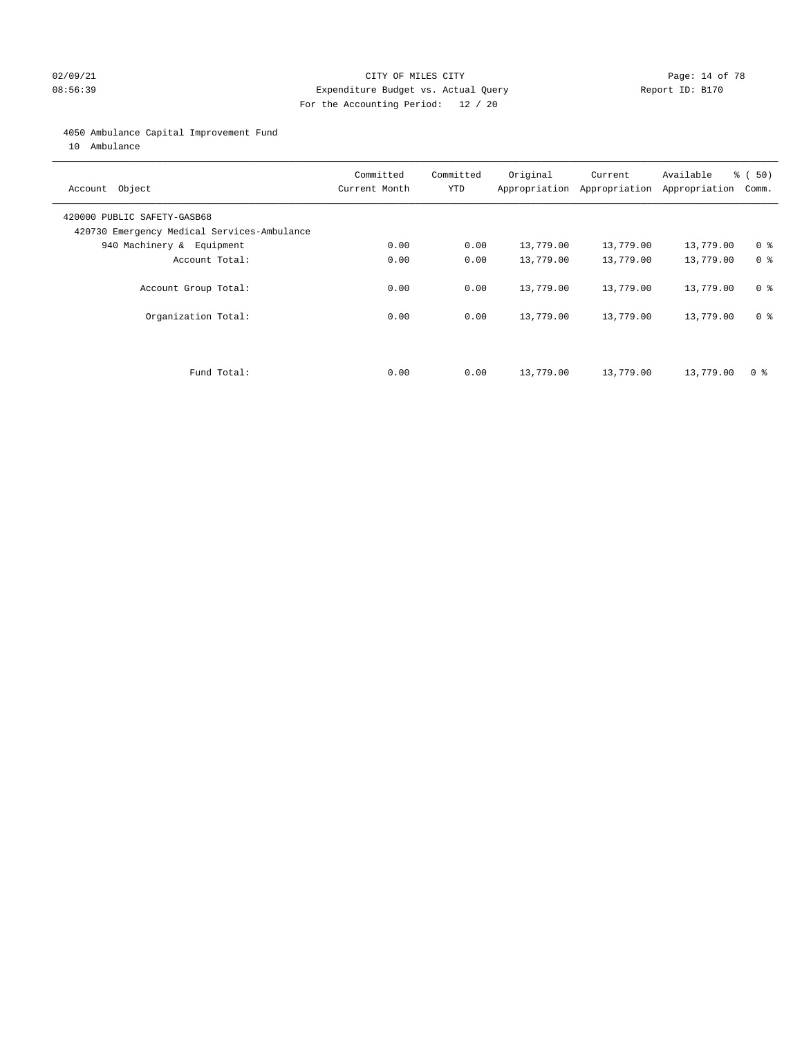CITY OF MILES CITY
Expenditure Budget vs. Actual Query
For the Accounting Period: 12 / 20

02/09/21
08:56:39

Report ID: B170

## 4050 Ambulance Capital Improvement Fund

10 Ambulance

| Account Object | Committed Current Month | Committed YTD | Original Appropriation | Current Appropriation | Available Appropriation | % ( 50) Comm. |
|---|---|---|---|---|---|---|
| 420000 PUBLIC SAFETY-GASB68 | | | | | | |
| 420730 Emergency Medical Services-Ambulance | | | | | | |
| 940 Machinery & Equipment | 0.00 | 0.00 | 13,779.00 | 13,779.00 | 13,779.00 | 0 % |
| Account Total: | 0.00 | 0.00 | 13,779.00 | 13,779.00 | 13,779.00 | 0 % |
| Account Group Total: | 0.00 | 0.00 | 13,779.00 | 13,779.00 | 13,779.00 | 0 % |
| Organization Total: | 0.00 | 0.00 | 13,779.00 | 13,779.00 | 13,779.00 | 0 % |
| Fund Total: | 0.00 | 0.00 | 13,779.00 | 13,779.00 | 13,779.00 | 0 % |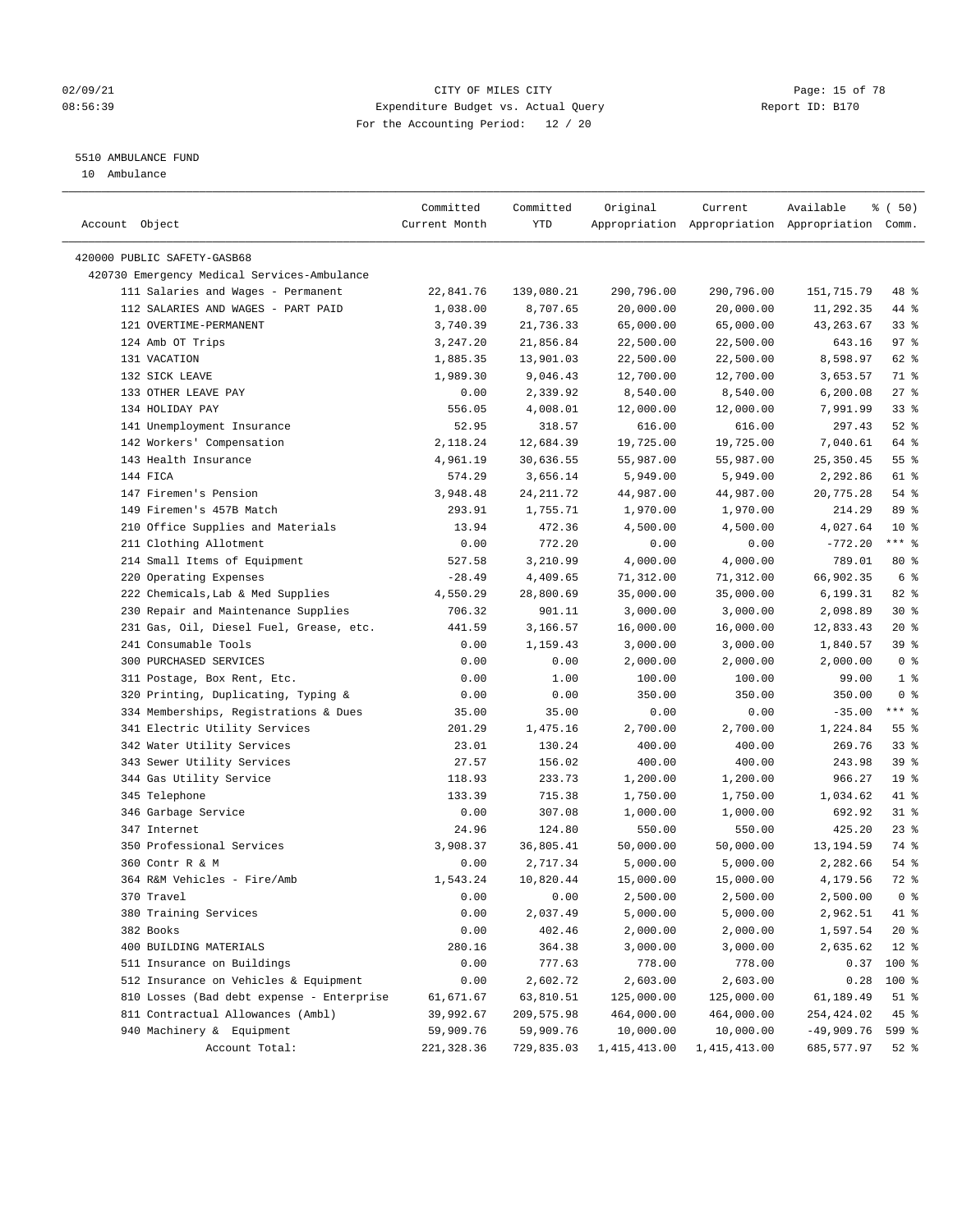CITY OF MILES CITY
Expenditure Budget vs. Actual Query
For the Accounting Period: 12 / 20

02/09/21
08:56:39

Report ID: B170

## 5510 AMBULANCE FUND

10 Ambulance

| Account Object | Committed Current Month | Committed YTD | Original Appropriation | Current Appropriation | Available Appropriation | % ( 50) Comm. |
|---|---|---|---|---|---|---|
| 420000 PUBLIC SAFETY-GASB68 | | | | | | |
| 420730 Emergency Medical Services-Ambulance | | | | | | |
| 111 Salaries and Wages - Permanent | 22,841.76 | 139,080.21 | 290,796.00 | 290,796.00 | 151,715.79 | 48 % |
| 112 SALARIES AND WAGES - PART PAID | 1,038.00 | 8,707.65 | 20,000.00 | 20,000.00 | 11,292.35 | 44 % |
| 121 OVERTIME-PERMANENT | 3,740.39 | 21,736.33 | 65,000.00 | 65,000.00 | 43,263.67 | 33 % |
| 124 Amb OT Trips | 3,247.20 | 21,856.84 | 22,500.00 | 22,500.00 | 643.16 | 97 % |
| 131 VACATION | 1,885.35 | 13,901.03 | 22,500.00 | 22,500.00 | 8,598.97 | 62 % |
| 132 SICK LEAVE | 1,989.30 | 9,046.43 | 12,700.00 | 12,700.00 | 3,653.57 | 71 % |
| 133 OTHER LEAVE PAY | 0.00 | 2,339.92 | 8,540.00 | 8,540.00 | 6,200.08 | 27 % |
| 134 HOLIDAY PAY | 556.05 | 4,008.01 | 12,000.00 | 12,000.00 | 7,991.99 | 33 % |
| 141 Unemployment Insurance | 52.95 | 318.57 | 616.00 | 616.00 | 297.43 | 52 % |
| 142 Workers' Compensation | 2,118.24 | 12,684.39 | 19,725.00 | 19,725.00 | 7,040.61 | 64 % |
| 143 Health Insurance | 4,961.19 | 30,636.55 | 55,987.00 | 55,987.00 | 25,350.45 | 55 % |
| 144 FICA | 574.29 | 3,656.14 | 5,949.00 | 5,949.00 | 2,292.86 | 61 % |
| 147 Firemen's Pension | 3,948.48 | 24,211.72 | 44,987.00 | 44,987.00 | 20,775.28 | 54 % |
| 149 Firemen's 457B Match | 293.91 | 1,755.71 | 1,970.00 | 1,970.00 | 214.29 | 89 % |
| 210 Office Supplies and Materials | 13.94 | 472.36 | 4,500.00 | 4,500.00 | 4,027.64 | 10 % |
| 211 Clothing Allotment | 0.00 | 772.20 | 0.00 | 0.00 | -772.20 | *** % |
| 214 Small Items of Equipment | 527.58 | 3,210.99 | 4,000.00 | 4,000.00 | 789.01 | 80 % |
| 220 Operating Expenses | -28.49 | 4,409.65 | 71,312.00 | 71,312.00 | 66,902.35 | 6 % |
| 222 Chemicals,Lab & Med Supplies | 4,550.29 | 28,800.69 | 35,000.00 | 35,000.00 | 6,199.31 | 82 % |
| 230 Repair and Maintenance Supplies | 706.32 | 901.11 | 3,000.00 | 3,000.00 | 2,098.89 | 30 % |
| 231 Gas, Oil, Diesel Fuel, Grease, etc. | 441.59 | 3,166.57 | 16,000.00 | 16,000.00 | 12,833.43 | 20 % |
| 241 Consumable Tools | 0.00 | 1,159.43 | 3,000.00 | 3,000.00 | 1,840.57 | 39 % |
| 300 PURCHASED SERVICES | 0.00 | 0.00 | 2,000.00 | 2,000.00 | 2,000.00 | 0 % |
| 311 Postage, Box Rent, Etc. | 0.00 | 1.00 | 100.00 | 100.00 | 99.00 | 1 % |
| 320 Printing, Duplicating, Typing & | 0.00 | 0.00 | 350.00 | 350.00 | 350.00 | 0 % |
| 334 Memberships, Registrations & Dues | 35.00 | 35.00 | 0.00 | 0.00 | -35.00 | *** % |
| 341 Electric Utility Services | 201.29 | 1,475.16 | 2,700.00 | 2,700.00 | 1,224.84 | 55 % |
| 342 Water Utility Services | 23.01 | 130.24 | 400.00 | 400.00 | 269.76 | 33 % |
| 343 Sewer Utility Services | 27.57 | 156.02 | 400.00 | 400.00 | 243.98 | 39 % |
| 344 Gas Utility Service | 118.93 | 233.73 | 1,200.00 | 1,200.00 | 966.27 | 19 % |
| 345 Telephone | 133.39 | 715.38 | 1,750.00 | 1,750.00 | 1,034.62 | 41 % |
| 346 Garbage Service | 0.00 | 307.08 | 1,000.00 | 1,000.00 | 692.92 | 31 % |
| 347 Internet | 24.96 | 124.80 | 550.00 | 550.00 | 425.20 | 23 % |
| 350 Professional Services | 3,908.37 | 36,805.41 | 50,000.00 | 50,000.00 | 13,194.59 | 74 % |
| 360 Contr R & M | 0.00 | 2,717.34 | 5,000.00 | 5,000.00 | 2,282.66 | 54 % |
| 364 R&M Vehicles - Fire/Amb | 1,543.24 | 10,820.44 | 15,000.00 | 15,000.00 | 4,179.56 | 72 % |
| 370 Travel | 0.00 | 0.00 | 2,500.00 | 2,500.00 | 2,500.00 | 0 % |
| 380 Training Services | 0.00 | 2,037.49 | 5,000.00 | 5,000.00 | 2,962.51 | 41 % |
| 382 Books | 0.00 | 402.46 | 2,000.00 | 2,000.00 | 1,597.54 | 20 % |
| 400 BUILDING MATERIALS | 280.16 | 364.38 | 3,000.00 | 3,000.00 | 2,635.62 | 12 % |
| 511 Insurance on Buildings | 0.00 | 777.63 | 778.00 | 778.00 | 0.37 | 100 % |
| 512 Insurance on Vehicles & Equipment | 0.00 | 2,602.72 | 2,603.00 | 2,603.00 | 0.28 | 100 % |
| 810 Losses (Bad debt expense - Enterprise | 61,671.67 | 63,810.51 | 125,000.00 | 125,000.00 | 61,189.49 | 51 % |
| 811 Contractual Allowances (Ambl) | 39,992.67 | 209,575.98 | 464,000.00 | 464,000.00 | 254,424.02 | 45 % |
| 940 Machinery & Equipment | 59,909.76 | 59,909.76 | 10,000.00 | 10,000.00 | -49,909.76 | 599 % |
| Account Total: | 221,328.36 | 729,835.03 | 1,415,413.00 | 1,415,413.00 | 685,577.97 | 52 % |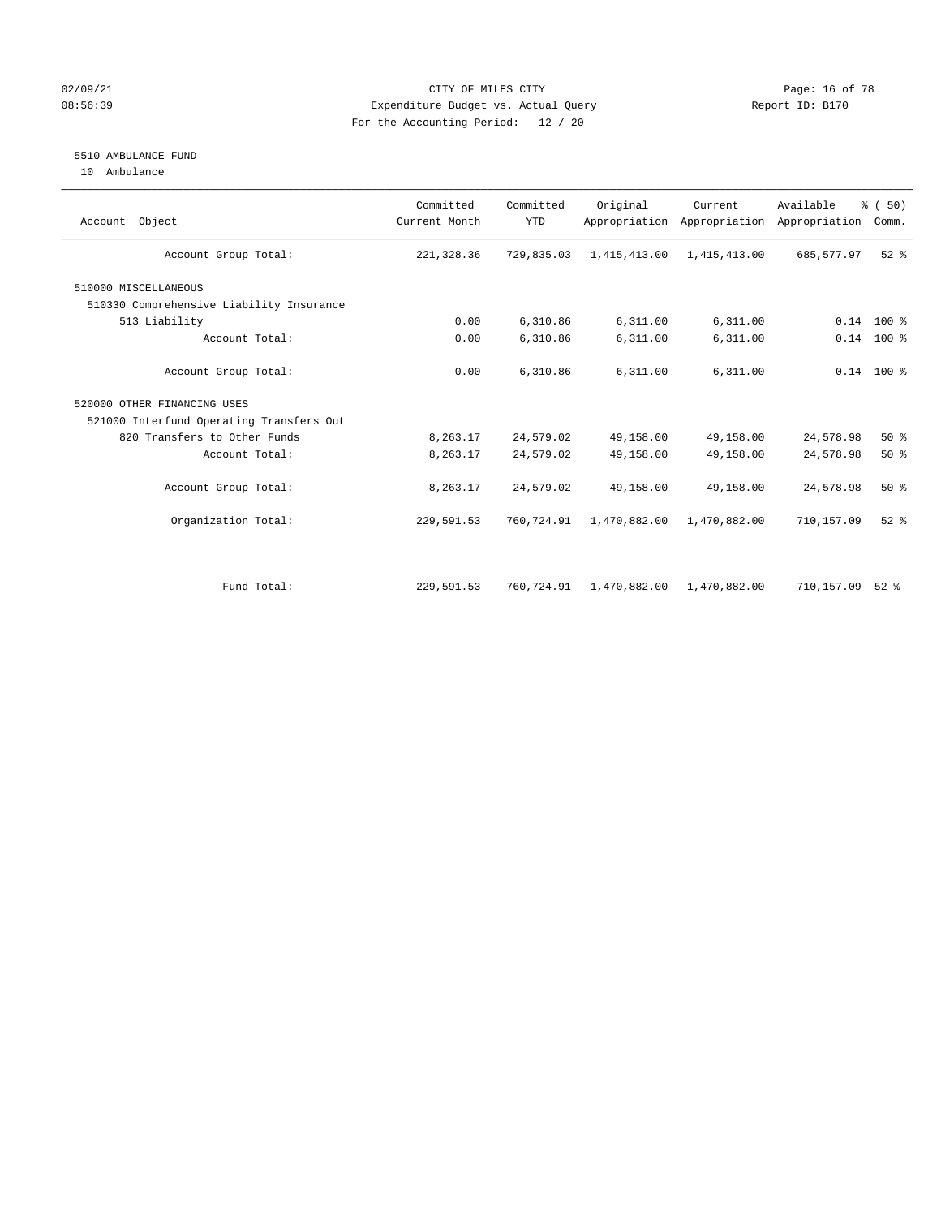CITY OF MILES CITY
Expenditure Budget vs. Actual Query
For the Accounting Period: 12 / 20

02/09/21
08:56:39

Report ID: B170

## 5510 AMBULANCE FUND

10 Ambulance

| Account Object | Committed Current Month | Committed YTD | Original Appropriation | Current Appropriation | Available Appropriation | % ( 50) Comm. |
|---|---|---|---|---|---|---|
| Account Group Total: | 221,328.36 | 729,835.03 | 1,415,413.00 | 1,415,413.00 | 685,577.97 | 52 % |
| 510000 MISCELLANEOUS | | | | | | |
| 510330 Comprehensive Liability Insurance | | | | | | |
| 513 Liability | 0.00 | 6,310.86 | 6,311.00 | 6,311.00 | 0.14 | 100 % |
| Account Total: | 0.00 | 6,310.86 | 6,311.00 | 6,311.00 | 0.14 | 100 % |
| Account Group Total: | 0.00 | 6,310.86 | 6,311.00 | 6,311.00 | 0.14 | 100 % |
| 520000 OTHER FINANCING USES | | | | | | |
| 521000 Interfund Operating Transfers Out | | | | | | |
| 820 Transfers to Other Funds | 8,263.17 | 24,579.02 | 49,158.00 | 49,158.00 | 24,578.98 | 50 % |
| Account Total: | 8,263.17 | 24,579.02 | 49,158.00 | 49,158.00 | 24,578.98 | 50 % |
| Account Group Total: | 8,263.17 | 24,579.02 | 49,158.00 | 49,158.00 | 24,578.98 | 50 % |
| Organization Total: | 229,591.53 | 760,724.91 | 1,470,882.00 | 1,470,882.00 | 710,157.09 | 52 % |
| Fund Total: | 229,591.53 | 760,724.91 | 1,470,882.00 | 1,470,882.00 | 710,157.09 | 52 % |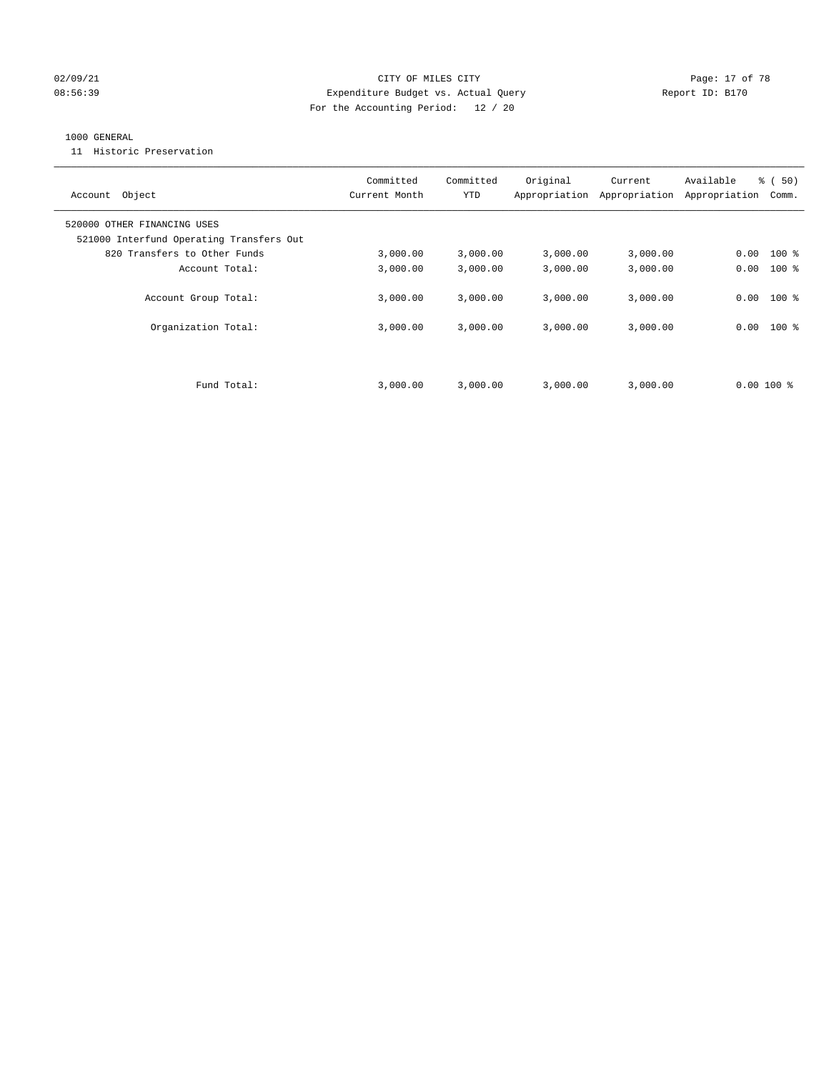CITY OF MILES CITY
Expenditure Budget vs. Actual Query
For the Accounting Period: 12 / 20

02/09/21
08:56:39

Report ID: B170

1000 GENERAL
11 Historic Preservation

| Account Object | Committed Current Month | Committed YTD | Original Appropriation | Current Appropriation | Available Appropriation | % ( 50) Comm. |
|---|---|---|---|---|---|---|
| 520000 OTHER FINANCING USES | | | | | | |
| 521000 Interfund Operating Transfers Out | | | | | | |
| 820 Transfers to Other Funds | 3,000.00 | 3,000.00 | 3,000.00 | 3,000.00 | 0.00 | 100 % |
| Account Total: | 3,000.00 | 3,000.00 | 3,000.00 | 3,000.00 | 0.00 | 100 % |
| Account Group Total: | 3,000.00 | 3,000.00 | 3,000.00 | 3,000.00 | 0.00 | 100 % |
| Organization Total: | 3,000.00 | 3,000.00 | 3,000.00 | 3,000.00 | 0.00 | 100 % |
| Fund Total: | 3,000.00 | 3,000.00 | 3,000.00 | 3,000.00 | 0.00 | 100 % |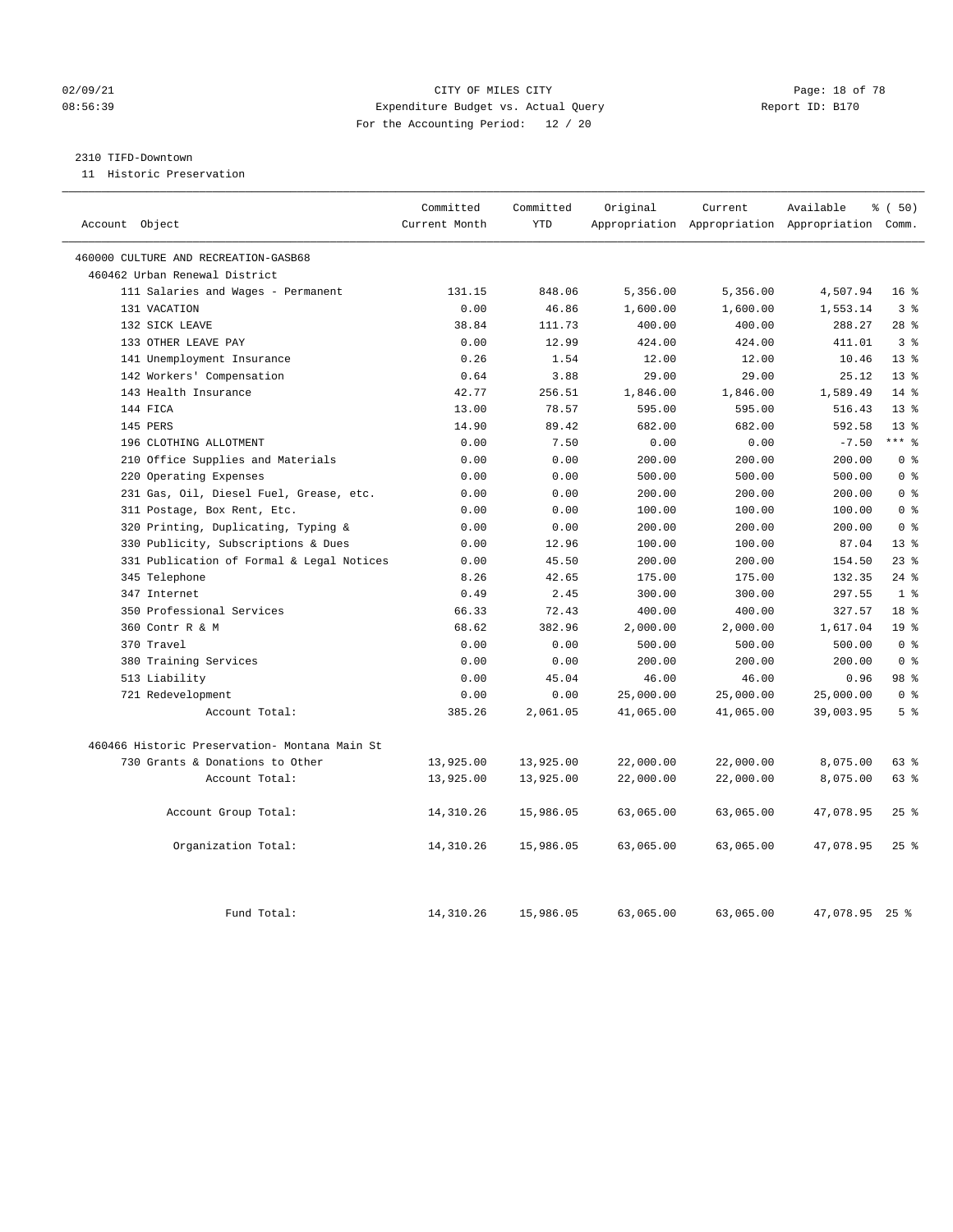CITY OF MILES CITY
Expenditure Budget vs. Actual Query
For the Accounting Period: 12 / 20

02/09/21
08:56:39

Report ID: B170

2310 TIFD-Downtown
11 Historic Preservation

| Account Object | Committed Current Month | Committed YTD | Original Appropriation | Current Appropriation | Available Appropriation | % ( 50) Comm. |
|---|---|---|---|---|---|---|
| 460000 CULTURE AND RECREATION-GASB68 | | | | | | |
| 460462 Urban Renewal District | | | | | | |
| 111 Salaries and Wages - Permanent | 131.15 | 848.06 | 5,356.00 | 5,356.00 | 4,507.94 | 16 % |
| 131 VACATION | 0.00 | 46.86 | 1,600.00 | 1,600.00 | 1,553.14 | 3 % |
| 132 SICK LEAVE | 38.84 | 111.73 | 400.00 | 400.00 | 288.27 | 28 % |
| 133 OTHER LEAVE PAY | 0.00 | 12.99 | 424.00 | 424.00 | 411.01 | 3 % |
| 141 Unemployment Insurance | 0.26 | 1.54 | 12.00 | 12.00 | 10.46 | 13 % |
| 142 Workers' Compensation | 0.64 | 3.88 | 29.00 | 29.00 | 25.12 | 13 % |
| 143 Health Insurance | 42.77 | 256.51 | 1,846.00 | 1,846.00 | 1,589.49 | 14 % |
| 144 FICA | 13.00 | 78.57 | 595.00 | 595.00 | 516.43 | 13 % |
| 145 PERS | 14.90 | 89.42 | 682.00 | 682.00 | 592.58 | 13 % |
| 196 CLOTHING ALLOTMENT | 0.00 | 7.50 | 0.00 | 0.00 | -7.50 | *** % |
| 210 Office Supplies and Materials | 0.00 | 0.00 | 200.00 | 200.00 | 200.00 | 0 % |
| 220 Operating Expenses | 0.00 | 0.00 | 500.00 | 500.00 | 500.00 | 0 % |
| 231 Gas, Oil, Diesel Fuel, Grease, etc. | 0.00 | 0.00 | 200.00 | 200.00 | 200.00 | 0 % |
| 311 Postage, Box Rent, Etc. | 0.00 | 0.00 | 100.00 | 100.00 | 100.00 | 0 % |
| 320 Printing, Duplicating, Typing & | 0.00 | 0.00 | 200.00 | 200.00 | 200.00 | 0 % |
| 330 Publicity, Subscriptions & Dues | 0.00 | 12.96 | 100.00 | 100.00 | 87.04 | 13 % |
| 331 Publication of Formal & Legal Notices | 0.00 | 45.50 | 200.00 | 200.00 | 154.50 | 23 % |
| 345 Telephone | 8.26 | 42.65 | 175.00 | 175.00 | 132.35 | 24 % |
| 347 Internet | 0.49 | 2.45 | 300.00 | 300.00 | 297.55 | 1 % |
| 350 Professional Services | 66.33 | 72.43 | 400.00 | 400.00 | 327.57 | 18 % |
| 360 Contr R & M | 68.62 | 382.96 | 2,000.00 | 2,000.00 | 1,617.04 | 19 % |
| 370 Travel | 0.00 | 0.00 | 500.00 | 500.00 | 500.00 | 0 % |
| 380 Training Services | 0.00 | 0.00 | 200.00 | 200.00 | 200.00 | 0 % |
| 513 Liability | 0.00 | 45.04 | 46.00 | 46.00 | 0.96 | 98 % |
| 721 Redevelopment | 0.00 | 0.00 | 25,000.00 | 25,000.00 | 25,000.00 | 0 % |
| Account Total: | 385.26 | 2,061.05 | 41,065.00 | 41,065.00 | 39,003.95 | 5 % |
| 460466 Historic Preservation- Montana Main St | | | | | | |
| 730 Grants & Donations to Other | 13,925.00 | 13,925.00 | 22,000.00 | 22,000.00 | 8,075.00 | 63 % |
| Account Total: | 13,925.00 | 13,925.00 | 22,000.00 | 22,000.00 | 8,075.00 | 63 % |
| Account Group Total: | 14,310.26 | 15,986.05 | 63,065.00 | 63,065.00 | 47,078.95 | 25 % |
| Organization Total: | 14,310.26 | 15,986.05 | 63,065.00 | 63,065.00 | 47,078.95 | 25 % |
| Fund Total: | 14,310.26 | 15,986.05 | 63,065.00 | 63,065.00 | 47,078.95 | 25 % |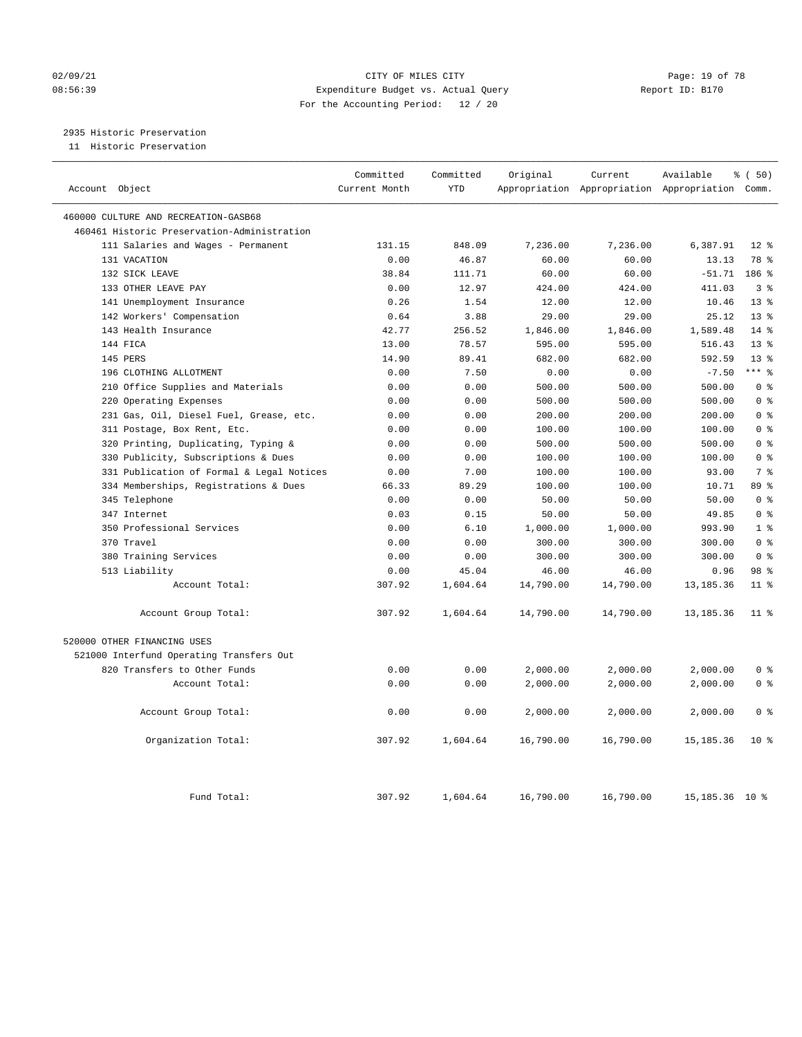CITY OF MILES CITY
Expenditure Budget vs. Actual Query
For the Accounting Period: 12 / 20

02/09/21
08:56:39

Report ID: B170

2935 Historic Preservation
11 Historic Preservation

| Account Object | Committed Current Month | Committed YTD | Original Appropriation | Current Appropriation | Available Appropriation | % ( 50) Comm. |
|---|---|---|---|---|---|---|
| 460000 CULTURE AND RECREATION-GASB68 | | | | | | |
| 460461 Historic Preservation-Administration | | | | | | |
| 111 Salaries and Wages - Permanent | 131.15 | 848.09 | 7,236.00 | 7,236.00 | 6,387.91 | 12 % |
| 131 VACATION | 0.00 | 46.87 | 60.00 | 60.00 | 13.13 | 78 % |
| 132 SICK LEAVE | 38.84 | 111.71 | 60.00 | 60.00 | -51.71 | 186 % |
| 133 OTHER LEAVE PAY | 0.00 | 12.97 | 424.00 | 424.00 | 411.03 | 3 % |
| 141 Unemployment Insurance | 0.26 | 1.54 | 12.00 | 12.00 | 10.46 | 13 % |
| 142 Workers' Compensation | 0.64 | 3.88 | 29.00 | 29.00 | 25.12 | 13 % |
| 143 Health Insurance | 42.77 | 256.52 | 1,846.00 | 1,846.00 | 1,589.48 | 14 % |
| 144 FICA | 13.00 | 78.57 | 595.00 | 595.00 | 516.43 | 13 % |
| 145 PERS | 14.90 | 89.41 | 682.00 | 682.00 | 592.59 | 13 % |
| 196 CLOTHING ALLOTMENT | 0.00 | 7.50 | 0.00 | 0.00 | -7.50 | *** % |
| 210 Office Supplies and Materials | 0.00 | 0.00 | 500.00 | 500.00 | 500.00 | 0 % |
| 220 Operating Expenses | 0.00 | 0.00 | 500.00 | 500.00 | 500.00 | 0 % |
| 231 Gas, Oil, Diesel Fuel, Grease, etc. | 0.00 | 0.00 | 200.00 | 200.00 | 200.00 | 0 % |
| 311 Postage, Box Rent, Etc. | 0.00 | 0.00 | 100.00 | 100.00 | 100.00 | 0 % |
| 320 Printing, Duplicating, Typing & | 0.00 | 0.00 | 500.00 | 500.00 | 500.00 | 0 % |
| 330 Publicity, Subscriptions & Dues | 0.00 | 0.00 | 100.00 | 100.00 | 100.00 | 0 % |
| 331 Publication of Formal & Legal Notices | 0.00 | 7.00 | 100.00 | 100.00 | 93.00 | 7 % |
| 334 Memberships, Registrations & Dues | 66.33 | 89.29 | 100.00 | 100.00 | 10.71 | 89 % |
| 345 Telephone | 0.00 | 0.00 | 50.00 | 50.00 | 50.00 | 0 % |
| 347 Internet | 0.03 | 0.15 | 50.00 | 50.00 | 49.85 | 0 % |
| 350 Professional Services | 0.00 | 6.10 | 1,000.00 | 1,000.00 | 993.90 | 1 % |
| 370 Travel | 0.00 | 0.00 | 300.00 | 300.00 | 300.00 | 0 % |
| 380 Training Services | 0.00 | 0.00 | 300.00 | 300.00 | 300.00 | 0 % |
| 513 Liability | 0.00 | 45.04 | 46.00 | 46.00 | 0.96 | 98 % |
| Account Total: | 307.92 | 1,604.64 | 14,790.00 | 14,790.00 | 13,185.36 | 11 % |
| Account Group Total: | 307.92 | 1,604.64 | 14,790.00 | 14,790.00 | 13,185.36 | 11 % |
| 520000 OTHER FINANCING USES | | | | | | |
| 521000 Interfund Operating Transfers Out | | | | | | |
| 820 Transfers to Other Funds | 0.00 | 0.00 | 2,000.00 | 2,000.00 | 2,000.00 | 0 % |
| Account Total: | 0.00 | 0.00 | 2,000.00 | 2,000.00 | 2,000.00 | 0 % |
| Account Group Total: | 0.00 | 0.00 | 2,000.00 | 2,000.00 | 2,000.00 | 0 % |
| Organization Total: | 307.92 | 1,604.64 | 16,790.00 | 16,790.00 | 15,185.36 | 10 % |
| Fund Total: | 307.92 | 1,604.64 | 16,790.00 | 16,790.00 | 15,185.36 | 10 % |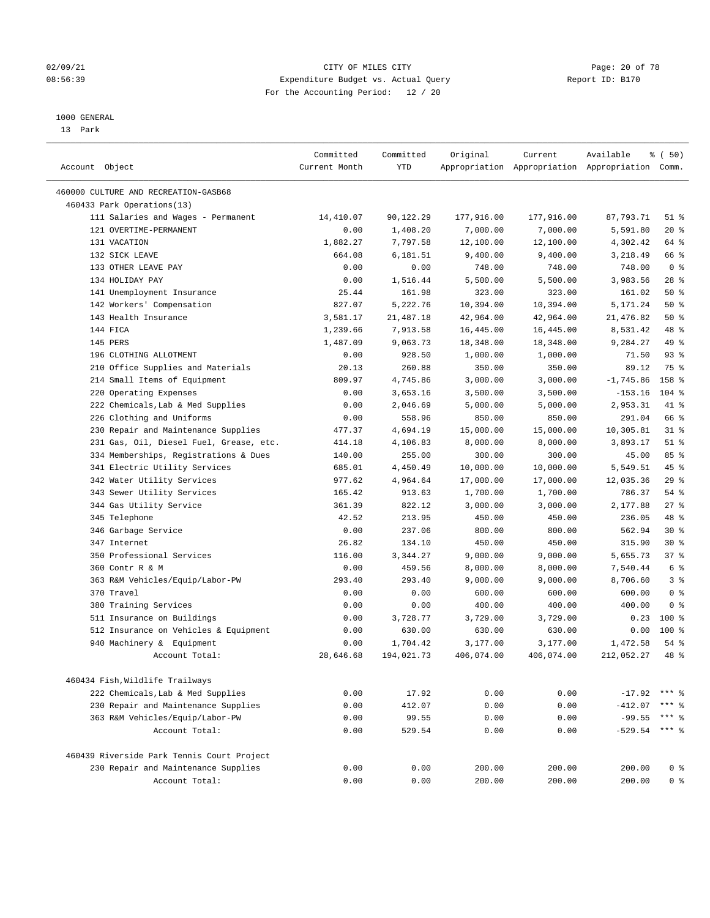CITY OF MILES CITY
Expenditure Budget vs. Actual Query
For the Accounting Period: 12 / 20

1000 GENERAL
13 Park

| Account Object | Committed Current Month | Committed YTD | Original Appropriation | Current Appropriation | Available Appropriation | % ( 50) Comm. |
|---|---|---|---|---|---|---|
| 460000 CULTURE AND RECREATION-GASB68 | | | | | | |
| 460433 Park Operations(13) | | | | | | |
| 111 Salaries and Wages - Permanent | 14,410.07 | 90,122.29 | 177,916.00 | 177,916.00 | 87,793.71 | 51 % |
| 121 OVERTIME-PERMANENT | 0.00 | 1,408.20 | 7,000.00 | 7,000.00 | 5,591.80 | 20 % |
| 131 VACATION | 1,882.27 | 7,797.58 | 12,100.00 | 12,100.00 | 4,302.42 | 64 % |
| 132 SICK LEAVE | 664.08 | 6,181.51 | 9,400.00 | 9,400.00 | 3,218.49 | 66 % |
| 133 OTHER LEAVE PAY | 0.00 | 0.00 | 748.00 | 748.00 | 748.00 | 0 % |
| 134 HOLIDAY PAY | 0.00 | 1,516.44 | 5,500.00 | 5,500.00 | 3,983.56 | 28 % |
| 141 Unemployment Insurance | 25.44 | 161.98 | 323.00 | 323.00 | 161.02 | 50 % |
| 142 Workers' Compensation | 827.07 | 5,222.76 | 10,394.00 | 10,394.00 | 5,171.24 | 50 % |
| 143 Health Insurance | 3,581.17 | 21,487.18 | 42,964.00 | 42,964.00 | 21,476.82 | 50 % |
| 144 FICA | 1,239.66 | 7,913.58 | 16,445.00 | 16,445.00 | 8,531.42 | 48 % |
| 145 PERS | 1,487.09 | 9,063.73 | 18,348.00 | 18,348.00 | 9,284.27 | 49 % |
| 196 CLOTHING ALLOTMENT | 0.00 | 928.50 | 1,000.00 | 1,000.00 | 71.50 | 93 % |
| 210 Office Supplies and Materials | 20.13 | 260.88 | 350.00 | 350.00 | 89.12 | 75 % |
| 214 Small Items of Equipment | 809.97 | 4,745.86 | 3,000.00 | 3,000.00 | -1,745.86 | 158 % |
| 220 Operating Expenses | 0.00 | 3,653.16 | 3,500.00 | 3,500.00 | -153.16 | 104 % |
| 222 Chemicals,Lab & Med Supplies | 0.00 | 2,046.69 | 5,000.00 | 5,000.00 | 2,953.31 | 41 % |
| 226 Clothing and Uniforms | 0.00 | 558.96 | 850.00 | 850.00 | 291.04 | 66 % |
| 230 Repair and Maintenance Supplies | 477.37 | 4,694.19 | 15,000.00 | 15,000.00 | 10,305.81 | 31 % |
| 231 Gas, Oil, Diesel Fuel, Grease, etc. | 414.18 | 4,106.83 | 8,000.00 | 8,000.00 | 3,893.17 | 51 % |
| 334 Memberships, Registrations & Dues | 140.00 | 255.00 | 300.00 | 300.00 | 45.00 | 85 % |
| 341 Electric Utility Services | 685.01 | 4,450.49 | 10,000.00 | 10,000.00 | 5,549.51 | 45 % |
| 342 Water Utility Services | 977.62 | 4,964.64 | 17,000.00 | 17,000.00 | 12,035.36 | 29 % |
| 343 Sewer Utility Services | 165.42 | 913.63 | 1,700.00 | 1,700.00 | 786.37 | 54 % |
| 344 Gas Utility Service | 361.39 | 822.12 | 3,000.00 | 3,000.00 | 2,177.88 | 27 % |
| 345 Telephone | 42.52 | 213.95 | 450.00 | 450.00 | 236.05 | 48 % |
| 346 Garbage Service | 0.00 | 237.06 | 800.00 | 800.00 | 562.94 | 30 % |
| 347 Internet | 26.82 | 134.10 | 450.00 | 450.00 | 315.90 | 30 % |
| 350 Professional Services | 116.00 | 3,344.27 | 9,000.00 | 9,000.00 | 5,655.73 | 37 % |
| 360 Contr R & M | 0.00 | 459.56 | 8,000.00 | 8,000.00 | 7,540.44 | 6 % |
| 363 R&M Vehicles/Equip/Labor-PW | 293.40 | 293.40 | 9,000.00 | 9,000.00 | 8,706.60 | 3 % |
| 370 Travel | 0.00 | 0.00 | 600.00 | 600.00 | 600.00 | 0 % |
| 380 Training Services | 0.00 | 0.00 | 400.00 | 400.00 | 400.00 | 0 % |
| 511 Insurance on Buildings | 0.00 | 3,728.77 | 3,729.00 | 3,729.00 | 0.23 | 100 % |
| 512 Insurance on Vehicles & Equipment | 0.00 | 630.00 | 630.00 | 630.00 | 0.00 | 100 % |
| 940 Machinery & Equipment | 0.00 | 1,704.42 | 3,177.00 | 3,177.00 | 1,472.58 | 54 % |
| Account Total: | 28,646.68 | 194,021.73 | 406,074.00 | 406,074.00 | 212,052.27 | 48 % |
| 460434 Fish,Wildlife Trailways | | | | | | |
| 222 Chemicals,Lab & Med Supplies | 0.00 | 17.92 | 0.00 | 0.00 | -17.92 | *** % |
| 230 Repair and Maintenance Supplies | 0.00 | 412.07 | 0.00 | 0.00 | -412.07 | *** % |
| 363 R&M Vehicles/Equip/Labor-PW | 0.00 | 99.55 | 0.00 | 0.00 | -99.55 | *** % |
| Account Total: | 0.00 | 529.54 | 0.00 | 0.00 | -529.54 | *** % |
| 460439 Riverside Park Tennis Court Project | | | | | | |
| 230 Repair and Maintenance Supplies | 0.00 | 0.00 | 200.00 | 200.00 | 200.00 | 0 % |
| Account Total: | 0.00 | 0.00 | 200.00 | 200.00 | 200.00 | 0 % |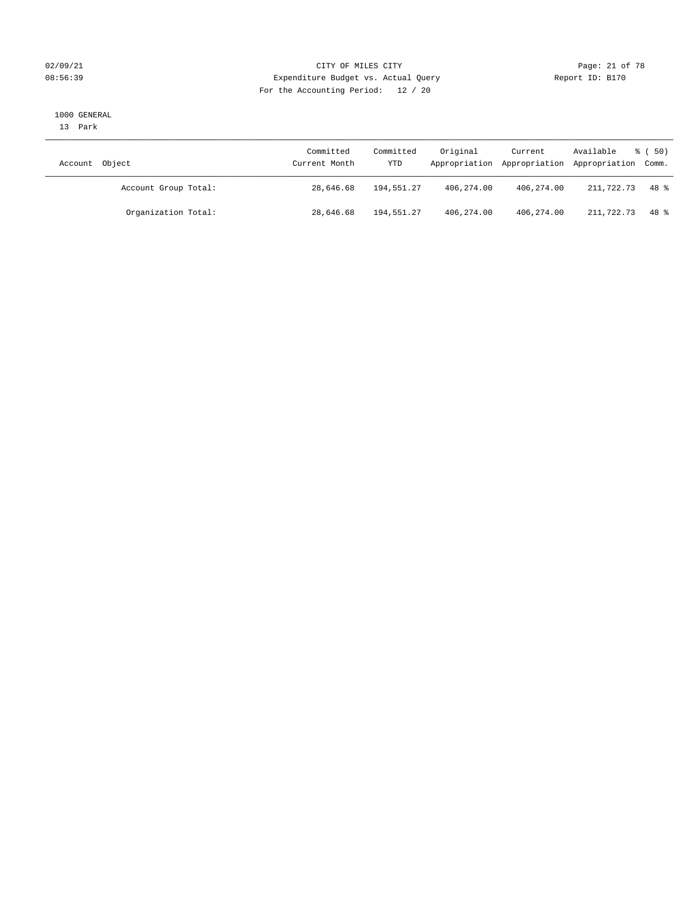CITY OF MILES CITY
Expenditure Budget vs. Actual Query
For the Accounting Period: 12 / 20

1000 GENERAL
13 Park

| Account Object | Committed Current Month | Committed YTD | Original Appropriation | Current Appropriation | Available Appropriation | % ( 50) Comm. |
|---|---|---|---|---|---|---|
| Account Group Total: | 28,646.68 | 194,551.27 | 406,274.00 | 406,274.00 | 211,722.73 | 48 % |
| Organization Total: | 28,646.68 | 194,551.27 | 406,274.00 | 406,274.00 | 211,722.73 | 48 % |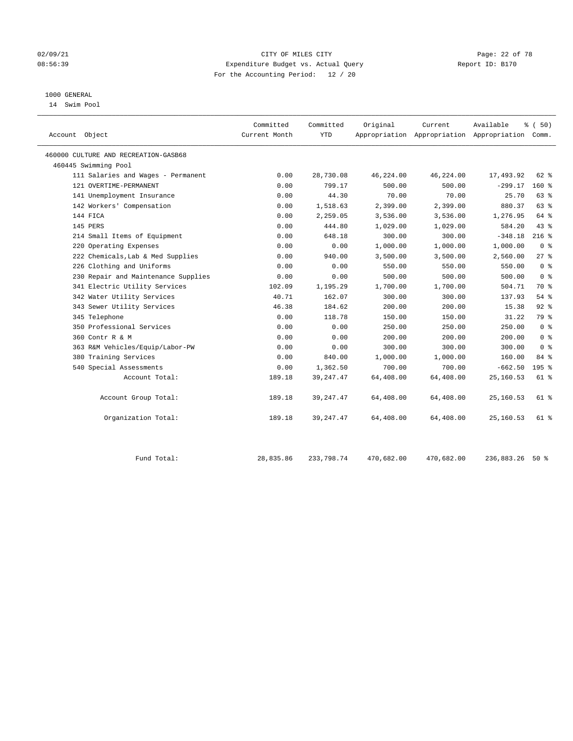02/09/21 CITY OF MILES CITY
08:56:39 Expenditure Budget vs. Actual Query Report ID: B170
For the Accounting Period: 12 / 20

1000 GENERAL
14 Swim Pool

| Account Object | Committed Current Month | Committed YTD | Original Appropriation | Current Appropriation | Available Appropriation | % ( 50) Comm. |
|---|---|---|---|---|---|---|
| 460000 CULTURE AND RECREATION-GASB68 | | | | | | |
| 460445 Swimming Pool | | | | | | |
| 111 Salaries and Wages - Permanent | 0.00 | 28,730.08 | 46,224.00 | 46,224.00 | 17,493.92 | 62 % |
| 121 OVERTIME-PERMANENT | 0.00 | 799.17 | 500.00 | 500.00 | -299.17 | 160 % |
| 141 Unemployment Insurance | 0.00 | 44.30 | 70.00 | 70.00 | 25.70 | 63 % |
| 142 Workers' Compensation | 0.00 | 1,518.63 | 2,399.00 | 2,399.00 | 880.37 | 63 % |
| 144 FICA | 0.00 | 2,259.05 | 3,536.00 | 3,536.00 | 1,276.95 | 64 % |
| 145 PERS | 0.00 | 444.80 | 1,029.00 | 1,029.00 | 584.20 | 43 % |
| 214 Small Items of Equipment | 0.00 | 648.18 | 300.00 | 300.00 | -348.18 | 216 % |
| 220 Operating Expenses | 0.00 | 0.00 | 1,000.00 | 1,000.00 | 1,000.00 | 0 % |
| 222 Chemicals,Lab & Med Supplies | 0.00 | 940.00 | 3,500.00 | 3,500.00 | 2,560.00 | 27 % |
| 226 Clothing and Uniforms | 0.00 | 0.00 | 550.00 | 550.00 | 550.00 | 0 % |
| 230 Repair and Maintenance Supplies | 0.00 | 0.00 | 500.00 | 500.00 | 500.00 | 0 % |
| 341 Electric Utility Services | 102.09 | 1,195.29 | 1,700.00 | 1,700.00 | 504.71 | 70 % |
| 342 Water Utility Services | 40.71 | 162.07 | 300.00 | 300.00 | 137.93 | 54 % |
| 343 Sewer Utility Services | 46.38 | 184.62 | 200.00 | 200.00 | 15.38 | 92 % |
| 345 Telephone | 0.00 | 118.78 | 150.00 | 150.00 | 31.22 | 79 % |
| 350 Professional Services | 0.00 | 0.00 | 250.00 | 250.00 | 250.00 | 0 % |
| 360 Contr R & M | 0.00 | 0.00 | 200.00 | 200.00 | 200.00 | 0 % |
| 363 R&M Vehicles/Equip/Labor-PW | 0.00 | 0.00 | 300.00 | 300.00 | 300.00 | 0 % |
| 380 Training Services | 0.00 | 840.00 | 1,000.00 | 1,000.00 | 160.00 | 84 % |
| 540 Special Assessments | 0.00 | 1,362.50 | 700.00 | 700.00 | -662.50 | 195 % |
| Account Total: | 189.18 | 39,247.47 | 64,408.00 | 64,408.00 | 25,160.53 | 61 % |
| Account Group Total: | 189.18 | 39,247.47 | 64,408.00 | 64,408.00 | 25,160.53 | 61 % |
| Organization Total: | 189.18 | 39,247.47 | 64,408.00 | 64,408.00 | 25,160.53 | 61 % |
| Fund Total: | 28,835.86 | 233,798.74 | 470,682.00 | 470,682.00 | 236,883.26 | 50 % |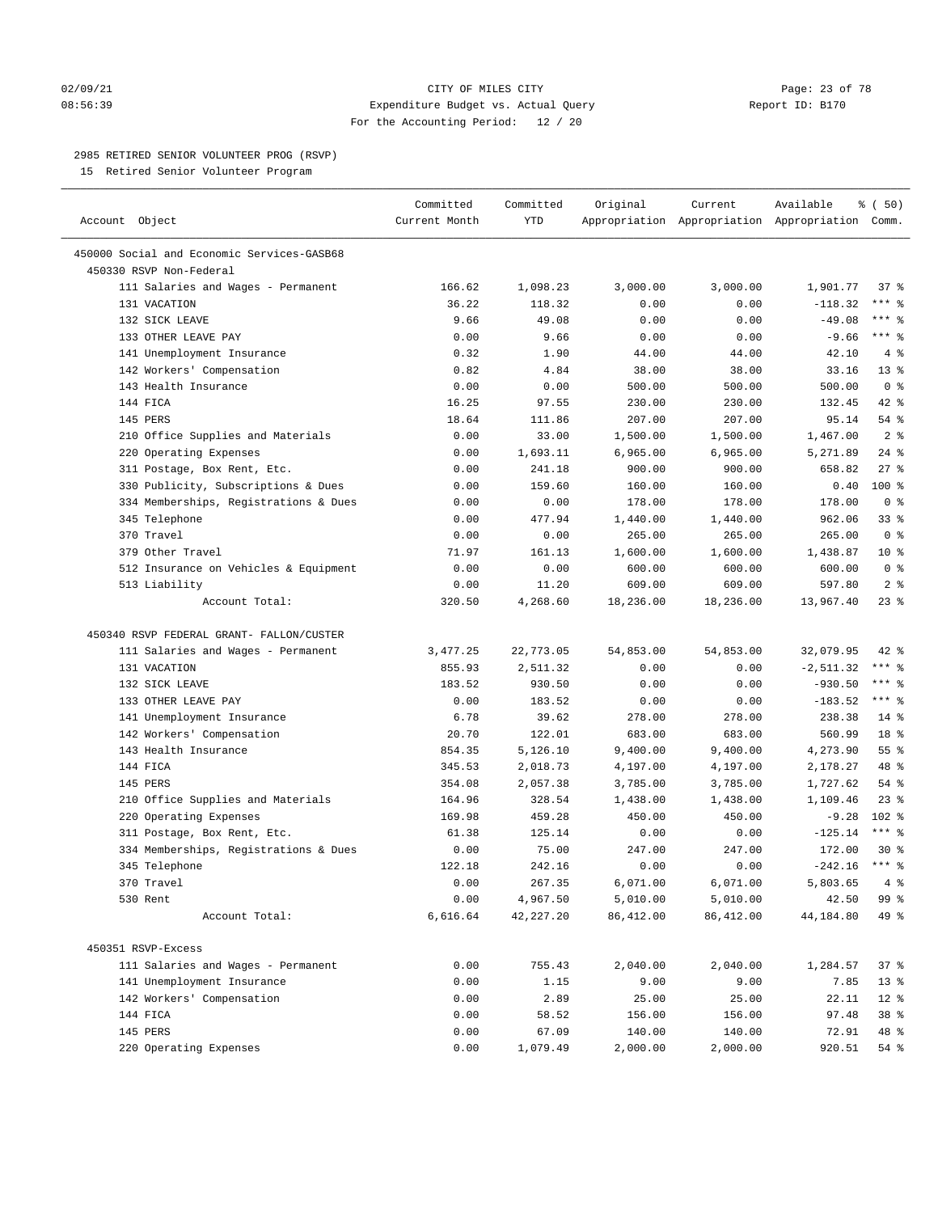02/09/21 CITY OF MILES CITY
08:56:39 Expenditure Budget vs. Actual Query Report ID: B170
For the Accounting Period: 12 / 20

2985 RETIRED SENIOR VOLUNTEER PROG (RSVP)
15 Retired Senior Volunteer Program

| Account Object | Committed Current Month | Committed YTD | Original Appropriation | Current Appropriation | Available Appropriation | % ( 50) Comm. |
|---|---|---|---|---|---|---|
| 450000 Social and Economic Services-GASB68 | | | | | | |
| 450330 RSVP Non-Federal | | | | | | |
| 111 Salaries and Wages - Permanent | 166.62 | 1,098.23 | 3,000.00 | 3,000.00 | 1,901.77 | 37 % |
| 131 VACATION | 36.22 | 118.32 | 0.00 | 0.00 | -118.32 | *** % |
| 132 SICK LEAVE | 9.66 | 49.08 | 0.00 | 0.00 | -49.08 | *** % |
| 133 OTHER LEAVE PAY | 0.00 | 9.66 | 0.00 | 0.00 | -9.66 | *** % |
| 141 Unemployment Insurance | 0.32 | 1.90 | 44.00 | 44.00 | 42.10 | 4 % |
| 142 Workers' Compensation | 0.82 | 4.84 | 38.00 | 38.00 | 33.16 | 13 % |
| 143 Health Insurance | 0.00 | 0.00 | 500.00 | 500.00 | 500.00 | 0 % |
| 144 FICA | 16.25 | 97.55 | 230.00 | 230.00 | 132.45 | 42 % |
| 145 PERS | 18.64 | 111.86 | 207.00 | 207.00 | 95.14 | 54 % |
| 210 Office Supplies and Materials | 0.00 | 33.00 | 1,500.00 | 1,500.00 | 1,467.00 | 2 % |
| 220 Operating Expenses | 0.00 | 1,693.11 | 6,965.00 | 6,965.00 | 5,271.89 | 24 % |
| 311 Postage, Box Rent, Etc. | 0.00 | 241.18 | 900.00 | 900.00 | 658.82 | 27 % |
| 330 Publicity, Subscriptions & Dues | 0.00 | 159.60 | 160.00 | 160.00 | 0.40 | 100 % |
| 334 Memberships, Registrations & Dues | 0.00 | 0.00 | 178.00 | 178.00 | 178.00 | 0 % |
| 345 Telephone | 0.00 | 477.94 | 1,440.00 | 1,440.00 | 962.06 | 33 % |
| 370 Travel | 0.00 | 0.00 | 265.00 | 265.00 | 265.00 | 0 % |
| 379 Other Travel | 71.97 | 161.13 | 1,600.00 | 1,600.00 | 1,438.87 | 10 % |
| 512 Insurance on Vehicles & Equipment | 0.00 | 0.00 | 600.00 | 600.00 | 600.00 | 0 % |
| 513 Liability | 0.00 | 11.20 | 609.00 | 609.00 | 597.80 | 2 % |
| Account Total: | 320.50 | 4,268.60 | 18,236.00 | 18,236.00 | 13,967.40 | 23 % |
| 450340 RSVP FEDERAL GRANT- FALLON/CUSTER | | | | | | |
| 111 Salaries and Wages - Permanent | 3,477.25 | 22,773.05 | 54,853.00 | 54,853.00 | 32,079.95 | 42 % |
| 131 VACATION | 855.93 | 2,511.32 | 0.00 | 0.00 | -2,511.32 | *** % |
| 132 SICK LEAVE | 183.52 | 930.50 | 0.00 | 0.00 | -930.50 | *** % |
| 133 OTHER LEAVE PAY | 0.00 | 183.52 | 0.00 | 0.00 | -183.52 | *** % |
| 141 Unemployment Insurance | 6.78 | 39.62 | 278.00 | 278.00 | 238.38 | 14 % |
| 142 Workers' Compensation | 20.70 | 122.01 | 683.00 | 683.00 | 560.99 | 18 % |
| 143 Health Insurance | 854.35 | 5,126.10 | 9,400.00 | 9,400.00 | 4,273.90 | 55 % |
| 144 FICA | 345.53 | 2,018.73 | 4,197.00 | 4,197.00 | 2,178.27 | 48 % |
| 145 PERS | 354.08 | 2,057.38 | 3,785.00 | 3,785.00 | 1,727.62 | 54 % |
| 210 Office Supplies and Materials | 164.96 | 328.54 | 1,438.00 | 1,438.00 | 1,109.46 | 23 % |
| 220 Operating Expenses | 169.98 | 459.28 | 450.00 | 450.00 | -9.28 | 102 % |
| 311 Postage, Box Rent, Etc. | 61.38 | 125.14 | 0.00 | 0.00 | -125.14 | *** % |
| 334 Memberships, Registrations & Dues | 0.00 | 75.00 | 247.00 | 247.00 | 172.00 | 30 % |
| 345 Telephone | 122.18 | 242.16 | 0.00 | 0.00 | -242.16 | *** % |
| 370 Travel | 0.00 | 267.35 | 6,071.00 | 6,071.00 | 5,803.65 | 4 % |
| 530 Rent | 0.00 | 4,967.50 | 5,010.00 | 5,010.00 | 42.50 | 99 % |
| Account Total: | 6,616.64 | 42,227.20 | 86,412.00 | 86,412.00 | 44,184.80 | 49 % |
| 450351 RSVP-Excess | | | | | | |
| 111 Salaries and Wages - Permanent | 0.00 | 755.43 | 2,040.00 | 2,040.00 | 1,284.57 | 37 % |
| 141 Unemployment Insurance | 0.00 | 1.15 | 9.00 | 9.00 | 7.85 | 13 % |
| 142 Workers' Compensation | 0.00 | 2.89 | 25.00 | 25.00 | 22.11 | 12 % |
| 144 FICA | 0.00 | 58.52 | 156.00 | 156.00 | 97.48 | 38 % |
| 145 PERS | 0.00 | 67.09 | 140.00 | 140.00 | 72.91 | 48 % |
| 220 Operating Expenses | 0.00 | 1,079.49 | 2,000.00 | 2,000.00 | 920.51 | 54 % |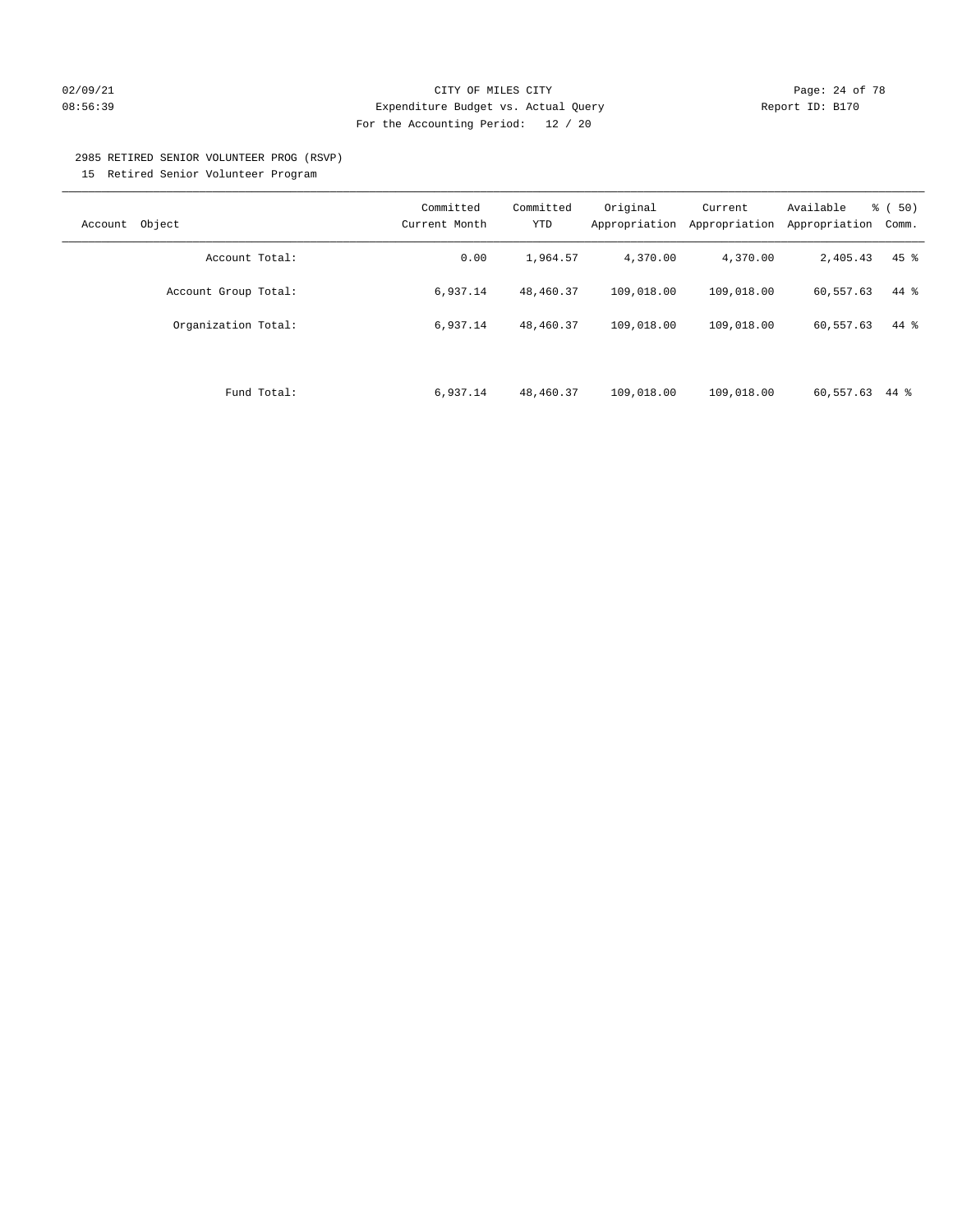CITY OF MILES CITY

Expenditure Budget vs. Actual Query

For the Accounting Period: 12 / 20

2985 RETIRED SENIOR VOLUNTEER PROG (RSVP)

15 Retired Senior Volunteer Program

| Account Object | Committed Current Month | Committed YTD | Original Appropriation | Current Appropriation | Available Appropriation | % ( 50) Comm. |
|---|---|---|---|---|---|---|
| Account Total: | 0.00 | 1,964.57 | 4,370.00 | 4,370.00 | 2,405.43 | 45 % |
| Account Group Total: | 6,937.14 | 48,460.37 | 109,018.00 | 109,018.00 | 60,557.63 | 44 % |
| Organization Total: | 6,937.14 | 48,460.37 | 109,018.00 | 109,018.00 | 60,557.63 | 44 % |
| Fund Total: | 6,937.14 | 48,460.37 | 109,018.00 | 109,018.00 | 60,557.63 | 44 % |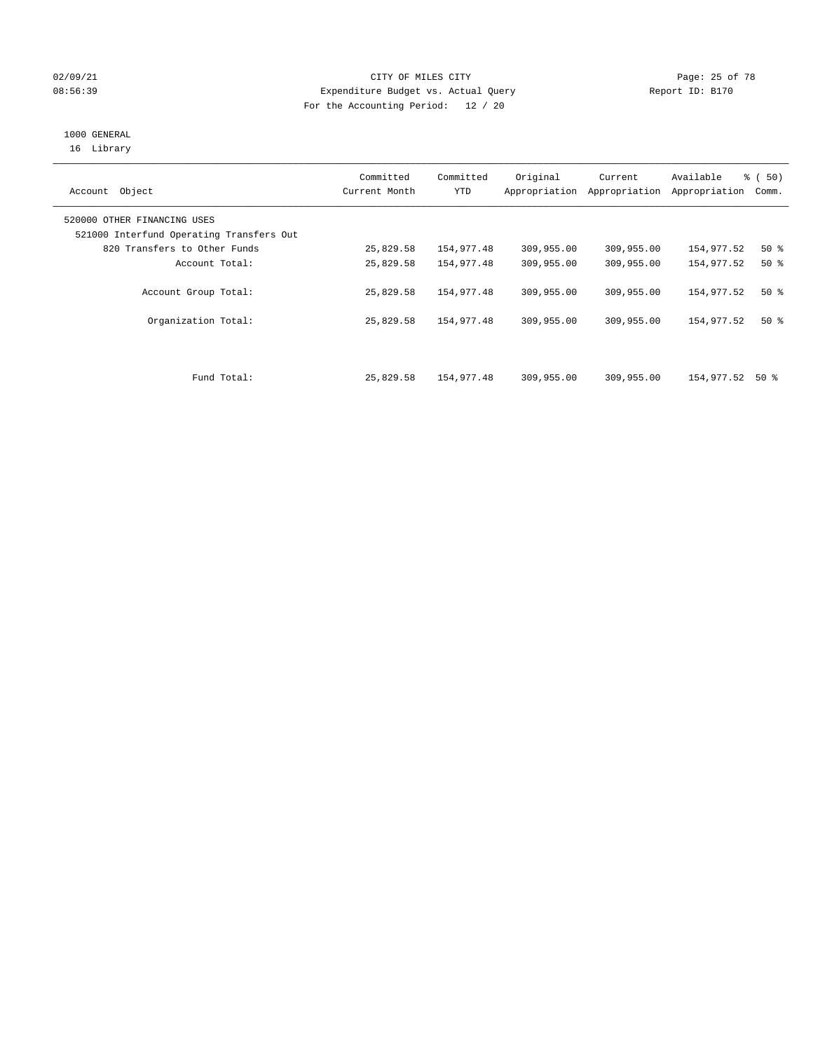CITY OF MILES CITY
Expenditure Budget vs. Actual Query
For the Accounting Period: 12 / 20

02/09/21
08:56:39

Report ID: B170

1000 GENERAL
16 Library

| Account Object | Committed Current Month | Committed YTD | Original Appropriation | Current Appropriation | Available Appropriation | % ( 50) Comm. |
|---|---|---|---|---|---|---|
| 520000 OTHER FINANCING USES | | | | | | |
| 521000 Interfund Operating Transfers Out | | | | | | |
| 820 Transfers to Other Funds | 25,829.58 | 154,977.48 | 309,955.00 | 309,955.00 | 154,977.52 | 50 % |
| Account Total: | 25,829.58 | 154,977.48 | 309,955.00 | 309,955.00 | 154,977.52 | 50 % |
| Account Group Total: | 25,829.58 | 154,977.48 | 309,955.00 | 309,955.00 | 154,977.52 | 50 % |
| Organization Total: | 25,829.58 | 154,977.48 | 309,955.00 | 309,955.00 | 154,977.52 | 50 % |
| Fund Total: | 25,829.58 | 154,977.48 | 309,955.00 | 309,955.00 | 154,977.52 | 50 % |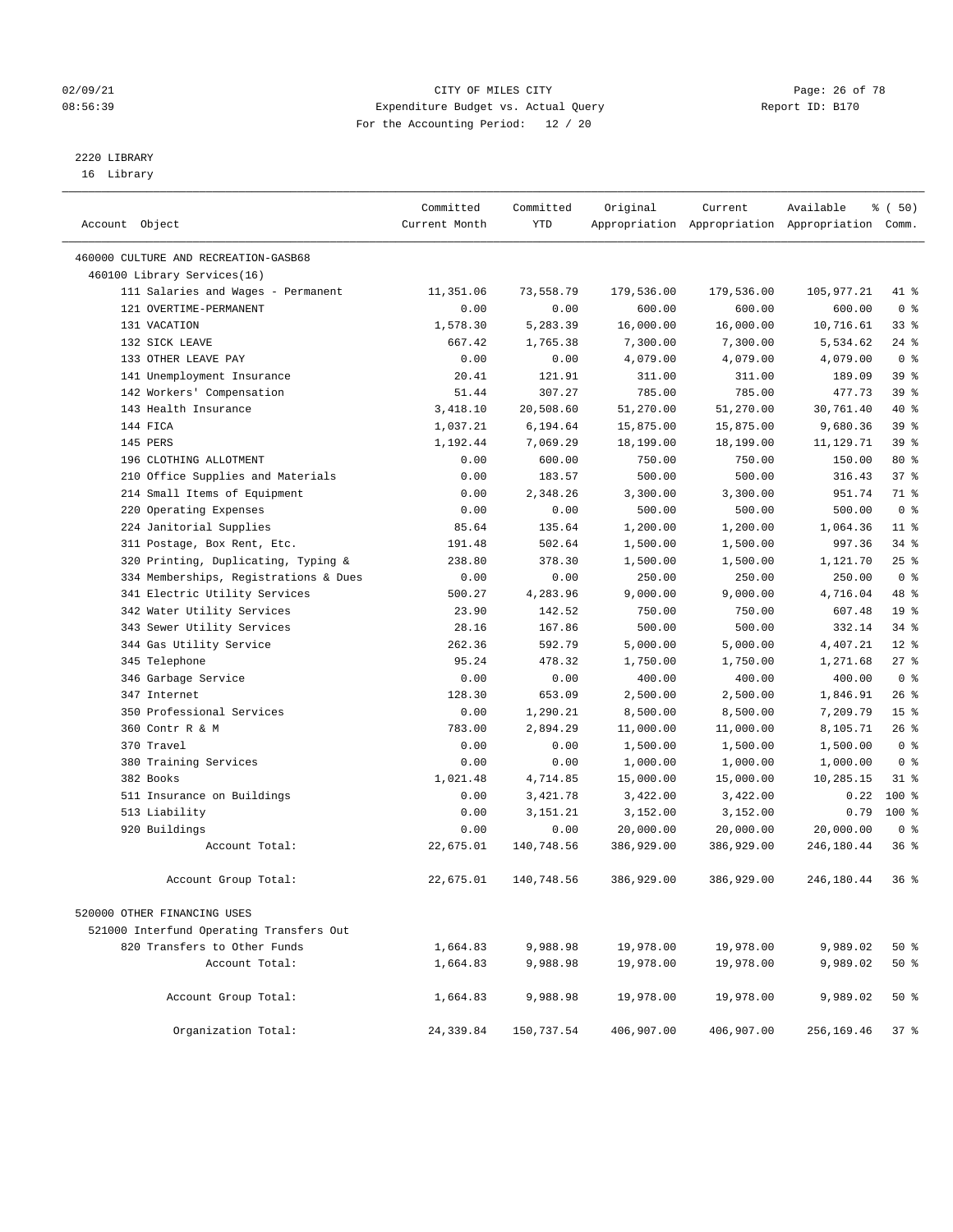02/09/21 CITY OF MILES CITY
08:56:39 Expenditure Budget vs. Actual Query Report ID: B170
For the Accounting Period: 12 / 20

2220 LIBRARY
16 Library

| Account Object | Committed Current Month | Committed YTD | Original Appropriation | Current Appropriation | Available Appropriation | % ( 50) Comm. |
|---|---|---|---|---|---|---|
| 460000 CULTURE AND RECREATION-GASB68 | | | | | | |
| 460100 Library Services(16) | | | | | | |
| 111 Salaries and Wages - Permanent | 11,351.06 | 73,558.79 | 179,536.00 | 179,536.00 | 105,977.21 | 41 % |
| 121 OVERTIME-PERMANENT | 0.00 | 0.00 | 600.00 | 600.00 | 600.00 | 0 % |
| 131 VACATION | 1,578.30 | 5,283.39 | 16,000.00 | 16,000.00 | 10,716.61 | 33 % |
| 132 SICK LEAVE | 667.42 | 1,765.38 | 7,300.00 | 7,300.00 | 5,534.62 | 24 % |
| 133 OTHER LEAVE PAY | 0.00 | 0.00 | 4,079.00 | 4,079.00 | 4,079.00 | 0 % |
| 141 Unemployment Insurance | 20.41 | 121.91 | 311.00 | 311.00 | 189.09 | 39 % |
| 142 Workers' Compensation | 51.44 | 307.27 | 785.00 | 785.00 | 477.73 | 39 % |
| 143 Health Insurance | 3,418.10 | 20,508.60 | 51,270.00 | 51,270.00 | 30,761.40 | 40 % |
| 144 FICA | 1,037.21 | 6,194.64 | 15,875.00 | 15,875.00 | 9,680.36 | 39 % |
| 145 PERS | 1,192.44 | 7,069.29 | 18,199.00 | 18,199.00 | 11,129.71 | 39 % |
| 196 CLOTHING ALLOTMENT | 0.00 | 600.00 | 750.00 | 750.00 | 150.00 | 80 % |
| 210 Office Supplies and Materials | 0.00 | 183.57 | 500.00 | 500.00 | 316.43 | 37 % |
| 214 Small Items of Equipment | 0.00 | 2,348.26 | 3,300.00 | 3,300.00 | 951.74 | 71 % |
| 220 Operating Expenses | 0.00 | 0.00 | 500.00 | 500.00 | 500.00 | 0 % |
| 224 Janitorial Supplies | 85.64 | 135.64 | 1,200.00 | 1,200.00 | 1,064.36 | 11 % |
| 311 Postage, Box Rent, Etc. | 191.48 | 502.64 | 1,500.00 | 1,500.00 | 997.36 | 34 % |
| 320 Printing, Duplicating, Typing & | 238.80 | 378.30 | 1,500.00 | 1,500.00 | 1,121.70 | 25 % |
| 334 Memberships, Registrations & Dues | 0.00 | 0.00 | 250.00 | 250.00 | 250.00 | 0 % |
| 341 Electric Utility Services | 500.27 | 4,283.96 | 9,000.00 | 9,000.00 | 4,716.04 | 48 % |
| 342 Water Utility Services | 23.90 | 142.52 | 750.00 | 750.00 | 607.48 | 19 % |
| 343 Sewer Utility Services | 28.16 | 167.86 | 500.00 | 500.00 | 332.14 | 34 % |
| 344 Gas Utility Service | 262.36 | 592.79 | 5,000.00 | 5,000.00 | 4,407.21 | 12 % |
| 345 Telephone | 95.24 | 478.32 | 1,750.00 | 1,750.00 | 1,271.68 | 27 % |
| 346 Garbage Service | 0.00 | 0.00 | 400.00 | 400.00 | 400.00 | 0 % |
| 347 Internet | 128.30 | 653.09 | 2,500.00 | 2,500.00 | 1,846.91 | 26 % |
| 350 Professional Services | 0.00 | 1,290.21 | 8,500.00 | 8,500.00 | 7,209.79 | 15 % |
| 360 Contr R & M | 783.00 | 2,894.29 | 11,000.00 | 11,000.00 | 8,105.71 | 26 % |
| 370 Travel | 0.00 | 0.00 | 1,500.00 | 1,500.00 | 1,500.00 | 0 % |
| 380 Training Services | 0.00 | 0.00 | 1,000.00 | 1,000.00 | 1,000.00 | 0 % |
| 382 Books | 1,021.48 | 4,714.85 | 15,000.00 | 15,000.00 | 10,285.15 | 31 % |
| 511 Insurance on Buildings | 0.00 | 3,421.78 | 3,422.00 | 3,422.00 | 0.22 | 100 % |
| 513 Liability | 0.00 | 3,151.21 | 3,152.00 | 3,152.00 | 0.79 | 100 % |
| 920 Buildings | 0.00 | 0.00 | 20,000.00 | 20,000.00 | 20,000.00 | 0 % |
| Account Total: | 22,675.01 | 140,748.56 | 386,929.00 | 386,929.00 | 246,180.44 | 36 % |
| Account Group Total: | 22,675.01 | 140,748.56 | 386,929.00 | 386,929.00 | 246,180.44 | 36 % |
| 520000 OTHER FINANCING USES | | | | | | |
| 521000 Interfund Operating Transfers Out | | | | | | |
| 820 Transfers to Other Funds | 1,664.83 | 9,988.98 | 19,978.00 | 19,978.00 | 9,989.02 | 50 % |
| Account Total: | 1,664.83 | 9,988.98 | 19,978.00 | 19,978.00 | 9,989.02 | 50 % |
| Account Group Total: | 1,664.83 | 9,988.98 | 19,978.00 | 19,978.00 | 9,989.02 | 50 % |
| Organization Total: | 24,339.84 | 150,737.54 | 406,907.00 | 406,907.00 | 256,169.46 | 37 % |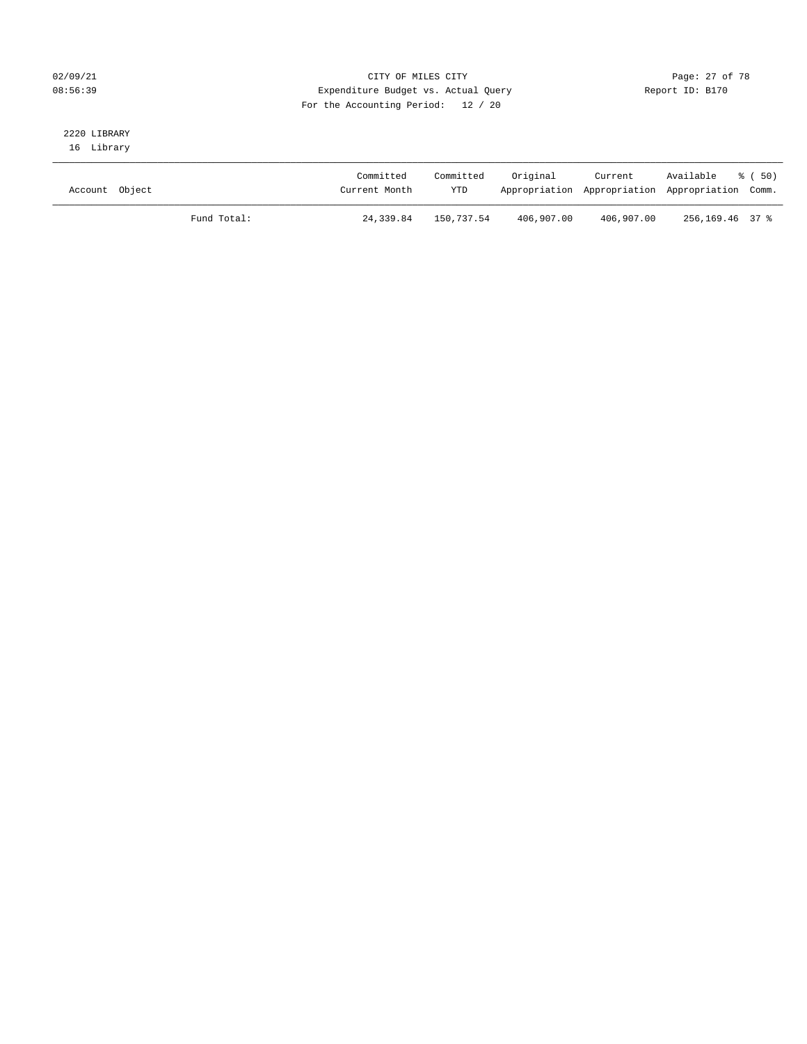CITY OF MILES CITY
Expenditure Budget vs. Actual Query
For the Accounting Period: 12 / 20

02/09/21
08:56:39

Report ID: B170

2220 LIBRARY
16 Library

| Account Object | | Committed Current Month | Committed YTD | Original Appropriation | Current Appropriation | Available Appropriation | % ( 50) Comm. |
|---|---|---|---|---|---|---|---|
| | Fund Total: | 24,339.84 | 150,737.54 | 406,907.00 | 406,907.00 | 256,169.46 | 37 % |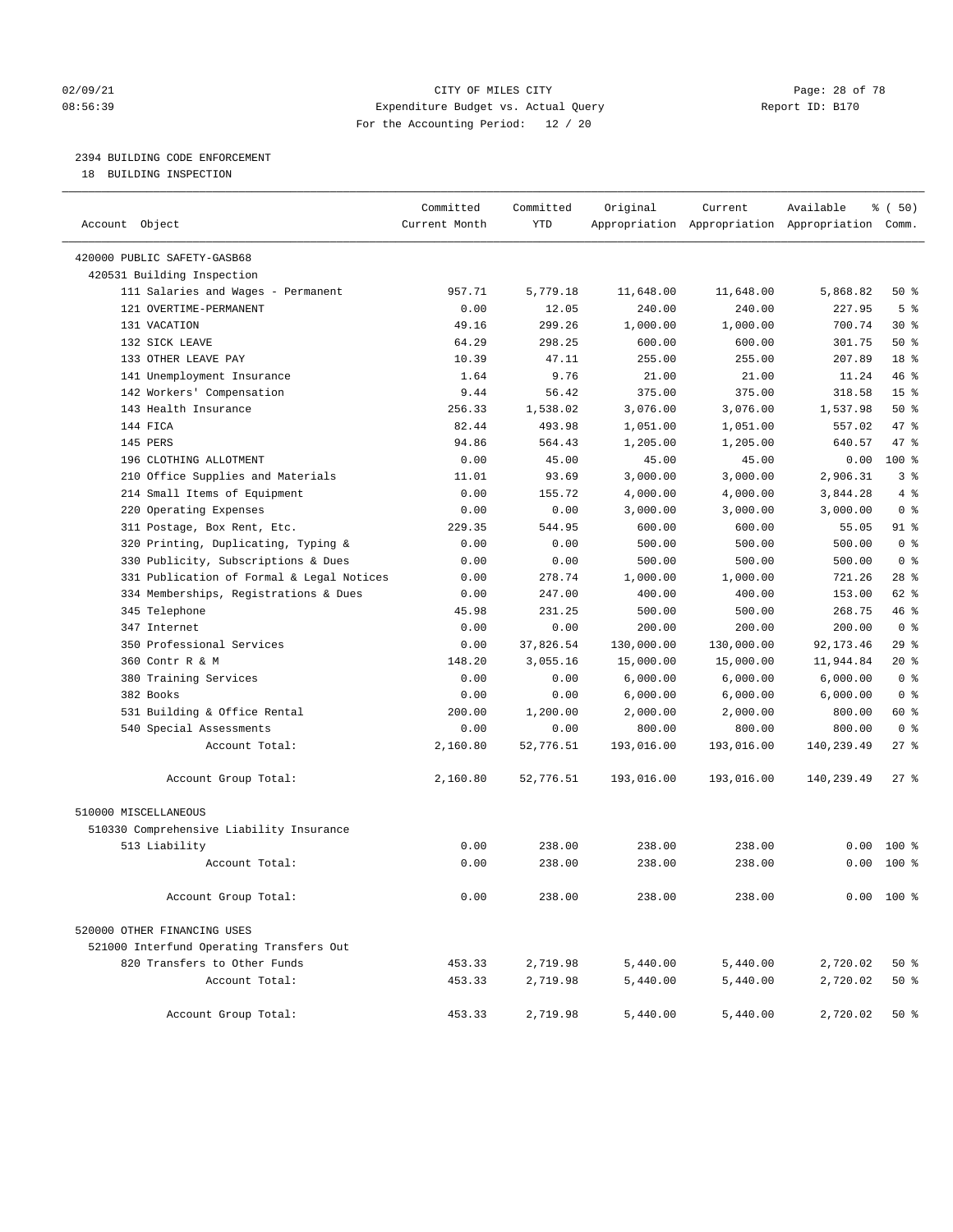CITY OF MILES CITY
Expenditure Budget vs. Actual Query
For the Accounting Period: 12 / 20

02/09/21
08:56:39

Report ID: B170

## 2394 BUILDING CODE ENFORCEMENT

18 BUILDING INSPECTION

| Account Object | Committed Current Month | Committed YTD | Original Appropriation | Current Appropriation | Available Appropriation | % ( 50) Comm. |
|---|---|---|---|---|---|---|
| 420000 PUBLIC SAFETY-GASB68 | | | | | | |
| 420531 Building Inspection | | | | | | |
| 111 Salaries and Wages - Permanent | 957.71 | 5,779.18 | 11,648.00 | 11,648.00 | 5,868.82 | 50 % |
| 121 OVERTIME-PERMANENT | 0.00 | 12.05 | 240.00 | 240.00 | 227.95 | 5 % |
| 131 VACATION | 49.16 | 299.26 | 1,000.00 | 1,000.00 | 700.74 | 30 % |
| 132 SICK LEAVE | 64.29 | 298.25 | 600.00 | 600.00 | 301.75 | 50 % |
| 133 OTHER LEAVE PAY | 10.39 | 47.11 | 255.00 | 255.00 | 207.89 | 18 % |
| 141 Unemployment Insurance | 1.64 | 9.76 | 21.00 | 21.00 | 11.24 | 46 % |
| 142 Workers' Compensation | 9.44 | 56.42 | 375.00 | 375.00 | 318.58 | 15 % |
| 143 Health Insurance | 256.33 | 1,538.02 | 3,076.00 | 3,076.00 | 1,537.98 | 50 % |
| 144 FICA | 82.44 | 493.98 | 1,051.00 | 1,051.00 | 557.02 | 47 % |
| 145 PERS | 94.86 | 564.43 | 1,205.00 | 1,205.00 | 640.57 | 47 % |
| 196 CLOTHING ALLOTMENT | 0.00 | 45.00 | 45.00 | 45.00 | 0.00 | 100 % |
| 210 Office Supplies and Materials | 11.01 | 93.69 | 3,000.00 | 3,000.00 | 2,906.31 | 3 % |
| 214 Small Items of Equipment | 0.00 | 155.72 | 4,000.00 | 4,000.00 | 3,844.28 | 4 % |
| 220 Operating Expenses | 0.00 | 0.00 | 3,000.00 | 3,000.00 | 3,000.00 | 0 % |
| 311 Postage, Box Rent, Etc. | 229.35 | 544.95 | 600.00 | 600.00 | 55.05 | 91 % |
| 320 Printing, Duplicating, Typing & | 0.00 | 0.00 | 500.00 | 500.00 | 500.00 | 0 % |
| 330 Publicity, Subscriptions & Dues | 0.00 | 0.00 | 500.00 | 500.00 | 500.00 | 0 % |
| 331 Publication of Formal & Legal Notices | 0.00 | 278.74 | 1,000.00 | 1,000.00 | 721.26 | 28 % |
| 334 Memberships, Registrations & Dues | 0.00 | 247.00 | 400.00 | 400.00 | 153.00 | 62 % |
| 345 Telephone | 45.98 | 231.25 | 500.00 | 500.00 | 268.75 | 46 % |
| 347 Internet | 0.00 | 0.00 | 200.00 | 200.00 | 200.00 | 0 % |
| 350 Professional Services | 0.00 | 37,826.54 | 130,000.00 | 130,000.00 | 92,173.46 | 29 % |
| 360 Contr R & M | 148.20 | 3,055.16 | 15,000.00 | 15,000.00 | 11,944.84 | 20 % |
| 380 Training Services | 0.00 | 0.00 | 6,000.00 | 6,000.00 | 6,000.00 | 0 % |
| 382 Books | 0.00 | 0.00 | 6,000.00 | 6,000.00 | 6,000.00 | 0 % |
| 531 Building & Office Rental | 200.00 | 1,200.00 | 2,000.00 | 2,000.00 | 800.00 | 60 % |
| 540 Special Assessments | 0.00 | 0.00 | 800.00 | 800.00 | 800.00 | 0 % |
| Account Total: | 2,160.80 | 52,776.51 | 193,016.00 | 193,016.00 | 140,239.49 | 27 % |
| Account Group Total: | 2,160.80 | 52,776.51 | 193,016.00 | 193,016.00 | 140,239.49 | 27 % |
| 510000 MISCELLANEOUS | | | | | | |
| 510330 Comprehensive Liability Insurance | | | | | | |
| 513 Liability | 0.00 | 238.00 | 238.00 | 238.00 | 0.00 | 100 % |
| Account Total: | 0.00 | 238.00 | 238.00 | 238.00 | 0.00 | 100 % |
| Account Group Total: | 0.00 | 238.00 | 238.00 | 238.00 | 0.00 | 100 % |
| 520000 OTHER FINANCING USES | | | | | | |
| 521000 Interfund Operating Transfers Out | | | | | | |
| 820 Transfers to Other Funds | 453.33 | 2,719.98 | 5,440.00 | 5,440.00 | 2,720.02 | 50 % |
| Account Total: | 453.33 | 2,719.98 | 5,440.00 | 5,440.00 | 2,720.02 | 50 % |
| Account Group Total: | 453.33 | 2,719.98 | 5,440.00 | 5,440.00 | 2,720.02 | 50 % |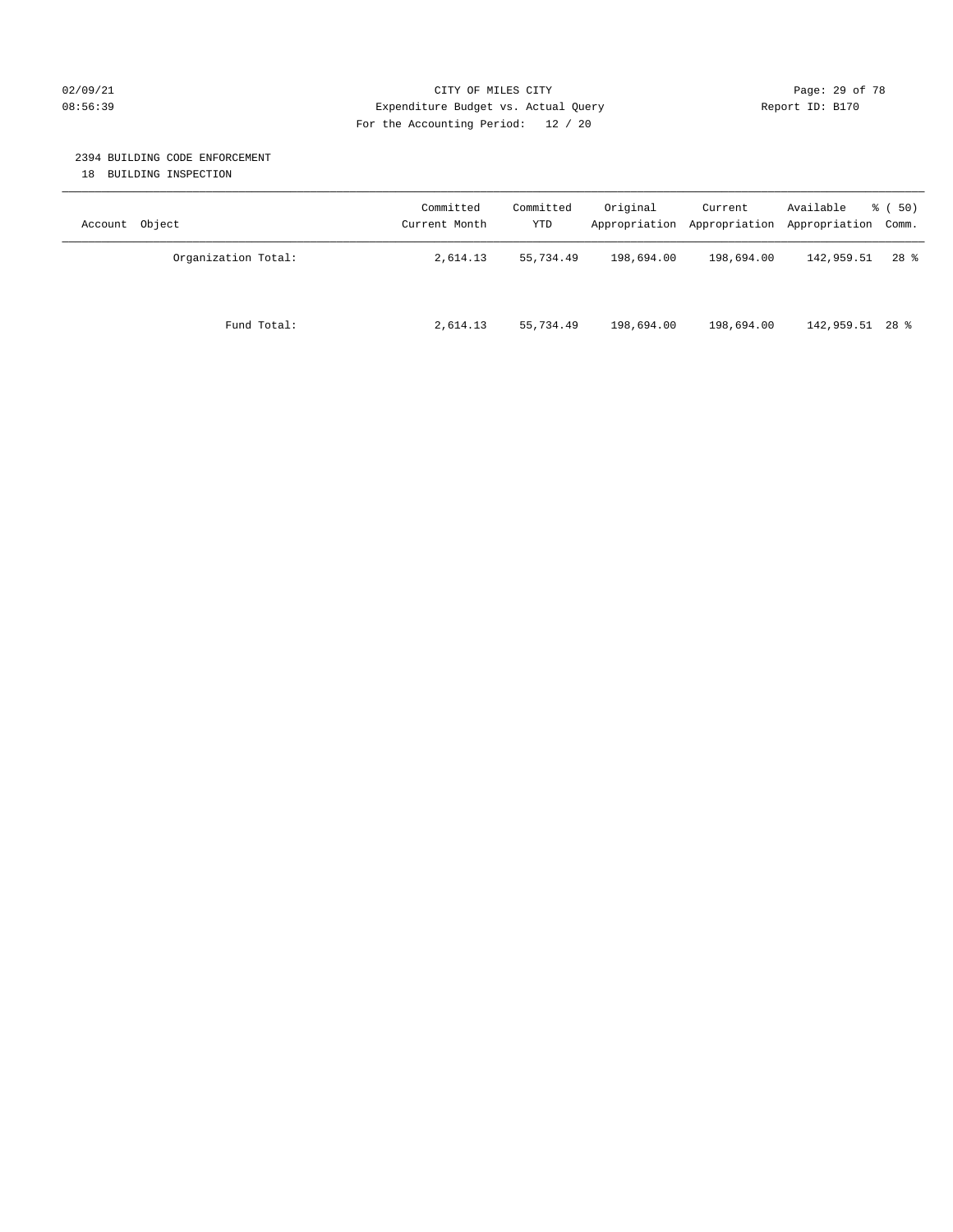## 2394 BUILDING CODE ENFORCEMENT

18 BUILDING INSPECTION

| Account Object | Committed Current Month | Committed YTD | Original Appropriation | Current Appropriation | Available Appropriation | % ( 50) Comm. |
|---|---|---|---|---|---|---|
| Organization Total: | 2,614.13 | 55,734.49 | 198,694.00 | 198,694.00 | 142,959.51 | 28 % |
| Fund Total: | 2,614.13 | 55,734.49 | 198,694.00 | 198,694.00 | 142,959.51 | 28 % |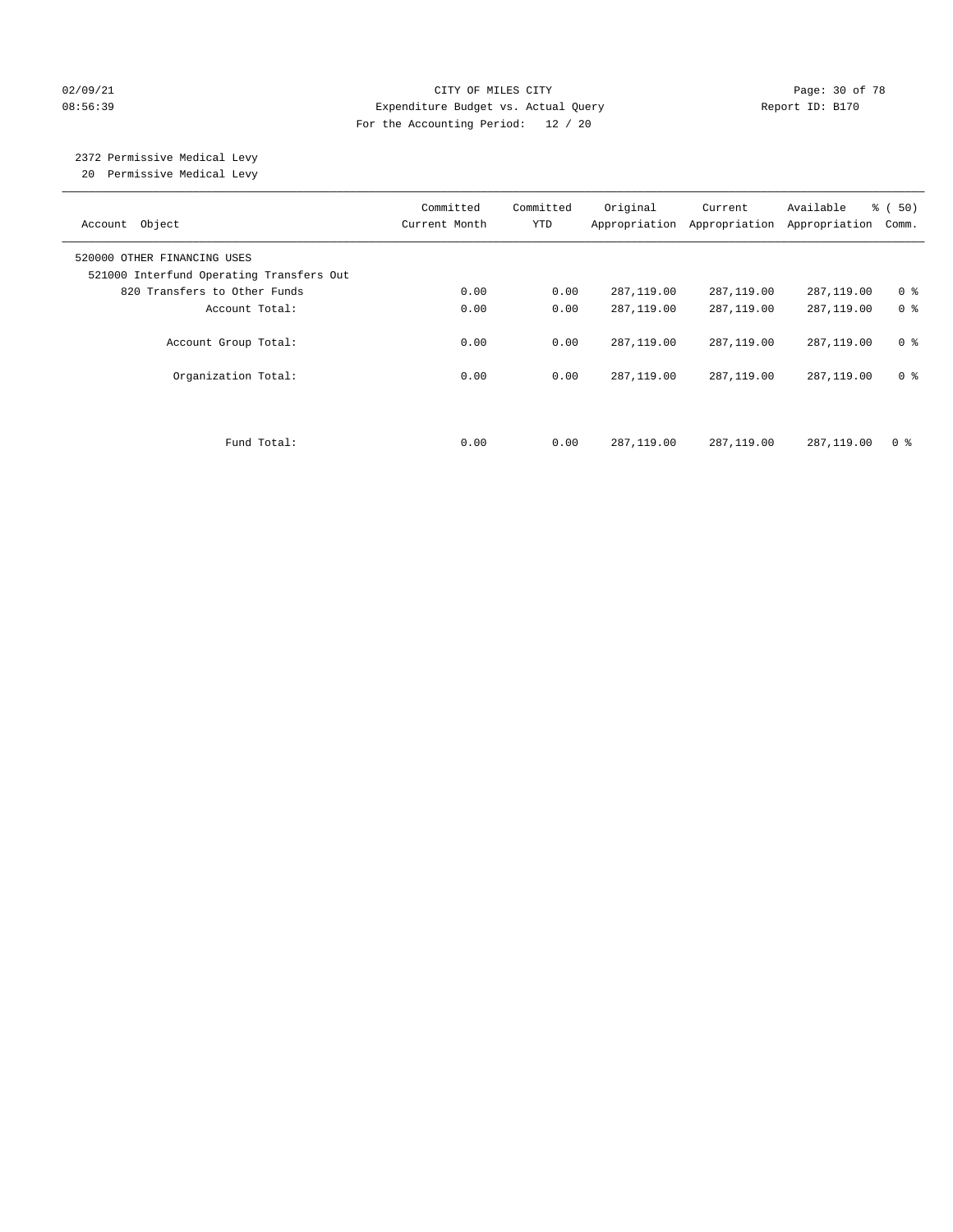CITY OF MILES CITY
Expenditure Budget vs. Actual Query
For the Accounting Period: 12 / 20

02/09/21
08:56:39

Report ID: B170

2372 Permissive Medical Levy
20 Permissive Medical Levy

| Account Object | Committed Current Month | Committed YTD | Original Appropriation | Current Appropriation | Available Appropriation | % ( 50) Comm. |
|---|---|---|---|---|---|---|
| 520000 OTHER FINANCING USES | | | | | | |
| 521000 Interfund Operating Transfers Out | | | | | | |
| 820 Transfers to Other Funds | 0.00 | 0.00 | 287,119.00 | 287,119.00 | 287,119.00 | 0 % |
| Account Total: | 0.00 | 0.00 | 287,119.00 | 287,119.00 | 287,119.00 | 0 % |
| Account Group Total: | 0.00 | 0.00 | 287,119.00 | 287,119.00 | 287,119.00 | 0 % |
| Organization Total: | 0.00 | 0.00 | 287,119.00 | 287,119.00 | 287,119.00 | 0 % |
| Fund Total: | 0.00 | 0.00 | 287,119.00 | 287,119.00 | 287,119.00 | 0 % |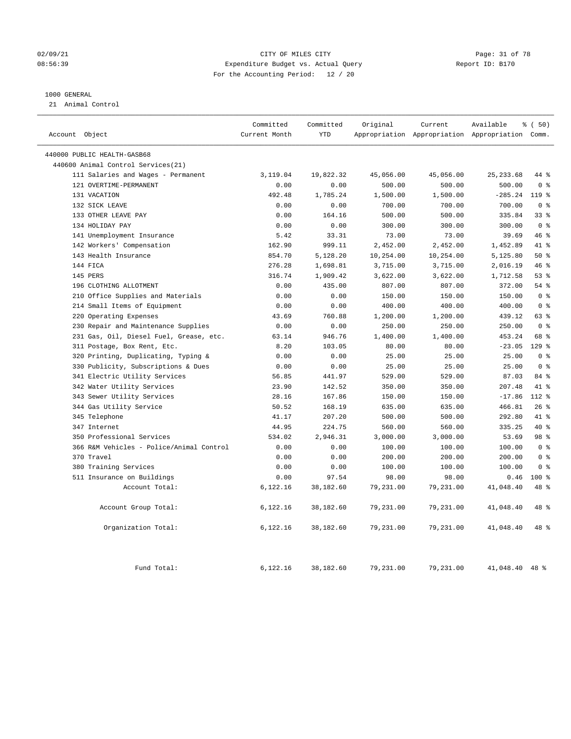02/09/21 CITY OF MILES CITY
08:56:39 Expenditure Budget vs. Actual Query Report ID: B170
For the Accounting Period: 12 / 20

1000 GENERAL
21 Animal Control

| Account Object | Committed Current Month | Committed YTD | Original Appropriation | Current Appropriation | Available Appropriation | % ( 50) Comm. |
|---|---|---|---|---|---|---|
| 440000 PUBLIC HEALTH-GASB68 | | | | | | |
| 440600 Animal Control Services(21) | | | | | | |
| 111 Salaries and Wages - Permanent | 3,119.04 | 19,822.32 | 45,056.00 | 45,056.00 | 25,233.68 | 44 % |
| 121 OVERTIME-PERMANENT | 0.00 | 0.00 | 500.00 | 500.00 | 500.00 | 0 % |
| 131 VACATION | 492.48 | 1,785.24 | 1,500.00 | 1,500.00 | -285.24 | 119 % |
| 132 SICK LEAVE | 0.00 | 0.00 | 700.00 | 700.00 | 700.00 | 0 % |
| 133 OTHER LEAVE PAY | 0.00 | 164.16 | 500.00 | 500.00 | 335.84 | 33 % |
| 134 HOLIDAY PAY | 0.00 | 0.00 | 300.00 | 300.00 | 300.00 | 0 % |
| 141 Unemployment Insurance | 5.42 | 33.31 | 73.00 | 73.00 | 39.69 | 46 % |
| 142 Workers' Compensation | 162.90 | 999.11 | 2,452.00 | 2,452.00 | 1,452.89 | 41 % |
| 143 Health Insurance | 854.70 | 5,128.20 | 10,254.00 | 10,254.00 | 5,125.80 | 50 % |
| 144 FICA | 276.28 | 1,698.81 | 3,715.00 | 3,715.00 | 2,016.19 | 46 % |
| 145 PERS | 316.74 | 1,909.42 | 3,622.00 | 3,622.00 | 1,712.58 | 53 % |
| 196 CLOTHING ALLOTMENT | 0.00 | 435.00 | 807.00 | 807.00 | 372.00 | 54 % |
| 210 Office Supplies and Materials | 0.00 | 0.00 | 150.00 | 150.00 | 150.00 | 0 % |
| 214 Small Items of Equipment | 0.00 | 0.00 | 400.00 | 400.00 | 400.00 | 0 % |
| 220 Operating Expenses | 43.69 | 760.88 | 1,200.00 | 1,200.00 | 439.12 | 63 % |
| 230 Repair and Maintenance Supplies | 0.00 | 0.00 | 250.00 | 250.00 | 250.00 | 0 % |
| 231 Gas, Oil, Diesel Fuel, Grease, etc. | 63.14 | 946.76 | 1,400.00 | 1,400.00 | 453.24 | 68 % |
| 311 Postage, Box Rent, Etc. | 8.20 | 103.05 | 80.00 | 80.00 | -23.05 | 129 % |
| 320 Printing, Duplicating, Typing & | 0.00 | 0.00 | 25.00 | 25.00 | 25.00 | 0 % |
| 330 Publicity, Subscriptions & Dues | 0.00 | 0.00 | 25.00 | 25.00 | 25.00 | 0 % |
| 341 Electric Utility Services | 56.85 | 441.97 | 529.00 | 529.00 | 87.03 | 84 % |
| 342 Water Utility Services | 23.90 | 142.52 | 350.00 | 350.00 | 207.48 | 41 % |
| 343 Sewer Utility Services | 28.16 | 167.86 | 150.00 | 150.00 | -17.86 | 112 % |
| 344 Gas Utility Service | 50.52 | 168.19 | 635.00 | 635.00 | 466.81 | 26 % |
| 345 Telephone | 41.17 | 207.20 | 500.00 | 500.00 | 292.80 | 41 % |
| 347 Internet | 44.95 | 224.75 | 560.00 | 560.00 | 335.25 | 40 % |
| 350 Professional Services | 534.02 | 2,946.31 | 3,000.00 | 3,000.00 | 53.69 | 98 % |
| 366 R&M Vehicles - Police/Animal Control | 0.00 | 0.00 | 100.00 | 100.00 | 100.00 | 0 % |
| 370 Travel | 0.00 | 0.00 | 200.00 | 200.00 | 200.00 | 0 % |
| 380 Training Services | 0.00 | 0.00 | 100.00 | 100.00 | 100.00 | 0 % |
| 511 Insurance on Buildings | 0.00 | 97.54 | 98.00 | 98.00 | 0.46 | 100 % |
| Account Total: | 6,122.16 | 38,182.60 | 79,231.00 | 79,231.00 | 41,048.40 | 48 % |
| Account Group Total: | 6,122.16 | 38,182.60 | 79,231.00 | 79,231.00 | 41,048.40 | 48 % |
| Organization Total: | 6,122.16 | 38,182.60 | 79,231.00 | 79,231.00 | 41,048.40 | 48 % |
| Fund Total: | 6,122.16 | 38,182.60 | 79,231.00 | 79,231.00 | 41,048.40 | 48 % |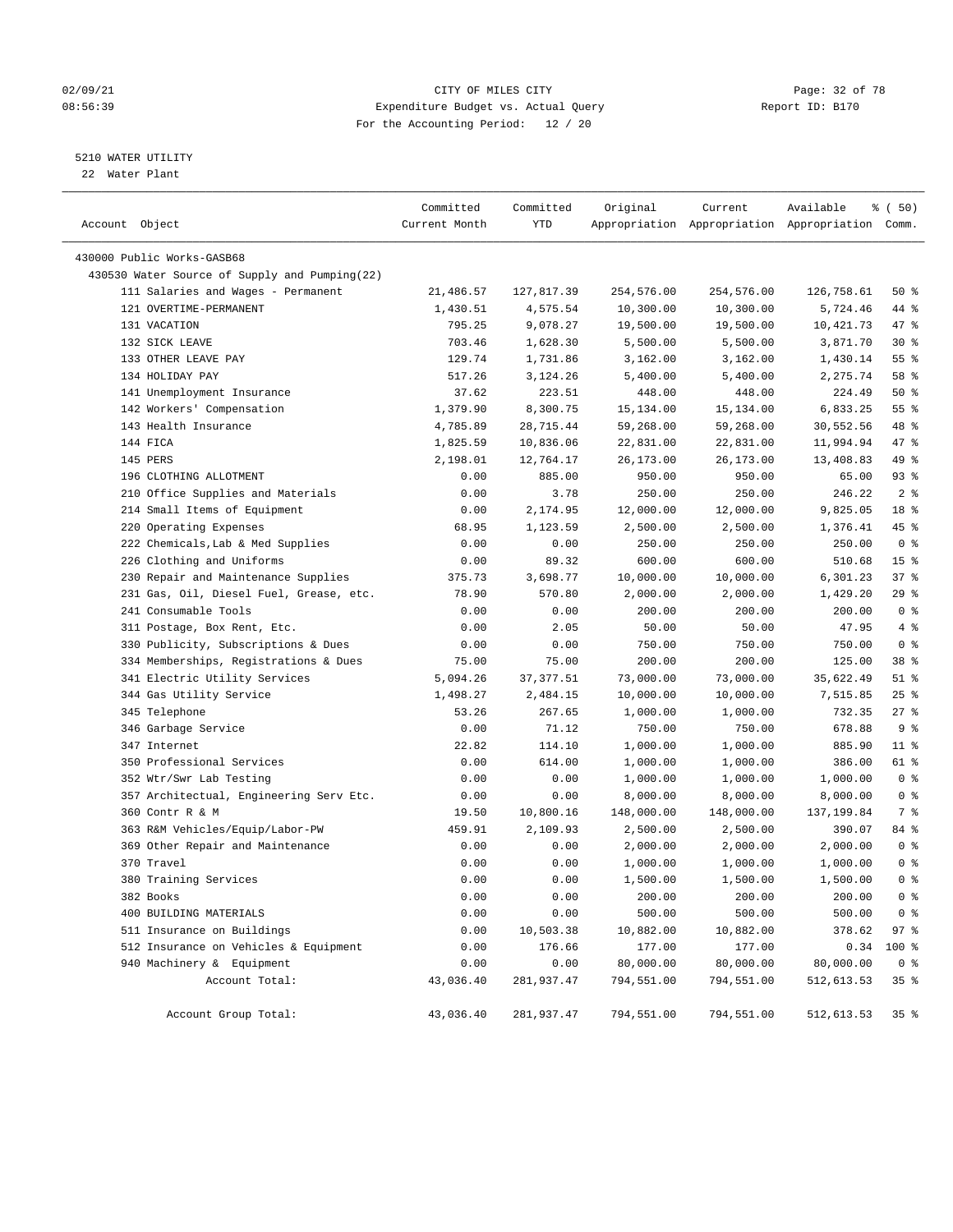CITY OF MILES CITY
Expenditure Budget vs. Actual Query
For the Accounting Period: 12 / 20

02/09/21
08:56:39

Report ID: B170

## 5210 WATER UTILITY
22 Water Plant

| Account Object | Committed Current Month | Committed YTD | Original Appropriation | Current Appropriation | Available Appropriation | % ( 50) Comm. |
|---|---|---|---|---|---|---|
| 430000 Public Works-GASB68 | | | | | | |
| 430530 Water Source of Supply and Pumping(22) | | | | | | |
| 111 Salaries and Wages - Permanent | 21,486.57 | 127,817.39 | 254,576.00 | 254,576.00 | 126,758.61 | 50 % |
| 121 OVERTIME-PERMANENT | 1,430.51 | 4,575.54 | 10,300.00 | 10,300.00 | 5,724.46 | 44 % |
| 131 VACATION | 795.25 | 9,078.27 | 19,500.00 | 19,500.00 | 10,421.73 | 47 % |
| 132 SICK LEAVE | 703.46 | 1,628.30 | 5,500.00 | 5,500.00 | 3,871.70 | 30 % |
| 133 OTHER LEAVE PAY | 129.74 | 1,731.86 | 3,162.00 | 3,162.00 | 1,430.14 | 55 % |
| 134 HOLIDAY PAY | 517.26 | 3,124.26 | 5,400.00 | 5,400.00 | 2,275.74 | 58 % |
| 141 Unemployment Insurance | 37.62 | 223.51 | 448.00 | 448.00 | 224.49 | 50 % |
| 142 Workers' Compensation | 1,379.90 | 8,300.75 | 15,134.00 | 15,134.00 | 6,833.25 | 55 % |
| 143 Health Insurance | 4,785.89 | 28,715.44 | 59,268.00 | 59,268.00 | 30,552.56 | 48 % |
| 144 FICA | 1,825.59 | 10,836.06 | 22,831.00 | 22,831.00 | 11,994.94 | 47 % |
| 145 PERS | 2,198.01 | 12,764.17 | 26,173.00 | 26,173.00 | 13,408.83 | 49 % |
| 196 CLOTHING ALLOTMENT | 0.00 | 885.00 | 950.00 | 950.00 | 65.00 | 93 % |
| 210 Office Supplies and Materials | 0.00 | 3.78 | 250.00 | 250.00 | 246.22 | 2 % |
| 214 Small Items of Equipment | 0.00 | 2,174.95 | 12,000.00 | 12,000.00 | 9,825.05 | 18 % |
| 220 Operating Expenses | 68.95 | 1,123.59 | 2,500.00 | 2,500.00 | 1,376.41 | 45 % |
| 222 Chemicals,Lab & Med Supplies | 0.00 | 0.00 | 250.00 | 250.00 | 250.00 | 0 % |
| 226 Clothing and Uniforms | 0.00 | 89.32 | 600.00 | 600.00 | 510.68 | 15 % |
| 230 Repair and Maintenance Supplies | 375.73 | 3,698.77 | 10,000.00 | 10,000.00 | 6,301.23 | 37 % |
| 231 Gas, Oil, Diesel Fuel, Grease, etc. | 78.90 | 570.80 | 2,000.00 | 2,000.00 | 1,429.20 | 29 % |
| 241 Consumable Tools | 0.00 | 0.00 | 200.00 | 200.00 | 200.00 | 0 % |
| 311 Postage, Box Rent, Etc. | 0.00 | 2.05 | 50.00 | 50.00 | 47.95 | 4 % |
| 330 Publicity, Subscriptions & Dues | 0.00 | 0.00 | 750.00 | 750.00 | 750.00 | 0 % |
| 334 Memberships, Registrations & Dues | 75.00 | 75.00 | 200.00 | 200.00 | 125.00 | 38 % |
| 341 Electric Utility Services | 5,094.26 | 37,377.51 | 73,000.00 | 73,000.00 | 35,622.49 | 51 % |
| 344 Gas Utility Service | 1,498.27 | 2,484.15 | 10,000.00 | 10,000.00 | 7,515.85 | 25 % |
| 345 Telephone | 53.26 | 267.65 | 1,000.00 | 1,000.00 | 732.35 | 27 % |
| 346 Garbage Service | 0.00 | 71.12 | 750.00 | 750.00 | 678.88 | 9 % |
| 347 Internet | 22.82 | 114.10 | 1,000.00 | 1,000.00 | 885.90 | 11 % |
| 350 Professional Services | 0.00 | 614.00 | 1,000.00 | 1,000.00 | 386.00 | 61 % |
| 352 Wtr/Swr Lab Testing | 0.00 | 0.00 | 1,000.00 | 1,000.00 | 1,000.00 | 0 % |
| 357 Architectual, Engineering Serv Etc. | 0.00 | 0.00 | 8,000.00 | 8,000.00 | 8,000.00 | 0 % |
| 360 Contr R & M | 19.50 | 10,800.16 | 148,000.00 | 148,000.00 | 137,199.84 | 7 % |
| 363 R&M Vehicles/Equip/Labor-PW | 459.91 | 2,109.93 | 2,500.00 | 2,500.00 | 390.07 | 84 % |
| 369 Other Repair and Maintenance | 0.00 | 0.00 | 2,000.00 | 2,000.00 | 2,000.00 | 0 % |
| 370 Travel | 0.00 | 0.00 | 1,000.00 | 1,000.00 | 1,000.00 | 0 % |
| 380 Training Services | 0.00 | 0.00 | 1,500.00 | 1,500.00 | 1,500.00 | 0 % |
| 382 Books | 0.00 | 0.00 | 200.00 | 200.00 | 200.00 | 0 % |
| 400 BUILDING MATERIALS | 0.00 | 0.00 | 500.00 | 500.00 | 500.00 | 0 % |
| 511 Insurance on Buildings | 0.00 | 10,503.38 | 10,882.00 | 10,882.00 | 378.62 | 97 % |
| 512 Insurance on Vehicles & Equipment | 0.00 | 176.66 | 177.00 | 177.00 | 0.34 | 100 % |
| 940 Machinery & Equipment | 0.00 | 0.00 | 80,000.00 | 80,000.00 | 80,000.00 | 0 % |
| Account Total: | 43,036.40 | 281,937.47 | 794,551.00 | 794,551.00 | 512,613.53 | 35 % |
| Account Group Total: | 43,036.40 | 281,937.47 | 794,551.00 | 794,551.00 | 512,613.53 | 35 % |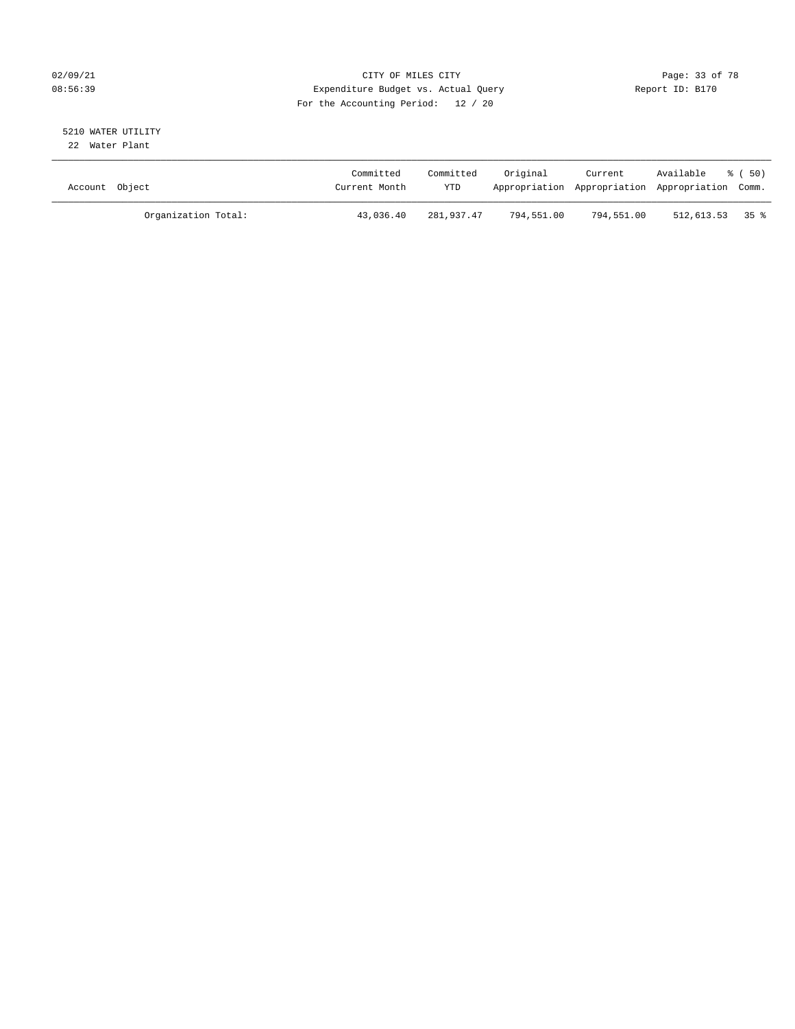CITY OF MILES CITY
Expenditure Budget vs. Actual Query
For the Accounting Period: 12 / 20

02/09/21
08:56:39

Report ID: B170

5210 WATER UTILITY
22 Water Plant

| Account Object | Committed Current Month | Committed YTD | Original Appropriation | Current Appropriation | Available Appropriation | % ( 50) Comm. |
|---|---|---|---|---|---|---|
| Organization Total: | 43,036.40 | 281,937.47 | 794,551.00 | 794,551.00 | 512,613.53 | 35 % |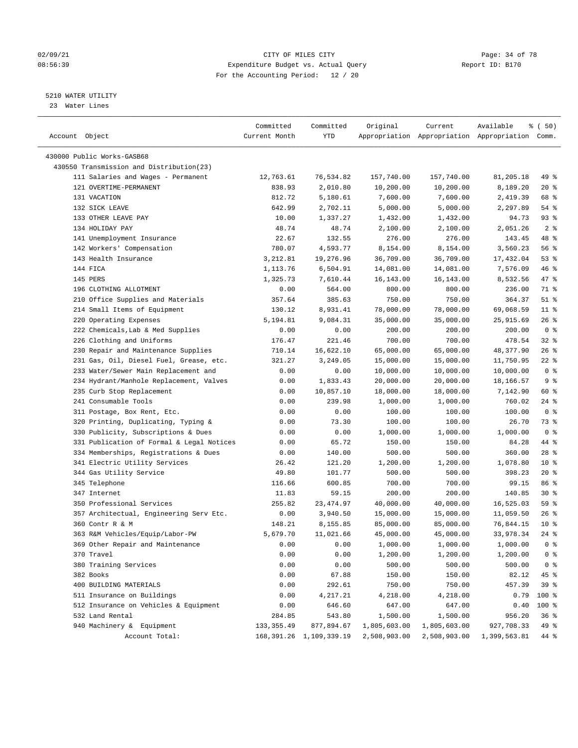02/09/21 CITY OF MILES CITY
08:56:39 Expenditure Budget vs. Actual Query Report ID: B170
For the Accounting Period: 12 / 20

5210 WATER UTILITY
23 Water Lines

| Account Object | Committed Current Month | Committed YTD | Original Appropriation | Current Appropriation | Available Appropriation | % ( 50) Comm. |
|---|---|---|---|---|---|---|
| 430000 Public Works-GASB68 | | | | | | |
| 430550 Transmission and Distribution(23) | | | | | | |
| 111 Salaries and Wages - Permanent | 12,763.61 | 76,534.82 | 157,740.00 | 157,740.00 | 81,205.18 | 49 % |
| 121 OVERTIME-PERMANENT | 838.93 | 2,010.80 | 10,200.00 | 10,200.00 | 8,189.20 | 20 % |
| 131 VACATION | 812.72 | 5,180.61 | 7,600.00 | 7,600.00 | 2,419.39 | 68 % |
| 132 SICK LEAVE | 642.99 | 2,702.11 | 5,000.00 | 5,000.00 | 2,297.89 | 54 % |
| 133 OTHER LEAVE PAY | 10.00 | 1,337.27 | 1,432.00 | 1,432.00 | 94.73 | 93 % |
| 134 HOLIDAY PAY | 48.74 | 48.74 | 2,100.00 | 2,100.00 | 2,051.26 | 2 % |
| 141 Unemployment Insurance | 22.67 | 132.55 | 276.00 | 276.00 | 143.45 | 48 % |
| 142 Workers' Compensation | 780.07 | 4,593.77 | 8,154.00 | 8,154.00 | 3,560.23 | 56 % |
| 143 Health Insurance | 3,212.81 | 19,276.96 | 36,709.00 | 36,709.00 | 17,432.04 | 53 % |
| 144 FICA | 1,113.76 | 6,504.91 | 14,081.00 | 14,081.00 | 7,576.09 | 46 % |
| 145 PERS | 1,325.73 | 7,610.44 | 16,143.00 | 16,143.00 | 8,532.56 | 47 % |
| 196 CLOTHING ALLOTMENT | 0.00 | 564.00 | 800.00 | 800.00 | 236.00 | 71 % |
| 210 Office Supplies and Materials | 357.64 | 385.63 | 750.00 | 750.00 | 364.37 | 51 % |
| 214 Small Items of Equipment | 130.12 | 8,931.41 | 78,000.00 | 78,000.00 | 69,068.59 | 11 % |
| 220 Operating Expenses | 5,194.81 | 9,084.31 | 35,000.00 | 35,000.00 | 25,915.69 | 26 % |
| 222 Chemicals,Lab & Med Supplies | 0.00 | 0.00 | 200.00 | 200.00 | 200.00 | 0 % |
| 226 Clothing and Uniforms | 176.47 | 221.46 | 700.00 | 700.00 | 478.54 | 32 % |
| 230 Repair and Maintenance Supplies | 710.14 | 16,622.10 | 65,000.00 | 65,000.00 | 48,377.90 | 26 % |
| 231 Gas, Oil, Diesel Fuel, Grease, etc. | 321.27 | 3,249.05 | 15,000.00 | 15,000.00 | 11,750.95 | 22 % |
| 233 Water/Sewer Main Replacement and | 0.00 | 0.00 | 10,000.00 | 10,000.00 | 10,000.00 | 0 % |
| 234 Hydrant/Manhole Replacement, Valves | 0.00 | 1,833.43 | 20,000.00 | 20,000.00 | 18,166.57 | 9 % |
| 235 Curb Stop Replacement | 0.00 | 10,857.10 | 18,000.00 | 18,000.00 | 7,142.90 | 60 % |
| 241 Consumable Tools | 0.00 | 239.98 | 1,000.00 | 1,000.00 | 760.02 | 24 % |
| 311 Postage, Box Rent, Etc. | 0.00 | 0.00 | 100.00 | 100.00 | 100.00 | 0 % |
| 320 Printing, Duplicating, Typing & | 0.00 | 73.30 | 100.00 | 100.00 | 26.70 | 73 % |
| 330 Publicity, Subscriptions & Dues | 0.00 | 0.00 | 1,000.00 | 1,000.00 | 1,000.00 | 0 % |
| 331 Publication of Formal & Legal Notices | 0.00 | 65.72 | 150.00 | 150.00 | 84.28 | 44 % |
| 334 Memberships, Registrations & Dues | 0.00 | 140.00 | 500.00 | 500.00 | 360.00 | 28 % |
| 341 Electric Utility Services | 26.42 | 121.20 | 1,200.00 | 1,200.00 | 1,078.80 | 10 % |
| 344 Gas Utility Service | 49.80 | 101.77 | 500.00 | 500.00 | 398.23 | 20 % |
| 345 Telephone | 116.66 | 600.85 | 700.00 | 700.00 | 99.15 | 86 % |
| 347 Internet | 11.83 | 59.15 | 200.00 | 200.00 | 140.85 | 30 % |
| 350 Professional Services | 255.82 | 23,474.97 | 40,000.00 | 40,000.00 | 16,525.03 | 59 % |
| 357 Architectual, Engineering Serv Etc. | 0.00 | 3,940.50 | 15,000.00 | 15,000.00 | 11,059.50 | 26 % |
| 360 Contr R & M | 148.21 | 8,155.85 | 85,000.00 | 85,000.00 | 76,844.15 | 10 % |
| 363 R&M Vehicles/Equip/Labor-PW | 5,679.70 | 11,021.66 | 45,000.00 | 45,000.00 | 33,978.34 | 24 % |
| 369 Other Repair and Maintenance | 0.00 | 0.00 | 1,000.00 | 1,000.00 | 1,000.00 | 0 % |
| 370 Travel | 0.00 | 0.00 | 1,200.00 | 1,200.00 | 1,200.00 | 0 % |
| 380 Training Services | 0.00 | 0.00 | 500.00 | 500.00 | 500.00 | 0 % |
| 382 Books | 0.00 | 67.88 | 150.00 | 150.00 | 82.12 | 45 % |
| 400 BUILDING MATERIALS | 0.00 | 292.61 | 750.00 | 750.00 | 457.39 | 39 % |
| 511 Insurance on Buildings | 0.00 | 4,217.21 | 4,218.00 | 4,218.00 | 0.79 | 100 % |
| 512 Insurance on Vehicles & Equipment | 0.00 | 646.60 | 647.00 | 647.00 | 0.40 | 100 % |
| 532 Land Rental | 284.85 | 543.80 | 1,500.00 | 1,500.00 | 956.20 | 36 % |
| 940 Machinery & Equipment | 133,355.49 | 877,894.67 | 1,805,603.00 | 1,805,603.00 | 927,708.33 | 49 % |
| Account Total: | 168,391.26 | 1,109,339.19 | 2,508,903.00 | 2,508,903.00 | 1,399,563.81 | 44 % |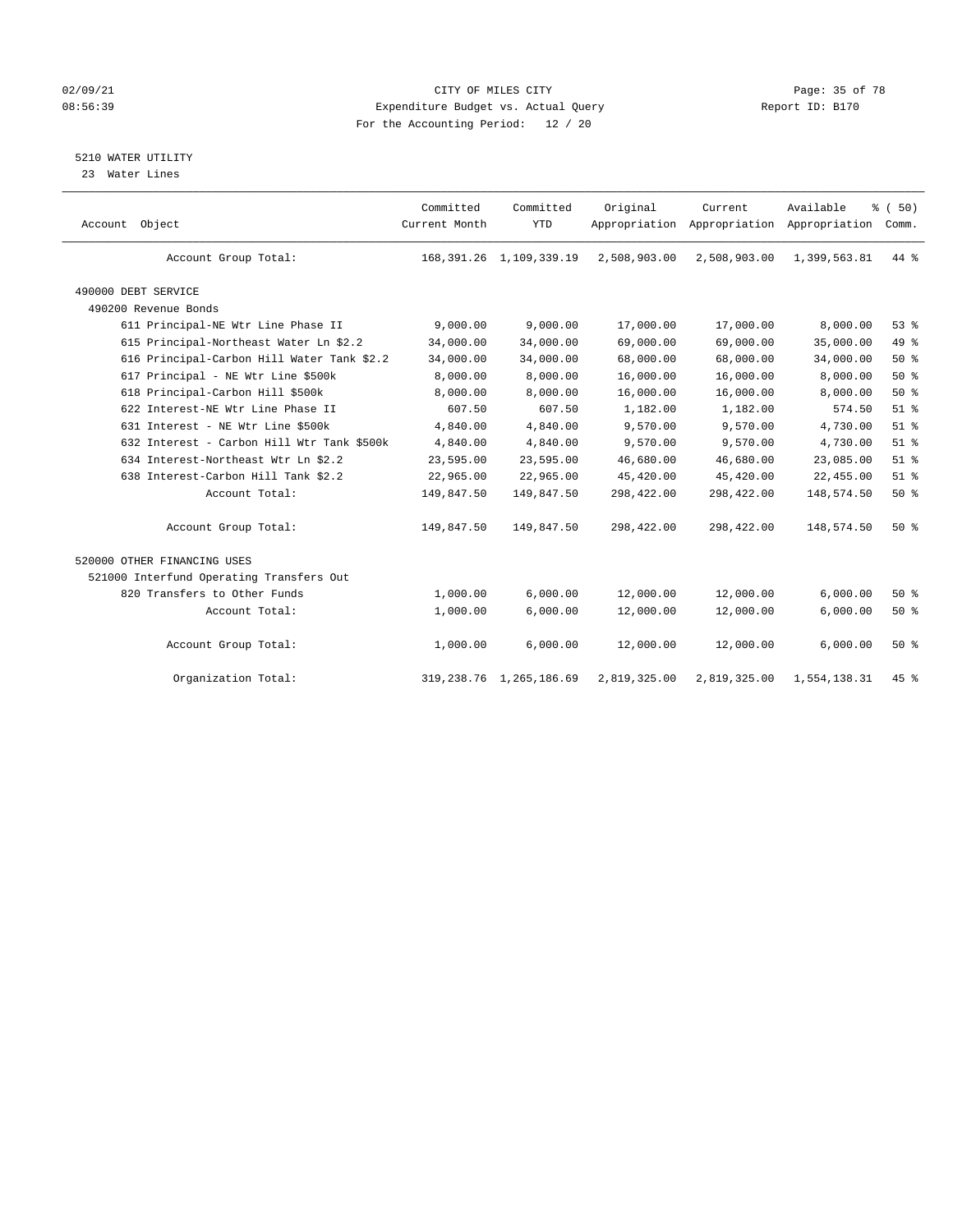CITY OF MILES CITY
Expenditure Budget vs. Actual Query
For the Accounting Period: 12 / 20

02/09/21
08:56:39

Report ID: B170

5210 WATER UTILITY
23 Water Lines

| Account Object | Committed Current Month | Committed YTD | Original Appropriation | Current Appropriation | Available Appropriation | % ( 50) Comm. |
|---|---|---|---|---|---|---|
| Account Group Total: | 168,391.26 | 1,109,339.19 | 2,508,903.00 | 2,508,903.00 | 1,399,563.81 | 44 % |
| 490000 DEBT SERVICE | | | | | | |
| 490200 Revenue Bonds | | | | | | |
| 611 Principal-NE Wtr Line Phase II | 9,000.00 | 9,000.00 | 17,000.00 | 17,000.00 | 8,000.00 | 53 % |
| 615 Principal-Northeast Water Ln $2.2 | 34,000.00 | 34,000.00 | 69,000.00 | 69,000.00 | 35,000.00 | 49 % |
| 616 Principal-Carbon Hill Water Tank $2.2 | 34,000.00 | 34,000.00 | 68,000.00 | 68,000.00 | 34,000.00 | 50 % |
| 617 Principal - NE Wtr Line $500k | 8,000.00 | 8,000.00 | 16,000.00 | 16,000.00 | 8,000.00 | 50 % |
| 618 Principal-Carbon Hill $500k | 8,000.00 | 8,000.00 | 16,000.00 | 16,000.00 | 8,000.00 | 50 % |
| 622 Interest-NE Wtr Line Phase II | 607.50 | 607.50 | 1,182.00 | 1,182.00 | 574.50 | 51 % |
| 631 Interest - NE Wtr Line $500k | 4,840.00 | 4,840.00 | 9,570.00 | 9,570.00 | 4,730.00 | 51 % |
| 632 Interest - Carbon Hill Wtr Tank $500k | 4,840.00 | 4,840.00 | 9,570.00 | 9,570.00 | 4,730.00 | 51 % |
| 634 Interest-Northeast Wtr Ln $2.2 | 23,595.00 | 23,595.00 | 46,680.00 | 46,680.00 | 23,085.00 | 51 % |
| 638 Interest-Carbon Hill Tank $2.2 | 22,965.00 | 22,965.00 | 45,420.00 | 45,420.00 | 22,455.00 | 51 % |
| Account Total: | 149,847.50 | 149,847.50 | 298,422.00 | 298,422.00 | 148,574.50 | 50 % |
| Account Group Total: | 149,847.50 | 149,847.50 | 298,422.00 | 298,422.00 | 148,574.50 | 50 % |
| 520000 OTHER FINANCING USES | | | | | | |
| 521000 Interfund Operating Transfers Out | | | | | | |
| 820 Transfers to Other Funds | 1,000.00 | 6,000.00 | 12,000.00 | 12,000.00 | 6,000.00 | 50 % |
| Account Total: | 1,000.00 | 6,000.00 | 12,000.00 | 12,000.00 | 6,000.00 | 50 % |
| Account Group Total: | 1,000.00 | 6,000.00 | 12,000.00 | 12,000.00 | 6,000.00 | 50 % |
| Organization Total: | 319,238.76 | 1,265,186.69 | 2,819,325.00 | 2,819,325.00 | 1,554,138.31 | 45 % |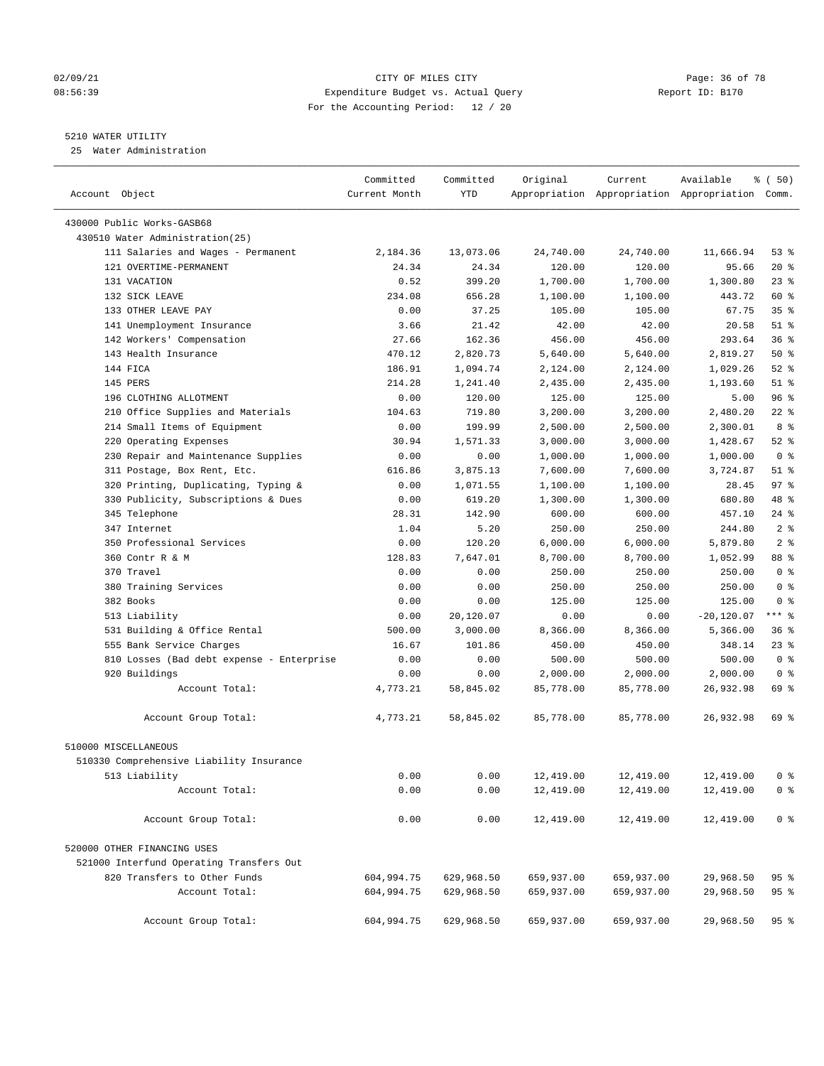CITY OF MILES CITY
Expenditure Budget vs. Actual Query
For the Accounting Period: 12 / 20

02/09/21
08:56:39

Report ID: B170

5210 WATER UTILITY
25 Water Administration

| Account Object | Committed Current Month | Committed YTD | Original Appropriation | Current Appropriation | Available Appropriation | % ( 50) Comm. |
|---|---|---|---|---|---|---|
| 430000 Public Works-GASB68 | | | | | | |
| 430510 Water Administration(25) | | | | | | |
| 111 Salaries and Wages - Permanent | 2,184.36 | 13,073.06 | 24,740.00 | 24,740.00 | 11,666.94 | 53 % |
| 121 OVERTIME-PERMANENT | 24.34 | 24.34 | 120.00 | 120.00 | 95.66 | 20 % |
| 131 VACATION | 0.52 | 399.20 | 1,700.00 | 1,700.00 | 1,300.80 | 23 % |
| 132 SICK LEAVE | 234.08 | 656.28 | 1,100.00 | 1,100.00 | 443.72 | 60 % |
| 133 OTHER LEAVE PAY | 0.00 | 37.25 | 105.00 | 105.00 | 67.75 | 35 % |
| 141 Unemployment Insurance | 3.66 | 21.42 | 42.00 | 42.00 | 20.58 | 51 % |
| 142 Workers' Compensation | 27.66 | 162.36 | 456.00 | 456.00 | 293.64 | 36 % |
| 143 Health Insurance | 470.12 | 2,820.73 | 5,640.00 | 5,640.00 | 2,819.27 | 50 % |
| 144 FICA | 186.91 | 1,094.74 | 2,124.00 | 2,124.00 | 1,029.26 | 52 % |
| 145 PERS | 214.28 | 1,241.40 | 2,435.00 | 2,435.00 | 1,193.60 | 51 % |
| 196 CLOTHING ALLOTMENT | 0.00 | 120.00 | 125.00 | 125.00 | 5.00 | 96 % |
| 210 Office Supplies and Materials | 104.63 | 719.80 | 3,200.00 | 3,200.00 | 2,480.20 | 22 % |
| 214 Small Items of Equipment | 0.00 | 199.99 | 2,500.00 | 2,500.00 | 2,300.01 | 8 % |
| 220 Operating Expenses | 30.94 | 1,571.33 | 3,000.00 | 3,000.00 | 1,428.67 | 52 % |
| 230 Repair and Maintenance Supplies | 0.00 | 0.00 | 1,000.00 | 1,000.00 | 1,000.00 | 0 % |
| 311 Postage, Box Rent, Etc. | 616.86 | 3,875.13 | 7,600.00 | 7,600.00 | 3,724.87 | 51 % |
| 320 Printing, Duplicating, Typing & | 0.00 | 1,071.55 | 1,100.00 | 1,100.00 | 28.45 | 97 % |
| 330 Publicity, Subscriptions & Dues | 0.00 | 619.20 | 1,300.00 | 1,300.00 | 680.80 | 48 % |
| 345 Telephone | 28.31 | 142.90 | 600.00 | 600.00 | 457.10 | 24 % |
| 347 Internet | 1.04 | 5.20 | 250.00 | 250.00 | 244.80 | 2 % |
| 350 Professional Services | 0.00 | 120.20 | 6,000.00 | 6,000.00 | 5,879.80 | 2 % |
| 360 Contr R & M | 128.83 | 7,647.01 | 8,700.00 | 8,700.00 | 1,052.99 | 88 % |
| 370 Travel | 0.00 | 0.00 | 250.00 | 250.00 | 250.00 | 0 % |
| 380 Training Services | 0.00 | 0.00 | 250.00 | 250.00 | 250.00 | 0 % |
| 382 Books | 0.00 | 0.00 | 125.00 | 125.00 | 125.00 | 0 % |
| 513 Liability | 0.00 | 20,120.07 | 0.00 | 0.00 | -20,120.07 | *** % |
| 531 Building & Office Rental | 500.00 | 3,000.00 | 8,366.00 | 8,366.00 | 5,366.00 | 36 % |
| 555 Bank Service Charges | 16.67 | 101.86 | 450.00 | 450.00 | 348.14 | 23 % |
| 810 Losses (Bad debt expense - Enterprise | 0.00 | 0.00 | 500.00 | 500.00 | 500.00 | 0 % |
| 920 Buildings | 0.00 | 0.00 | 2,000.00 | 2,000.00 | 2,000.00 | 0 % |
| Account Total: | 4,773.21 | 58,845.02 | 85,778.00 | 85,778.00 | 26,932.98 | 69 % |
| Account Group Total: | 4,773.21 | 58,845.02 | 85,778.00 | 85,778.00 | 26,932.98 | 69 % |
| 510000 MISCELLANEOUS | | | | | | |
| 510330 Comprehensive Liability Insurance | | | | | | |
| 513 Liability | 0.00 | 0.00 | 12,419.00 | 12,419.00 | 12,419.00 | 0 % |
| Account Total: | 0.00 | 0.00 | 12,419.00 | 12,419.00 | 12,419.00 | 0 % |
| Account Group Total: | 0.00 | 0.00 | 12,419.00 | 12,419.00 | 12,419.00 | 0 % |
| 520000 OTHER FINANCING USES | | | | | | |
| 521000 Interfund Operating Transfers Out | | | | | | |
| 820 Transfers to Other Funds | 604,994.75 | 629,968.50 | 659,937.00 | 659,937.00 | 29,968.50 | 95 % |
| Account Total: | 604,994.75 | 629,968.50 | 659,937.00 | 659,937.00 | 29,968.50 | 95 % |
| Account Group Total: | 604,994.75 | 629,968.50 | 659,937.00 | 659,937.00 | 29,968.50 | 95 % |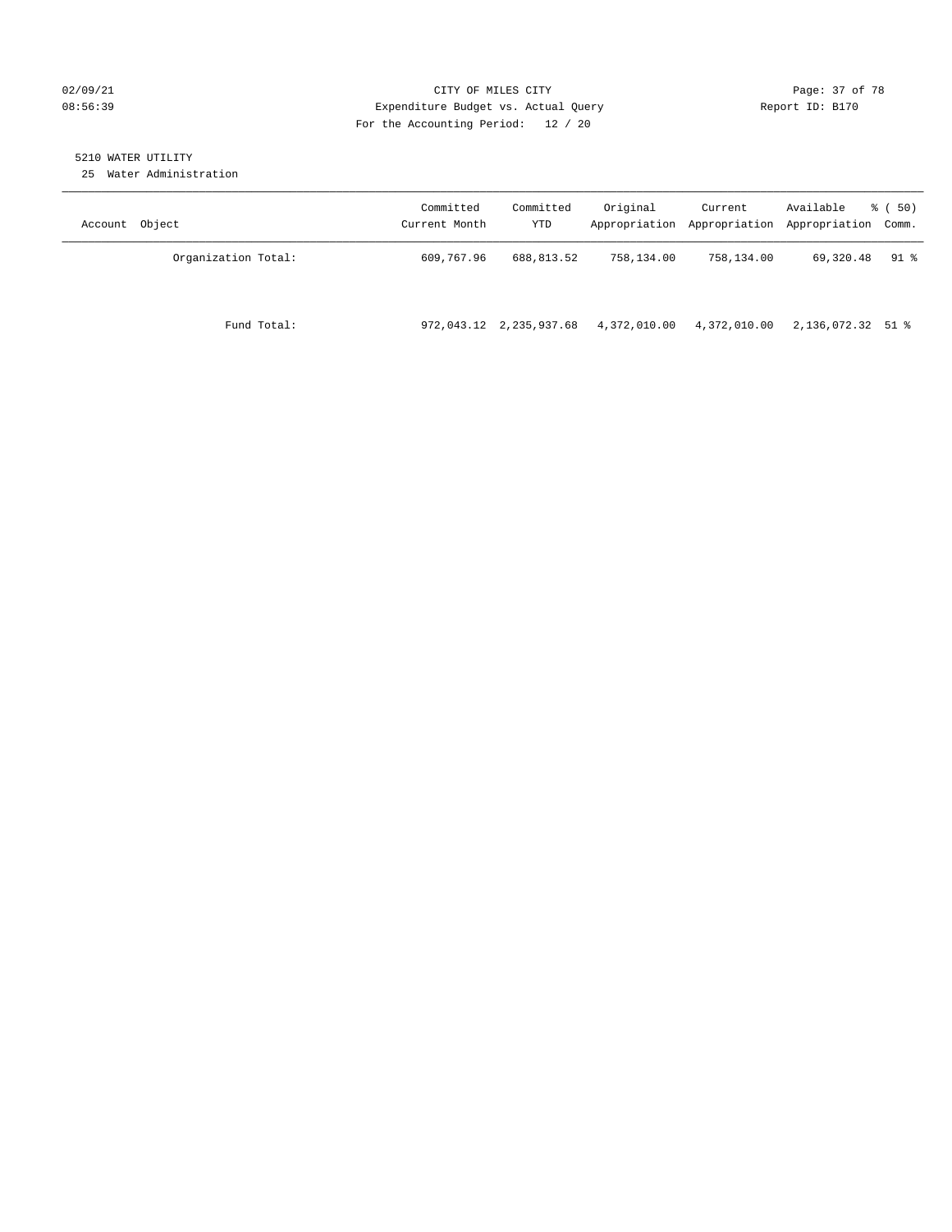CITY OF MILES CITY
Expenditure Budget vs. Actual Query
For the Accounting Period: 12 / 20

02/09/21
08:56:39

Report ID: B170

5210 WATER UTILITY
25 Water Administration

| Account Object | Committed Current Month | Committed YTD | Original Appropriation | Current Appropriation | Available Appropriation | % ( 50) Comm. |
|---|---|---|---|---|---|---|
| Organization Total: | 609,767.96 | 688,813.52 | 758,134.00 | 758,134.00 | 69,320.48 | 91 % |
| Fund Total: | 972,043.12 | 2,235,937.68 | 4,372,010.00 | 4,372,010.00 | 2,136,072.32 | 51 % |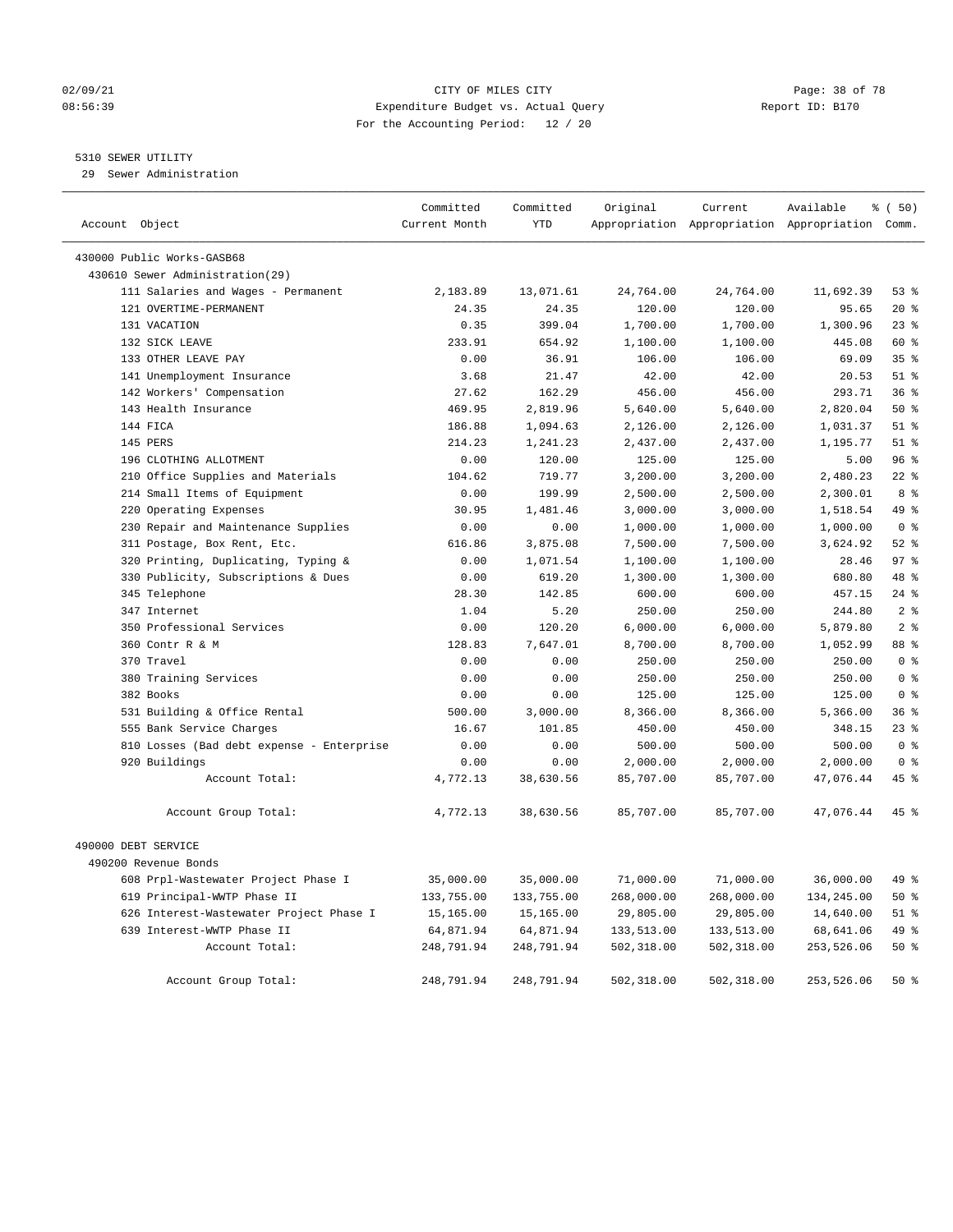CITY OF MILES CITY
Expenditure Budget vs. Actual Query
For the Accounting Period: 12 / 20

02/09/21
08:56:39

Report ID: B170

## 5310 SEWER UTILITY

29 Sewer Administration

| Account Object | Committed Current Month | Committed YTD | Original Appropriation | Current Appropriation | Available Appropriation | % ( 50) Comm. |
|---|---|---|---|---|---|---|
| 430000 Public Works-GASB68 | | | | | | |
| 430610 Sewer Administration(29) | | | | | | |
| 111 Salaries and Wages - Permanent | 2,183.89 | 13,071.61 | 24,764.00 | 24,764.00 | 11,692.39 | 53 % |
| 121 OVERTIME-PERMANENT | 24.35 | 24.35 | 120.00 | 120.00 | 95.65 | 20 % |
| 131 VACATION | 0.35 | 399.04 | 1,700.00 | 1,700.00 | 1,300.96 | 23 % |
| 132 SICK LEAVE | 233.91 | 654.92 | 1,100.00 | 1,100.00 | 445.08 | 60 % |
| 133 OTHER LEAVE PAY | 0.00 | 36.91 | 106.00 | 106.00 | 69.09 | 35 % |
| 141 Unemployment Insurance | 3.68 | 21.47 | 42.00 | 42.00 | 20.53 | 51 % |
| 142 Workers' Compensation | 27.62 | 162.29 | 456.00 | 456.00 | 293.71 | 36 % |
| 143 Health Insurance | 469.95 | 2,819.96 | 5,640.00 | 5,640.00 | 2,820.04 | 50 % |
| 144 FICA | 186.88 | 1,094.63 | 2,126.00 | 2,126.00 | 1,031.37 | 51 % |
| 145 PERS | 214.23 | 1,241.23 | 2,437.00 | 2,437.00 | 1,195.77 | 51 % |
| 196 CLOTHING ALLOTMENT | 0.00 | 120.00 | 125.00 | 125.00 | 5.00 | 96 % |
| 210 Office Supplies and Materials | 104.62 | 719.77 | 3,200.00 | 3,200.00 | 2,480.23 | 22 % |
| 214 Small Items of Equipment | 0.00 | 199.99 | 2,500.00 | 2,500.00 | 2,300.01 | 8 % |
| 220 Operating Expenses | 30.95 | 1,481.46 | 3,000.00 | 3,000.00 | 1,518.54 | 49 % |
| 230 Repair and Maintenance Supplies | 0.00 | 0.00 | 1,000.00 | 1,000.00 | 1,000.00 | 0 % |
| 311 Postage, Box Rent, Etc. | 616.86 | 3,875.08 | 7,500.00 | 7,500.00 | 3,624.92 | 52 % |
| 320 Printing, Duplicating, Typing & | 0.00 | 1,071.54 | 1,100.00 | 1,100.00 | 28.46 | 97 % |
| 330 Publicity, Subscriptions & Dues | 0.00 | 619.20 | 1,300.00 | 1,300.00 | 680.80 | 48 % |
| 345 Telephone | 28.30 | 142.85 | 600.00 | 600.00 | 457.15 | 24 % |
| 347 Internet | 1.04 | 5.20 | 250.00 | 250.00 | 244.80 | 2 % |
| 350 Professional Services | 0.00 | 120.20 | 6,000.00 | 6,000.00 | 5,879.80 | 2 % |
| 360 Contr R & M | 128.83 | 7,647.01 | 8,700.00 | 8,700.00 | 1,052.99 | 88 % |
| 370 Travel | 0.00 | 0.00 | 250.00 | 250.00 | 250.00 | 0 % |
| 380 Training Services | 0.00 | 0.00 | 250.00 | 250.00 | 250.00 | 0 % |
| 382 Books | 0.00 | 0.00 | 125.00 | 125.00 | 125.00 | 0 % |
| 531 Building & Office Rental | 500.00 | 3,000.00 | 8,366.00 | 8,366.00 | 5,366.00 | 36 % |
| 555 Bank Service Charges | 16.67 | 101.85 | 450.00 | 450.00 | 348.15 | 23 % |
| 810 Losses (Bad debt expense - Enterprise | 0.00 | 0.00 | 500.00 | 500.00 | 500.00 | 0 % |
| 920 Buildings | 0.00 | 0.00 | 2,000.00 | 2,000.00 | 2,000.00 | 0 % |
| Account Total: | 4,772.13 | 38,630.56 | 85,707.00 | 85,707.00 | 47,076.44 | 45 % |
| Account Group Total: | 4,772.13 | 38,630.56 | 85,707.00 | 85,707.00 | 47,076.44 | 45 % |
| 490000 DEBT SERVICE | | | | | | |
| 490200 Revenue Bonds | | | | | | |
| 608 Prpl-Wastewater Project Phase I | 35,000.00 | 35,000.00 | 71,000.00 | 71,000.00 | 36,000.00 | 49 % |
| 619 Principal-WWTP Phase II | 133,755.00 | 133,755.00 | 268,000.00 | 268,000.00 | 134,245.00 | 50 % |
| 626 Interest-Wastewater Project Phase I | 15,165.00 | 15,165.00 | 29,805.00 | 29,805.00 | 14,640.00 | 51 % |
| 639 Interest-WWTP Phase II | 64,871.94 | 64,871.94 | 133,513.00 | 133,513.00 | 68,641.06 | 49 % |
| Account Total: | 248,791.94 | 248,791.94 | 502,318.00 | 502,318.00 | 253,526.06 | 50 % |
| Account Group Total: | 248,791.94 | 248,791.94 | 502,318.00 | 502,318.00 | 253,526.06 | 50 % |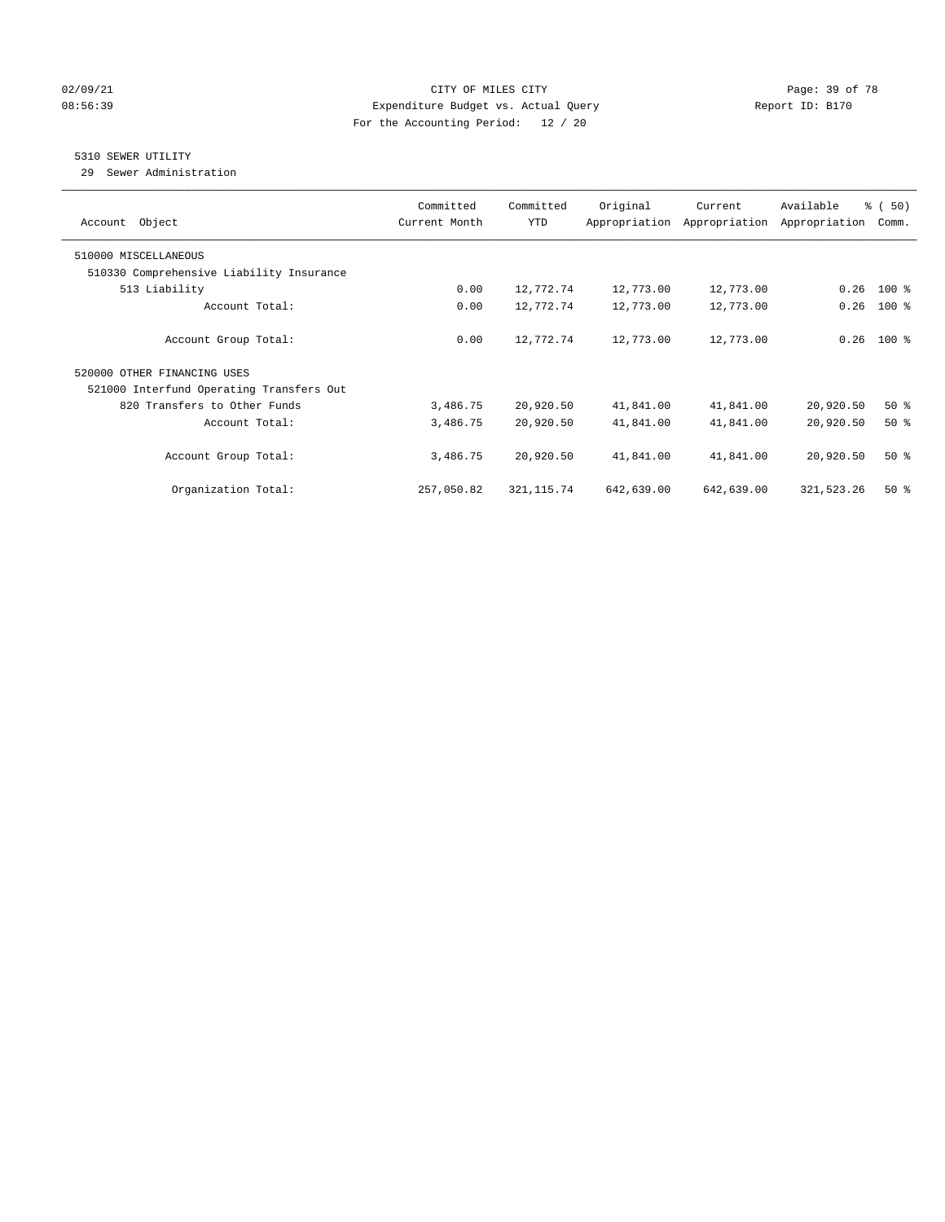CITY OF MILES CITY
Expenditure Budget vs. Actual Query
For the Accounting Period: 12 / 20

02/09/21
08:56:39

Report ID: B170

5310 SEWER UTILITY
29 Sewer Administration

| Account Object | Committed Current Month | Committed YTD | Original Appropriation | Current Appropriation | Available Appropriation | % ( 50) Comm. |
|---|---|---|---|---|---|---|
| 510000 MISCELLANEOUS | | | | | | |
| 510330 Comprehensive Liability Insurance | | | | | | |
| 513 Liability | 0.00 | 12,772.74 | 12,773.00 | 12,773.00 | 0.26 | 100 % |
| Account Total: | 0.00 | 12,772.74 | 12,773.00 | 12,773.00 | 0.26 | 100 % |
| Account Group Total: | 0.00 | 12,772.74 | 12,773.00 | 12,773.00 | 0.26 | 100 % |
| 520000 OTHER FINANCING USES | | | | | | |
| 521000 Interfund Operating Transfers Out | | | | | | |
| 820 Transfers to Other Funds | 3,486.75 | 20,920.50 | 41,841.00 | 41,841.00 | 20,920.50 | 50 % |
| Account Total: | 3,486.75 | 20,920.50 | 41,841.00 | 41,841.00 | 20,920.50 | 50 % |
| Account Group Total: | 3,486.75 | 20,920.50 | 41,841.00 | 41,841.00 | 20,920.50 | 50 % |
| Organization Total: | 257,050.82 | 321,115.74 | 642,639.00 | 642,639.00 | 321,523.26 | 50 % |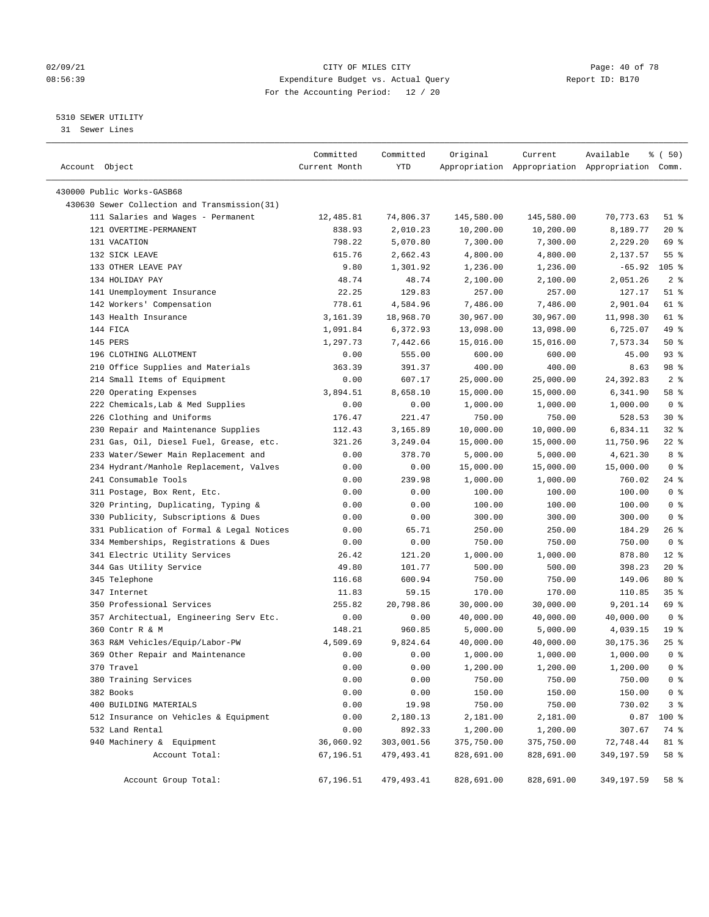CITY OF MILES CITY
Expenditure Budget vs. Actual Query
For the Accounting Period: 12 / 20

02/09/21
08:56:39

Report ID: B170

5310 SEWER UTILITY
31 Sewer Lines

| Account Object | Committed Current Month | Committed YTD | Original Appropriation | Current Appropriation | Available Appropriation | % ( 50) Comm. |
|---|---|---|---|---|---|---|
| 430000 Public Works-GASB68 | | | | | | |
| 430630 Sewer Collection and Transmission(31) | | | | | | |
| 111 Salaries and Wages - Permanent | 12,485.81 | 74,806.37 | 145,580.00 | 145,580.00 | 70,773.63 | 51 % |
| 121 OVERTIME-PERMANENT | 838.93 | 2,010.23 | 10,200.00 | 10,200.00 | 8,189.77 | 20 % |
| 131 VACATION | 798.22 | 5,070.80 | 7,300.00 | 7,300.00 | 2,229.20 | 69 % |
| 132 SICK LEAVE | 615.76 | 2,662.43 | 4,800.00 | 4,800.00 | 2,137.57 | 55 % |
| 133 OTHER LEAVE PAY | 9.80 | 1,301.92 | 1,236.00 | 1,236.00 | -65.92 | 105 % |
| 134 HOLIDAY PAY | 48.74 | 48.74 | 2,100.00 | 2,100.00 | 2,051.26 | 2 % |
| 141 Unemployment Insurance | 22.25 | 129.83 | 257.00 | 257.00 | 127.17 | 51 % |
| 142 Workers' Compensation | 778.61 | 4,584.96 | 7,486.00 | 7,486.00 | 2,901.04 | 61 % |
| 143 Health Insurance | 3,161.39 | 18,968.70 | 30,967.00 | 30,967.00 | 11,998.30 | 61 % |
| 144 FICA | 1,091.84 | 6,372.93 | 13,098.00 | 13,098.00 | 6,725.07 | 49 % |
| 145 PERS | 1,297.73 | 7,442.66 | 15,016.00 | 15,016.00 | 7,573.34 | 50 % |
| 196 CLOTHING ALLOTMENT | 0.00 | 555.00 | 600.00 | 600.00 | 45.00 | 93 % |
| 210 Office Supplies and Materials | 363.39 | 391.37 | 400.00 | 400.00 | 8.63 | 98 % |
| 214 Small Items of Equipment | 0.00 | 607.17 | 25,000.00 | 25,000.00 | 24,392.83 | 2 % |
| 220 Operating Expenses | 3,894.51 | 8,658.10 | 15,000.00 | 15,000.00 | 6,341.90 | 58 % |
| 222 Chemicals,Lab & Med Supplies | 0.00 | 0.00 | 1,000.00 | 1,000.00 | 1,000.00 | 0 % |
| 226 Clothing and Uniforms | 176.47 | 221.47 | 750.00 | 750.00 | 528.53 | 30 % |
| 230 Repair and Maintenance Supplies | 112.43 | 3,165.89 | 10,000.00 | 10,000.00 | 6,834.11 | 32 % |
| 231 Gas, Oil, Diesel Fuel, Grease, etc. | 321.26 | 3,249.04 | 15,000.00 | 15,000.00 | 11,750.96 | 22 % |
| 233 Water/Sewer Main Replacement and | 0.00 | 378.70 | 5,000.00 | 5,000.00 | 4,621.30 | 8 % |
| 234 Hydrant/Manhole Replacement, Valves | 0.00 | 0.00 | 15,000.00 | 15,000.00 | 15,000.00 | 0 % |
| 241 Consumable Tools | 0.00 | 239.98 | 1,000.00 | 1,000.00 | 760.02 | 24 % |
| 311 Postage, Box Rent, Etc. | 0.00 | 0.00 | 100.00 | 100.00 | 100.00 | 0 % |
| 320 Printing, Duplicating, Typing & | 0.00 | 0.00 | 100.00 | 100.00 | 100.00 | 0 % |
| 330 Publicity, Subscriptions & Dues | 0.00 | 0.00 | 300.00 | 300.00 | 300.00 | 0 % |
| 331 Publication of Formal & Legal Notices | 0.00 | 65.71 | 250.00 | 250.00 | 184.29 | 26 % |
| 334 Memberships, Registrations & Dues | 0.00 | 0.00 | 750.00 | 750.00 | 750.00 | 0 % |
| 341 Electric Utility Services | 26.42 | 121.20 | 1,000.00 | 1,000.00 | 878.80 | 12 % |
| 344 Gas Utility Service | 49.80 | 101.77 | 500.00 | 500.00 | 398.23 | 20 % |
| 345 Telephone | 116.68 | 600.94 | 750.00 | 750.00 | 149.06 | 80 % |
| 347 Internet | 11.83 | 59.15 | 170.00 | 170.00 | 110.85 | 35 % |
| 350 Professional Services | 255.82 | 20,798.86 | 30,000.00 | 30,000.00 | 9,201.14 | 69 % |
| 357 Architectual, Engineering Serv Etc. | 0.00 | 0.00 | 40,000.00 | 40,000.00 | 40,000.00 | 0 % |
| 360 Contr R & M | 148.21 | 960.85 | 5,000.00 | 5,000.00 | 4,039.15 | 19 % |
| 363 R&M Vehicles/Equip/Labor-PW | 4,509.69 | 9,824.64 | 40,000.00 | 40,000.00 | 30,175.36 | 25 % |
| 369 Other Repair and Maintenance | 0.00 | 0.00 | 1,000.00 | 1,000.00 | 1,000.00 | 0 % |
| 370 Travel | 0.00 | 0.00 | 1,200.00 | 1,200.00 | 1,200.00 | 0 % |
| 380 Training Services | 0.00 | 0.00 | 750.00 | 750.00 | 750.00 | 0 % |
| 382 Books | 0.00 | 0.00 | 150.00 | 150.00 | 150.00 | 0 % |
| 400 BUILDING MATERIALS | 0.00 | 19.98 | 750.00 | 750.00 | 730.02 | 3 % |
| 512 Insurance on Vehicles & Equipment | 0.00 | 2,180.13 | 2,181.00 | 2,181.00 | 0.87 | 100 % |
| 532 Land Rental | 0.00 | 892.33 | 1,200.00 | 1,200.00 | 307.67 | 74 % |
| 940 Machinery & Equipment | 36,060.92 | 303,001.56 | 375,750.00 | 375,750.00 | 72,748.44 | 81 % |
| Account Total: | 67,196.51 | 479,493.41 | 828,691.00 | 828,691.00 | 349,197.59 | 58 % |
| Account Group Total: | 67,196.51 | 479,493.41 | 828,691.00 | 828,691.00 | 349,197.59 | 58 % |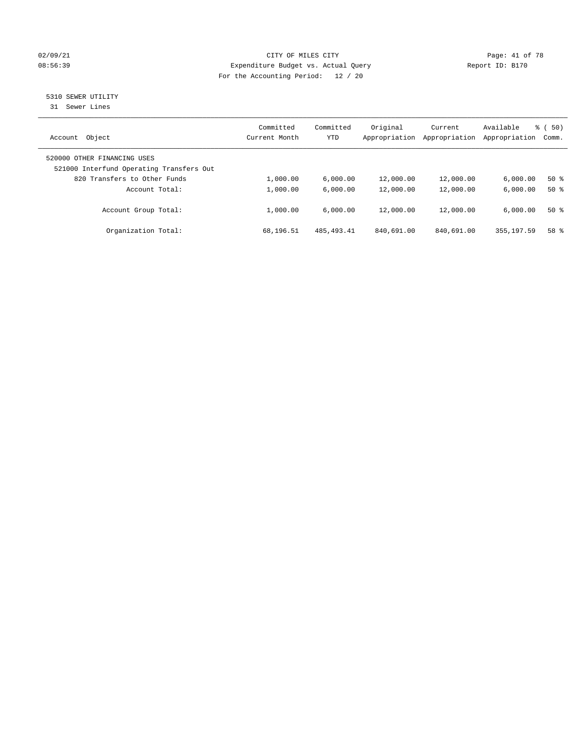CITY OF MILES CITY
Expenditure Budget vs. Actual Query
For the Accounting Period: 12 / 20

02/09/21
08:56:39

Report ID: B170

## 5310 SEWER UTILITY

31 Sewer Lines

| Account Object | Committed Current Month | Committed YTD | Original Appropriation | Current Appropriation | Available Appropriation | % ( 50) Comm. |
|---|---|---|---|---|---|---|
| 520000 OTHER FINANCING USES | | | | | | |
| 521000 Interfund Operating Transfers Out | | | | | | |
| 820 Transfers to Other Funds | 1,000.00 | 6,000.00 | 12,000.00 | 12,000.00 | 6,000.00 | 50 % |
| Account Total: | 1,000.00 | 6,000.00 | 12,000.00 | 12,000.00 | 6,000.00 | 50 % |
| Account Group Total: | 1,000.00 | 6,000.00 | 12,000.00 | 12,000.00 | 6,000.00 | 50 % |
| Organization Total: | 68,196.51 | 485,493.41 | 840,691.00 | 840,691.00 | 355,197.59 | 58 % |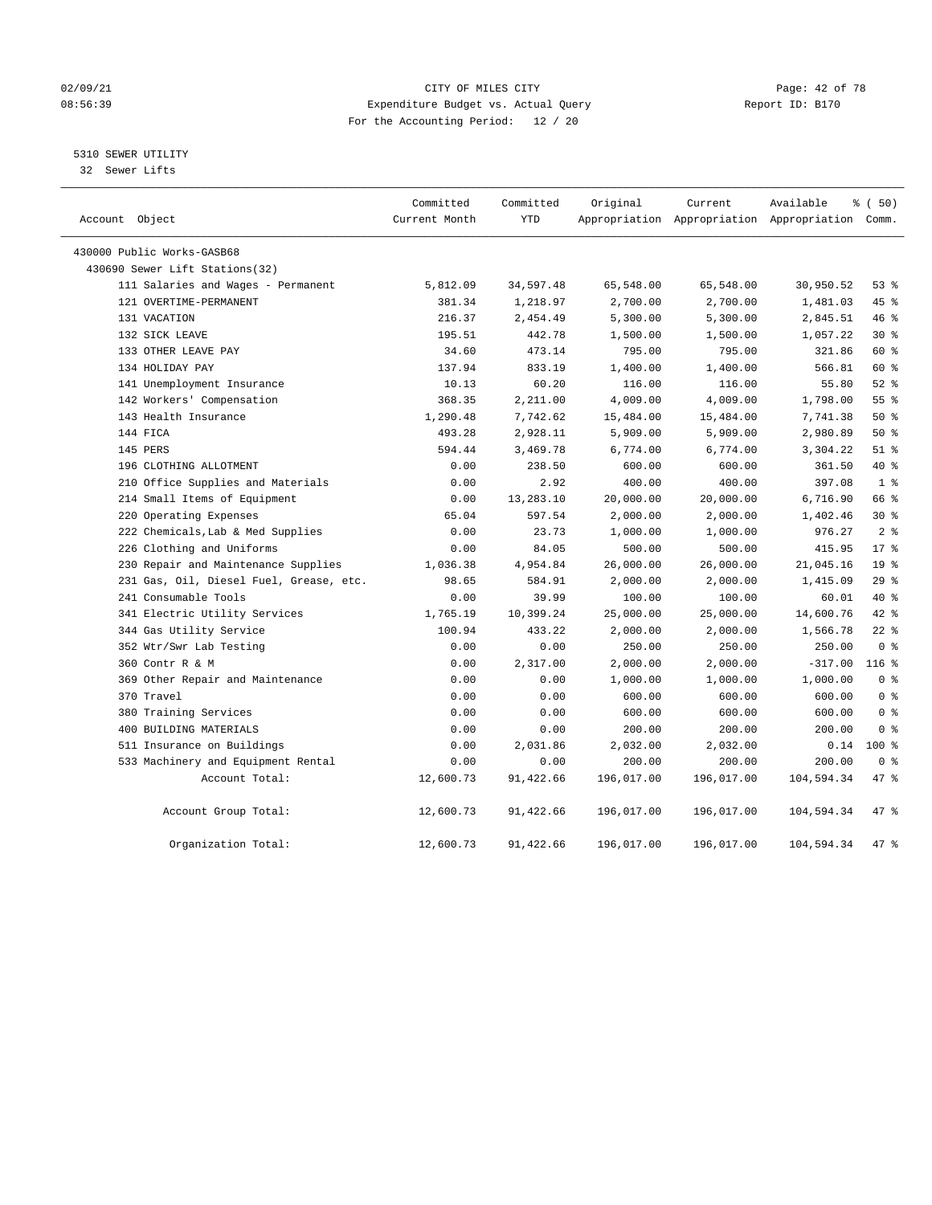CITY OF MILES CITY
Expenditure Budget vs. Actual Query
For the Accounting Period: 12 / 20

02/09/21
08:56:39

Report ID: B170

5310 SEWER UTILITY
32 Sewer Lifts

| Account Object | Committed Current Month | Committed YTD | Original Appropriation | Current Appropriation | Available Appropriation | % ( 50) Comm. |
|---|---|---|---|---|---|---|
| 430000 Public Works-GASB68 | | | | | | |
| 430690 Sewer Lift Stations(32) | | | | | | |
| 111 Salaries and Wages - Permanent | 5,812.09 | 34,597.48 | 65,548.00 | 65,548.00 | 30,950.52 | 53 % |
| 121 OVERTIME-PERMANENT | 381.34 | 1,218.97 | 2,700.00 | 2,700.00 | 1,481.03 | 45 % |
| 131 VACATION | 216.37 | 2,454.49 | 5,300.00 | 5,300.00 | 2,845.51 | 46 % |
| 132 SICK LEAVE | 195.51 | 442.78 | 1,500.00 | 1,500.00 | 1,057.22 | 30 % |
| 133 OTHER LEAVE PAY | 34.60 | 473.14 | 795.00 | 795.00 | 321.86 | 60 % |
| 134 HOLIDAY PAY | 137.94 | 833.19 | 1,400.00 | 1,400.00 | 566.81 | 60 % |
| 141 Unemployment Insurance | 10.13 | 60.20 | 116.00 | 116.00 | 55.80 | 52 % |
| 142 Workers' Compensation | 368.35 | 2,211.00 | 4,009.00 | 4,009.00 | 1,798.00 | 55 % |
| 143 Health Insurance | 1,290.48 | 7,742.62 | 15,484.00 | 15,484.00 | 7,741.38 | 50 % |
| 144 FICA | 493.28 | 2,928.11 | 5,909.00 | 5,909.00 | 2,980.89 | 50 % |
| 145 PERS | 594.44 | 3,469.78 | 6,774.00 | 6,774.00 | 3,304.22 | 51 % |
| 196 CLOTHING ALLOTMENT | 0.00 | 238.50 | 600.00 | 600.00 | 361.50 | 40 % |
| 210 Office Supplies and Materials | 0.00 | 2.92 | 400.00 | 400.00 | 397.08 | 1 % |
| 214 Small Items of Equipment | 0.00 | 13,283.10 | 20,000.00 | 20,000.00 | 6,716.90 | 66 % |
| 220 Operating Expenses | 65.04 | 597.54 | 2,000.00 | 2,000.00 | 1,402.46 | 30 % |
| 222 Chemicals,Lab & Med Supplies | 0.00 | 23.73 | 1,000.00 | 1,000.00 | 976.27 | 2 % |
| 226 Clothing and Uniforms | 0.00 | 84.05 | 500.00 | 500.00 | 415.95 | 17 % |
| 230 Repair and Maintenance Supplies | 1,036.38 | 4,954.84 | 26,000.00 | 26,000.00 | 21,045.16 | 19 % |
| 231 Gas, Oil, Diesel Fuel, Grease, etc. | 98.65 | 584.91 | 2,000.00 | 2,000.00 | 1,415.09 | 29 % |
| 241 Consumable Tools | 0.00 | 39.99 | 100.00 | 100.00 | 60.01 | 40 % |
| 341 Electric Utility Services | 1,765.19 | 10,399.24 | 25,000.00 | 25,000.00 | 14,600.76 | 42 % |
| 344 Gas Utility Service | 100.94 | 433.22 | 2,000.00 | 2,000.00 | 1,566.78 | 22 % |
| 352 Wtr/Swr Lab Testing | 0.00 | 0.00 | 250.00 | 250.00 | 250.00 | 0 % |
| 360 Contr R & M | 0.00 | 2,317.00 | 2,000.00 | 2,000.00 | -317.00 | 116 % |
| 369 Other Repair and Maintenance | 0.00 | 0.00 | 1,000.00 | 1,000.00 | 1,000.00 | 0 % |
| 370 Travel | 0.00 | 0.00 | 600.00 | 600.00 | 600.00 | 0 % |
| 380 Training Services | 0.00 | 0.00 | 600.00 | 600.00 | 600.00 | 0 % |
| 400 BUILDING MATERIALS | 0.00 | 0.00 | 200.00 | 200.00 | 200.00 | 0 % |
| 511 Insurance on Buildings | 0.00 | 2,031.86 | 2,032.00 | 2,032.00 | 0.14 | 100 % |
| 533 Machinery and Equipment Rental | 0.00 | 0.00 | 200.00 | 200.00 | 200.00 | 0 % |
| Account Total: | 12,600.73 | 91,422.66 | 196,017.00 | 196,017.00 | 104,594.34 | 47 % |
| Account Group Total: | 12,600.73 | 91,422.66 | 196,017.00 | 196,017.00 | 104,594.34 | 47 % |
| Organization Total: | 12,600.73 | 91,422.66 | 196,017.00 | 196,017.00 | 104,594.34 | 47 % |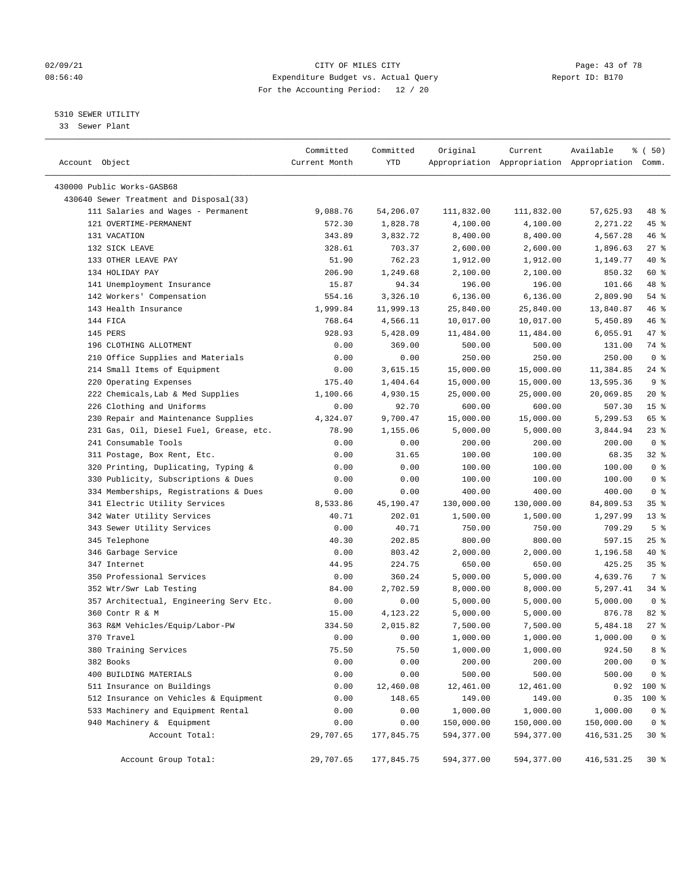02/09/21 CITY OF MILES CITY
08:56:40 Expenditure Budget vs. Actual Query Report ID: B170
For the Accounting Period: 12 / 20

5310 SEWER UTILITY
33 Sewer Plant

| Account Object | Committed Current Month | Committed YTD | Original Appropriation | Current Appropriation | Available Appropriation | % ( 50) Comm. |
|---|---|---|---|---|---|---|
| 430000 Public Works-GASB68 | | | | | | |
| 430640 Sewer Treatment and Disposal(33) | | | | | | |
| 111 Salaries and Wages - Permanent | 9,088.76 | 54,206.07 | 111,832.00 | 111,832.00 | 57,625.93 | 48 % |
| 121 OVERTIME-PERMANENT | 572.30 | 1,828.78 | 4,100.00 | 4,100.00 | 2,271.22 | 45 % |
| 131 VACATION | 343.89 | 3,832.72 | 8,400.00 | 8,400.00 | 4,567.28 | 46 % |
| 132 SICK LEAVE | 328.61 | 703.37 | 2,600.00 | 2,600.00 | 1,896.63 | 27 % |
| 133 OTHER LEAVE PAY | 51.90 | 762.23 | 1,912.00 | 1,912.00 | 1,149.77 | 40 % |
| 134 HOLIDAY PAY | 206.90 | 1,249.68 | 2,100.00 | 2,100.00 | 850.32 | 60 % |
| 141 Unemployment Insurance | 15.87 | 94.34 | 196.00 | 196.00 | 101.66 | 48 % |
| 142 Workers' Compensation | 554.16 | 3,326.10 | 6,136.00 | 6,136.00 | 2,809.90 | 54 % |
| 143 Health Insurance | 1,999.84 | 11,999.13 | 25,840.00 | 25,840.00 | 13,840.87 | 46 % |
| 144 FICA | 768.64 | 4,566.11 | 10,017.00 | 10,017.00 | 5,450.89 | 46 % |
| 145 PERS | 928.93 | 5,428.09 | 11,484.00 | 11,484.00 | 6,055.91 | 47 % |
| 196 CLOTHING ALLOTMENT | 0.00 | 369.00 | 500.00 | 500.00 | 131.00 | 74 % |
| 210 Office Supplies and Materials | 0.00 | 0.00 | 250.00 | 250.00 | 250.00 | 0 % |
| 214 Small Items of Equipment | 0.00 | 3,615.15 | 15,000.00 | 15,000.00 | 11,384.85 | 24 % |
| 220 Operating Expenses | 175.40 | 1,404.64 | 15,000.00 | 15,000.00 | 13,595.36 | 9 % |
| 222 Chemicals,Lab & Med Supplies | 1,100.66 | 4,930.15 | 25,000.00 | 25,000.00 | 20,069.85 | 20 % |
| 226 Clothing and Uniforms | 0.00 | 92.70 | 600.00 | 600.00 | 507.30 | 15 % |
| 230 Repair and Maintenance Supplies | 4,324.07 | 9,700.47 | 15,000.00 | 15,000.00 | 5,299.53 | 65 % |
| 231 Gas, Oil, Diesel Fuel, Grease, etc. | 78.90 | 1,155.06 | 5,000.00 | 5,000.00 | 3,844.94 | 23 % |
| 241 Consumable Tools | 0.00 | 0.00 | 200.00 | 200.00 | 200.00 | 0 % |
| 311 Postage, Box Rent, Etc. | 0.00 | 31.65 | 100.00 | 100.00 | 68.35 | 32 % |
| 320 Printing, Duplicating, Typing & | 0.00 | 0.00 | 100.00 | 100.00 | 100.00 | 0 % |
| 330 Publicity, Subscriptions & Dues | 0.00 | 0.00 | 100.00 | 100.00 | 100.00 | 0 % |
| 334 Memberships, Registrations & Dues | 0.00 | 0.00 | 400.00 | 400.00 | 400.00 | 0 % |
| 341 Electric Utility Services | 8,533.86 | 45,190.47 | 130,000.00 | 130,000.00 | 84,809.53 | 35 % |
| 342 Water Utility Services | 40.71 | 202.01 | 1,500.00 | 1,500.00 | 1,297.99 | 13 % |
| 343 Sewer Utility Services | 0.00 | 40.71 | 750.00 | 750.00 | 709.29 | 5 % |
| 345 Telephone | 40.30 | 202.85 | 800.00 | 800.00 | 597.15 | 25 % |
| 346 Garbage Service | 0.00 | 803.42 | 2,000.00 | 2,000.00 | 1,196.58 | 40 % |
| 347 Internet | 44.95 | 224.75 | 650.00 | 650.00 | 425.25 | 35 % |
| 350 Professional Services | 0.00 | 360.24 | 5,000.00 | 5,000.00 | 4,639.76 | 7 % |
| 352 Wtr/Swr Lab Testing | 84.00 | 2,702.59 | 8,000.00 | 8,000.00 | 5,297.41 | 34 % |
| 357 Architectual, Engineering Serv Etc. | 0.00 | 0.00 | 5,000.00 | 5,000.00 | 5,000.00 | 0 % |
| 360 Contr R & M | 15.00 | 4,123.22 | 5,000.00 | 5,000.00 | 876.78 | 82 % |
| 363 R&M Vehicles/Equip/Labor-PW | 334.50 | 2,015.82 | 7,500.00 | 7,500.00 | 5,484.18 | 27 % |
| 370 Travel | 0.00 | 0.00 | 1,000.00 | 1,000.00 | 1,000.00 | 0 % |
| 380 Training Services | 75.50 | 75.50 | 1,000.00 | 1,000.00 | 924.50 | 8 % |
| 382 Books | 0.00 | 0.00 | 200.00 | 200.00 | 200.00 | 0 % |
| 400 BUILDING MATERIALS | 0.00 | 0.00 | 500.00 | 500.00 | 500.00 | 0 % |
| 511 Insurance on Buildings | 0.00 | 12,460.08 | 12,461.00 | 12,461.00 | 0.92 | 100 % |
| 512 Insurance on Vehicles & Equipment | 0.00 | 148.65 | 149.00 | 149.00 | 0.35 | 100 % |
| 533 Machinery and Equipment Rental | 0.00 | 0.00 | 1,000.00 | 1,000.00 | 1,000.00 | 0 % |
| 940 Machinery & Equipment | 0.00 | 0.00 | 150,000.00 | 150,000.00 | 150,000.00 | 0 % |
| Account Total: | 29,707.65 | 177,845.75 | 594,377.00 | 594,377.00 | 416,531.25 | 30 % |
| Account Group Total: | 29,707.65 | 177,845.75 | 594,377.00 | 594,377.00 | 416,531.25 | 30 % |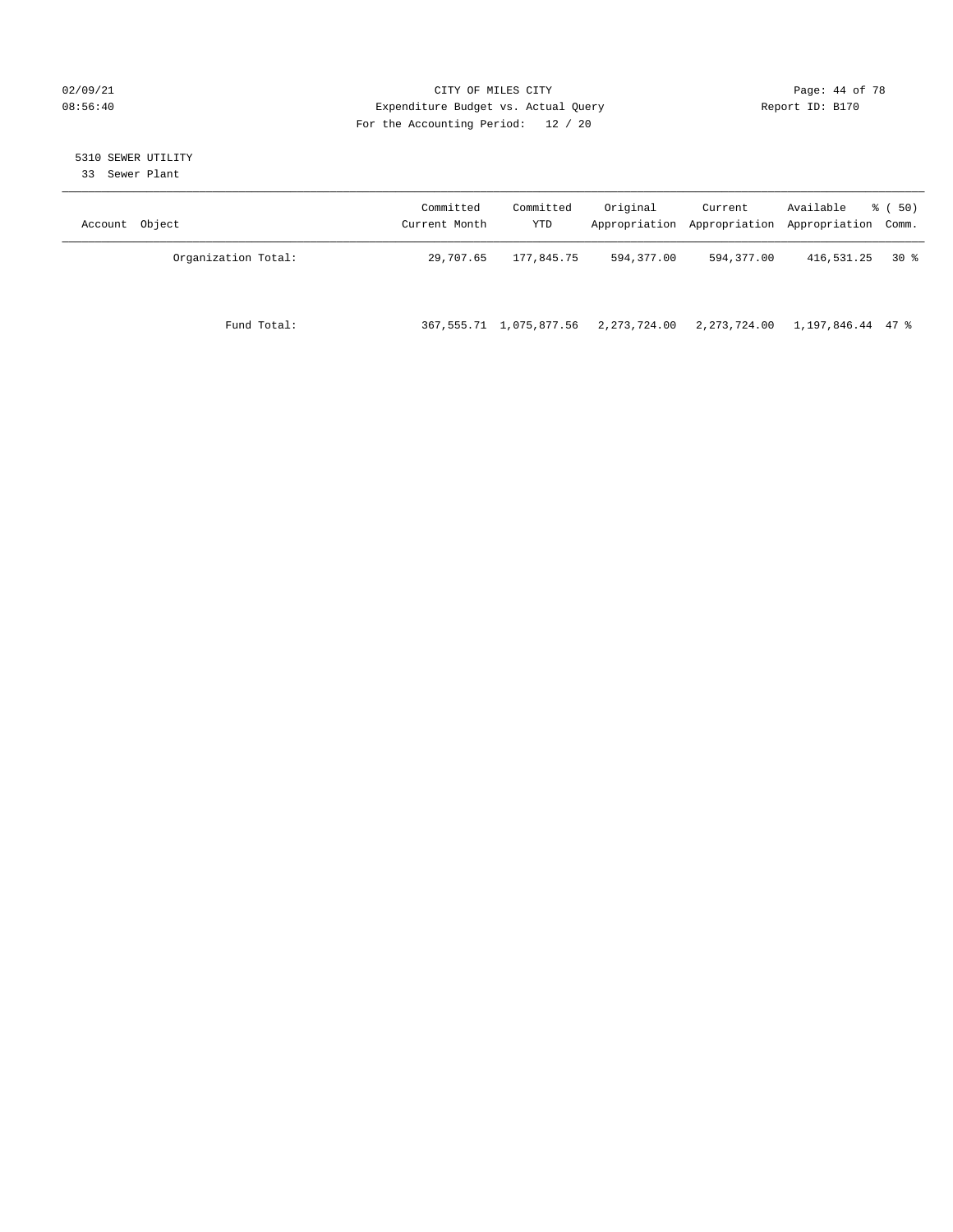CITY OF MILES CITY
Expenditure Budget vs. Actual Query
For the Accounting Period: 12 / 20

02/09/21
08:56:40

Report ID: B170

5310 SEWER UTILITY
33 Sewer Plant

| Account Object | Committed Current Month | Committed YTD | Original Appropriation | Current Appropriation | Available Appropriation | % ( 50) Comm. |
|---|---|---|---|---|---|---|
| Organization Total: | 29,707.65 | 177,845.75 | 594,377.00 | 594,377.00 | 416,531.25 | 30 % |
| Fund Total: | 367,555.71 | 1,075,877.56 | 2,273,724.00 | 2,273,724.00 | 1,197,846.44 | 47 % |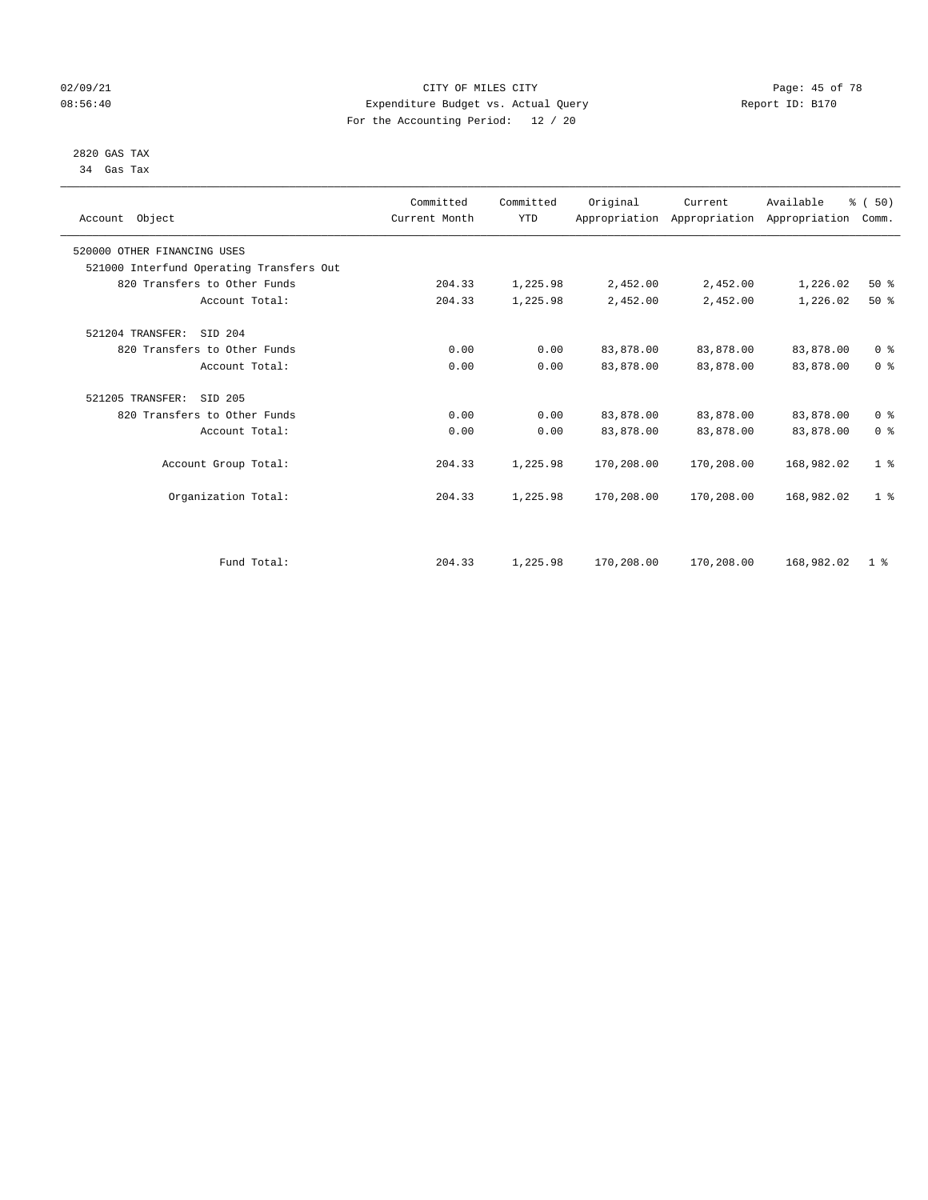CITY OF MILES CITY

Expenditure Budget vs. Actual Query

For the Accounting Period: 12 / 20

02/09/21
08:56:40

Report ID: B170

2820 GAS TAX
34 Gas Tax

| Account Object | Committed Current Month | Committed YTD | Original Appropriation | Current Appropriation | Available Appropriation | % ( 50) Comm. |
|---|---|---|---|---|---|---|
| 520000 OTHER FINANCING USES | | | | | | |
| 521000 Interfund Operating Transfers Out | | | | | | |
| 820 Transfers to Other Funds | 204.33 | 1,225.98 | 2,452.00 | 2,452.00 | 1,226.02 | 50 % |
| Account Total: | 204.33 | 1,225.98 | 2,452.00 | 2,452.00 | 1,226.02 | 50 % |
| 521204 TRANSFER: SID 204 | | | | | | |
| 820 Transfers to Other Funds | 0.00 | 0.00 | 83,878.00 | 83,878.00 | 83,878.00 | 0 % |
| Account Total: | 0.00 | 0.00 | 83,878.00 | 83,878.00 | 83,878.00 | 0 % |
| 521205 TRANSFER: SID 205 | | | | | | |
| 820 Transfers to Other Funds | 0.00 | 0.00 | 83,878.00 | 83,878.00 | 83,878.00 | 0 % |
| Account Total: | 0.00 | 0.00 | 83,878.00 | 83,878.00 | 83,878.00 | 0 % |
| Account Group Total: | 204.33 | 1,225.98 | 170,208.00 | 170,208.00 | 168,982.02 | 1 % |
| Organization Total: | 204.33 | 1,225.98 | 170,208.00 | 170,208.00 | 168,982.02 | 1 % |
| Fund Total: | 204.33 | 1,225.98 | 170,208.00 | 170,208.00 | 168,982.02 | 1 % |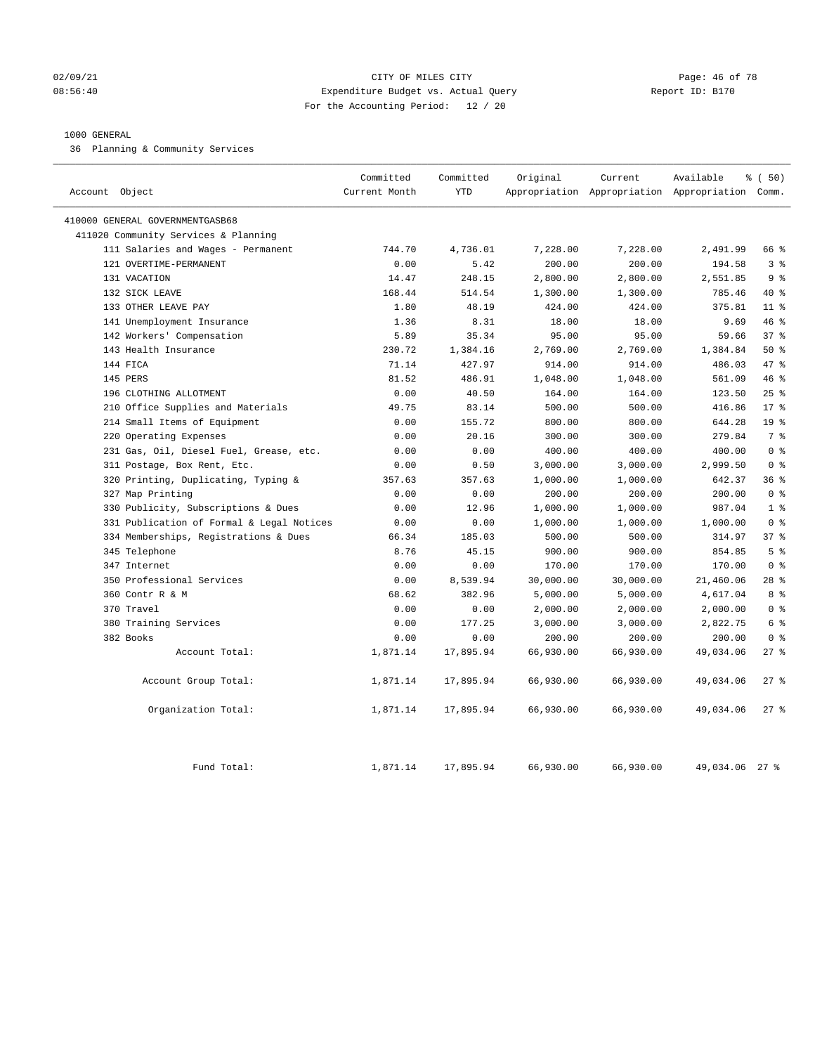CITY OF MILES CITY
Expenditure Budget vs. Actual Query
For the Accounting Period: 12 / 20

02/09/21
08:56:40

Report ID: B170

1000 GENERAL
36 Planning & Community Services

| Account Object | Committed Current Month | Committed YTD | Original Appropriation | Current Appropriation | Available Appropriation | % ( 50) Comm. |
|---|---|---|---|---|---|---|
| 410000 GENERAL GOVERNMENTGASB68 | | | | | | |
| 411020 Community Services & Planning | | | | | | |
| 111 Salaries and Wages - Permanent | 744.70 | 4,736.01 | 7,228.00 | 7,228.00 | 2,491.99 | 66 % |
| 121 OVERTIME-PERMANENT | 0.00 | 5.42 | 200.00 | 200.00 | 194.58 | 3 % |
| 131 VACATION | 14.47 | 248.15 | 2,800.00 | 2,800.00 | 2,551.85 | 9 % |
| 132 SICK LEAVE | 168.44 | 514.54 | 1,300.00 | 1,300.00 | 785.46 | 40 % |
| 133 OTHER LEAVE PAY | 1.80 | 48.19 | 424.00 | 424.00 | 375.81 | 11 % |
| 141 Unemployment Insurance | 1.36 | 8.31 | 18.00 | 18.00 | 9.69 | 46 % |
| 142 Workers' Compensation | 5.89 | 35.34 | 95.00 | 95.00 | 59.66 | 37 % |
| 143 Health Insurance | 230.72 | 1,384.16 | 2,769.00 | 2,769.00 | 1,384.84 | 50 % |
| 144 FICA | 71.14 | 427.97 | 914.00 | 914.00 | 486.03 | 47 % |
| 145 PERS | 81.52 | 486.91 | 1,048.00 | 1,048.00 | 561.09 | 46 % |
| 196 CLOTHING ALLOTMENT | 0.00 | 40.50 | 164.00 | 164.00 | 123.50 | 25 % |
| 210 Office Supplies and Materials | 49.75 | 83.14 | 500.00 | 500.00 | 416.86 | 17 % |
| 214 Small Items of Equipment | 0.00 | 155.72 | 800.00 | 800.00 | 644.28 | 19 % |
| 220 Operating Expenses | 0.00 | 20.16 | 300.00 | 300.00 | 279.84 | 7 % |
| 231 Gas, Oil, Diesel Fuel, Grease, etc. | 0.00 | 0.00 | 400.00 | 400.00 | 400.00 | 0 % |
| 311 Postage, Box Rent, Etc. | 0.00 | 0.50 | 3,000.00 | 3,000.00 | 2,999.50 | 0 % |
| 320 Printing, Duplicating, Typing & | 357.63 | 357.63 | 1,000.00 | 1,000.00 | 642.37 | 36 % |
| 327 Map Printing | 0.00 | 0.00 | 200.00 | 200.00 | 200.00 | 0 % |
| 330 Publicity, Subscriptions & Dues | 0.00 | 12.96 | 1,000.00 | 1,000.00 | 987.04 | 1 % |
| 331 Publication of Formal & Legal Notices | 0.00 | 0.00 | 1,000.00 | 1,000.00 | 1,000.00 | 0 % |
| 334 Memberships, Registrations & Dues | 66.34 | 185.03 | 500.00 | 500.00 | 314.97 | 37 % |
| 345 Telephone | 8.76 | 45.15 | 900.00 | 900.00 | 854.85 | 5 % |
| 347 Internet | 0.00 | 0.00 | 170.00 | 170.00 | 170.00 | 0 % |
| 350 Professional Services | 0.00 | 8,539.94 | 30,000.00 | 30,000.00 | 21,460.06 | 28 % |
| 360 Contr R & M | 68.62 | 382.96 | 5,000.00 | 5,000.00 | 4,617.04 | 8 % |
| 370 Travel | 0.00 | 0.00 | 2,000.00 | 2,000.00 | 2,000.00 | 0 % |
| 380 Training Services | 0.00 | 177.25 | 3,000.00 | 3,000.00 | 2,822.75 | 6 % |
| 382 Books | 0.00 | 0.00 | 200.00 | 200.00 | 200.00 | 0 % |
| Account Total: | 1,871.14 | 17,895.94 | 66,930.00 | 66,930.00 | 49,034.06 | 27 % |
| Account Group Total: | 1,871.14 | 17,895.94 | 66,930.00 | 66,930.00 | 49,034.06 | 27 % |
| Organization Total: | 1,871.14 | 17,895.94 | 66,930.00 | 66,930.00 | 49,034.06 | 27 % |
| Fund Total: | 1,871.14 | 17,895.94 | 66,930.00 | 66,930.00 | 49,034.06 | 27 % |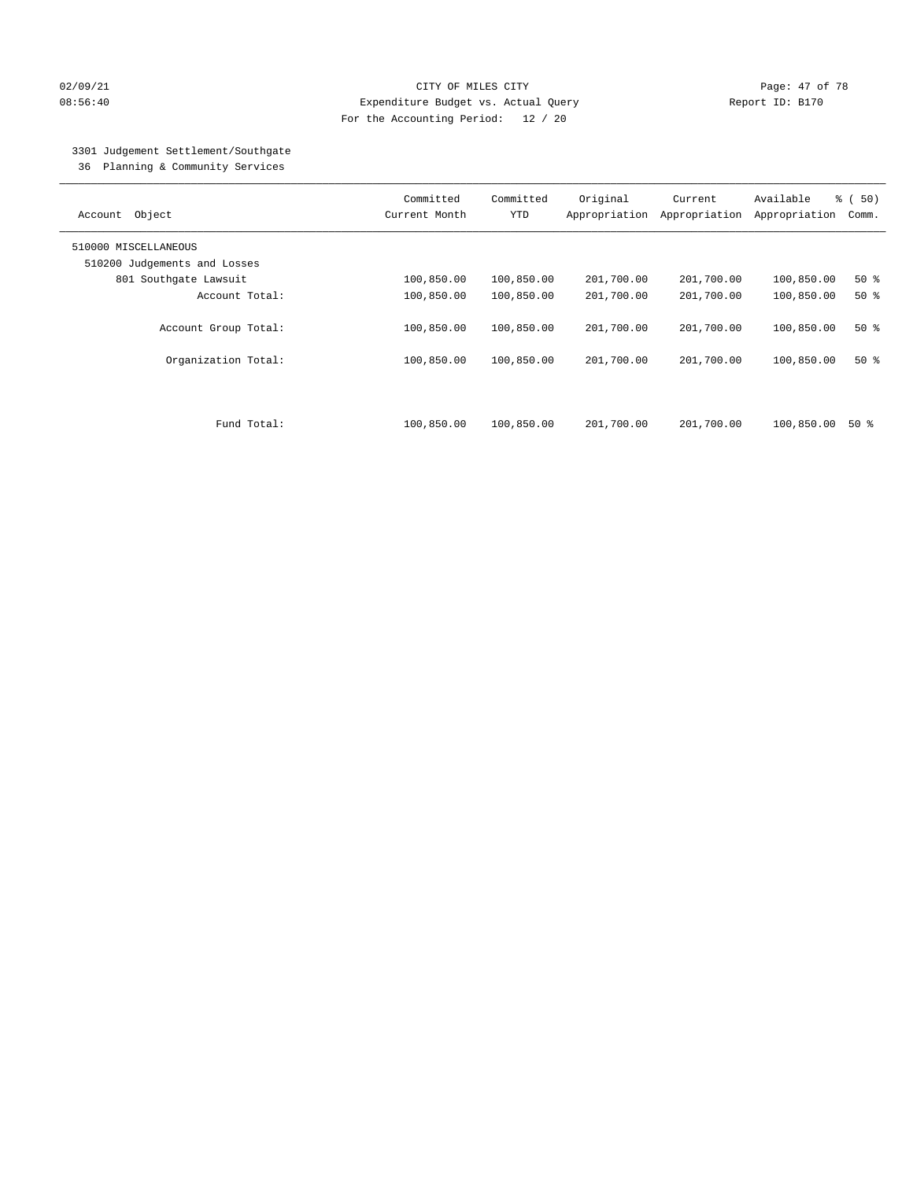02/09/21 CITY OF MILES CITY
08:56:40 Expenditure Budget vs. Actual Query Report ID: B170
For the Accounting Period: 12 / 20

3301 Judgement Settlement/Southgate
36 Planning & Community Services

| Account Object | Committed Current Month | Committed YTD | Original Appropriation | Current Appropriation | Available Appropriation | % ( 50) Comm. |
|---|---|---|---|---|---|---|
| 510000 MISCELLANEOUS | | | | | | |
| 510200 Judgements and Losses | | | | | | |
| 801 Southgate Lawsuit | 100,850.00 | 100,850.00 | 201,700.00 | 201,700.00 | 100,850.00 | 50 % |
| Account Total: | 100,850.00 | 100,850.00 | 201,700.00 | 201,700.00 | 100,850.00 | 50 % |
| Account Group Total: | 100,850.00 | 100,850.00 | 201,700.00 | 201,700.00 | 100,850.00 | 50 % |
| Organization Total: | 100,850.00 | 100,850.00 | 201,700.00 | 201,700.00 | 100,850.00 | 50 % |
| Fund Total: | 100,850.00 | 100,850.00 | 201,700.00 | 201,700.00 | 100,850.00 | 50 % |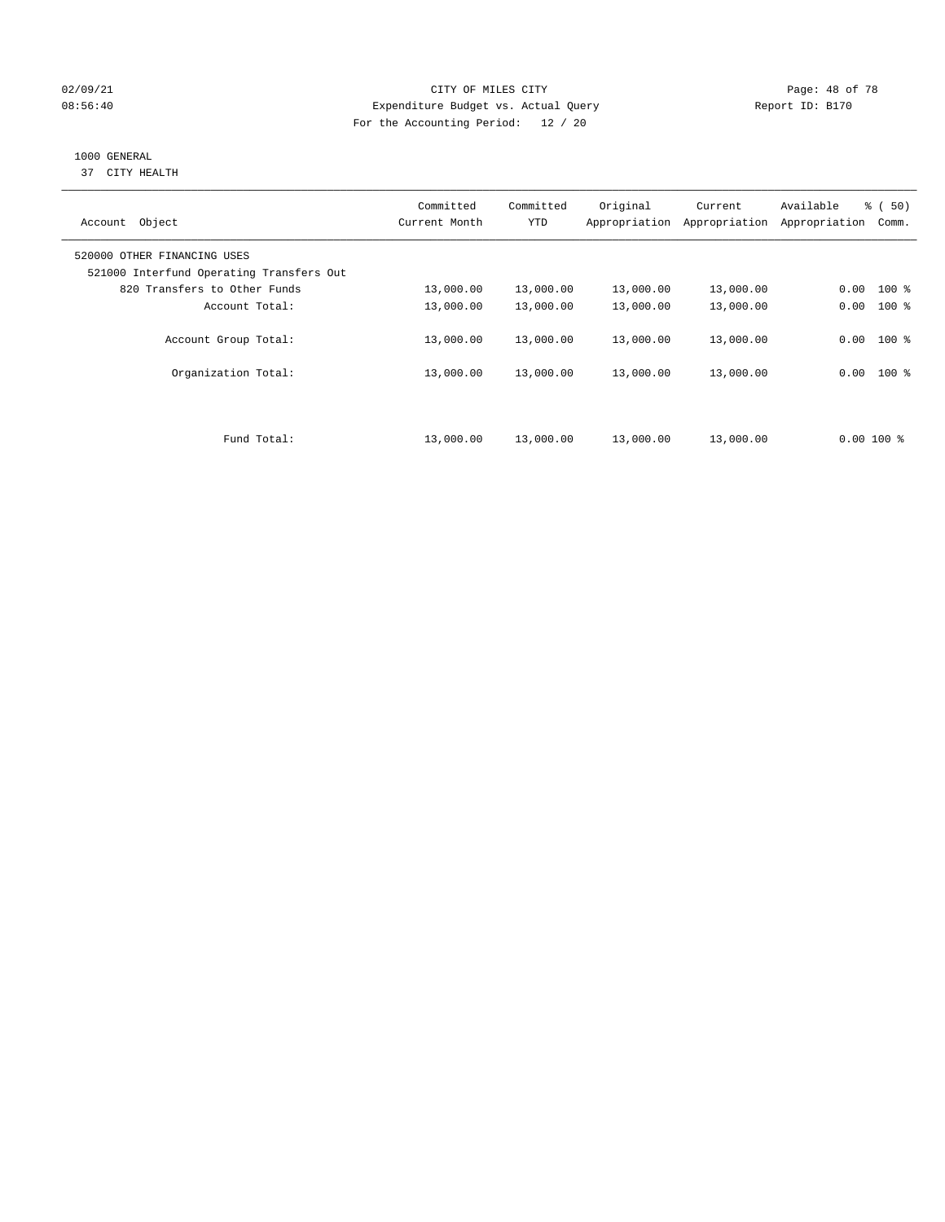CITY OF MILES CITY
Expenditure Budget vs. Actual Query
For the Accounting Period: 12 / 20

02/09/21
08:56:40

Report ID: B170

1000 GENERAL
37 CITY HEALTH

| Account Object | Committed Current Month | Committed YTD | Original Appropriation | Current Appropriation | Available Appropriation | % ( 50) Comm. |
|---|---|---|---|---|---|---|
| 520000 OTHER FINANCING USES | | | | | | |
| 521000 Interfund Operating Transfers Out | | | | | | |
| 820 Transfers to Other Funds | 13,000.00 | 13,000.00 | 13,000.00 | 13,000.00 | 0.00 | 100 % |
| Account Total: | 13,000.00 | 13,000.00 | 13,000.00 | 13,000.00 | 0.00 | 100 % |
| Account Group Total: | 13,000.00 | 13,000.00 | 13,000.00 | 13,000.00 | 0.00 | 100 % |
| Organization Total: | 13,000.00 | 13,000.00 | 13,000.00 | 13,000.00 | 0.00 | 100 % |
| Fund Total: | 13,000.00 | 13,000.00 | 13,000.00 | 13,000.00 | 0.00 | 100 % |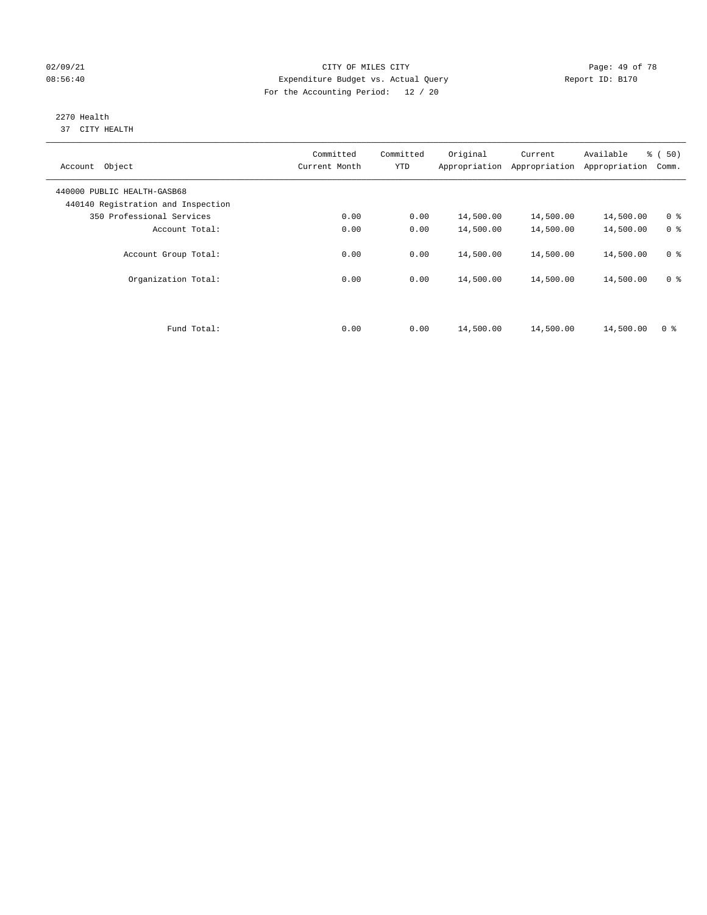CITY OF MILES CITY
Expenditure Budget vs. Actual Query
For the Accounting Period: 12 / 20

02/09/21
08:56:40

Report ID: B170

2270 Health
37 CITY HEALTH

| Account Object | Committed Current Month | Committed YTD | Original Appropriation | Current Appropriation | Available Appropriation | % ( 50) Comm. |
|---|---|---|---|---|---|---|
| 440000 PUBLIC HEALTH-GASB68 | | | | | | |
| 440140 Registration and Inspection | | | | | | |
| 350 Professional Services | 0.00 | 0.00 | 14,500.00 | 14,500.00 | 14,500.00 | 0 % |
| Account Total: | 0.00 | 0.00 | 14,500.00 | 14,500.00 | 14,500.00 | 0 % |
| Account Group Total: | 0.00 | 0.00 | 14,500.00 | 14,500.00 | 14,500.00 | 0 % |
| Organization Total: | 0.00 | 0.00 | 14,500.00 | 14,500.00 | 14,500.00 | 0 % |
| Fund Total: | 0.00 | 0.00 | 14,500.00 | 14,500.00 | 14,500.00 | 0 % |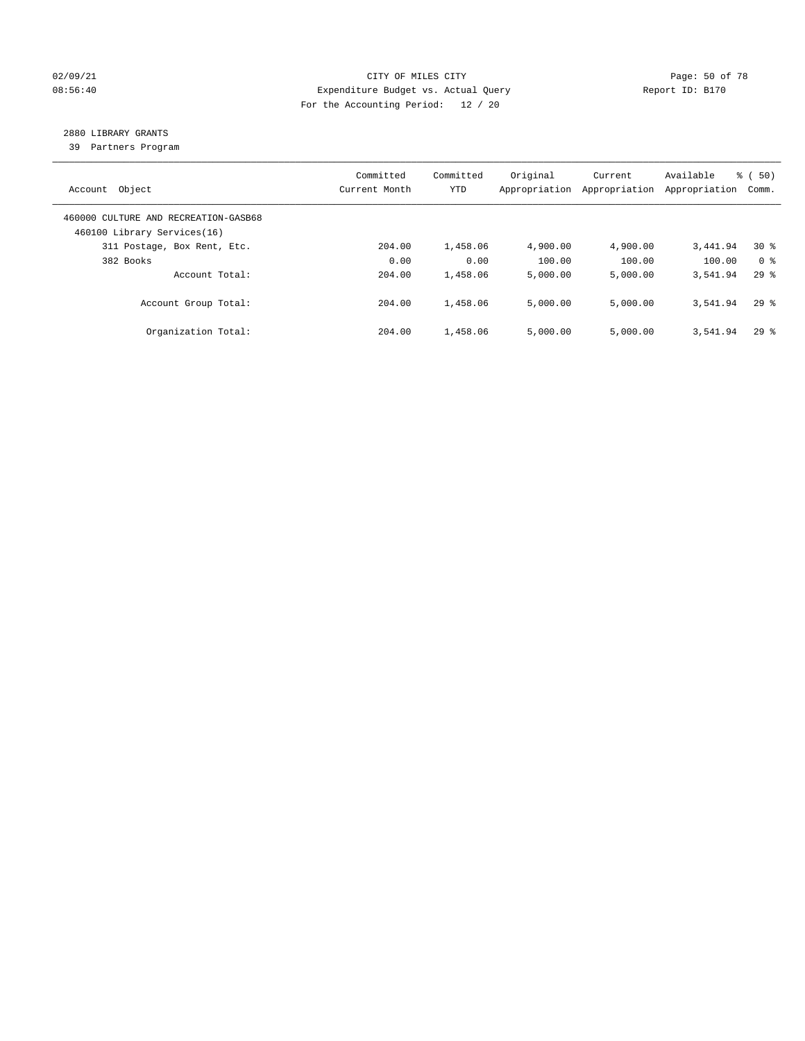CITY OF MILES CITY
Expenditure Budget vs. Actual Query
For the Accounting Period: 12 / 20

02/09/21
08:56:40

Report ID: B170

2880 LIBRARY GRANTS
39 Partners Program

| Account Object | Committed Current Month | Committed YTD | Original Appropriation | Current Appropriation | Available Appropriation | % ( 50) Comm. |
|---|---|---|---|---|---|---|
| 460000 CULTURE AND RECREATION-GASB68 | | | | | | |
| 460100 Library Services(16) | | | | | | |
| 311 Postage, Box Rent, Etc. | 204.00 | 1,458.06 | 4,900.00 | 4,900.00 | 3,441.94 | 30 % |
| 382 Books | 0.00 | 0.00 | 100.00 | 100.00 | 100.00 | 0 % |
| Account Total: | 204.00 | 1,458.06 | 5,000.00 | 5,000.00 | 3,541.94 | 29 % |
| Account Group Total: | 204.00 | 1,458.06 | 5,000.00 | 5,000.00 | 3,541.94 | 29 % |
| Organization Total: | 204.00 | 1,458.06 | 5,000.00 | 5,000.00 | 3,541.94 | 29 % |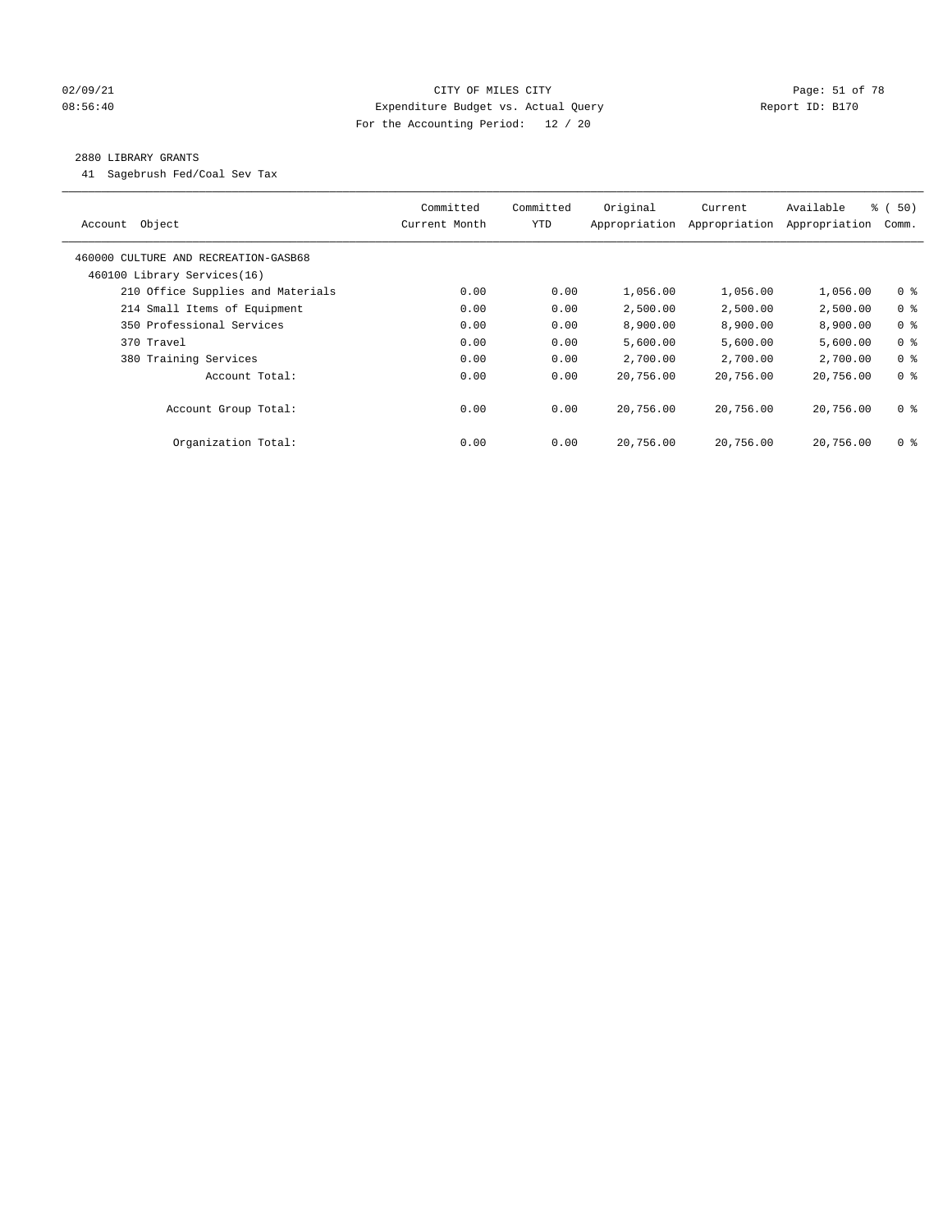CITY OF MILES CITY
Expenditure Budget vs. Actual Query
For the Accounting Period: 12 / 20

02/09/21
08:56:40

Report ID: B170

## 2880 LIBRARY GRANTS

41 Sagebrush Fed/Coal Sev Tax

| Account Object | Committed Current Month | Committed YTD | Original Appropriation | Current Appropriation | Available Appropriation | % ( 50) Comm. |
|---|---|---|---|---|---|---|
| 460000 CULTURE AND RECREATION-GASB68 | | | | | | |
| 460100 Library Services(16) | | | | | | |
| 210 Office Supplies and Materials | 0.00 | 0.00 | 1,056.00 | 1,056.00 | 1,056.00 | 0 % |
| 214 Small Items of Equipment | 0.00 | 0.00 | 2,500.00 | 2,500.00 | 2,500.00 | 0 % |
| 350 Professional Services | 0.00 | 0.00 | 8,900.00 | 8,900.00 | 8,900.00 | 0 % |
| 370 Travel | 0.00 | 0.00 | 5,600.00 | 5,600.00 | 5,600.00 | 0 % |
| 380 Training Services | 0.00 | 0.00 | 2,700.00 | 2,700.00 | 2,700.00 | 0 % |
| Account Total: | 0.00 | 0.00 | 20,756.00 | 20,756.00 | 20,756.00 | 0 % |
| Account Group Total: | 0.00 | 0.00 | 20,756.00 | 20,756.00 | 20,756.00 | 0 % |
| Organization Total: | 0.00 | 0.00 | 20,756.00 | 20,756.00 | 20,756.00 | 0 % |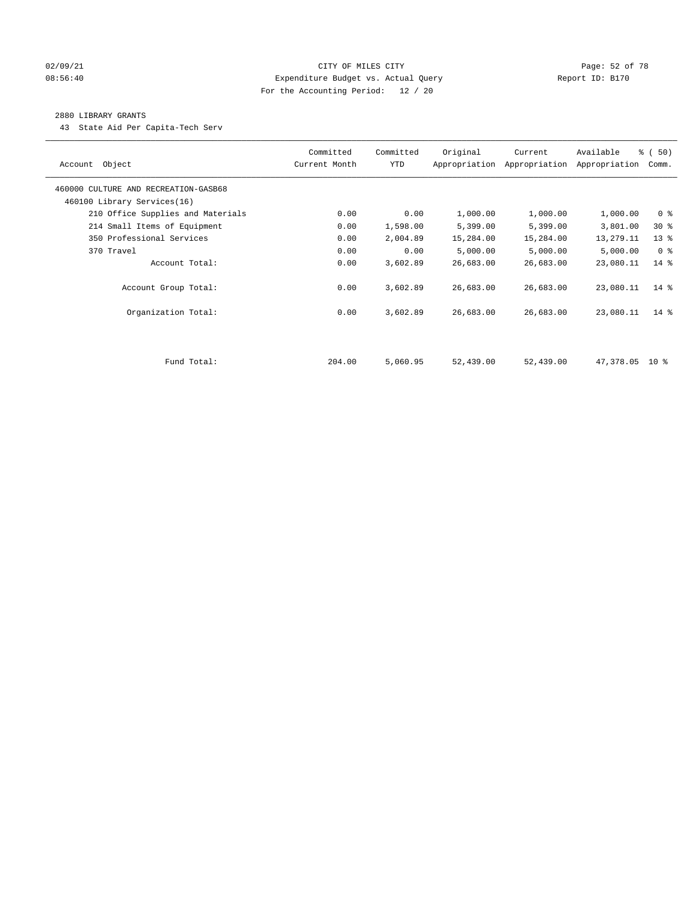CITY OF MILES CITY
Expenditure Budget vs. Actual Query
For the Accounting Period: 12 / 20

02/09/21
08:56:40

Report ID: B170

2880 LIBRARY GRANTS

43 State Aid Per Capita-Tech Serv

| Account Object | Committed Current Month | Committed YTD | Original Appropriation | Current Appropriation | Available Appropriation | % ( 50) Comm. |
|---|---|---|---|---|---|---|
| 460000 CULTURE AND RECREATION-GASB68 | | | | | | |
| 460100 Library Services(16) | | | | | | |
| 210 Office Supplies and Materials | 0.00 | 0.00 | 1,000.00 | 1,000.00 | 1,000.00 | 0 % |
| 214 Small Items of Equipment | 0.00 | 1,598.00 | 5,399.00 | 5,399.00 | 3,801.00 | 30 % |
| 350 Professional Services | 0.00 | 2,004.89 | 15,284.00 | 15,284.00 | 13,279.11 | 13 % |
| 370 Travel | 0.00 | 0.00 | 5,000.00 | 5,000.00 | 5,000.00 | 0 % |
| Account Total: | 0.00 | 3,602.89 | 26,683.00 | 26,683.00 | 23,080.11 | 14 % |
| Account Group Total: | 0.00 | 3,602.89 | 26,683.00 | 26,683.00 | 23,080.11 | 14 % |
| Organization Total: | 0.00 | 3,602.89 | 26,683.00 | 26,683.00 | 23,080.11 | 14 % |
| Fund Total: | 204.00 | 5,060.95 | 52,439.00 | 52,439.00 | 47,378.05 | 10 % |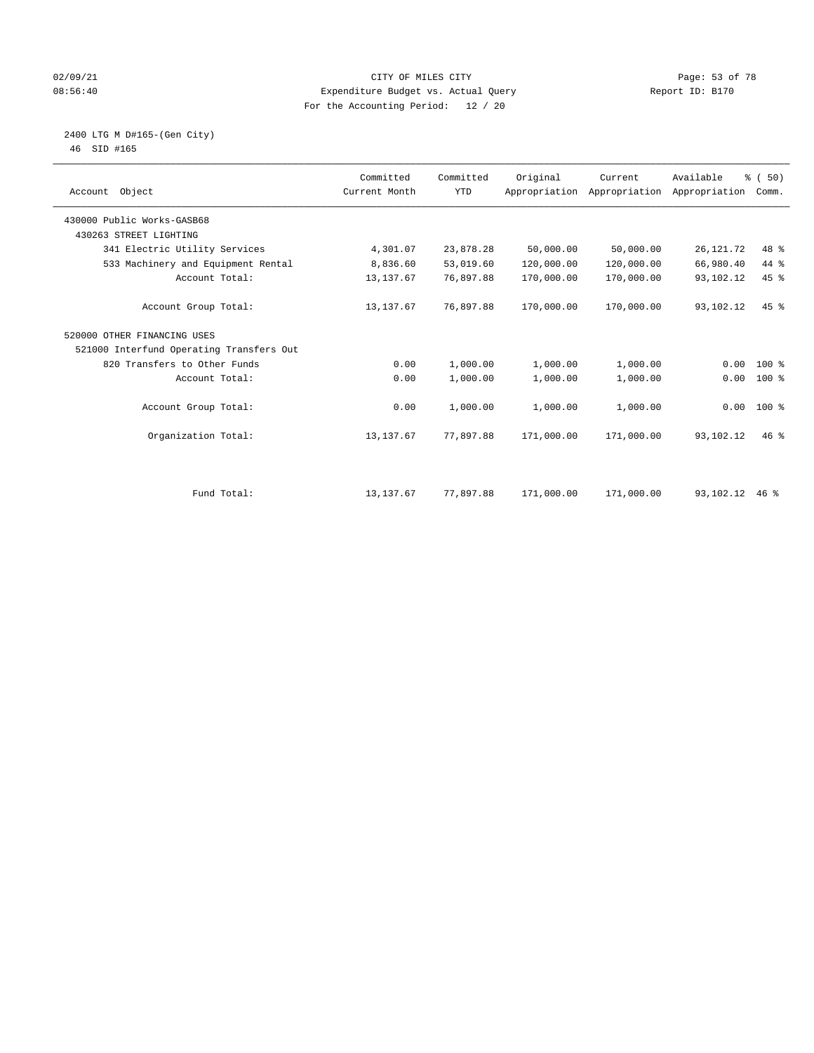02/09/21 CITY OF MILES CITY

08:56:40 Expenditure Budget vs. Actual Query Report ID: B170

For the Accounting Period: 12 / 20

2400 LTG M D#165-(Gen City)

46 SID #165

| Account Object | Committed Current Month | Committed YTD | Original Appropriation | Current Appropriation | Available Appropriation | % ( 50) Comm. |
|---|---|---|---|---|---|---|
| 430000 Public Works-GASB68 | | | | | | |
| 430263 STREET LIGHTING | | | | | | |
| 341 Electric Utility Services | 4,301.07 | 23,878.28 | 50,000.00 | 50,000.00 | 26,121.72 | 48 % |
| 533 Machinery and Equipment Rental | 8,836.60 | 53,019.60 | 120,000.00 | 120,000.00 | 66,980.40 | 44 % |
| Account Total: | 13,137.67 | 76,897.88 | 170,000.00 | 170,000.00 | 93,102.12 | 45 % |
| Account Group Total: | 13,137.67 | 76,897.88 | 170,000.00 | 170,000.00 | 93,102.12 | 45 % |
| 520000 OTHER FINANCING USES | | | | | | |
| 521000 Interfund Operating Transfers Out | | | | | | |
| 820 Transfers to Other Funds | 0.00 | 1,000.00 | 1,000.00 | 1,000.00 | 0.00 | 100 % |
| Account Total: | 0.00 | 1,000.00 | 1,000.00 | 1,000.00 | 0.00 | 100 % |
| Account Group Total: | 0.00 | 1,000.00 | 1,000.00 | 1,000.00 | 0.00 | 100 % |
| Organization Total: | 13,137.67 | 77,897.88 | 171,000.00 | 171,000.00 | 93,102.12 | 46 % |
| Fund Total: | 13,137.67 | 77,897.88 | 171,000.00 | 171,000.00 | 93,102.12 | 46 % |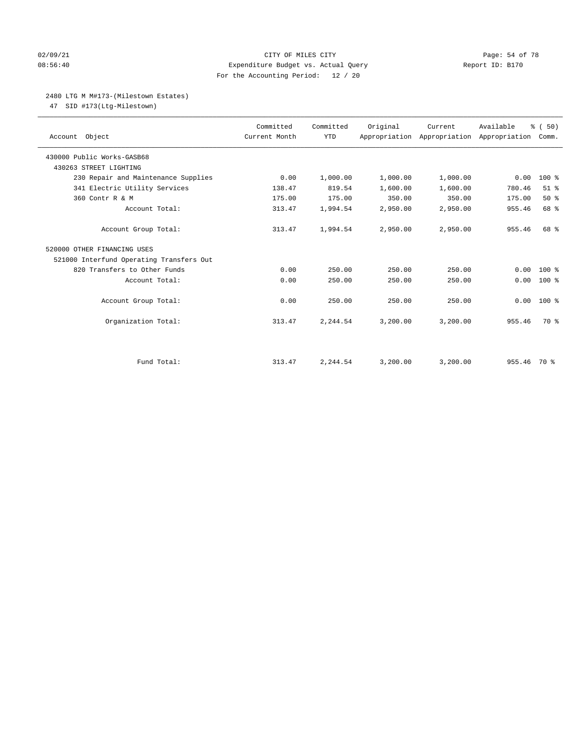CITY OF MILES CITY
Expenditure Budget vs. Actual Query
For the Accounting Period: 12 / 20

02/09/21
08:56:40

Report ID: B170

## 2480 LTG M M#173-(Milestown Estates)

47 SID #173(Ltg-Milestown)

| Account Object | Committed Current Month | Committed YTD | Original Appropriation | Current Appropriation | Available Appropriation | % ( 50) Comm. |
|---|---|---|---|---|---|---|
| 430000 Public Works-GASB68 | | | | | | |
| 430263 STREET LIGHTING | | | | | | |
| 230 Repair and Maintenance Supplies | 0.00 | 1,000.00 | 1,000.00 | 1,000.00 | 0.00 | 100 % |
| 341 Electric Utility Services | 138.47 | 819.54 | 1,600.00 | 1,600.00 | 780.46 | 51 % |
| 360 Contr R & M | 175.00 | 175.00 | 350.00 | 350.00 | 175.00 | 50 % |
| Account Total: | 313.47 | 1,994.54 | 2,950.00 | 2,950.00 | 955.46 | 68 % |
| Account Group Total: | 313.47 | 1,994.54 | 2,950.00 | 2,950.00 | 955.46 | 68 % |
| 520000 OTHER FINANCING USES | | | | | | |
| 521000 Interfund Operating Transfers Out | | | | | | |
| 820 Transfers to Other Funds | 0.00 | 250.00 | 250.00 | 250.00 | 0.00 | 100 % |
| Account Total: | 0.00 | 250.00 | 250.00 | 250.00 | 0.00 | 100 % |
| Account Group Total: | 0.00 | 250.00 | 250.00 | 250.00 | 0.00 | 100 % |
| Organization Total: | 313.47 | 2,244.54 | 3,200.00 | 3,200.00 | 955.46 | 70 % |
| Fund Total: | 313.47 | 2,244.54 | 3,200.00 | 3,200.00 | 955.46 | 70 % |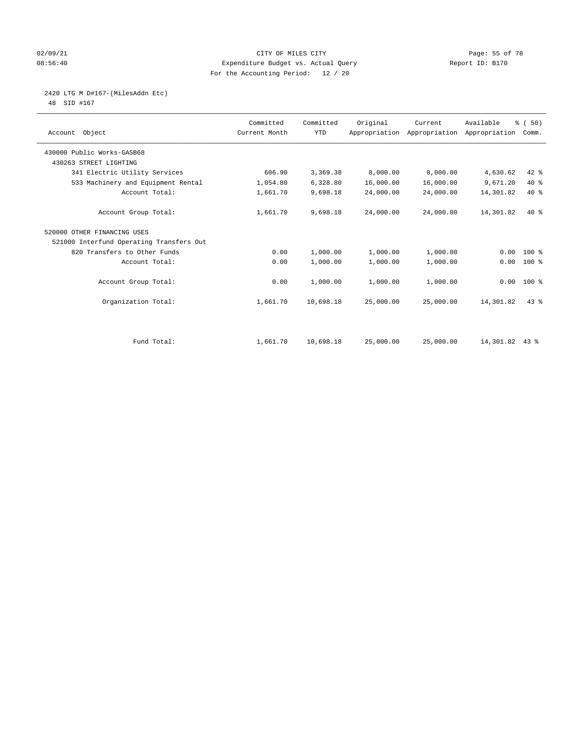CITY OF MILES CITY
Expenditure Budget vs. Actual Query
For the Accounting Period: 12 / 20

02/09/21
08:56:40

Report ID: B170

2420 LTG M D#167-(MilesAddn Etc)
48 SID #167

| Account Object | Committed Current Month | Committed YTD | Original Appropriation | Current Appropriation | Available Appropriation | % ( 50) Comm. |
|---|---|---|---|---|---|---|
| 430000 Public Works-GASB68 | | | | | | |
| 430263 STREET LIGHTING | | | | | | |
| 341 Electric Utility Services | 606.90 | 3,369.38 | 8,000.00 | 8,000.00 | 4,630.62 | 42 % |
| 533 Machinery and Equipment Rental | 1,054.80 | 6,328.80 | 16,000.00 | 16,000.00 | 9,671.20 | 40 % |
| Account Total: | 1,661.70 | 9,698.18 | 24,000.00 | 24,000.00 | 14,301.82 | 40 % |
| Account Group Total: | 1,661.70 | 9,698.18 | 24,000.00 | 24,000.00 | 14,301.82 | 40 % |
| 520000 OTHER FINANCING USES | | | | | | |
| 521000 Interfund Operating Transfers Out | | | | | | |
| 820 Transfers to Other Funds | 0.00 | 1,000.00 | 1,000.00 | 1,000.00 | 0.00 | 100 % |
| Account Total: | 0.00 | 1,000.00 | 1,000.00 | 1,000.00 | 0.00 | 100 % |
| Account Group Total: | 0.00 | 1,000.00 | 1,000.00 | 1,000.00 | 0.00 | 100 % |
| Organization Total: | 1,661.70 | 10,698.18 | 25,000.00 | 25,000.00 | 14,301.82 | 43 % |
| Fund Total: | 1,661.70 | 10,698.18 | 25,000.00 | 25,000.00 | 14,301.82 | 43 % |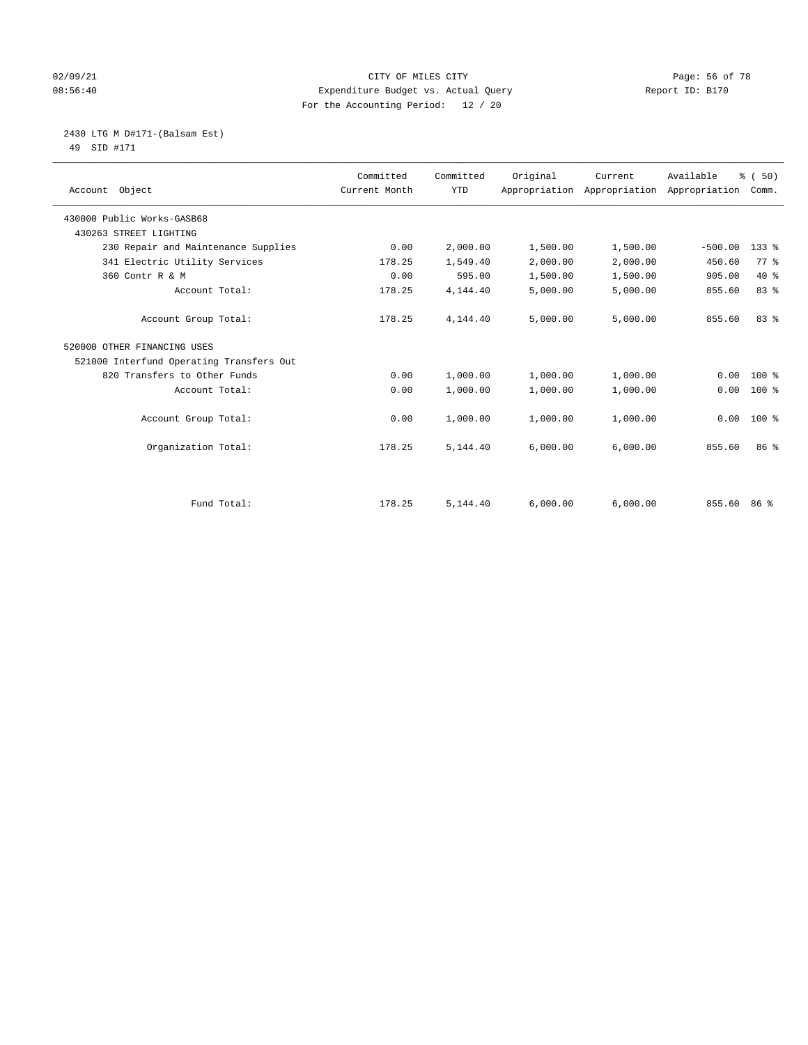CITY OF MILES CITY
Expenditure Budget vs. Actual Query
For the Accounting Period: 12 / 20

02/09/21
08:56:40

Report ID: B170

2430 LTG M D#171-(Balsam Est)
49 SID #171

| Account Object | Committed Current Month | Committed YTD | Original Appropriation | Current Appropriation | Available Appropriation | % ( 50) Comm. |
|---|---|---|---|---|---|---|
| 430000 Public Works-GASB68 | | | | | | |
| 430263 STREET LIGHTING | | | | | | |
| 230 Repair and Maintenance Supplies | 0.00 | 2,000.00 | 1,500.00 | 1,500.00 | -500.00 | 133 % |
| 341 Electric Utility Services | 178.25 | 1,549.40 | 2,000.00 | 2,000.00 | 450.60 | 77 % |
| 360 Contr R & M | 0.00 | 595.00 | 1,500.00 | 1,500.00 | 905.00 | 40 % |
| Account Total: | 178.25 | 4,144.40 | 5,000.00 | 5,000.00 | 855.60 | 83 % |
| Account Group Total: | 178.25 | 4,144.40 | 5,000.00 | 5,000.00 | 855.60 | 83 % |
| 520000 OTHER FINANCING USES | | | | | | |
| 521000 Interfund Operating Transfers Out | | | | | | |
| 820 Transfers to Other Funds | 0.00 | 1,000.00 | 1,000.00 | 1,000.00 | 0.00 | 100 % |
| Account Total: | 0.00 | 1,000.00 | 1,000.00 | 1,000.00 | 0.00 | 100 % |
| Account Group Total: | 0.00 | 1,000.00 | 1,000.00 | 1,000.00 | 0.00 | 100 % |
| Organization Total: | 178.25 | 5,144.40 | 6,000.00 | 6,000.00 | 855.60 | 86 % |
| Fund Total: | 178.25 | 5,144.40 | 6,000.00 | 6,000.00 | 855.60 | 86 % |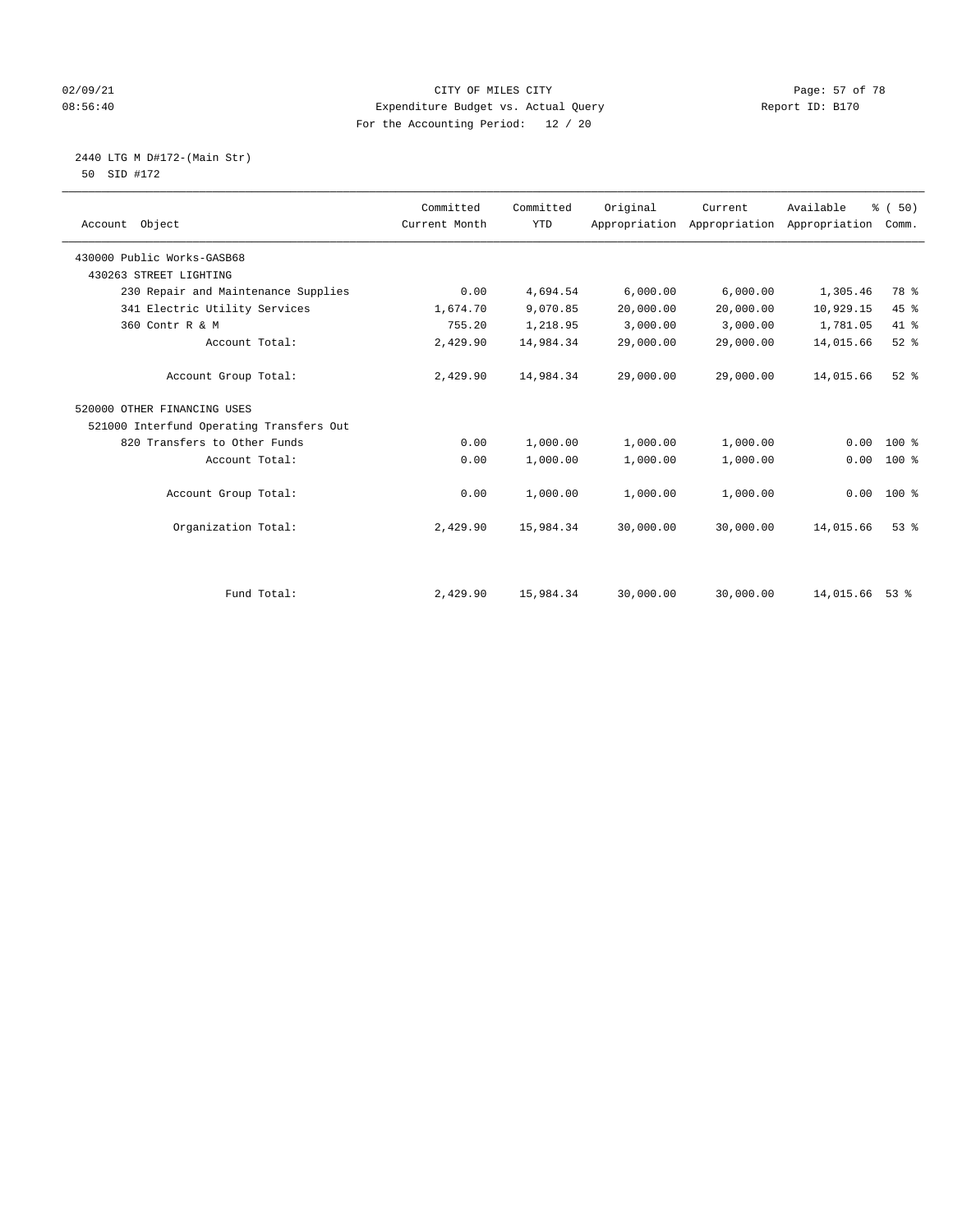CITY OF MILES CITY
Expenditure Budget vs. Actual Query
For the Accounting Period: 12 / 20

02/09/21
08:56:40

Report ID: B170

2440 LTG M D#172-(Main Str)
50 SID #172

| Account Object | Committed Current Month | Committed YTD | Original Appropriation | Current Appropriation | Available Appropriation | % ( 50) Comm. |
|---|---|---|---|---|---|---|
| 430000 Public Works-GASB68 | | | | | | |
| 430263 STREET LIGHTING | | | | | | |
| 230 Repair and Maintenance Supplies | 0.00 | 4,694.54 | 6,000.00 | 6,000.00 | 1,305.46 | 78 % |
| 341 Electric Utility Services | 1,674.70 | 9,070.85 | 20,000.00 | 20,000.00 | 10,929.15 | 45 % |
| 360 Contr R & M | 755.20 | 1,218.95 | 3,000.00 | 3,000.00 | 1,781.05 | 41 % |
| Account Total: | 2,429.90 | 14,984.34 | 29,000.00 | 29,000.00 | 14,015.66 | 52 % |
| Account Group Total: | 2,429.90 | 14,984.34 | 29,000.00 | 29,000.00 | 14,015.66 | 52 % |
| 520000 OTHER FINANCING USES | | | | | | |
| 521000 Interfund Operating Transfers Out | | | | | | |
| 820 Transfers to Other Funds | 0.00 | 1,000.00 | 1,000.00 | 1,000.00 | 0.00 | 100 % |
| Account Total: | 0.00 | 1,000.00 | 1,000.00 | 1,000.00 | 0.00 | 100 % |
| Account Group Total: | 0.00 | 1,000.00 | 1,000.00 | 1,000.00 | 0.00 | 100 % |
| Organization Total: | 2,429.90 | 15,984.34 | 30,000.00 | 30,000.00 | 14,015.66 | 53 % |
| Fund Total: | 2,429.90 | 15,984.34 | 30,000.00 | 30,000.00 | 14,015.66 | 53 % |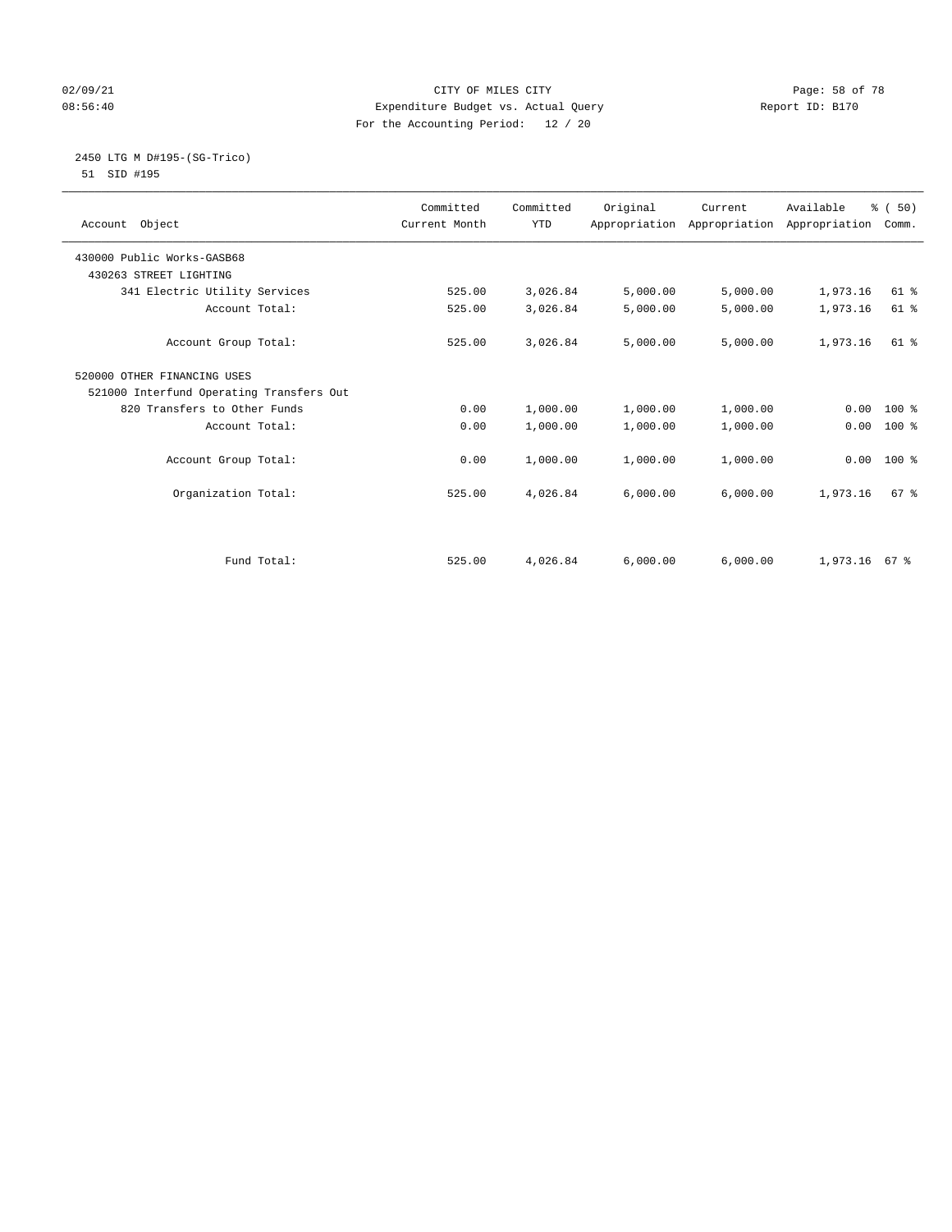02/09/21 CITY OF MILES CITY
08:56:40 Expenditure Budget vs. Actual Query Report ID: B170
For the Accounting Period: 12 / 20

2450 LTG M D#195-(SG-Trico)
51 SID #195

| Account Object | Committed Current Month | Committed YTD | Original Appropriation | Current Appropriation | Available Appropriation | % ( 50) Comm. |
|---|---|---|---|---|---|---|
| 430000 Public Works-GASB68 | | | | | | |
| 430263 STREET LIGHTING | | | | | | |
| 341 Electric Utility Services | 525.00 | 3,026.84 | 5,000.00 | 5,000.00 | 1,973.16 | 61 % |
| Account Total: | 525.00 | 3,026.84 | 5,000.00 | 5,000.00 | 1,973.16 | 61 % |
| Account Group Total: | 525.00 | 3,026.84 | 5,000.00 | 5,000.00 | 1,973.16 | 61 % |
| 520000 OTHER FINANCING USES | | | | | | |
| 521000 Interfund Operating Transfers Out | | | | | | |
| 820 Transfers to Other Funds | 0.00 | 1,000.00 | 1,000.00 | 1,000.00 | 0.00 | 100 % |
| Account Total: | 0.00 | 1,000.00 | 1,000.00 | 1,000.00 | 0.00 | 100 % |
| Account Group Total: | 0.00 | 1,000.00 | 1,000.00 | 1,000.00 | 0.00 | 100 % |
| Organization Total: | 525.00 | 4,026.84 | 6,000.00 | 6,000.00 | 1,973.16 | 67 % |
| Fund Total: | 525.00 | 4,026.84 | 6,000.00 | 6,000.00 | 1,973.16 | 67 % |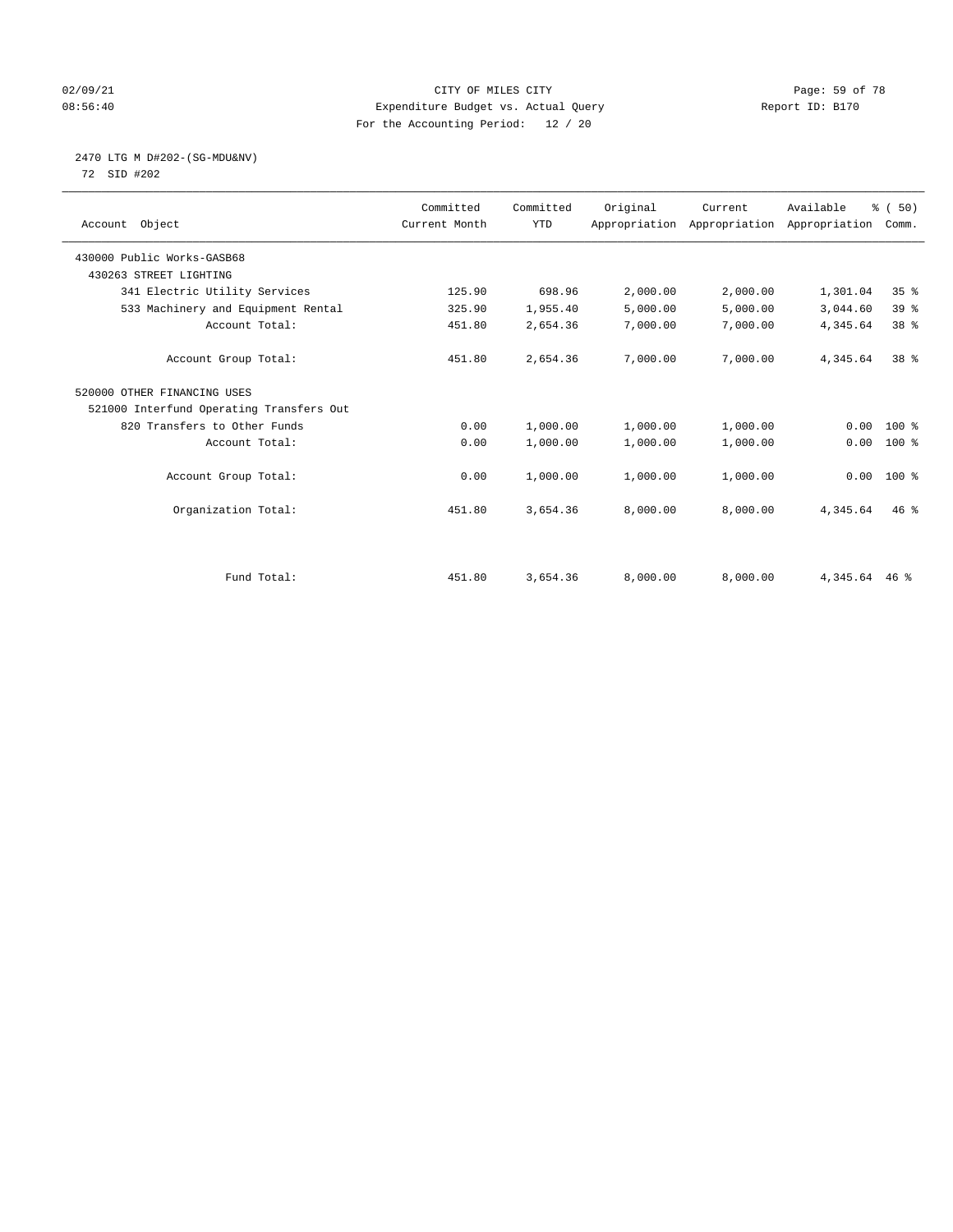CITY OF MILES CITY
Expenditure Budget vs. Actual Query
For the Accounting Period: 12 / 20

02/09/21
08:56:40

Report ID: B170

## 2470 LTG M D#202-(SG-MDU&NV)

72 SID #202

| Account Object | Committed Current Month | Committed YTD | Original Appropriation | Current Appropriation | Available Appropriation | % ( 50) Comm. |
|---|---|---|---|---|---|---|
| 430000 Public Works-GASB68 | | | | | | |
| 430263 STREET LIGHTING | | | | | | |
| 341 Electric Utility Services | 125.90 | 698.96 | 2,000.00 | 2,000.00 | 1,301.04 | 35 % |
| 533 Machinery and Equipment Rental | 325.90 | 1,955.40 | 5,000.00 | 5,000.00 | 3,044.60 | 39 % |
| Account Total: | 451.80 | 2,654.36 | 7,000.00 | 7,000.00 | 4,345.64 | 38 % |
| Account Group Total: | 451.80 | 2,654.36 | 7,000.00 | 7,000.00 | 4,345.64 | 38 % |
| 520000 OTHER FINANCING USES | | | | | | |
| 521000 Interfund Operating Transfers Out | | | | | | |
| 820 Transfers to Other Funds | 0.00 | 1,000.00 | 1,000.00 | 1,000.00 | 0.00 | 100 % |
| Account Total: | 0.00 | 1,000.00 | 1,000.00 | 1,000.00 | 0.00 | 100 % |
| Account Group Total: | 0.00 | 1,000.00 | 1,000.00 | 1,000.00 | 0.00 | 100 % |
| Organization Total: | 451.80 | 3,654.36 | 8,000.00 | 8,000.00 | 4,345.64 | 46 % |
| Fund Total: | 451.80 | 3,654.36 | 8,000.00 | 8,000.00 | 4,345.64 | 46 % |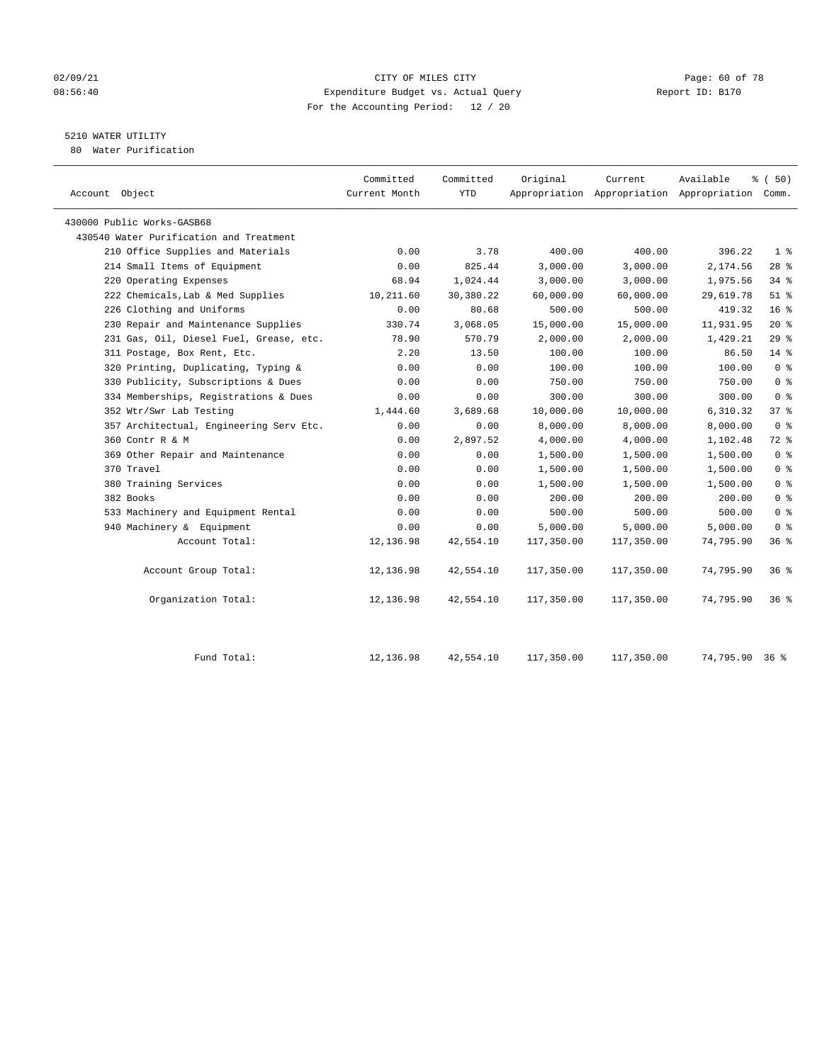CITY OF MILES CITY
Expenditure Budget vs. Actual Query
For the Accounting Period: 12 / 20

02/09/21
08:56:40

Report ID: B170

## 5210 WATER UTILITY

80 Water Purification

| Account Object | Committed Current Month | Committed YTD | Original Appropriation | Current Appropriation | Available Appropriation | % ( 50) Comm. |
|---|---|---|---|---|---|---|
| 430000 Public Works-GASB68 | | | | | | |
| 430540 Water Purification and Treatment | | | | | | |
| 210 Office Supplies and Materials | 0.00 | 3.78 | 400.00 | 400.00 | 396.22 | 1 % |
| 214 Small Items of Equipment | 0.00 | 825.44 | 3,000.00 | 3,000.00 | 2,174.56 | 28 % |
| 220 Operating Expenses | 68.94 | 1,024.44 | 3,000.00 | 3,000.00 | 1,975.56 | 34 % |
| 222 Chemicals,Lab & Med Supplies | 10,211.60 | 30,380.22 | 60,000.00 | 60,000.00 | 29,619.78 | 51 % |
| 226 Clothing and Uniforms | 0.00 | 80.68 | 500.00 | 500.00 | 419.32 | 16 % |
| 230 Repair and Maintenance Supplies | 330.74 | 3,068.05 | 15,000.00 | 15,000.00 | 11,931.95 | 20 % |
| 231 Gas, Oil, Diesel Fuel, Grease, etc. | 78.90 | 570.79 | 2,000.00 | 2,000.00 | 1,429.21 | 29 % |
| 311 Postage, Box Rent, Etc. | 2.20 | 13.50 | 100.00 | 100.00 | 86.50 | 14 % |
| 320 Printing, Duplicating, Typing & | 0.00 | 0.00 | 100.00 | 100.00 | 100.00 | 0 % |
| 330 Publicity, Subscriptions & Dues | 0.00 | 0.00 | 750.00 | 750.00 | 750.00 | 0 % |
| 334 Memberships, Registrations & Dues | 0.00 | 0.00 | 300.00 | 300.00 | 300.00 | 0 % |
| 352 Wtr/Swr Lab Testing | 1,444.60 | 3,689.68 | 10,000.00 | 10,000.00 | 6,310.32 | 37 % |
| 357 Architectual, Engineering Serv Etc. | 0.00 | 0.00 | 8,000.00 | 8,000.00 | 8,000.00 | 0 % |
| 360 Contr R & M | 0.00 | 2,897.52 | 4,000.00 | 4,000.00 | 1,102.48 | 72 % |
| 369 Other Repair and Maintenance | 0.00 | 0.00 | 1,500.00 | 1,500.00 | 1,500.00 | 0 % |
| 370 Travel | 0.00 | 0.00 | 1,500.00 | 1,500.00 | 1,500.00 | 0 % |
| 380 Training Services | 0.00 | 0.00 | 1,500.00 | 1,500.00 | 1,500.00 | 0 % |
| 382 Books | 0.00 | 0.00 | 200.00 | 200.00 | 200.00 | 0 % |
| 533 Machinery and Equipment Rental | 0.00 | 0.00 | 500.00 | 500.00 | 500.00 | 0 % |
| 940 Machinery & Equipment | 0.00 | 0.00 | 5,000.00 | 5,000.00 | 5,000.00 | 0 % |
| Account Total: | 12,136.98 | 42,554.10 | 117,350.00 | 117,350.00 | 74,795.90 | 36 % |
| Account Group Total: | 12,136.98 | 42,554.10 | 117,350.00 | 117,350.00 | 74,795.90 | 36 % |
| Organization Total: | 12,136.98 | 42,554.10 | 117,350.00 | 117,350.00 | 74,795.90 | 36 % |
| Fund Total: | 12,136.98 | 42,554.10 | 117,350.00 | 117,350.00 | 74,795.90 | 36 % |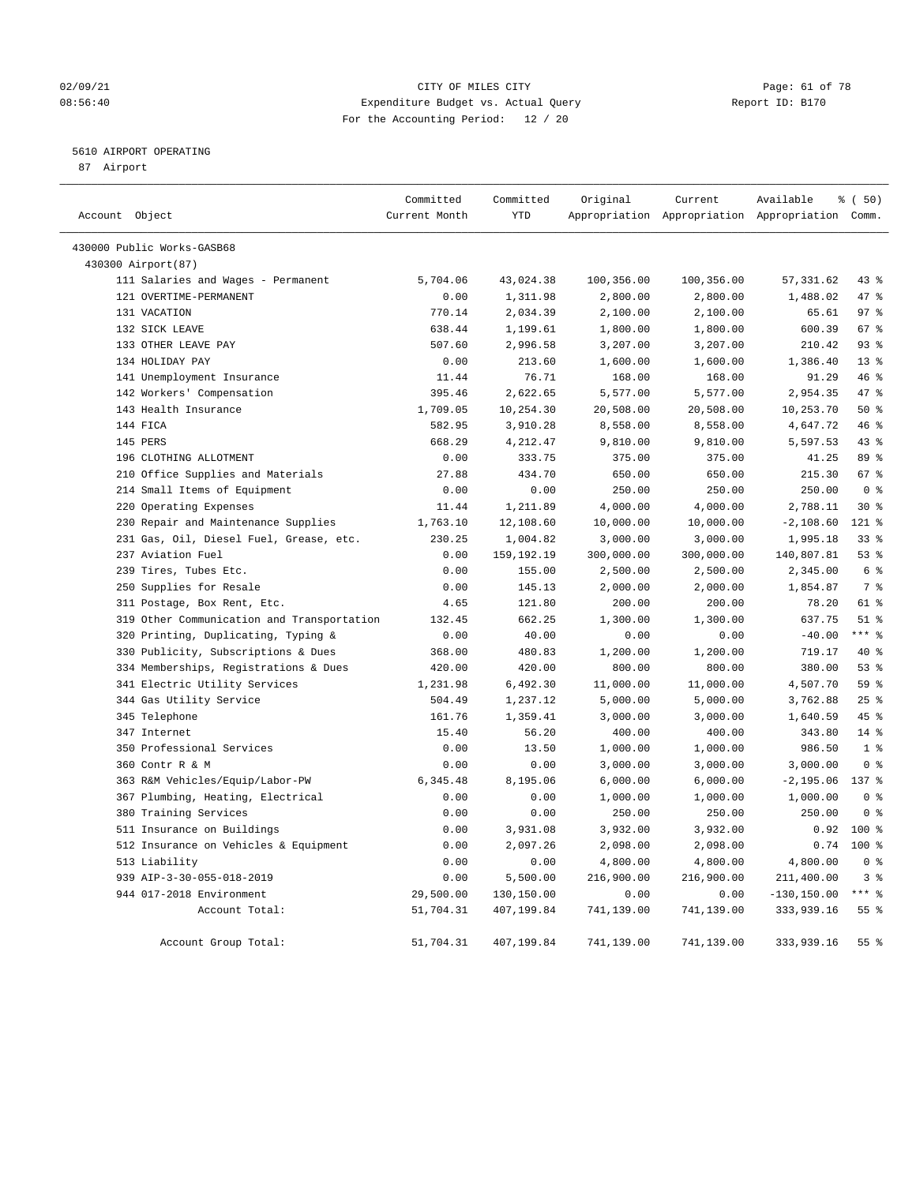CITY OF MILES CITY
Expenditure Budget vs. Actual Query
For the Accounting Period: 12 / 20

02/09/21
08:56:40

Report ID: B170

## 5610 AIRPORT OPERATING

87 Airport

| Account Object | Committed Current Month | Committed YTD | Original Appropriation | Current Appropriation | Available Appropriation | % ( 50) Comm. |
|---|---|---|---|---|---|---|
| 430000 Public Works-GASB68 | | | | | | |
| 430300 Airport(87) | | | | | | |
| 111 Salaries and Wages - Permanent | 5,704.06 | 43,024.38 | 100,356.00 | 100,356.00 | 57,331.62 | 43 % |
| 121 OVERTIME-PERMANENT | 0.00 | 1,311.98 | 2,800.00 | 2,800.00 | 1,488.02 | 47 % |
| 131 VACATION | 770.14 | 2,034.39 | 2,100.00 | 2,100.00 | 65.61 | 97 % |
| 132 SICK LEAVE | 638.44 | 1,199.61 | 1,800.00 | 1,800.00 | 600.39 | 67 % |
| 133 OTHER LEAVE PAY | 507.60 | 2,996.58 | 3,207.00 | 3,207.00 | 210.42 | 93 % |
| 134 HOLIDAY PAY | 0.00 | 213.60 | 1,600.00 | 1,600.00 | 1,386.40 | 13 % |
| 141 Unemployment Insurance | 11.44 | 76.71 | 168.00 | 168.00 | 91.29 | 46 % |
| 142 Workers' Compensation | 395.46 | 2,622.65 | 5,577.00 | 5,577.00 | 2,954.35 | 47 % |
| 143 Health Insurance | 1,709.05 | 10,254.30 | 20,508.00 | 20,508.00 | 10,253.70 | 50 % |
| 144 FICA | 582.95 | 3,910.28 | 8,558.00 | 8,558.00 | 4,647.72 | 46 % |
| 145 PERS | 668.29 | 4,212.47 | 9,810.00 | 9,810.00 | 5,597.53 | 43 % |
| 196 CLOTHING ALLOTMENT | 0.00 | 333.75 | 375.00 | 375.00 | 41.25 | 89 % |
| 210 Office Supplies and Materials | 27.88 | 434.70 | 650.00 | 650.00 | 215.30 | 67 % |
| 214 Small Items of Equipment | 0.00 | 0.00 | 250.00 | 250.00 | 250.00 | 0 % |
| 220 Operating Expenses | 11.44 | 1,211.89 | 4,000.00 | 4,000.00 | 2,788.11 | 30 % |
| 230 Repair and Maintenance Supplies | 1,763.10 | 12,108.60 | 10,000.00 | 10,000.00 | -2,108.60 | 121 % |
| 231 Gas, Oil, Diesel Fuel, Grease, etc. | 230.25 | 1,004.82 | 3,000.00 | 3,000.00 | 1,995.18 | 33 % |
| 237 Aviation Fuel | 0.00 | 159,192.19 | 300,000.00 | 300,000.00 | 140,807.81 | 53 % |
| 239 Tires, Tubes Etc. | 0.00 | 155.00 | 2,500.00 | 2,500.00 | 2,345.00 | 6 % |
| 250 Supplies for Resale | 0.00 | 145.13 | 2,000.00 | 2,000.00 | 1,854.87 | 7 % |
| 311 Postage, Box Rent, Etc. | 4.65 | 121.80 | 200.00 | 200.00 | 78.20 | 61 % |
| 319 Other Communication and Transportation | 132.45 | 662.25 | 1,300.00 | 1,300.00 | 637.75 | 51 % |
| 320 Printing, Duplicating, Typing & | 0.00 | 40.00 | 0.00 | 0.00 | -40.00 | *** % |
| 330 Publicity, Subscriptions & Dues | 368.00 | 480.83 | 1,200.00 | 1,200.00 | 719.17 | 40 % |
| 334 Memberships, Registrations & Dues | 420.00 | 420.00 | 800.00 | 800.00 | 380.00 | 53 % |
| 341 Electric Utility Services | 1,231.98 | 6,492.30 | 11,000.00 | 11,000.00 | 4,507.70 | 59 % |
| 344 Gas Utility Service | 504.49 | 1,237.12 | 5,000.00 | 5,000.00 | 3,762.88 | 25 % |
| 345 Telephone | 161.76 | 1,359.41 | 3,000.00 | 3,000.00 | 1,640.59 | 45 % |
| 347 Internet | 15.40 | 56.20 | 400.00 | 400.00 | 343.80 | 14 % |
| 350 Professional Services | 0.00 | 13.50 | 1,000.00 | 1,000.00 | 986.50 | 1 % |
| 360 Contr R & M | 0.00 | 0.00 | 3,000.00 | 3,000.00 | 3,000.00 | 0 % |
| 363 R&M Vehicles/Equip/Labor-PW | 6,345.48 | 8,195.06 | 6,000.00 | 6,000.00 | -2,195.06 | 137 % |
| 367 Plumbing, Heating, Electrical | 0.00 | 0.00 | 1,000.00 | 1,000.00 | 1,000.00 | 0 % |
| 380 Training Services | 0.00 | 0.00 | 250.00 | 250.00 | 250.00 | 0 % |
| 511 Insurance on Buildings | 0.00 | 3,931.08 | 3,932.00 | 3,932.00 | 0.92 | 100 % |
| 512 Insurance on Vehicles & Equipment | 0.00 | 2,097.26 | 2,098.00 | 2,098.00 | 0.74 | 100 % |
| 513 Liability | 0.00 | 0.00 | 4,800.00 | 4,800.00 | 4,800.00 | 0 % |
| 939 AIP-3-30-055-018-2019 | 0.00 | 5,500.00 | 216,900.00 | 216,900.00 | 211,400.00 | 3 % |
| 944 017-2018 Environment | 29,500.00 | 130,150.00 | 0.00 | 0.00 | -130,150.00 | *** % |
| Account Total: | 51,704.31 | 407,199.84 | 741,139.00 | 741,139.00 | 333,939.16 | 55 % |
| Account Group Total: | 51,704.31 | 407,199.84 | 741,139.00 | 741,139.00 | 333,939.16 | 55 % |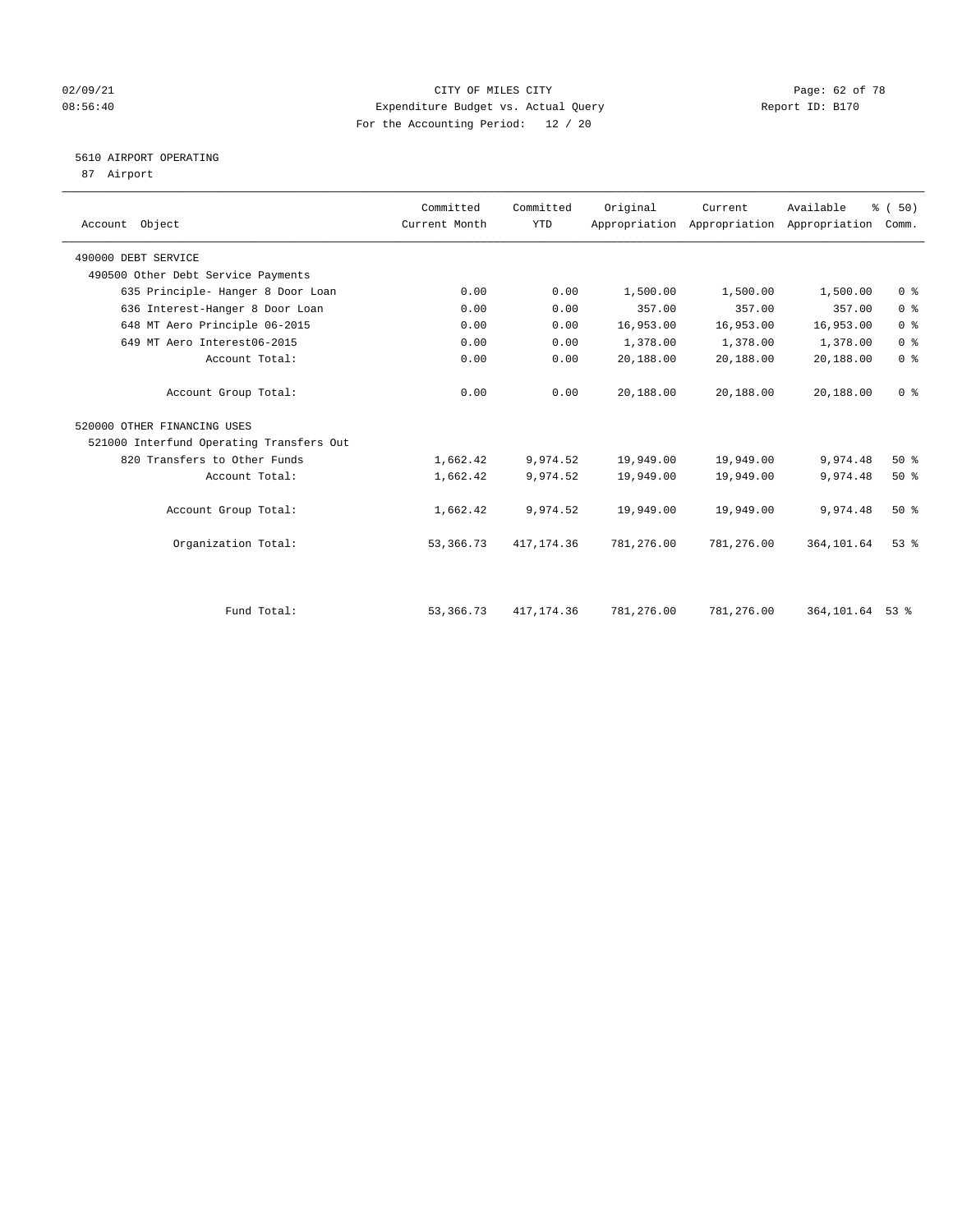CITY OF MILES CITY
Expenditure Budget vs. Actual Query
For the Accounting Period: 12 / 20

02/09/21
08:56:40

Report ID: B170

## 5610 AIRPORT OPERATING

87 Airport

| Account Object | Committed Current Month | Committed YTD | Original Appropriation | Current Appropriation | Available Appropriation | % ( 50) Comm. |
|---|---|---|---|---|---|---|
| 490000 DEBT SERVICE | | | | | | |
| 490500 Other Debt Service Payments | | | | | | |
| 635 Principle- Hanger 8 Door Loan | 0.00 | 0.00 | 1,500.00 | 1,500.00 | 1,500.00 | 0 % |
| 636 Interest-Hanger 8 Door Loan | 0.00 | 0.00 | 357.00 | 357.00 | 357.00 | 0 % |
| 648 MT Aero Principle 06-2015 | 0.00 | 0.00 | 16,953.00 | 16,953.00 | 16,953.00 | 0 % |
| 649 MT Aero Interest06-2015 | 0.00 | 0.00 | 1,378.00 | 1,378.00 | 1,378.00 | 0 % |
| Account Total: | 0.00 | 0.00 | 20,188.00 | 20,188.00 | 20,188.00 | 0 % |
| Account Group Total: | 0.00 | 0.00 | 20,188.00 | 20,188.00 | 20,188.00 | 0 % |
| 520000 OTHER FINANCING USES | | | | | | |
| 521000 Interfund Operating Transfers Out | | | | | | |
| 820 Transfers to Other Funds | 1,662.42 | 9,974.52 | 19,949.00 | 19,949.00 | 9,974.48 | 50 % |
| Account Total: | 1,662.42 | 9,974.52 | 19,949.00 | 19,949.00 | 9,974.48 | 50 % |
| Account Group Total: | 1,662.42 | 9,974.52 | 19,949.00 | 19,949.00 | 9,974.48 | 50 % |
| Organization Total: | 53,366.73 | 417,174.36 | 781,276.00 | 781,276.00 | 364,101.64 | 53 % |
| Fund Total: | 53,366.73 | 417,174.36 | 781,276.00 | 781,276.00 | 364,101.64 | 53 % |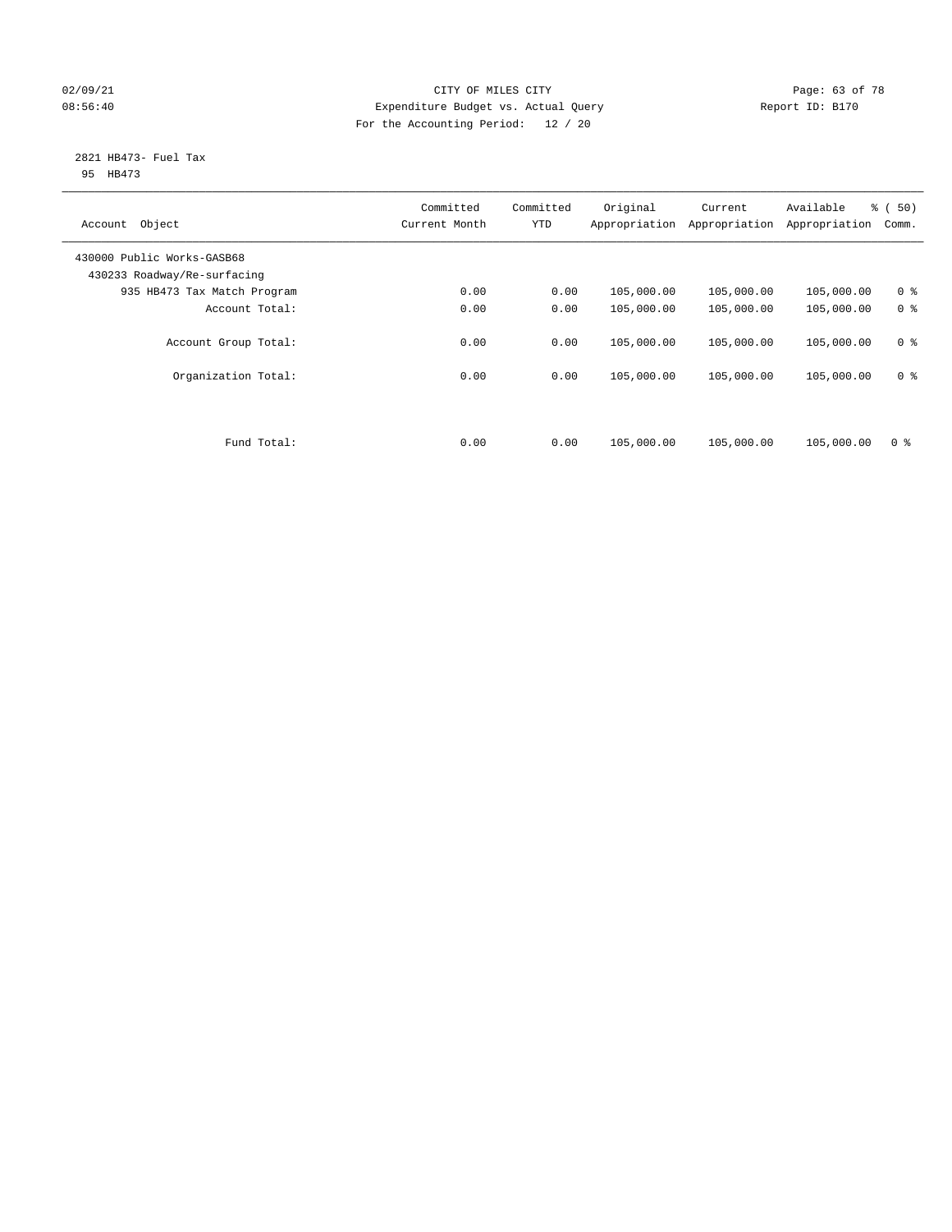CITY OF MILES CITY
Expenditure Budget vs. Actual Query
For the Accounting Period: 12 / 20

02/09/21
08:56:40

Report ID: B170

2821 HB473- Fuel Tax
95 HB473

| Account Object | Committed Current Month | Committed YTD | Original Appropriation | Current Appropriation | Available Appropriation | % ( 50) Comm. |
|---|---|---|---|---|---|---|
| 430000 Public Works-GASB68 | | | | | | |
| 430233 Roadway/Re-surfacing | | | | | | |
| 935 HB473 Tax Match Program | 0.00 | 0.00 | 105,000.00 | 105,000.00 | 105,000.00 | 0 % |
| Account Total: | 0.00 | 0.00 | 105,000.00 | 105,000.00 | 105,000.00 | 0 % |
| Account Group Total: | 0.00 | 0.00 | 105,000.00 | 105,000.00 | 105,000.00 | 0 % |
| Organization Total: | 0.00 | 0.00 | 105,000.00 | 105,000.00 | 105,000.00 | 0 % |
| Fund Total: | 0.00 | 0.00 | 105,000.00 | 105,000.00 | 105,000.00 | 0 % |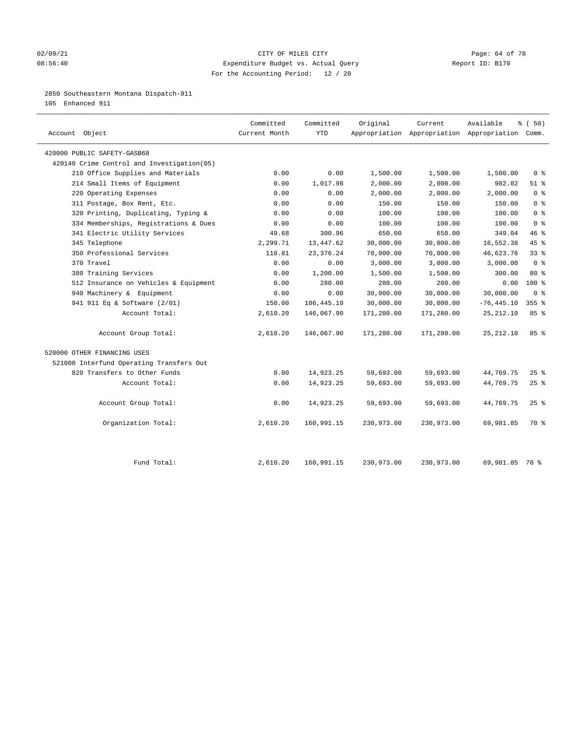# CITY OF MILES CITY

## Expenditure Budget vs. Actual Query

For the Accounting Period: 12 / 20

02/09/21 08:56:40 — Report ID: B170

### 2850 Southeastern Montana Dispatch-911

105 Enhanced 911

| Account Object | Committed Current Month | Committed YTD | Original Appropriation | Current Appropriation | Available Appropriation | % ( 50) Comm. |
|---|---|---|---|---|---|---|
| 420000 PUBLIC SAFETY-GASB68 | | | | | | |
| 420140 Crime Control and Investigation(05) | | | | | | |
| 210 Office Supplies and Materials | 0.00 | 0.00 | 1,500.00 | 1,500.00 | 1,500.00 | 0 % |
| 214 Small Items of Equipment | 0.00 | 1,017.98 | 2,000.00 | 2,000.00 | 982.02 | 51 % |
| 220 Operating Expenses | 0.00 | 0.00 | 2,000.00 | 2,000.00 | 2,000.00 | 0 % |
| 311 Postage, Box Rent, Etc. | 0.00 | 0.00 | 150.00 | 150.00 | 150.00 | 0 % |
| 320 Printing, Duplicating, Typing & | 0.00 | 0.00 | 100.00 | 100.00 | 100.00 | 0 % |
| 334 Memberships, Registrations & Dues | 0.00 | 0.00 | 100.00 | 100.00 | 100.00 | 0 % |
| 341 Electric Utility Services | 49.68 | 300.96 | 650.00 | 650.00 | 349.04 | 46 % |
| 345 Telephone | 2,299.71 | 13,447.62 | 30,000.00 | 30,000.00 | 16,552.38 | 45 % |
| 350 Professional Services | 110.81 | 23,376.24 | 70,000.00 | 70,000.00 | 46,623.76 | 33 % |
| 370 Travel | 0.00 | 0.00 | 3,000.00 | 3,000.00 | 3,000.00 | 0 % |
| 380 Training Services | 0.00 | 1,200.00 | 1,500.00 | 1,500.00 | 300.00 | 80 % |
| 512 Insurance on Vehicles & Equipment | 0.00 | 280.00 | 280.00 | 280.00 | 0.00 | 100 % |
| 940 Machinery & Equipment | 0.00 | 0.00 | 30,000.00 | 30,000.00 | 30,000.00 | 0 % |
| 941 911 Eq & Software (2/01) | 150.00 | 106,445.10 | 30,000.00 | 30,000.00 | -76,445.10 | 355 % |
| Account Total: | 2,610.20 | 146,067.90 | 171,280.00 | 171,280.00 | 25,212.10 | 85 % |
| Account Group Total: | 2,610.20 | 146,067.90 | 171,280.00 | 171,280.00 | 25,212.10 | 85 % |
| 520000 OTHER FINANCING USES | | | | | | |
| 521000 Interfund Operating Transfers Out | | | | | | |
| 820 Transfers to Other Funds | 0.00 | 14,923.25 | 59,693.00 | 59,693.00 | 44,769.75 | 25 % |
| Account Total: | 0.00 | 14,923.25 | 59,693.00 | 59,693.00 | 44,769.75 | 25 % |
| Account Group Total: | 0.00 | 14,923.25 | 59,693.00 | 59,693.00 | 44,769.75 | 25 % |
| Organization Total: | 2,610.20 | 160,991.15 | 230,973.00 | 230,973.00 | 69,981.85 | 70 % |
| Fund Total: | 2,610.20 | 160,991.15 | 230,973.00 | 230,973.00 | 69,981.85 | 70 % |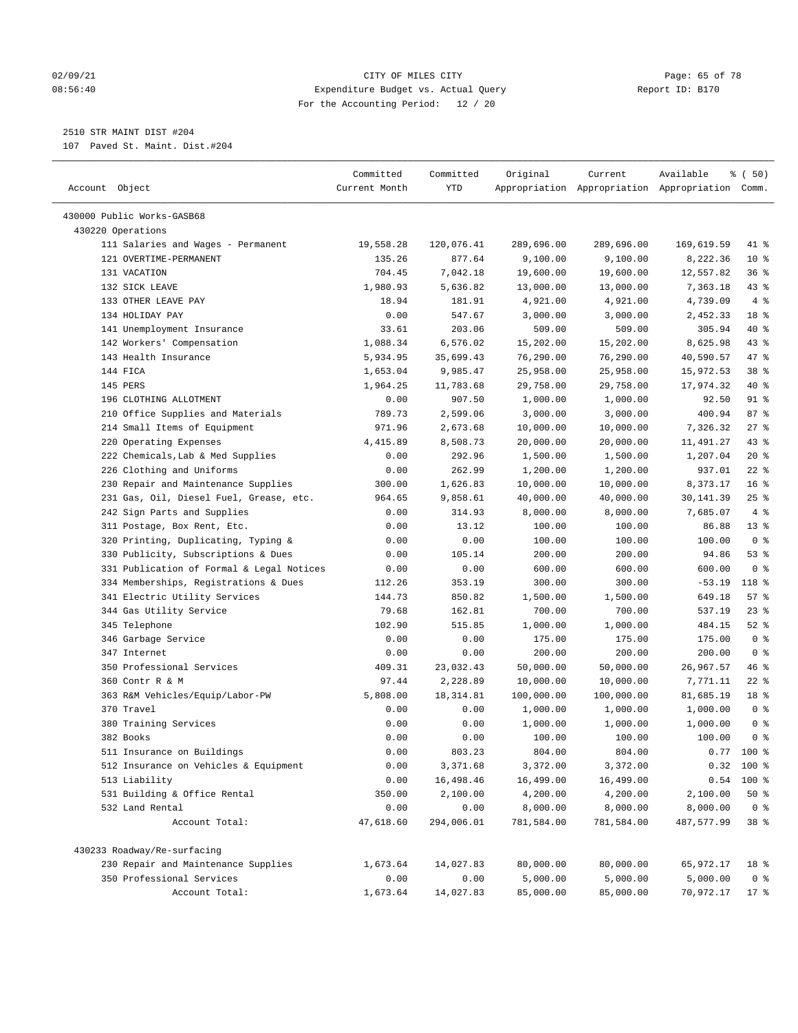CITY OF MILES CITY
Expenditure Budget vs. Actual Query
For the Accounting Period: 12 / 20

02/09/21
08:56:40

Report ID: B170

2510 STR MAINT DIST #204
107 Paved St. Maint. Dist.#204

| Account Object | Committed Current Month | Committed YTD | Original Appropriation | Current Appropriation | Available Appropriation | % ( 50) Comm. |
|---|---|---|---|---|---|---|
| 430000 Public Works-GASB68 | | | | | | |
| 430220 Operations | | | | | | |
| 111 Salaries and Wages - Permanent | 19,558.28 | 120,076.41 | 289,696.00 | 289,696.00 | 169,619.59 | 41 % |
| 121 OVERTIME-PERMANENT | 135.26 | 877.64 | 9,100.00 | 9,100.00 | 8,222.36 | 10 % |
| 131 VACATION | 704.45 | 7,042.18 | 19,600.00 | 19,600.00 | 12,557.82 | 36 % |
| 132 SICK LEAVE | 1,980.93 | 5,636.82 | 13,000.00 | 13,000.00 | 7,363.18 | 43 % |
| 133 OTHER LEAVE PAY | 18.94 | 181.91 | 4,921.00 | 4,921.00 | 4,739.09 | 4 % |
| 134 HOLIDAY PAY | 0.00 | 547.67 | 3,000.00 | 3,000.00 | 2,452.33 | 18 % |
| 141 Unemployment Insurance | 33.61 | 203.06 | 509.00 | 509.00 | 305.94 | 40 % |
| 142 Workers' Compensation | 1,088.34 | 6,576.02 | 15,202.00 | 15,202.00 | 8,625.98 | 43 % |
| 143 Health Insurance | 5,934.95 | 35,699.43 | 76,290.00 | 76,290.00 | 40,590.57 | 47 % |
| 144 FICA | 1,653.04 | 9,985.47 | 25,958.00 | 25,958.00 | 15,972.53 | 38 % |
| 145 PERS | 1,964.25 | 11,783.68 | 29,758.00 | 29,758.00 | 17,974.32 | 40 % |
| 196 CLOTHING ALLOTMENT | 0.00 | 907.50 | 1,000.00 | 1,000.00 | 92.50 | 91 % |
| 210 Office Supplies and Materials | 789.73 | 2,599.06 | 3,000.00 | 3,000.00 | 400.94 | 87 % |
| 214 Small Items of Equipment | 971.96 | 2,673.68 | 10,000.00 | 10,000.00 | 7,326.32 | 27 % |
| 220 Operating Expenses | 4,415.89 | 8,508.73 | 20,000.00 | 20,000.00 | 11,491.27 | 43 % |
| 222 Chemicals,Lab & Med Supplies | 0.00 | 292.96 | 1,500.00 | 1,500.00 | 1,207.04 | 20 % |
| 226 Clothing and Uniforms | 0.00 | 262.99 | 1,200.00 | 1,200.00 | 937.01 | 22 % |
| 230 Repair and Maintenance Supplies | 300.00 | 1,626.83 | 10,000.00 | 10,000.00 | 8,373.17 | 16 % |
| 231 Gas, Oil, Diesel Fuel, Grease, etc. | 964.65 | 9,858.61 | 40,000.00 | 40,000.00 | 30,141.39 | 25 % |
| 242 Sign Parts and Supplies | 0.00 | 314.93 | 8,000.00 | 8,000.00 | 7,685.07 | 4 % |
| 311 Postage, Box Rent, Etc. | 0.00 | 13.12 | 100.00 | 100.00 | 86.88 | 13 % |
| 320 Printing, Duplicating, Typing & | 0.00 | 0.00 | 100.00 | 100.00 | 100.00 | 0 % |
| 330 Publicity, Subscriptions & Dues | 0.00 | 105.14 | 200.00 | 200.00 | 94.86 | 53 % |
| 331 Publication of Formal & Legal Notices | 0.00 | 0.00 | 600.00 | 600.00 | 600.00 | 0 % |
| 334 Memberships, Registrations & Dues | 112.26 | 353.19 | 300.00 | 300.00 | -53.19 | 118 % |
| 341 Electric Utility Services | 144.73 | 850.82 | 1,500.00 | 1,500.00 | 649.18 | 57 % |
| 344 Gas Utility Service | 79.68 | 162.81 | 700.00 | 700.00 | 537.19 | 23 % |
| 345 Telephone | 102.90 | 515.85 | 1,000.00 | 1,000.00 | 484.15 | 52 % |
| 346 Garbage Service | 0.00 | 0.00 | 175.00 | 175.00 | 175.00 | 0 % |
| 347 Internet | 0.00 | 0.00 | 200.00 | 200.00 | 200.00 | 0 % |
| 350 Professional Services | 409.31 | 23,032.43 | 50,000.00 | 50,000.00 | 26,967.57 | 46 % |
| 360 Contr R & M | 97.44 | 2,228.89 | 10,000.00 | 10,000.00 | 7,771.11 | 22 % |
| 363 R&M Vehicles/Equip/Labor-PW | 5,808.00 | 18,314.81 | 100,000.00 | 100,000.00 | 81,685.19 | 18 % |
| 370 Travel | 0.00 | 0.00 | 1,000.00 | 1,000.00 | 1,000.00 | 0 % |
| 380 Training Services | 0.00 | 0.00 | 1,000.00 | 1,000.00 | 1,000.00 | 0 % |
| 382 Books | 0.00 | 0.00 | 100.00 | 100.00 | 100.00 | 0 % |
| 511 Insurance on Buildings | 0.00 | 803.23 | 804.00 | 804.00 | 0.77 | 100 % |
| 512 Insurance on Vehicles & Equipment | 0.00 | 3,371.68 | 3,372.00 | 3,372.00 | 0.32 | 100 % |
| 513 Liability | 0.00 | 16,498.46 | 16,499.00 | 16,499.00 | 0.54 | 100 % |
| 531 Building & Office Rental | 350.00 | 2,100.00 | 4,200.00 | 4,200.00 | 2,100.00 | 50 % |
| 532 Land Rental | 0.00 | 0.00 | 8,000.00 | 8,000.00 | 8,000.00 | 0 % |
| Account Total: | 47,618.60 | 294,006.01 | 781,584.00 | 781,584.00 | 487,577.99 | 38 % |
| 430233 Roadway/Re-surfacing | | | | | | |
| 230 Repair and Maintenance Supplies | 1,673.64 | 14,027.83 | 80,000.00 | 80,000.00 | 65,972.17 | 18 % |
| 350 Professional Services | 0.00 | 0.00 | 5,000.00 | 5,000.00 | 5,000.00 | 0 % |
| Account Total: | 1,673.64 | 14,027.83 | 85,000.00 | 85,000.00 | 70,972.17 | 17 % |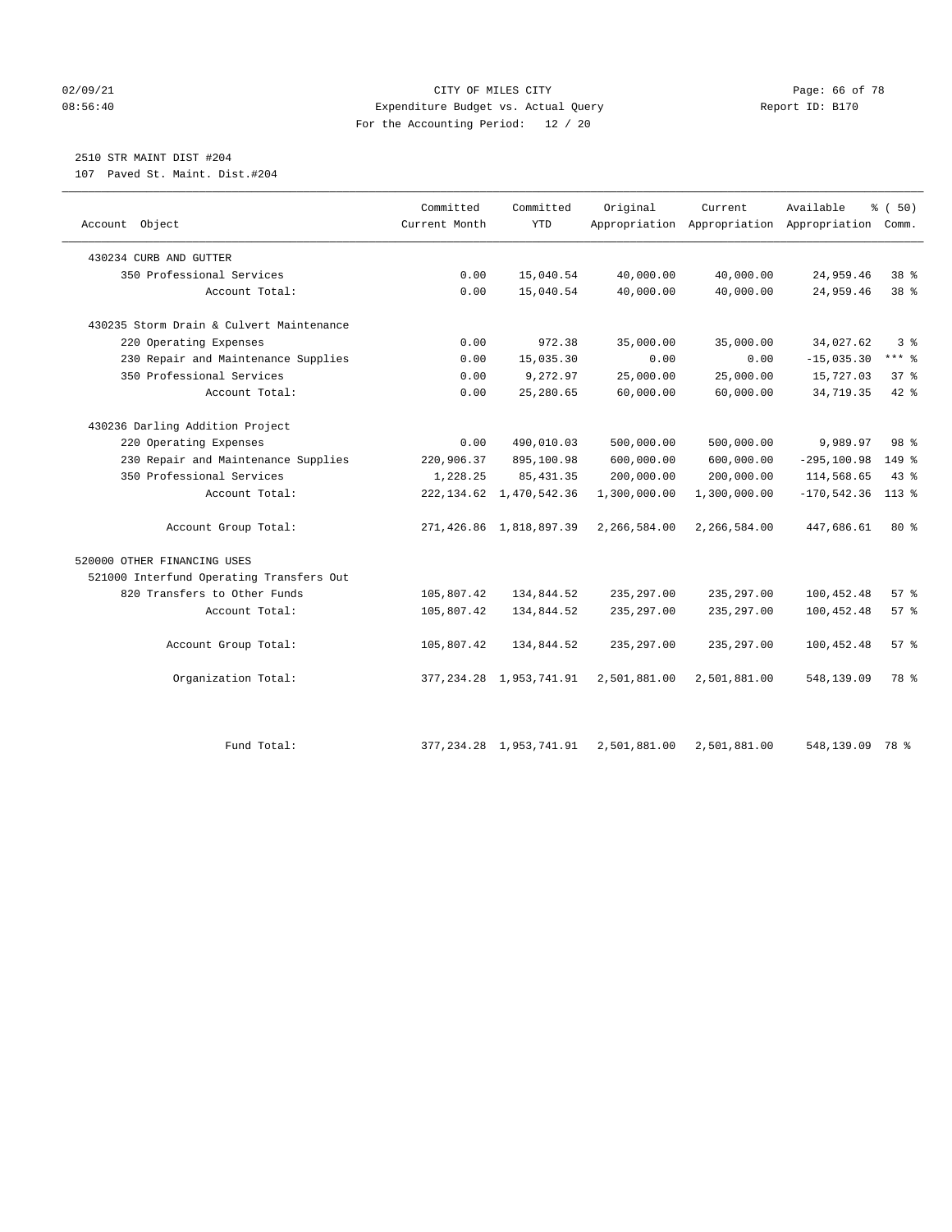CITY OF MILES CITY
Expenditure Budget vs. Actual Query
For the Accounting Period: 12 / 20

02/09/21
08:56:40

Report ID: B170

## 2510 STR MAINT DIST #204

107 Paved St. Maint. Dist.#204

| Account Object | Committed Current Month | Committed YTD | Original Appropriation | Current Appropriation | Available Appropriation | % ( 50) Comm. |
|---|---|---|---|---|---|---|
| 430234 CURB AND GUTTER | | | | | | |
| 350 Professional Services | 0.00 | 15,040.54 | 40,000.00 | 40,000.00 | 24,959.46 | 38 % |
| Account Total: | 0.00 | 15,040.54 | 40,000.00 | 40,000.00 | 24,959.46 | 38 % |
| 430235 Storm Drain & Culvert Maintenance | | | | | | |
| 220 Operating Expenses | 0.00 | 972.38 | 35,000.00 | 35,000.00 | 34,027.62 | 3 % |
| 230 Repair and Maintenance Supplies | 0.00 | 15,035.30 | 0.00 | 0.00 | -15,035.30 | *** % |
| 350 Professional Services | 0.00 | 9,272.97 | 25,000.00 | 25,000.00 | 15,727.03 | 37 % |
| Account Total: | 0.00 | 25,280.65 | 60,000.00 | 60,000.00 | 34,719.35 | 42 % |
| 430236 Darling Addition Project | | | | | | |
| 220 Operating Expenses | 0.00 | 490,010.03 | 500,000.00 | 500,000.00 | 9,989.97 | 98 % |
| 230 Repair and Maintenance Supplies | 220,906.37 | 895,100.98 | 600,000.00 | 600,000.00 | -295,100.98 | 149 % |
| 350 Professional Services | 1,228.25 | 85,431.35 | 200,000.00 | 200,000.00 | 114,568.65 | 43 % |
| Account Total: | 222,134.62 | 1,470,542.36 | 1,300,000.00 | 1,300,000.00 | -170,542.36 | 113 % |
| Account Group Total: | 271,426.86 | 1,818,897.39 | 2,266,584.00 | 2,266,584.00 | 447,686.61 | 80 % |
| 520000 OTHER FINANCING USES | | | | | | |
| 521000 Interfund Operating Transfers Out | | | | | | |
| 820 Transfers to Other Funds | 105,807.42 | 134,844.52 | 235,297.00 | 235,297.00 | 100,452.48 | 57 % |
| Account Total: | 105,807.42 | 134,844.52 | 235,297.00 | 235,297.00 | 100,452.48 | 57 % |
| Account Group Total: | 105,807.42 | 134,844.52 | 235,297.00 | 235,297.00 | 100,452.48 | 57 % |
| Organization Total: | 377,234.28 | 1,953,741.91 | 2,501,881.00 | 2,501,881.00 | 548,139.09 | 78 % |
| Fund Total: | 377,234.28 | 1,953,741.91 | 2,501,881.00 | 2,501,881.00 | 548,139.09 | 78 % |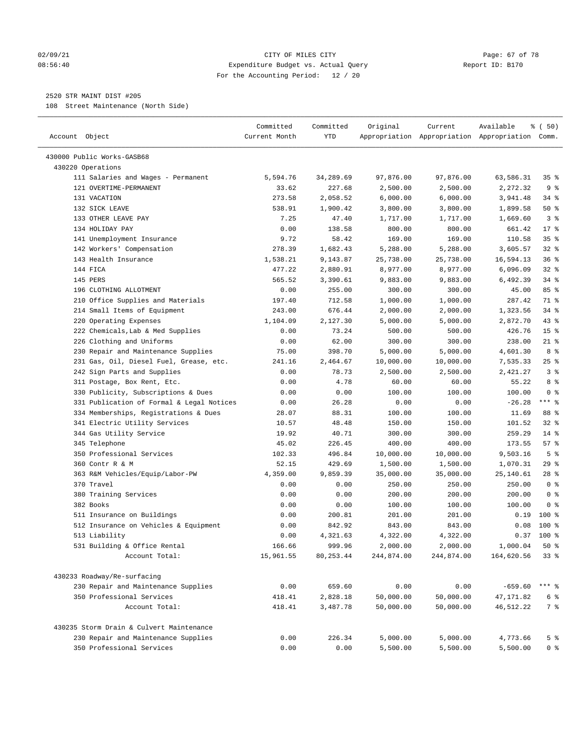02/09/21 CITY OF MILES CITY
08:56:40 Expenditure Budget vs. Actual Query Report ID: B170
For the Accounting Period: 12 / 20

2520 STR MAINT DIST #205
108 Street Maintenance (North Side)

| Account Object | Committed Current Month | Committed YTD | Original Appropriation | Current Appropriation | Available Appropriation | % ( 50) Comm. |
|---|---|---|---|---|---|---|
| 430000 Public Works-GASB68 | | | | | | |
| 430220 Operations | | | | | | |
| 111 Salaries and Wages - Permanent | 5,594.76 | 34,289.69 | 97,876.00 | 97,876.00 | 63,586.31 | 35 % |
| 121 OVERTIME-PERMANENT | 33.62 | 227.68 | 2,500.00 | 2,500.00 | 2,272.32 | 9 % |
| 131 VACATION | 273.58 | 2,058.52 | 6,000.00 | 6,000.00 | 3,941.48 | 34 % |
| 132 SICK LEAVE | 538.91 | 1,900.42 | 3,800.00 | 3,800.00 | 1,899.58 | 50 % |
| 133 OTHER LEAVE PAY | 7.25 | 47.40 | 1,717.00 | 1,717.00 | 1,669.60 | 3 % |
| 134 HOLIDAY PAY | 0.00 | 138.58 | 800.00 | 800.00 | 661.42 | 17 % |
| 141 Unemployment Insurance | 9.72 | 58.42 | 169.00 | 169.00 | 110.58 | 35 % |
| 142 Workers' Compensation | 278.39 | 1,682.43 | 5,288.00 | 5,288.00 | 3,605.57 | 32 % |
| 143 Health Insurance | 1,538.21 | 9,143.87 | 25,738.00 | 25,738.00 | 16,594.13 | 36 % |
| 144 FICA | 477.22 | 2,880.91 | 8,977.00 | 8,977.00 | 6,096.09 | 32 % |
| 145 PERS | 565.52 | 3,390.61 | 9,883.00 | 9,883.00 | 6,492.39 | 34 % |
| 196 CLOTHING ALLOTMENT | 0.00 | 255.00 | 300.00 | 300.00 | 45.00 | 85 % |
| 210 Office Supplies and Materials | 197.40 | 712.58 | 1,000.00 | 1,000.00 | 287.42 | 71 % |
| 214 Small Items of Equipment | 243.00 | 676.44 | 2,000.00 | 2,000.00 | 1,323.56 | 34 % |
| 220 Operating Expenses | 1,104.09 | 2,127.30 | 5,000.00 | 5,000.00 | 2,872.70 | 43 % |
| 222 Chemicals,Lab & Med Supplies | 0.00 | 73.24 | 500.00 | 500.00 | 426.76 | 15 % |
| 226 Clothing and Uniforms | 0.00 | 62.00 | 300.00 | 300.00 | 238.00 | 21 % |
| 230 Repair and Maintenance Supplies | 75.00 | 398.70 | 5,000.00 | 5,000.00 | 4,601.30 | 8 % |
| 231 Gas, Oil, Diesel Fuel, Grease, etc. | 241.16 | 2,464.67 | 10,000.00 | 10,000.00 | 7,535.33 | 25 % |
| 242 Sign Parts and Supplies | 0.00 | 78.73 | 2,500.00 | 2,500.00 | 2,421.27 | 3 % |
| 311 Postage, Box Rent, Etc. | 0.00 | 4.78 | 60.00 | 60.00 | 55.22 | 8 % |
| 330 Publicity, Subscriptions & Dues | 0.00 | 0.00 | 100.00 | 100.00 | 100.00 | 0 % |
| 331 Publication of Formal & Legal Notices | 0.00 | 26.28 | 0.00 | 0.00 | -26.28 | *** % |
| 334 Memberships, Registrations & Dues | 28.07 | 88.31 | 100.00 | 100.00 | 11.69 | 88 % |
| 341 Electric Utility Services | 10.57 | 48.48 | 150.00 | 150.00 | 101.52 | 32 % |
| 344 Gas Utility Service | 19.92 | 40.71 | 300.00 | 300.00 | 259.29 | 14 % |
| 345 Telephone | 45.02 | 226.45 | 400.00 | 400.00 | 173.55 | 57 % |
| 350 Professional Services | 102.33 | 496.84 | 10,000.00 | 10,000.00 | 9,503.16 | 5 % |
| 360 Contr R & M | 52.15 | 429.69 | 1,500.00 | 1,500.00 | 1,070.31 | 29 % |
| 363 R&M Vehicles/Equip/Labor-PW | 4,359.00 | 9,859.39 | 35,000.00 | 35,000.00 | 25,140.61 | 28 % |
| 370 Travel | 0.00 | 0.00 | 250.00 | 250.00 | 250.00 | 0 % |
| 380 Training Services | 0.00 | 0.00 | 200.00 | 200.00 | 200.00 | 0 % |
| 382 Books | 0.00 | 0.00 | 100.00 | 100.00 | 100.00 | 0 % |
| 511 Insurance on Buildings | 0.00 | 200.81 | 201.00 | 201.00 | 0.19 | 100 % |
| 512 Insurance on Vehicles & Equipment | 0.00 | 842.92 | 843.00 | 843.00 | 0.08 | 100 % |
| 513 Liability | 0.00 | 4,321.63 | 4,322.00 | 4,322.00 | 0.37 | 100 % |
| 531 Building & Office Rental | 166.66 | 999.96 | 2,000.00 | 2,000.00 | 1,000.04 | 50 % |
| Account Total: | 15,961.55 | 80,253.44 | 244,874.00 | 244,874.00 | 164,620.56 | 33 % |
| 430233 Roadway/Re-surfacing | | | | | | |
| 230 Repair and Maintenance Supplies | 0.00 | 659.60 | 0.00 | 0.00 | -659.60 | *** % |
| 350 Professional Services | 418.41 | 2,828.18 | 50,000.00 | 50,000.00 | 47,171.82 | 6 % |
| Account Total: | 418.41 | 3,487.78 | 50,000.00 | 50,000.00 | 46,512.22 | 7 % |
| 430235 Storm Drain & Culvert Maintenance | | | | | | |
| 230 Repair and Maintenance Supplies | 0.00 | 226.34 | 5,000.00 | 5,000.00 | 4,773.66 | 5 % |
| 350 Professional Services | 0.00 | 0.00 | 5,500.00 | 5,500.00 | 5,500.00 | 0 % |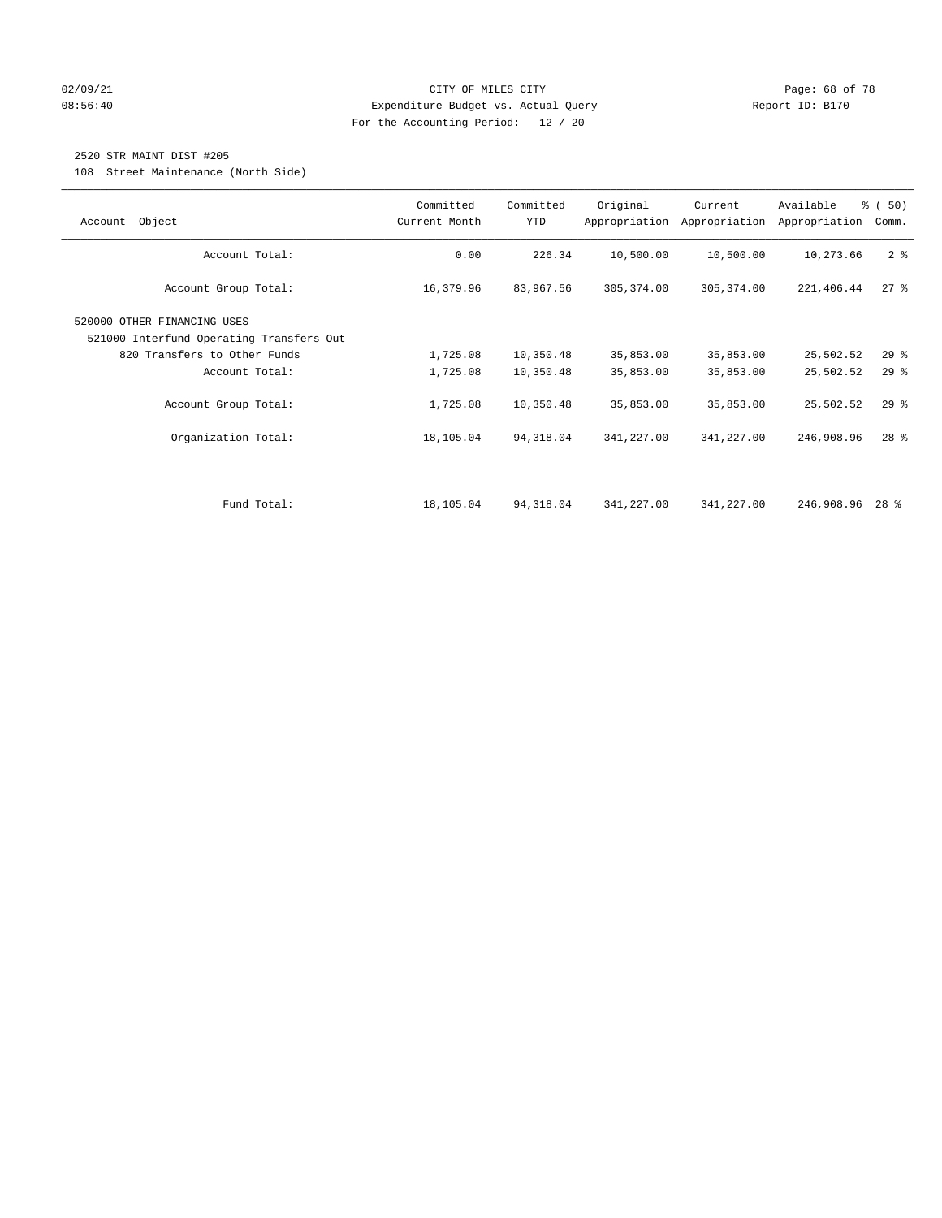CITY OF MILES CITY
Expenditure Budget vs. Actual Query
For the Accounting Period: 12 / 20

02/09/21
08:56:40

Report ID: B170

## 2520 STR MAINT DIST #205

108 Street Maintenance (North Side)

| Account Object | Committed Current Month | Committed YTD | Original Appropriation | Current Appropriation | Available Appropriation | % ( 50) Comm. |
|---|---|---|---|---|---|---|
| Account Total: | 0.00 | 226.34 | 10,500.00 | 10,500.00 | 10,273.66 | 2 % |
| Account Group Total: | 16,379.96 | 83,967.56 | 305,374.00 | 305,374.00 | 221,406.44 | 27 % |
| 520000 OTHER FINANCING USES | | | | | | |
| 521000 Interfund Operating Transfers Out | | | | | | |
| 820 Transfers to Other Funds | 1,725.08 | 10,350.48 | 35,853.00 | 35,853.00 | 25,502.52 | 29 % |
| Account Total: | 1,725.08 | 10,350.48 | 35,853.00 | 35,853.00 | 25,502.52 | 29 % |
| Account Group Total: | 1,725.08 | 10,350.48 | 35,853.00 | 35,853.00 | 25,502.52 | 29 % |
| Organization Total: | 18,105.04 | 94,318.04 | 341,227.00 | 341,227.00 | 246,908.96 | 28 % |
| Fund Total: | 18,105.04 | 94,318.04 | 341,227.00 | 341,227.00 | 246,908.96 | 28 % |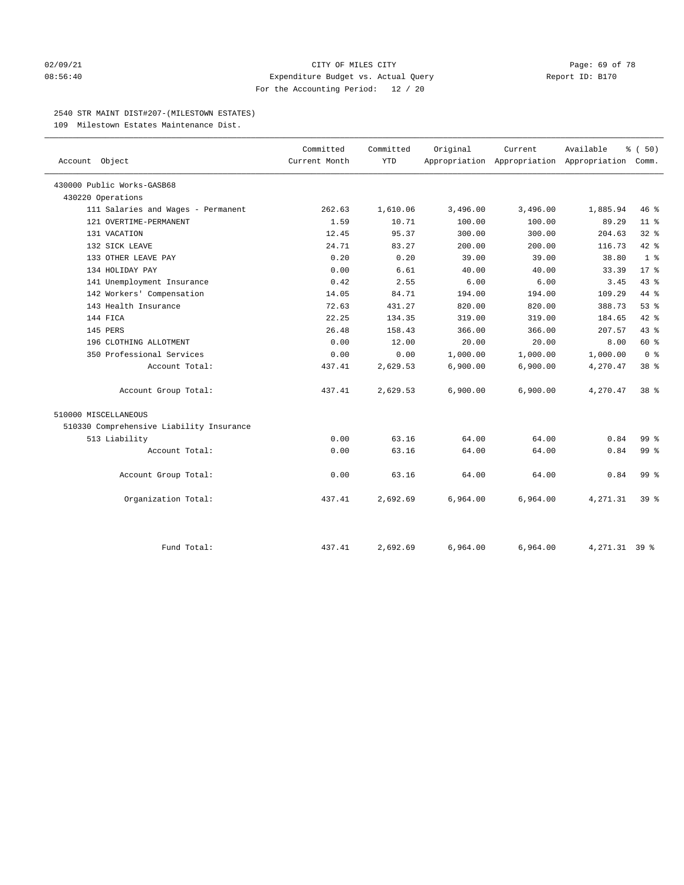02/09/21 CITY OF MILES CITY
08:56:40 Expenditure Budget vs. Actual Query Report ID: B170
For the Accounting Period: 12 / 20

2540 STR MAINT DIST#207-(MILESTOWN ESTATES)

109 Milestown Estates Maintenance Dist.

| Account Object | Committed Current Month | Committed YTD | Original Appropriation | Current Appropriation | Available Appropriation | % ( 50) Comm. |
|---|---|---|---|---|---|---|
| 430000 Public Works-GASB68 | | | | | | |
| 430220 Operations | | | | | | |
| 111 Salaries and Wages - Permanent | 262.63 | 1,610.06 | 3,496.00 | 3,496.00 | 1,885.94 | 46 % |
| 121 OVERTIME-PERMANENT | 1.59 | 10.71 | 100.00 | 100.00 | 89.29 | 11 % |
| 131 VACATION | 12.45 | 95.37 | 300.00 | 300.00 | 204.63 | 32 % |
| 132 SICK LEAVE | 24.71 | 83.27 | 200.00 | 200.00 | 116.73 | 42 % |
| 133 OTHER LEAVE PAY | 0.20 | 0.20 | 39.00 | 39.00 | 38.80 | 1 % |
| 134 HOLIDAY PAY | 0.00 | 6.61 | 40.00 | 40.00 | 33.39 | 17 % |
| 141 Unemployment Insurance | 0.42 | 2.55 | 6.00 | 6.00 | 3.45 | 43 % |
| 142 Workers' Compensation | 14.05 | 84.71 | 194.00 | 194.00 | 109.29 | 44 % |
| 143 Health Insurance | 72.63 | 431.27 | 820.00 | 820.00 | 388.73 | 53 % |
| 144 FICA | 22.25 | 134.35 | 319.00 | 319.00 | 184.65 | 42 % |
| 145 PERS | 26.48 | 158.43 | 366.00 | 366.00 | 207.57 | 43 % |
| 196 CLOTHING ALLOTMENT | 0.00 | 12.00 | 20.00 | 20.00 | 8.00 | 60 % |
| 350 Professional Services | 0.00 | 0.00 | 1,000.00 | 1,000.00 | 1,000.00 | 0 % |
| Account Total: | 437.41 | 2,629.53 | 6,900.00 | 6,900.00 | 4,270.47 | 38 % |
| Account Group Total: | 437.41 | 2,629.53 | 6,900.00 | 6,900.00 | 4,270.47 | 38 % |
| 510000 MISCELLANEOUS | | | | | | |
| 510330 Comprehensive Liability Insurance | | | | | | |
| 513 Liability | 0.00 | 63.16 | 64.00 | 64.00 | 0.84 | 99 % |
| Account Total: | 0.00 | 63.16 | 64.00 | 64.00 | 0.84 | 99 % |
| Account Group Total: | 0.00 | 63.16 | 64.00 | 64.00 | 0.84 | 99 % |
| Organization Total: | 437.41 | 2,692.69 | 6,964.00 | 6,964.00 | 4,271.31 | 39 % |
| Fund Total: | 437.41 | 2,692.69 | 6,964.00 | 6,964.00 | 4,271.31 | 39 % |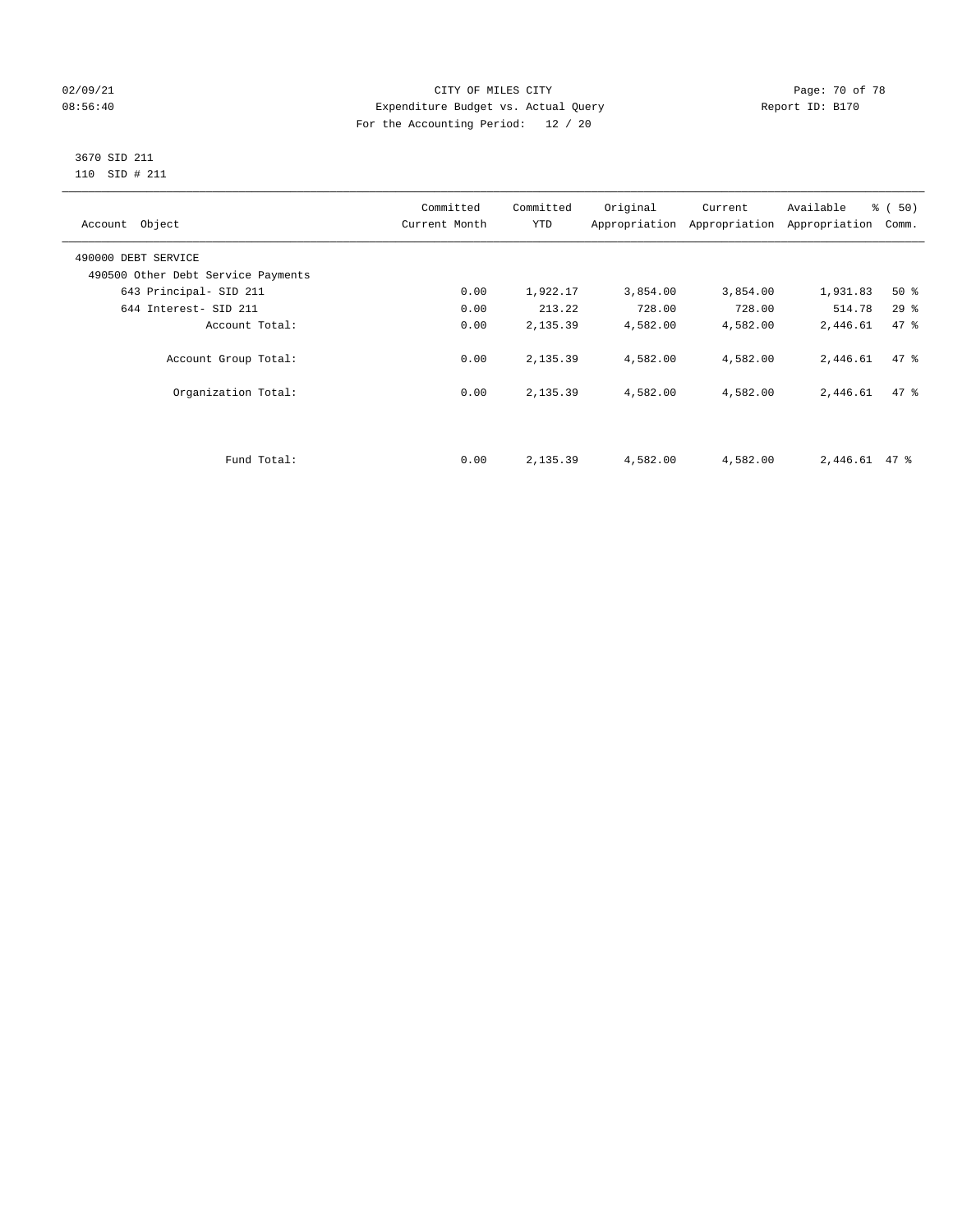CITY OF MILES CITY
Expenditure Budget vs. Actual Query
For the Accounting Period: 12 / 20

02/09/21
08:56:40

Report ID: B170

3670 SID 211
110 SID # 211

| Account Object | Committed Current Month | Committed YTD | Original Appropriation | Current Appropriation | Available Appropriation | % ( 50) Comm. |
|---|---|---|---|---|---|---|
| 490000 DEBT SERVICE | | | | | | |
| 490500 Other Debt Service Payments | | | | | | |
| 643 Principal- SID 211 | 0.00 | 1,922.17 | 3,854.00 | 3,854.00 | 1,931.83 | 50 % |
| 644 Interest- SID 211 | 0.00 | 213.22 | 728.00 | 728.00 | 514.78 | 29 % |
| Account Total: | 0.00 | 2,135.39 | 4,582.00 | 4,582.00 | 2,446.61 | 47 % |
| Account Group Total: | 0.00 | 2,135.39 | 4,582.00 | 4,582.00 | 2,446.61 | 47 % |
| Organization Total: | 0.00 | 2,135.39 | 4,582.00 | 4,582.00 | 2,446.61 | 47 % |
| Fund Total: | 0.00 | 2,135.39 | 4,582.00 | 4,582.00 | 2,446.61 | 47 % |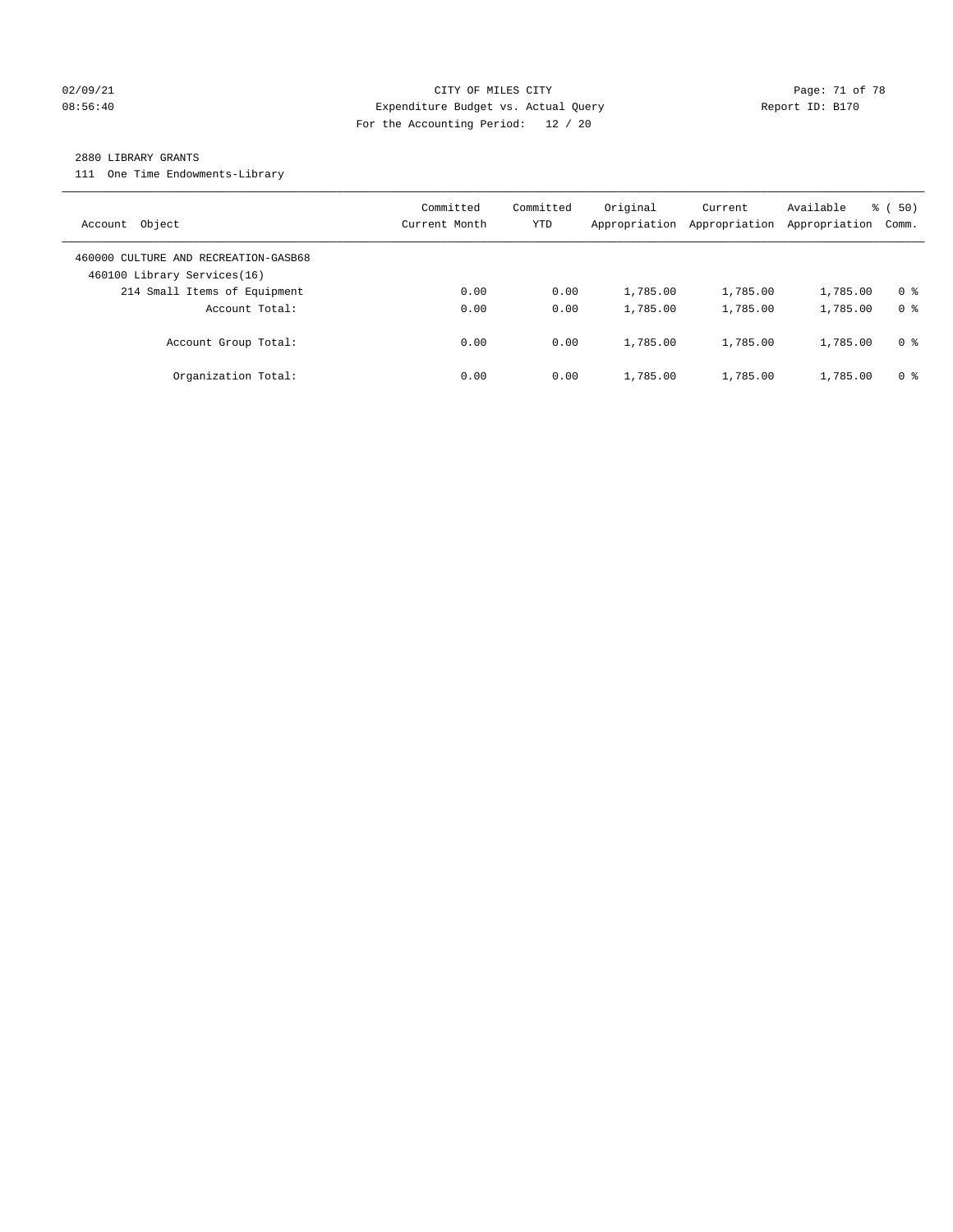CITY OF MILES CITY
Expenditure Budget vs. Actual Query
For the Accounting Period: 12 / 20

02/09/21
08:56:40

Report ID: B170

## 2880 LIBRARY GRANTS

111 One Time Endowments-Library

| Account Object | Committed Current Month | Committed YTD | Original Appropriation | Current Appropriation | Available Appropriation | % ( 50) Comm. |
|---|---|---|---|---|---|---|
| 460000 CULTURE AND RECREATION-GASB68 | | | | | | |
| 460100 Library Services(16) | | | | | | |
| 214 Small Items of Equipment | 0.00 | 0.00 | 1,785.00 | 1,785.00 | 1,785.00 | 0 % |
| Account Total: | 0.00 | 0.00 | 1,785.00 | 1,785.00 | 1,785.00 | 0 % |
| Account Group Total: | 0.00 | 0.00 | 1,785.00 | 1,785.00 | 1,785.00 | 0 % |
| Organization Total: | 0.00 | 0.00 | 1,785.00 | 1,785.00 | 1,785.00 | 0 % |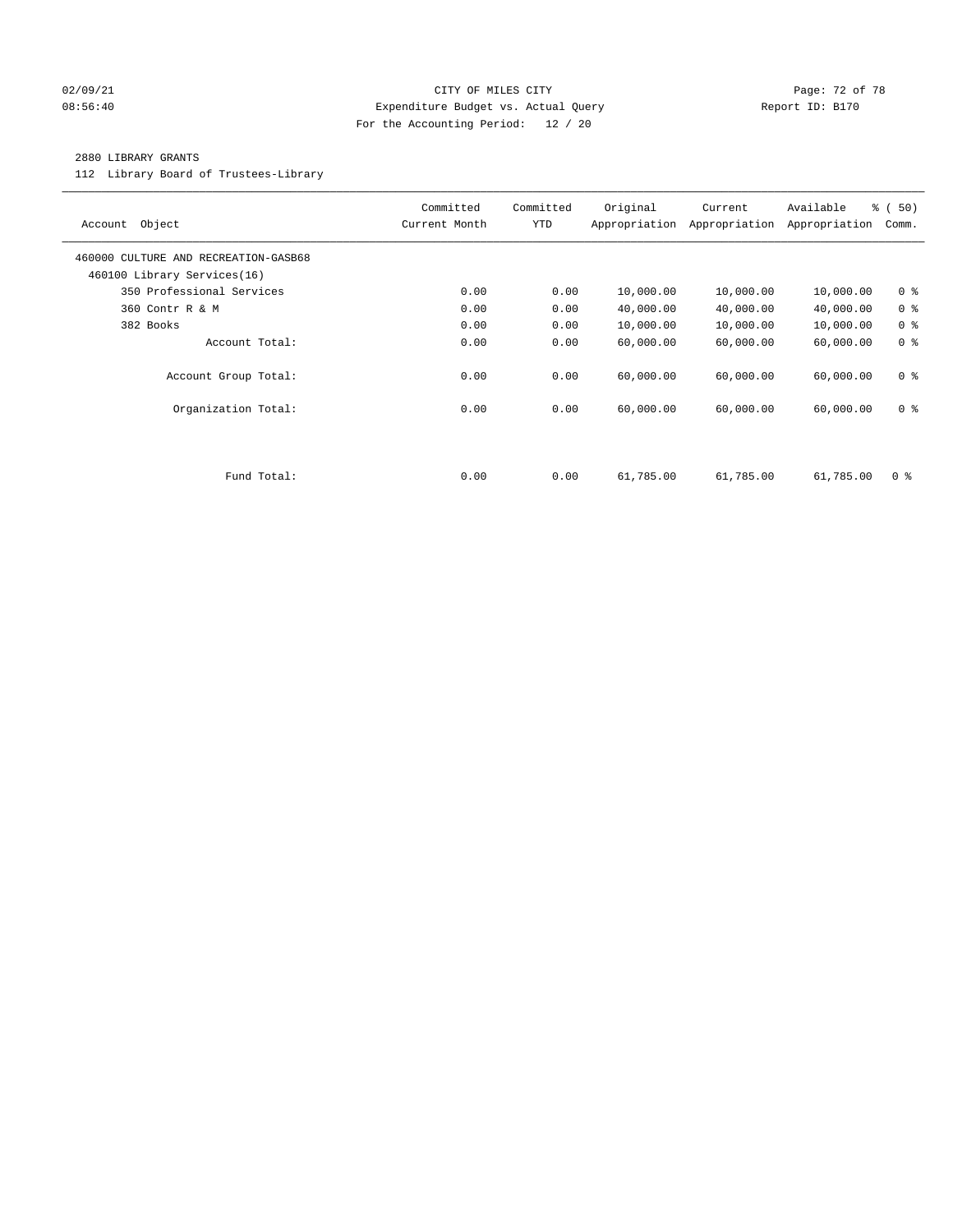CITY OF MILES CITY
Expenditure Budget vs. Actual Query
For the Accounting Period: 12 / 20

02/09/21
08:56:40

Report ID: B170

2880 LIBRARY GRANTS
112 Library Board of Trustees-Library

| Account Object | Committed Current Month | Committed YTD | Original Appropriation | Current Appropriation | Available Appropriation | % ( 50) Comm. |
|---|---|---|---|---|---|---|
| 460000 CULTURE AND RECREATION-GASB68 | | | | | | |
| 460100 Library Services(16) | | | | | | |
| 350 Professional Services | 0.00 | 0.00 | 10,000.00 | 10,000.00 | 10,000.00 | 0 % |
| 360 Contr R & M | 0.00 | 0.00 | 40,000.00 | 40,000.00 | 40,000.00 | 0 % |
| 382 Books | 0.00 | 0.00 | 10,000.00 | 10,000.00 | 10,000.00 | 0 % |
| Account Total: | 0.00 | 0.00 | 60,000.00 | 60,000.00 | 60,000.00 | 0 % |
| Account Group Total: | 0.00 | 0.00 | 60,000.00 | 60,000.00 | 60,000.00 | 0 % |
| Organization Total: | 0.00 | 0.00 | 60,000.00 | 60,000.00 | 60,000.00 | 0 % |
| Fund Total: | 0.00 | 0.00 | 61,785.00 | 61,785.00 | 61,785.00 | 0 % |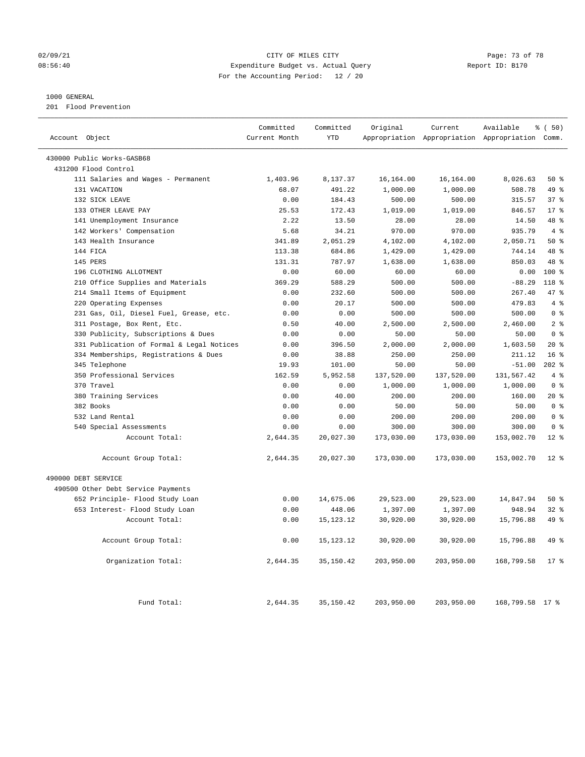CITY OF MILES CITY
Expenditure Budget vs. Actual Query
For the Accounting Period: 12 / 20

02/09/21
08:56:40

Report ID: B170

1000 GENERAL
201 Flood Prevention

| Account Object | Committed Current Month | Committed YTD | Original Appropriation | Current Appropriation | Available Appropriation | % ( 50) Comm. |
|---|---|---|---|---|---|---|
| 430000 Public Works-GASB68 | | | | | | |
| 431200 Flood Control | | | | | | |
| 111 Salaries and Wages - Permanent | 1,403.96 | 8,137.37 | 16,164.00 | 16,164.00 | 8,026.63 | 50 % |
| 131 VACATION | 68.07 | 491.22 | 1,000.00 | 1,000.00 | 508.78 | 49 % |
| 132 SICK LEAVE | 0.00 | 184.43 | 500.00 | 500.00 | 315.57 | 37 % |
| 133 OTHER LEAVE PAY | 25.53 | 172.43 | 1,019.00 | 1,019.00 | 846.57 | 17 % |
| 141 Unemployment Insurance | 2.22 | 13.50 | 28.00 | 28.00 | 14.50 | 48 % |
| 142 Workers' Compensation | 5.68 | 34.21 | 970.00 | 970.00 | 935.79 | 4 % |
| 143 Health Insurance | 341.89 | 2,051.29 | 4,102.00 | 4,102.00 | 2,050.71 | 50 % |
| 144 FICA | 113.38 | 684.86 | 1,429.00 | 1,429.00 | 744.14 | 48 % |
| 145 PERS | 131.31 | 787.97 | 1,638.00 | 1,638.00 | 850.03 | 48 % |
| 196 CLOTHING ALLOTMENT | 0.00 | 60.00 | 60.00 | 60.00 | 0.00 | 100 % |
| 210 Office Supplies and Materials | 369.29 | 588.29 | 500.00 | 500.00 | -88.29 | 118 % |
| 214 Small Items of Equipment | 0.00 | 232.60 | 500.00 | 500.00 | 267.40 | 47 % |
| 220 Operating Expenses | 0.00 | 20.17 | 500.00 | 500.00 | 479.83 | 4 % |
| 231 Gas, Oil, Diesel Fuel, Grease, etc. | 0.00 | 0.00 | 500.00 | 500.00 | 500.00 | 0 % |
| 311 Postage, Box Rent, Etc. | 0.50 | 40.00 | 2,500.00 | 2,500.00 | 2,460.00 | 2 % |
| 330 Publicity, Subscriptions & Dues | 0.00 | 0.00 | 50.00 | 50.00 | 50.00 | 0 % |
| 331 Publication of Formal & Legal Notices | 0.00 | 396.50 | 2,000.00 | 2,000.00 | 1,603.50 | 20 % |
| 334 Memberships, Registrations & Dues | 0.00 | 38.88 | 250.00 | 250.00 | 211.12 | 16 % |
| 345 Telephone | 19.93 | 101.00 | 50.00 | 50.00 | -51.00 | 202 % |
| 350 Professional Services | 162.59 | 5,952.58 | 137,520.00 | 137,520.00 | 131,567.42 | 4 % |
| 370 Travel | 0.00 | 0.00 | 1,000.00 | 1,000.00 | 1,000.00 | 0 % |
| 380 Training Services | 0.00 | 40.00 | 200.00 | 200.00 | 160.00 | 20 % |
| 382 Books | 0.00 | 0.00 | 50.00 | 50.00 | 50.00 | 0 % |
| 532 Land Rental | 0.00 | 0.00 | 200.00 | 200.00 | 200.00 | 0 % |
| 540 Special Assessments | 0.00 | 0.00 | 300.00 | 300.00 | 300.00 | 0 % |
| Account Total: | 2,644.35 | 20,027.30 | 173,030.00 | 173,030.00 | 153,002.70 | 12 % |
| Account Group Total: | 2,644.35 | 20,027.30 | 173,030.00 | 173,030.00 | 153,002.70 | 12 % |
| 490000 DEBT SERVICE | | | | | | |
| 490500 Other Debt Service Payments | | | | | | |
| 652 Principle- Flood Study Loan | 0.00 | 14,675.06 | 29,523.00 | 29,523.00 | 14,847.94 | 50 % |
| 653 Interest- Flood Study Loan | 0.00 | 448.06 | 1,397.00 | 1,397.00 | 948.94 | 32 % |
| Account Total: | 0.00 | 15,123.12 | 30,920.00 | 30,920.00 | 15,796.88 | 49 % |
| Account Group Total: | 0.00 | 15,123.12 | 30,920.00 | 30,920.00 | 15,796.88 | 49 % |
| Organization Total: | 2,644.35 | 35,150.42 | 203,950.00 | 203,950.00 | 168,799.58 | 17 % |
| Fund Total: | 2,644.35 | 35,150.42 | 203,950.00 | 203,950.00 | 168,799.58 | 17 % |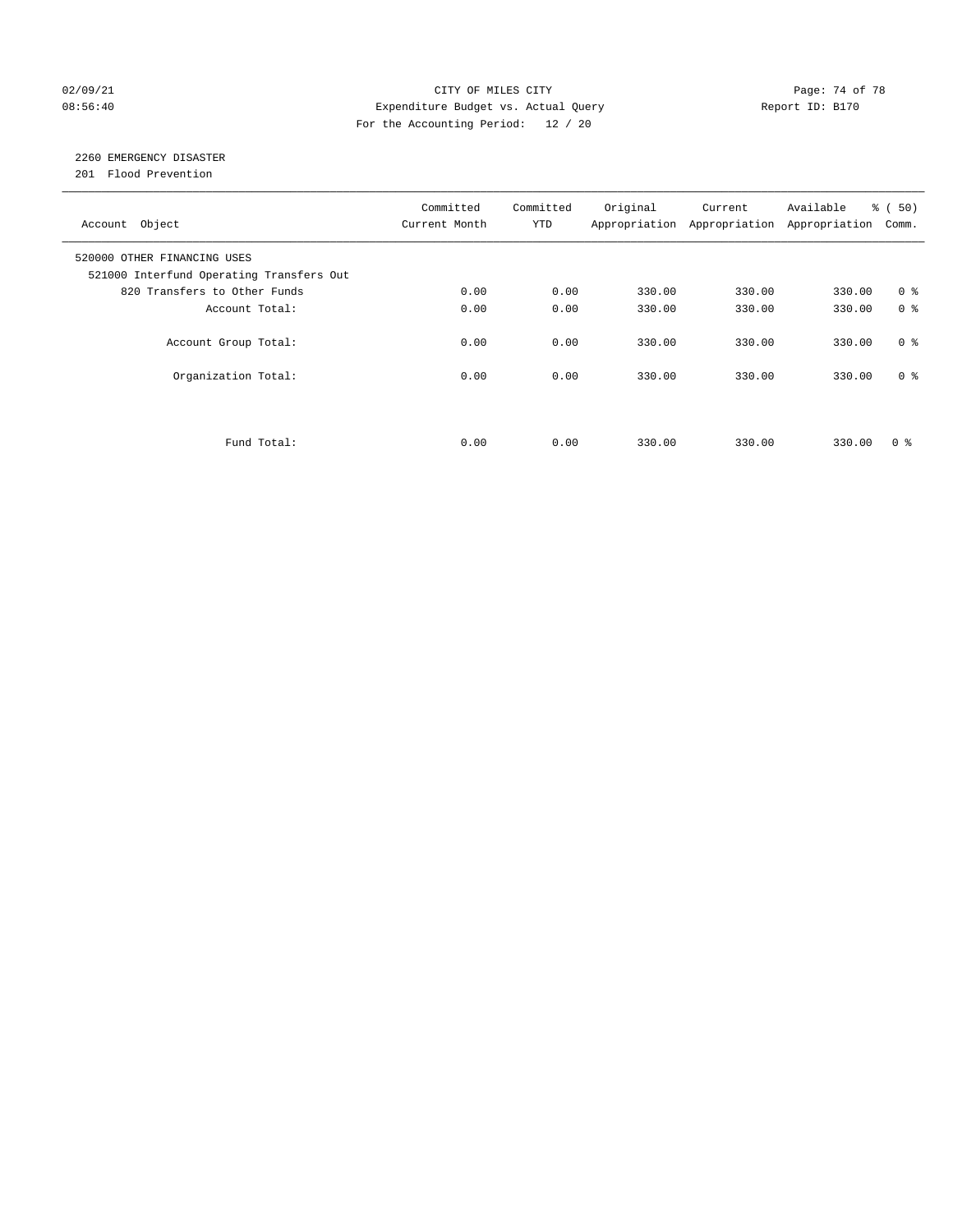CITY OF MILES CITY
Expenditure Budget vs. Actual Query
For the Accounting Period: 12 / 20

02/09/21
08:56:40

Report ID: B170

## 2260 EMERGENCY DISASTER
201 Flood Prevention

| Account Object | Committed Current Month | Committed YTD | Original Appropriation | Current Appropriation | Available Appropriation | % ( 50) Comm. |
|---|---|---|---|---|---|---|
| 520000 OTHER FINANCING USES | | | | | | |
| 521000 Interfund Operating Transfers Out | | | | | | |
| 820 Transfers to Other Funds | 0.00 | 0.00 | 330.00 | 330.00 | 330.00 | 0 % |
| Account Total: | 0.00 | 0.00 | 330.00 | 330.00 | 330.00 | 0 % |
| Account Group Total: | 0.00 | 0.00 | 330.00 | 330.00 | 330.00 | 0 % |
| Organization Total: | 0.00 | 0.00 | 330.00 | 330.00 | 330.00 | 0 % |
| Fund Total: | 0.00 | 0.00 | 330.00 | 330.00 | 330.00 | 0 % |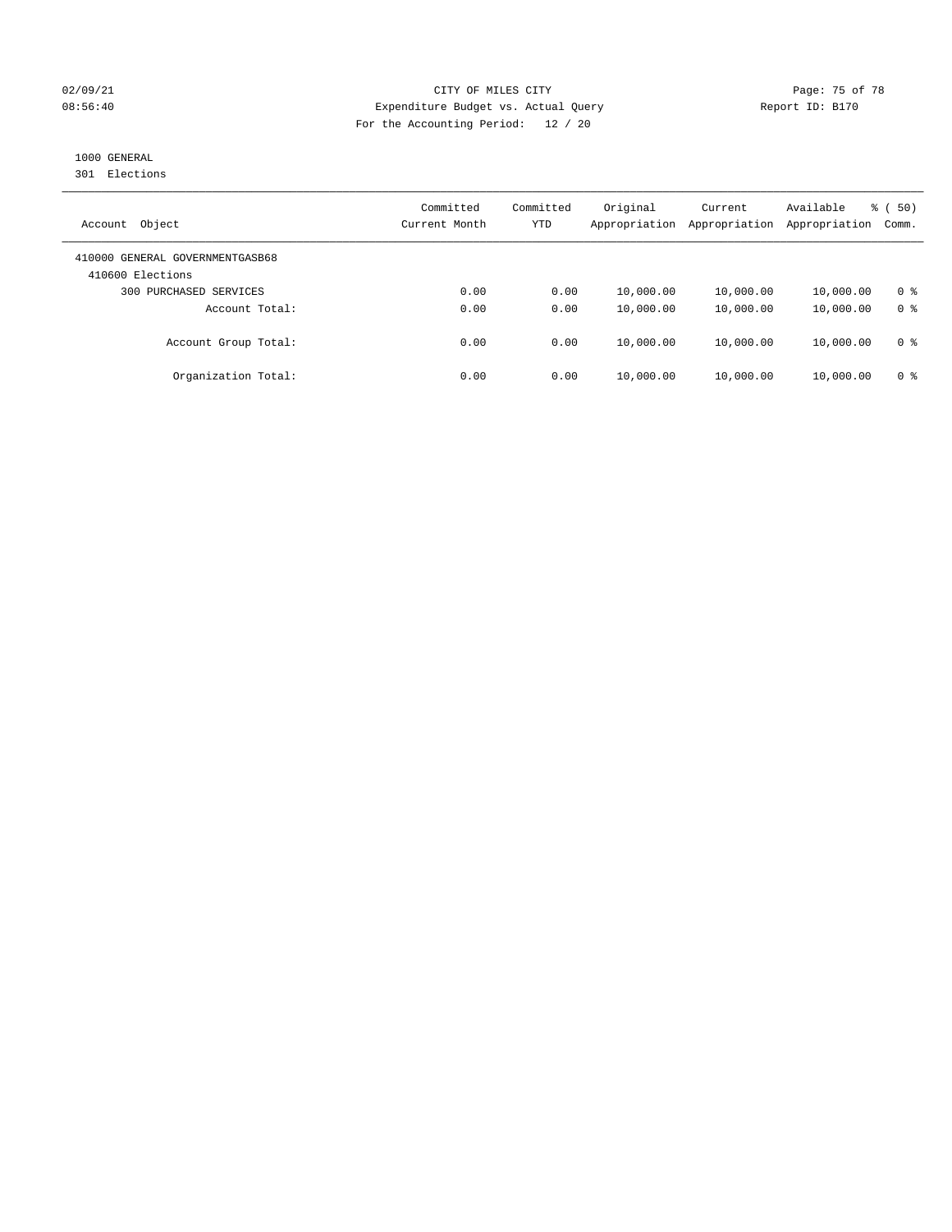CITY OF MILES CITY

Expenditure Budget vs. Actual Query

For the Accounting Period: 12 / 20

02/09/21
08:56:40

Report ID: B170

1000 GENERAL
301 Elections

| Account Object | Committed Current Month | Committed YTD | Original Appropriation | Current Appropriation | Available Appropriation | % ( 50) Comm. |
|---|---|---|---|---|---|---|
| 410000 GENERAL GOVERNMENTGASB68 | | | | | | |
| 410600 Elections | | | | | | |
| 300 PURCHASED SERVICES | 0.00 | 0.00 | 10,000.00 | 10,000.00 | 10,000.00 | 0 % |
| Account Total: | 0.00 | 0.00 | 10,000.00 | 10,000.00 | 10,000.00 | 0 % |
| Account Group Total: | 0.00 | 0.00 | 10,000.00 | 10,000.00 | 10,000.00 | 0 % |
| Organization Total: | 0.00 | 0.00 | 10,000.00 | 10,000.00 | 10,000.00 | 0 % |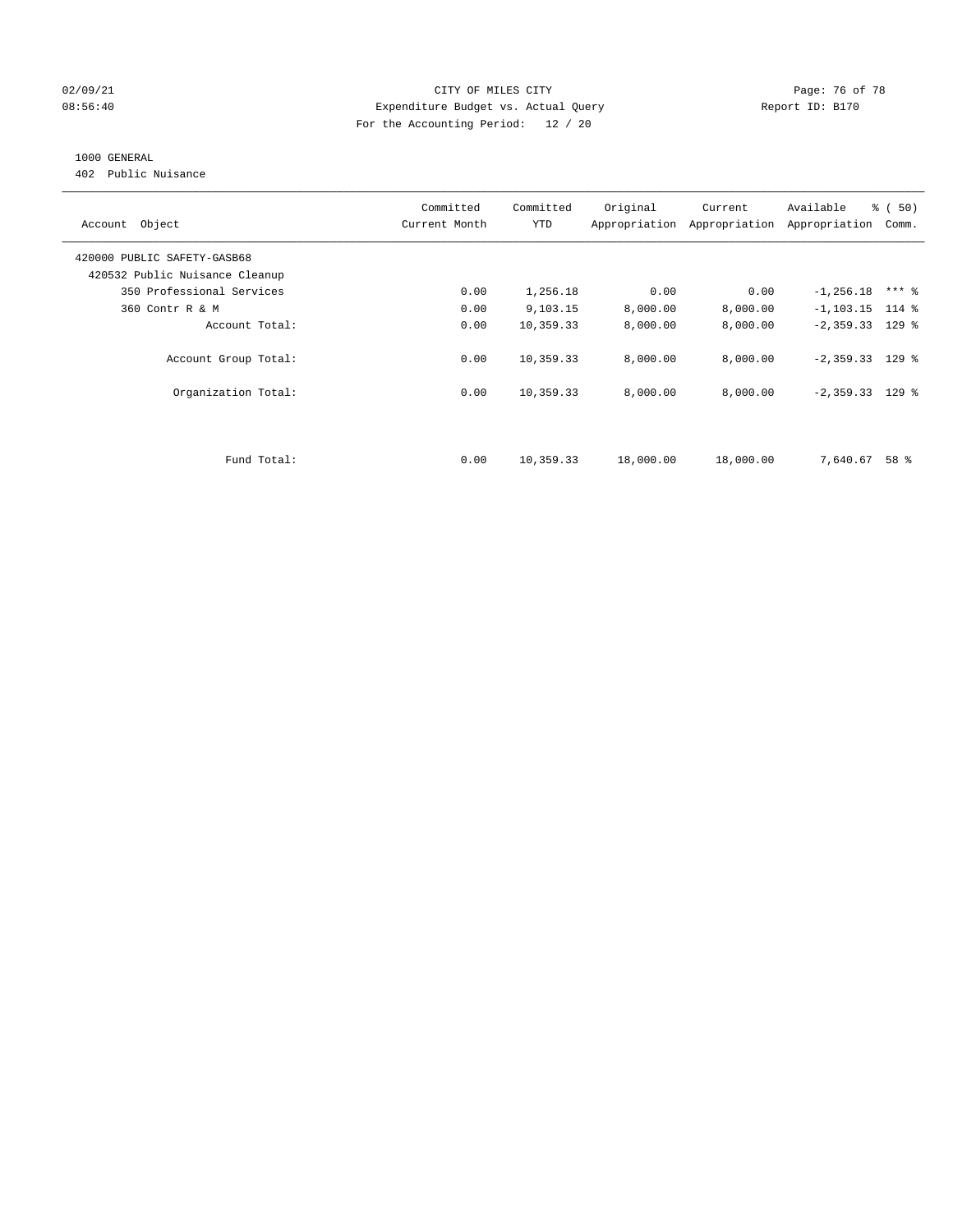CITY OF MILES CITY
Expenditure Budget vs. Actual Query
For the Accounting Period: 12 / 20

02/09/21
08:56:40

Report ID: B170

1000 GENERAL
402 Public Nuisance

| Account Object | Committed Current Month | Committed YTD | Original Appropriation | Current Appropriation | Available Appropriation | % ( 50) Comm. |
|---|---|---|---|---|---|---|
| 420000 PUBLIC SAFETY-GASB68 | | | | | | |
| 420532 Public Nuisance Cleanup | | | | | | |
| 350 Professional Services | 0.00 | 1,256.18 | 0.00 | 0.00 | -1,256.18 | *** % |
| 360 Contr R & M | 0.00 | 9,103.15 | 8,000.00 | 8,000.00 | -1,103.15 | 114 % |
| Account Total: | 0.00 | 10,359.33 | 8,000.00 | 8,000.00 | -2,359.33 | 129 % |
| Account Group Total: | 0.00 | 10,359.33 | 8,000.00 | 8,000.00 | -2,359.33 | 129 % |
| Organization Total: | 0.00 | 10,359.33 | 8,000.00 | 8,000.00 | -2,359.33 | 129 % |
| Fund Total: | 0.00 | 10,359.33 | 18,000.00 | 18,000.00 | 7,640.67 | 58 % |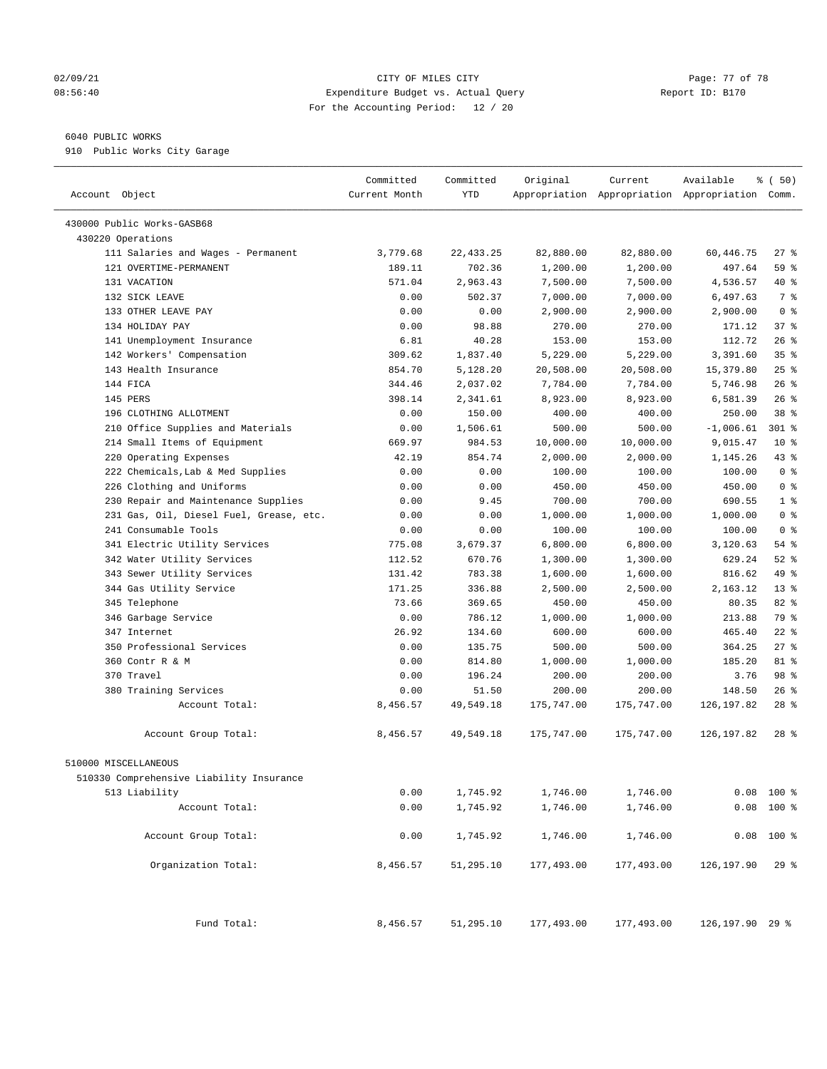02/09/21 CITY OF MILES CITY
08:56:40 Expenditure Budget vs. Actual Query Report ID: B170
For the Accounting Period: 12 / 20

6040 PUBLIC WORKS
910 Public Works City Garage

| Account Object | Committed Current Month | Committed YTD | Original Appropriation | Current Appropriation | Available Appropriation | % ( 50) Comm. |
|---|---|---|---|---|---|---|
| 430000 Public Works-GASB68 | | | | | | |
| 430220 Operations | | | | | | |
| 111 Salaries and Wages - Permanent | 3,779.68 | 22,433.25 | 82,880.00 | 82,880.00 | 60,446.75 | 27 % |
| 121 OVERTIME-PERMANENT | 189.11 | 702.36 | 1,200.00 | 1,200.00 | 497.64 | 59 % |
| 131 VACATION | 571.04 | 2,963.43 | 7,500.00 | 7,500.00 | 4,536.57 | 40 % |
| 132 SICK LEAVE | 0.00 | 502.37 | 7,000.00 | 7,000.00 | 6,497.63 | 7 % |
| 133 OTHER LEAVE PAY | 0.00 | 0.00 | 2,900.00 | 2,900.00 | 2,900.00 | 0 % |
| 134 HOLIDAY PAY | 0.00 | 98.88 | 270.00 | 270.00 | 171.12 | 37 % |
| 141 Unemployment Insurance | 6.81 | 40.28 | 153.00 | 153.00 | 112.72 | 26 % |
| 142 Workers' Compensation | 309.62 | 1,837.40 | 5,229.00 | 5,229.00 | 3,391.60 | 35 % |
| 143 Health Insurance | 854.70 | 5,128.20 | 20,508.00 | 20,508.00 | 15,379.80 | 25 % |
| 144 FICA | 344.46 | 2,037.02 | 7,784.00 | 7,784.00 | 5,746.98 | 26 % |
| 145 PERS | 398.14 | 2,341.61 | 8,923.00 | 8,923.00 | 6,581.39 | 26 % |
| 196 CLOTHING ALLOTMENT | 0.00 | 150.00 | 400.00 | 400.00 | 250.00 | 38 % |
| 210 Office Supplies and Materials | 0.00 | 1,506.61 | 500.00 | 500.00 | -1,006.61 | 301 % |
| 214 Small Items of Equipment | 669.97 | 984.53 | 10,000.00 | 10,000.00 | 9,015.47 | 10 % |
| 220 Operating Expenses | 42.19 | 854.74 | 2,000.00 | 2,000.00 | 1,145.26 | 43 % |
| 222 Chemicals,Lab & Med Supplies | 0.00 | 0.00 | 100.00 | 100.00 | 100.00 | 0 % |
| 226 Clothing and Uniforms | 0.00 | 0.00 | 450.00 | 450.00 | 450.00 | 0 % |
| 230 Repair and Maintenance Supplies | 0.00 | 9.45 | 700.00 | 700.00 | 690.55 | 1 % |
| 231 Gas, Oil, Diesel Fuel, Grease, etc. | 0.00 | 0.00 | 1,000.00 | 1,000.00 | 1,000.00 | 0 % |
| 241 Consumable Tools | 0.00 | 0.00 | 100.00 | 100.00 | 100.00 | 0 % |
| 341 Electric Utility Services | 775.08 | 3,679.37 | 6,800.00 | 6,800.00 | 3,120.63 | 54 % |
| 342 Water Utility Services | 112.52 | 670.76 | 1,300.00 | 1,300.00 | 629.24 | 52 % |
| 343 Sewer Utility Services | 131.42 | 783.38 | 1,600.00 | 1,600.00 | 816.62 | 49 % |
| 344 Gas Utility Service | 171.25 | 336.88 | 2,500.00 | 2,500.00 | 2,163.12 | 13 % |
| 345 Telephone | 73.66 | 369.65 | 450.00 | 450.00 | 80.35 | 82 % |
| 346 Garbage Service | 0.00 | 786.12 | 1,000.00 | 1,000.00 | 213.88 | 79 % |
| 347 Internet | 26.92 | 134.60 | 600.00 | 600.00 | 465.40 | 22 % |
| 350 Professional Services | 0.00 | 135.75 | 500.00 | 500.00 | 364.25 | 27 % |
| 360 Contr R & M | 0.00 | 814.80 | 1,000.00 | 1,000.00 | 185.20 | 81 % |
| 370 Travel | 0.00 | 196.24 | 200.00 | 200.00 | 3.76 | 98 % |
| 380 Training Services | 0.00 | 51.50 | 200.00 | 200.00 | 148.50 | 26 % |
| Account Total: | 8,456.57 | 49,549.18 | 175,747.00 | 175,747.00 | 126,197.82 | 28 % |
| Account Group Total: | 8,456.57 | 49,549.18 | 175,747.00 | 175,747.00 | 126,197.82 | 28 % |
| 510000 MISCELLANEOUS | | | | | | |
| 510330 Comprehensive Liability Insurance | | | | | | |
| 513 Liability | 0.00 | 1,745.92 | 1,746.00 | 1,746.00 | 0.08 | 100 % |
| Account Total: | 0.00 | 1,745.92 | 1,746.00 | 1,746.00 | 0.08 | 100 % |
| Account Group Total: | 0.00 | 1,745.92 | 1,746.00 | 1,746.00 | 0.08 | 100 % |
| Organization Total: | 8,456.57 | 51,295.10 | 177,493.00 | 177,493.00 | 126,197.90 | 29 % |
| Fund Total: | 8,456.57 | 51,295.10 | 177,493.00 | 177,493.00 | 126,197.90 | 29 % |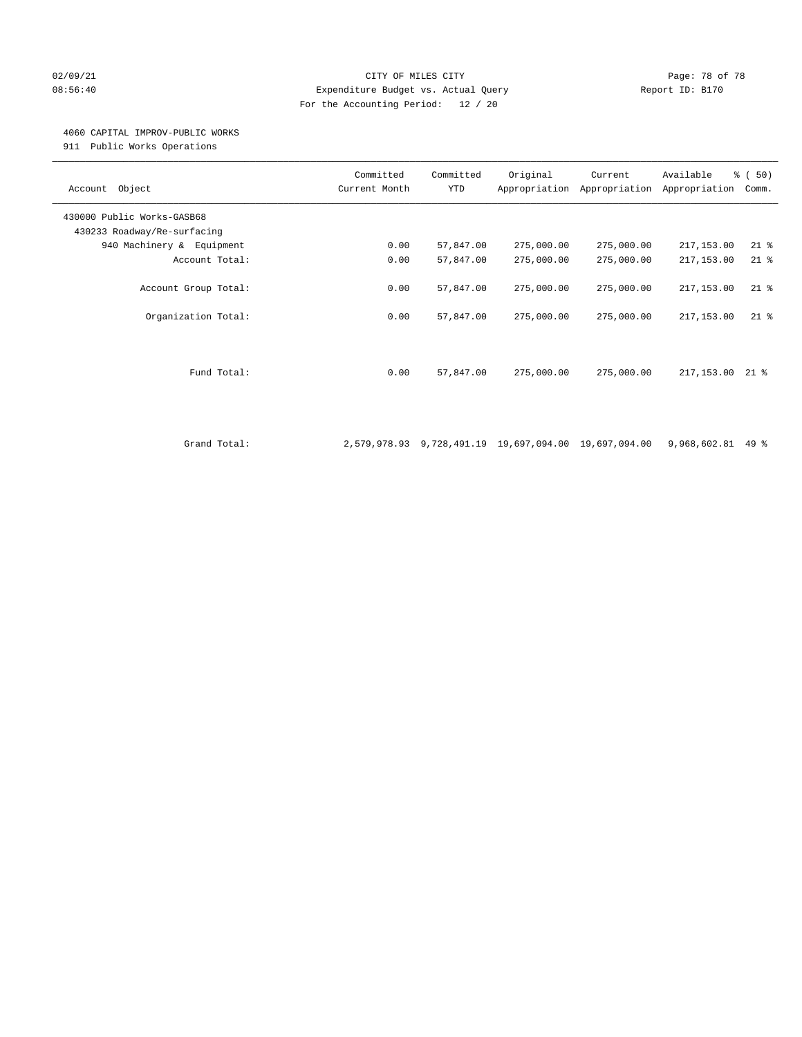02/09/21 CITY OF MILES CITY
08:56:40 Expenditure Budget vs. Actual Query Report ID: B170
For the Accounting Period: 12 / 20

4060 CAPITAL IMPROV-PUBLIC WORKS
911 Public Works Operations

| Account Object | Committed Current Month | Committed YTD | Original Appropriation | Current Appropriation | Available Appropriation | % ( 50) Comm. |
|---|---|---|---|---|---|---|
| 430000 Public Works-GASB68 | | | | | | |
| 430233 Roadway/Re-surfacing | | | | | | |
| 940 Machinery & Equipment | 0.00 | 57,847.00 | 275,000.00 | 275,000.00 | 217,153.00 | 21 % |
| Account Total: | 0.00 | 57,847.00 | 275,000.00 | 275,000.00 | 217,153.00 | 21 % |
| Account Group Total: | 0.00 | 57,847.00 | 275,000.00 | 275,000.00 | 217,153.00 | 21 % |
| Organization Total: | 0.00 | 57,847.00 | 275,000.00 | 275,000.00 | 217,153.00 | 21 % |
| Fund Total: | 0.00 | 57,847.00 | 275,000.00 | 275,000.00 | 217,153.00 | 21 % |
| Grand Total: | 2,579,978.93 | 9,728,491.19 | 19,697,094.00 | 19,697,094.00 | 9,968,602.81 | 49 % |